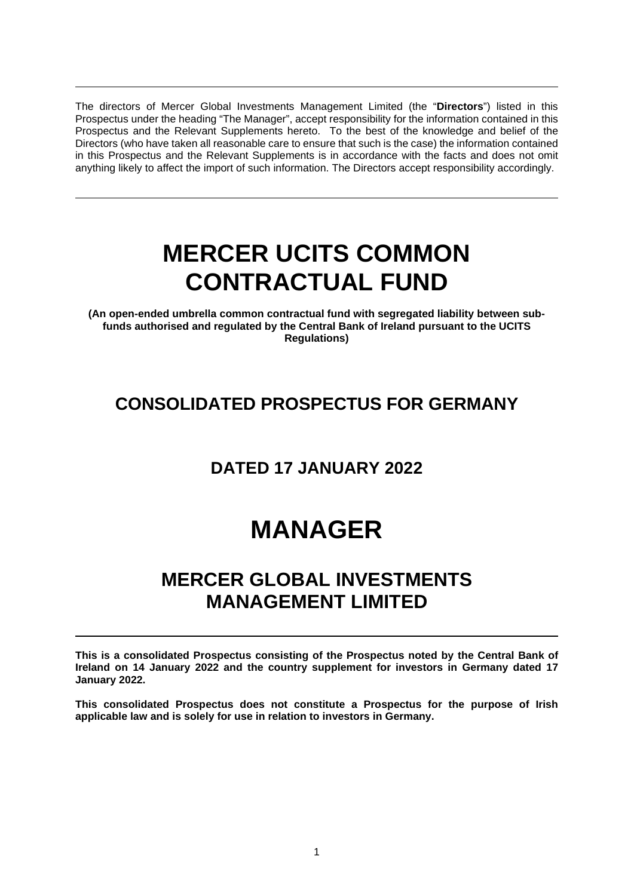The directors of Mercer Global Investments Management Limited (the "**Directors**") listed in this Prospectus under the heading "The Manager", accept responsibility for the information contained in this Prospectus and the Relevant Supplements hereto. To the best of the knowledge and belief of the Directors (who have taken all reasonable care to ensure that such is the case) the information contained in this Prospectus and the Relevant Supplements is in accordance with the facts and does not omit anything likely to affect the import of such information. The Directors accept responsibility accordingly.

---

# MERCER UCITS COMMON CONTRACTUAL FUND

**(An open-ended umbrella common contractual fund with segregated liability between sub-funds authorised and regulated by the Central Bank of Ireland pursuant to the UCITS Regulations)**

## CONSOLIDATED PROSPECTUS FOR GERMANY

## DATED 17 JANUARY 2022

# MANAGER

## MERCER GLOBAL INVESTMENTS MANAGEMENT LIMITED

---

**This is a consolidated Prospectus consisting of the Prospectus noted by the Central Bank of Ireland on 14 January 2022 and the country supplement for investors in Germany dated 17 January 2022.**

**This consolidated Prospectus does not constitute a Prospectus for the purpose of Irish applicable law and is solely for use in relation to investors in Germany.**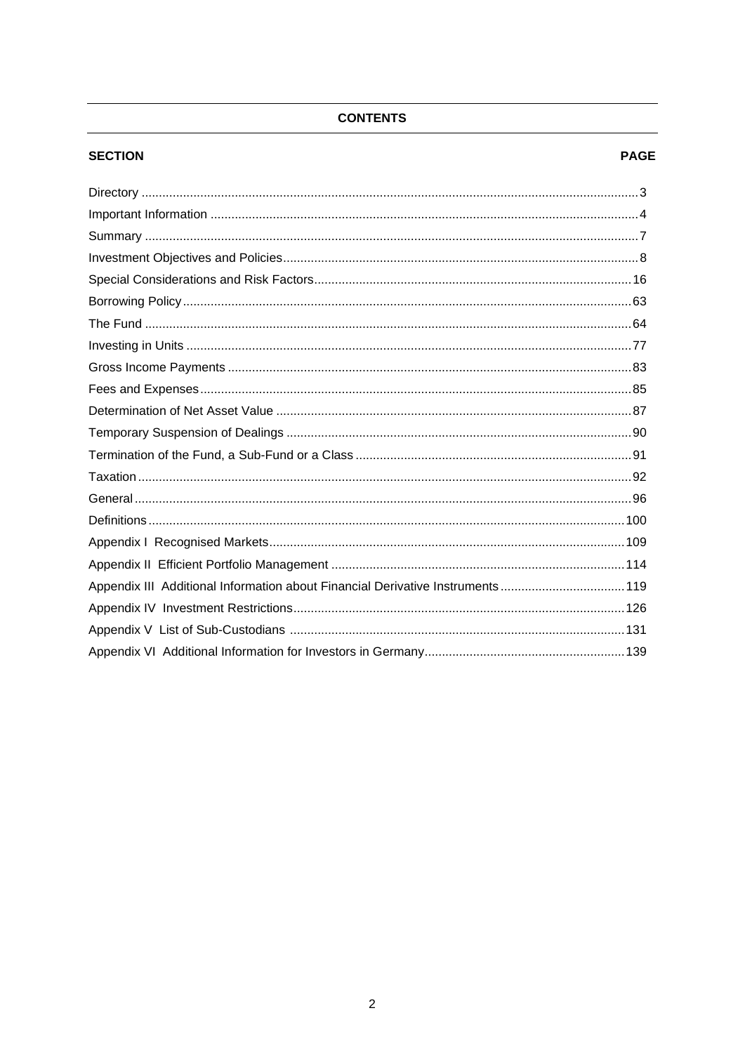# CONTENTS

| SECTION | PAGE |
|---|---|
| Directory | 3 |
| Important Information | 4 |
| Summary | 7 |
| Investment Objectives and Policies | 8 |
| Special Considerations and Risk Factors | 16 |
| Borrowing Policy | 63 |
| The Fund | 64 |
| Investing in Units | 77 |
| Gross Income Payments | 83 |
| Fees and Expenses | 85 |
| Determination of Net Asset Value | 87 |
| Temporary Suspension of Dealings | 90 |
| Termination of the Fund, a Sub-Fund or a Class | 91 |
| Taxation | 92 |
| General | 96 |
| Definitions | 100 |
| Appendix I Recognised Markets | 109 |
| Appendix II Efficient Portfolio Management | 114 |
| Appendix III Additional Information about Financial Derivative Instruments | 119 |
| Appendix IV Investment Restrictions | 126 |
| Appendix V List of Sub-Custodians | 131 |
| Appendix VI Additional Information for Investors in Germany | 139 |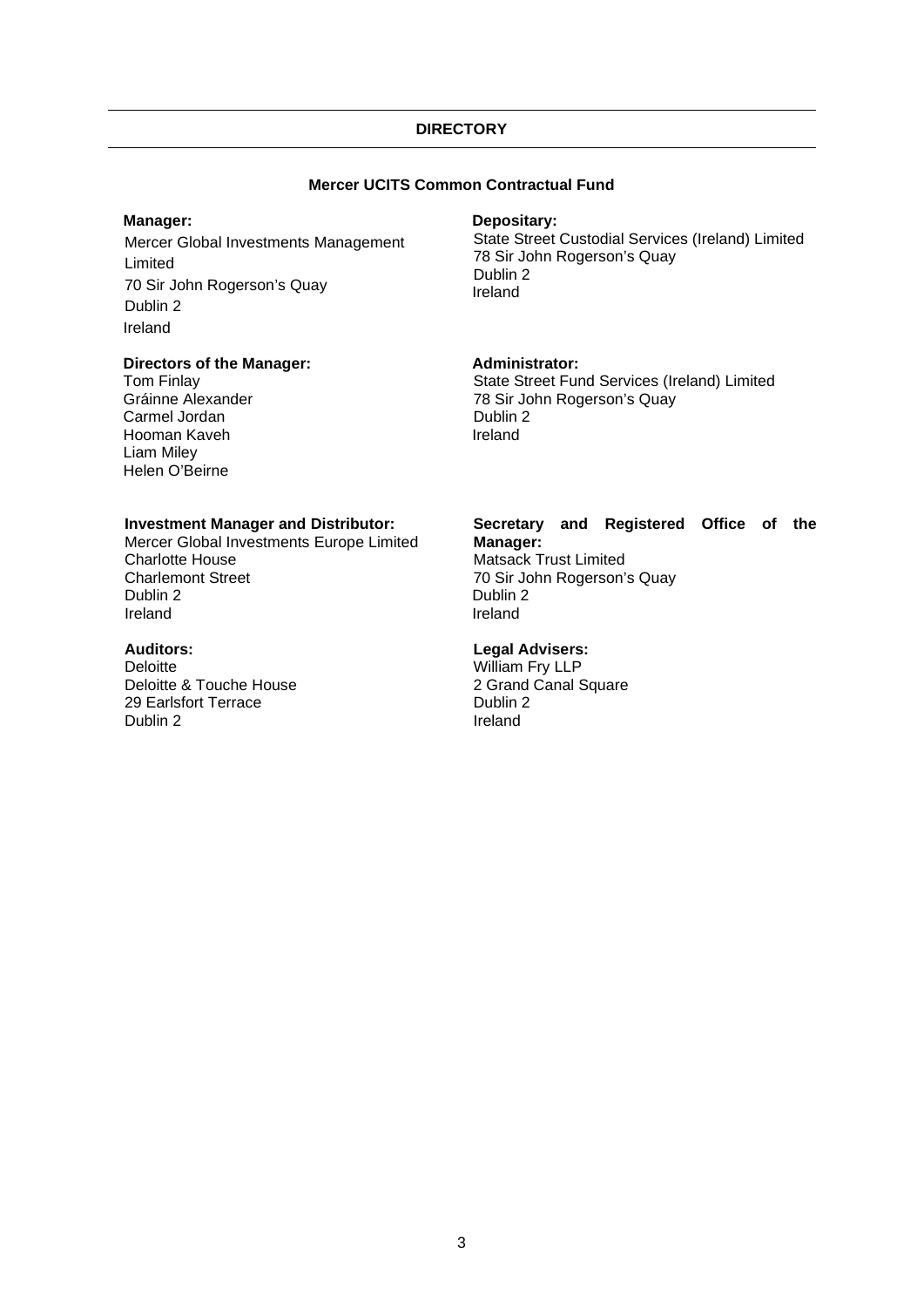# DIRECTORY

## Mercer UCITS Common Contractual Fund

**Manager:**
Mercer Global Investments Management Limited
70 Sir John Rogerson's Quay
Dublin 2
Ireland

**Depositary:**
State Street Custodial Services (Ireland) Limited
78 Sir John Rogerson's Quay
Dublin 2
Ireland

**Directors of the Manager:**
Tom Finlay
Gráinne Alexander
Carmel Jordan
Hooman Kaveh
Liam Miley
Helen O'Beirne

**Administrator:**
State Street Fund Services (Ireland) Limited
78 Sir John Rogerson's Quay
Dublin 2
Ireland

**Investment Manager and Distributor:**
Mercer Global Investments Europe Limited
Charlotte House
Charlemont Street
Dublin 2
Ireland

**Secretary and Registered Office of the Manager:**
Matsack Trust Limited
70 Sir John Rogerson's Quay
Dublin 2
Ireland

**Auditors:**
Deloitte
Deloitte & Touche House
29 Earlsfort Terrace
Dublin 2

**Legal Advisers:**
William Fry LLP
2 Grand Canal Square
Dublin 2
Ireland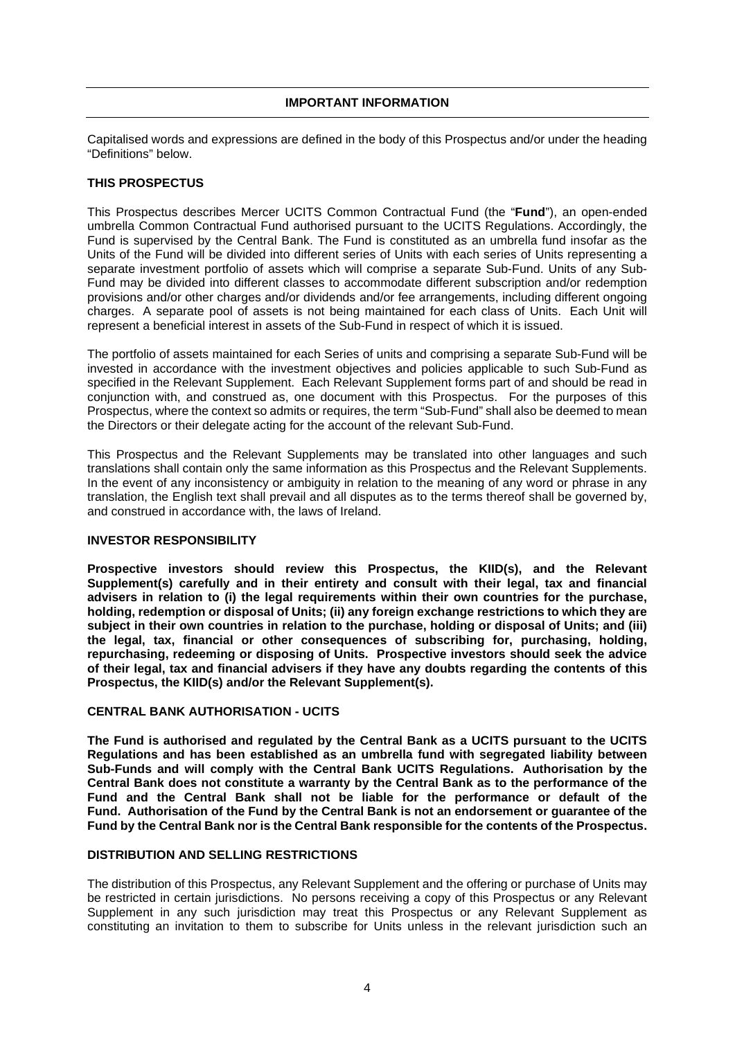## IMPORTANT INFORMATION

Capitalised words and expressions are defined in the body of this Prospectus and/or under the heading "Definitions" below.

### THIS PROSPECTUS

This Prospectus describes Mercer UCITS Common Contractual Fund (the "**Fund**"), an open-ended umbrella Common Contractual Fund authorised pursuant to the UCITS Regulations. Accordingly, the Fund is supervised by the Central Bank. The Fund is constituted as an umbrella fund insofar as the Units of the Fund will be divided into different series of Units with each series of Units representing a separate investment portfolio of assets which will comprise a separate Sub-Fund. Units of any Sub-Fund may be divided into different classes to accommodate different subscription and/or redemption provisions and/or other charges and/or dividends and/or fee arrangements, including different ongoing charges. A separate pool of assets is not being maintained for each class of Units. Each Unit will represent a beneficial interest in assets of the Sub-Fund in respect of which it is issued.

The portfolio of assets maintained for each Series of units and comprising a separate Sub-Fund will be invested in accordance with the investment objectives and policies applicable to such Sub-Fund as specified in the Relevant Supplement. Each Relevant Supplement forms part of and should be read in conjunction with, and construed as, one document with this Prospectus. For the purposes of this Prospectus, where the context so admits or requires, the term "Sub-Fund" shall also be deemed to mean the Directors or their delegate acting for the account of the relevant Sub-Fund.

This Prospectus and the Relevant Supplements may be translated into other languages and such translations shall contain only the same information as this Prospectus and the Relevant Supplements. In the event of any inconsistency or ambiguity in relation to the meaning of any word or phrase in any translation, the English text shall prevail and all disputes as to the terms thereof shall be governed by, and construed in accordance with, the laws of Ireland.

### INVESTOR RESPONSIBILITY

**Prospective investors should review this Prospectus, the KIID(s), and the Relevant Supplement(s) carefully and in their entirety and consult with their legal, tax and financial advisers in relation to (i) the legal requirements within their own countries for the purchase, holding, redemption or disposal of Units; (ii) any foreign exchange restrictions to which they are subject in their own countries in relation to the purchase, holding or disposal of Units; and (iii) the legal, tax, financial or other consequences of subscribing for, purchasing, holding, repurchasing, redeeming or disposing of Units. Prospective investors should seek the advice of their legal, tax and financial advisers if they have any doubts regarding the contents of this Prospectus, the KIID(s) and/or the Relevant Supplement(s).**

### CENTRAL BANK AUTHORISATION - UCITS

**The Fund is authorised and regulated by the Central Bank as a UCITS pursuant to the UCITS Regulations and has been established as an umbrella fund with segregated liability between Sub-Funds and will comply with the Central Bank UCITS Regulations. Authorisation by the Central Bank does not constitute a warranty by the Central Bank as to the performance of the Fund and the Central Bank shall not be liable for the performance or default of the Fund. Authorisation of the Fund by the Central Bank is not an endorsement or guarantee of the Fund by the Central Bank nor is the Central Bank responsible for the contents of the Prospectus.**

### DISTRIBUTION AND SELLING RESTRICTIONS

The distribution of this Prospectus, any Relevant Supplement and the offering or purchase of Units may be restricted in certain jurisdictions. No persons receiving a copy of this Prospectus or any Relevant Supplement in any such jurisdiction may treat this Prospectus or any Relevant Supplement as constituting an invitation to them to subscribe for Units unless in the relevant jurisdiction such an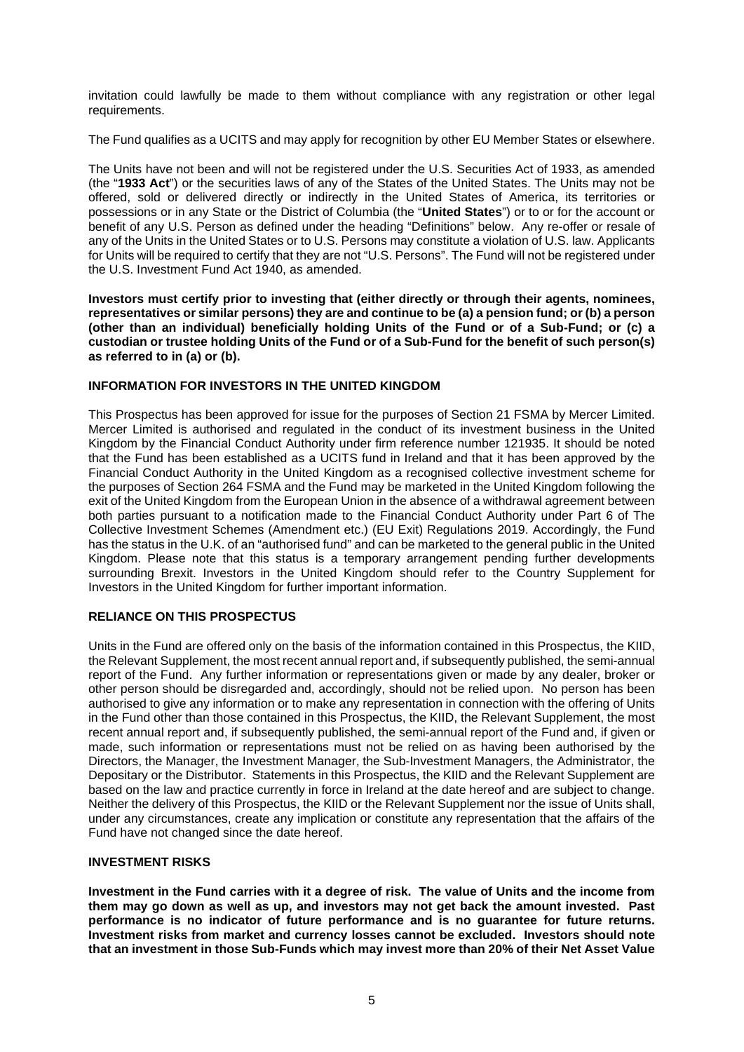invitation could lawfully be made to them without compliance with any registration or other legal requirements.

The Fund qualifies as a UCITS and may apply for recognition by other EU Member States or elsewhere.

The Units have not been and will not be registered under the U.S. Securities Act of 1933, as amended (the "**1933 Act**") or the securities laws of any of the States of the United States. The Units may not be offered, sold or delivered directly or indirectly in the United States of America, its territories or possessions or in any State or the District of Columbia (the "**United States**") or to or for the account or benefit of any U.S. Person as defined under the heading "Definitions" below. Any re-offer or resale of any of the Units in the United States or to U.S. Persons may constitute a violation of U.S. law. Applicants for Units will be required to certify that they are not "U.S. Persons". The Fund will not be registered under the U.S. Investment Fund Act 1940, as amended.

**Investors must certify prior to investing that (either directly or through their agents, nominees, representatives or similar persons) they are and continue to be (a) a pension fund; or (b) a person (other than an individual) beneficially holding Units of the Fund or of a Sub-Fund; or (c) a custodian or trustee holding Units of the Fund or of a Sub-Fund for the benefit of such person(s) as referred to in (a) or (b).**

## INFORMATION FOR INVESTORS IN THE UNITED KINGDOM

This Prospectus has been approved for issue for the purposes of Section 21 FSMA by Mercer Limited. Mercer Limited is authorised and regulated in the conduct of its investment business in the United Kingdom by the Financial Conduct Authority under firm reference number 121935. It should be noted that the Fund has been established as a UCITS fund in Ireland and that it has been approved by the Financial Conduct Authority in the United Kingdom as a recognised collective investment scheme for the purposes of Section 264 FSMA and the Fund may be marketed in the United Kingdom following the exit of the United Kingdom from the European Union in the absence of a withdrawal agreement between both parties pursuant to a notification made to the Financial Conduct Authority under Part 6 of The Collective Investment Schemes (Amendment etc.) (EU Exit) Regulations 2019. Accordingly, the Fund has the status in the U.K. of an "authorised fund" and can be marketed to the general public in the United Kingdom. Please note that this status is a temporary arrangement pending further developments surrounding Brexit. Investors in the United Kingdom should refer to the Country Supplement for Investors in the United Kingdom for further important information.

## RELIANCE ON THIS PROSPECTUS

Units in the Fund are offered only on the basis of the information contained in this Prospectus, the KIID, the Relevant Supplement, the most recent annual report and, if subsequently published, the semi-annual report of the Fund. Any further information or representations given or made by any dealer, broker or other person should be disregarded and, accordingly, should not be relied upon. No person has been authorised to give any information or to make any representation in connection with the offering of Units in the Fund other than those contained in this Prospectus, the KIID, the Relevant Supplement, the most recent annual report and, if subsequently published, the semi-annual report of the Fund and, if given or made, such information or representations must not be relied on as having been authorised by the Directors, the Manager, the Investment Manager, the Sub-Investment Managers, the Administrator, the Depositary or the Distributor. Statements in this Prospectus, the KIID and the Relevant Supplement are based on the law and practice currently in force in Ireland at the date hereof and are subject to change. Neither the delivery of this Prospectus, the KIID or the Relevant Supplement nor the issue of Units shall, under any circumstances, create any implication or constitute any representation that the affairs of the Fund have not changed since the date hereof.

## INVESTMENT RISKS

**Investment in the Fund carries with it a degree of risk. The value of Units and the income from them may go down as well as up, and investors may not get back the amount invested. Past performance is no indicator of future performance and is no guarantee for future returns. Investment risks from market and currency losses cannot be excluded. Investors should note that an investment in those Sub-Funds which may invest more than 20% of their Net Asset Value**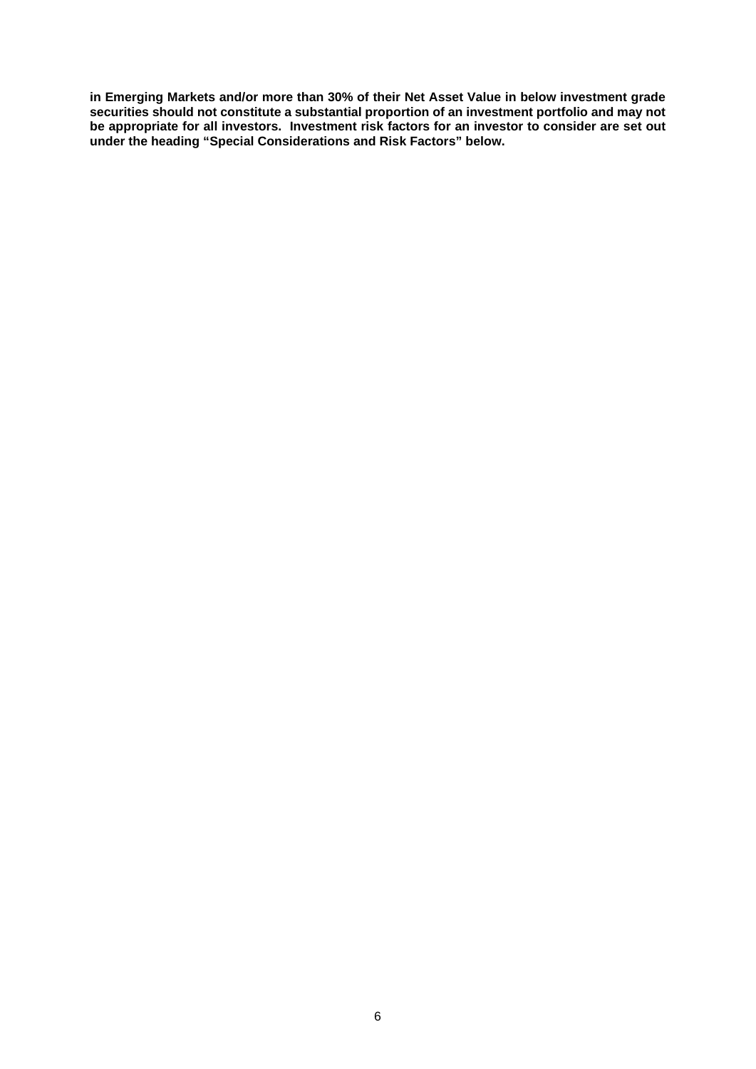**in Emerging Markets and/or more than 30% of their Net Asset Value in below investment grade securities should not constitute a substantial proportion of an investment portfolio and may not be appropriate for all investors. Investment risk factors for an investor to consider are set out under the heading "Special Considerations and Risk Factors" below.**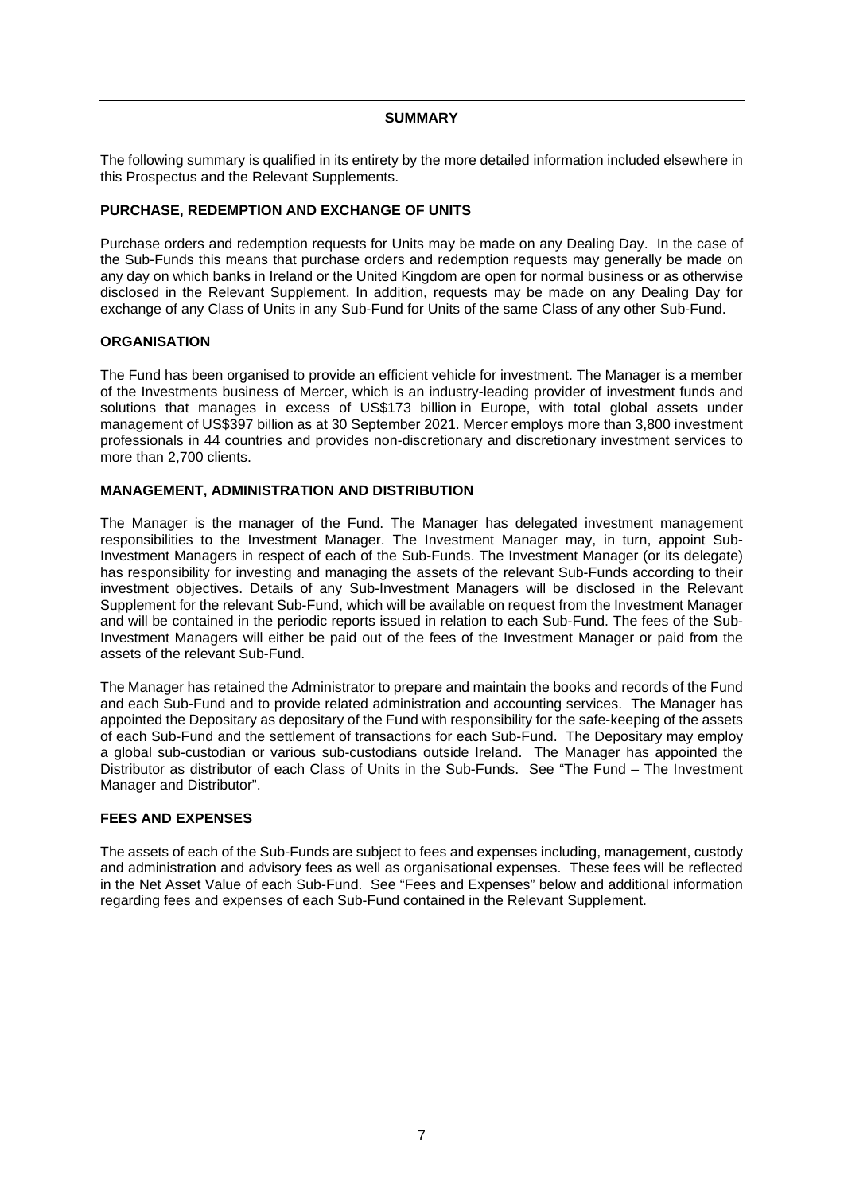## SUMMARY

The following summary is qualified in its entirety by the more detailed information included elsewhere in this Prospectus and the Relevant Supplements.

### PURCHASE, REDEMPTION AND EXCHANGE OF UNITS

Purchase orders and redemption requests for Units may be made on any Dealing Day. In the case of the Sub-Funds this means that purchase orders and redemption requests may generally be made on any day on which banks in Ireland or the United Kingdom are open for normal business or as otherwise disclosed in the Relevant Supplement. In addition, requests may be made on any Dealing Day for exchange of any Class of Units in any Sub-Fund for Units of the same Class of any other Sub-Fund.

### ORGANISATION

The Fund has been organised to provide an efficient vehicle for investment. The Manager is a member of the Investments business of Mercer, which is an industry-leading provider of investment funds and solutions that manages in excess of US$173 billion in Europe, with total global assets under management of US$397 billion as at 30 September 2021. Mercer employs more than 3,800 investment professionals in 44 countries and provides non-discretionary and discretionary investment services to more than 2,700 clients.

### MANAGEMENT, ADMINISTRATION AND DISTRIBUTION

The Manager is the manager of the Fund. The Manager has delegated investment management responsibilities to the Investment Manager. The Investment Manager may, in turn, appoint Sub-Investment Managers in respect of each of the Sub-Funds. The Investment Manager (or its delegate) has responsibility for investing and managing the assets of the relevant Sub-Funds according to their investment objectives. Details of any Sub-Investment Managers will be disclosed in the Relevant Supplement for the relevant Sub-Fund, which will be available on request from the Investment Manager and will be contained in the periodic reports issued in relation to each Sub-Fund. The fees of the Sub-Investment Managers will either be paid out of the fees of the Investment Manager or paid from the assets of the relevant Sub-Fund.

The Manager has retained the Administrator to prepare and maintain the books and records of the Fund and each Sub-Fund and to provide related administration and accounting services. The Manager has appointed the Depositary as depositary of the Fund with responsibility for the safe-keeping of the assets of each Sub-Fund and the settlement of transactions for each Sub-Fund. The Depositary may employ a global sub-custodian or various sub-custodians outside Ireland. The Manager has appointed the Distributor as distributor of each Class of Units in the Sub-Funds. See "The Fund – The Investment Manager and Distributor".

### FEES AND EXPENSES

The assets of each of the Sub-Funds are subject to fees and expenses including, management, custody and administration and advisory fees as well as organisational expenses. These fees will be reflected in the Net Asset Value of each Sub-Fund. See "Fees and Expenses" below and additional information regarding fees and expenses of each Sub-Fund contained in the Relevant Supplement.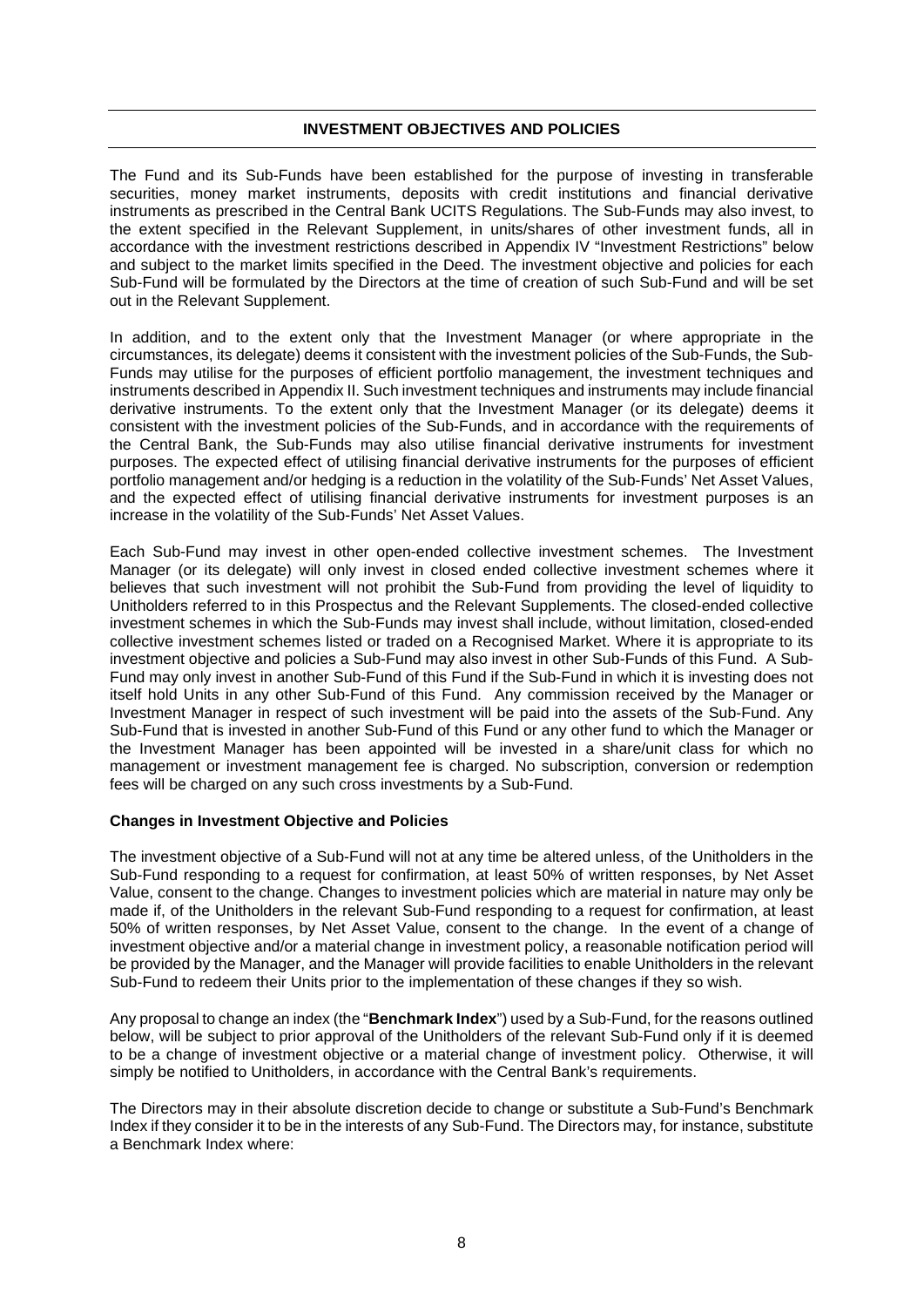## INVESTMENT OBJECTIVES AND POLICIES

The Fund and its Sub-Funds have been established for the purpose of investing in transferable securities, money market instruments, deposits with credit institutions and financial derivative instruments as prescribed in the Central Bank UCITS Regulations. The Sub-Funds may also invest, to the extent specified in the Relevant Supplement, in units/shares of other investment funds, all in accordance with the investment restrictions described in Appendix IV "Investment Restrictions" below and subject to the market limits specified in the Deed. The investment objective and policies for each Sub-Fund will be formulated by the Directors at the time of creation of such Sub-Fund and will be set out in the Relevant Supplement.

In addition, and to the extent only that the Investment Manager (or where appropriate in the circumstances, its delegate) deems it consistent with the investment policies of the Sub-Funds, the Sub-Funds may utilise for the purposes of efficient portfolio management, the investment techniques and instruments described in Appendix II. Such investment techniques and instruments may include financial derivative instruments. To the extent only that the Investment Manager (or its delegate) deems it consistent with the investment policies of the Sub-Funds, and in accordance with the requirements of the Central Bank, the Sub-Funds may also utilise financial derivative instruments for investment purposes. The expected effect of utilising financial derivative instruments for the purposes of efficient portfolio management and/or hedging is a reduction in the volatility of the Sub-Funds' Net Asset Values, and the expected effect of utilising financial derivative instruments for investment purposes is an increase in the volatility of the Sub-Funds' Net Asset Values.

Each Sub-Fund may invest in other open-ended collective investment schemes. The Investment Manager (or its delegate) will only invest in closed ended collective investment schemes where it believes that such investment will not prohibit the Sub-Fund from providing the level of liquidity to Unitholders referred to in this Prospectus and the Relevant Supplements. The closed-ended collective investment schemes in which the Sub-Funds may invest shall include, without limitation, closed-ended collective investment schemes listed or traded on a Recognised Market. Where it is appropriate to its investment objective and policies a Sub-Fund may also invest in other Sub-Funds of this Fund. A Sub-Fund may only invest in another Sub-Fund of this Fund if the Sub-Fund in which it is investing does not itself hold Units in any other Sub-Fund of this Fund. Any commission received by the Manager or Investment Manager in respect of such investment will be paid into the assets of the Sub-Fund. Any Sub-Fund that is invested in another Sub-Fund of this Fund or any other fund to which the Manager or the Investment Manager has been appointed will be invested in a share/unit class for which no management or investment management fee is charged. No subscription, conversion or redemption fees will be charged on any such cross investments by a Sub-Fund.

### Changes in Investment Objective and Policies

The investment objective of a Sub-Fund will not at any time be altered unless, of the Unitholders in the Sub-Fund responding to a request for confirmation, at least 50% of written responses, by Net Asset Value, consent to the change. Changes to investment policies which are material in nature may only be made if, of the Unitholders in the relevant Sub-Fund responding to a request for confirmation, at least 50% of written responses, by Net Asset Value, consent to the change. In the event of a change of investment objective and/or a material change in investment policy, a reasonable notification period will be provided by the Manager, and the Manager will provide facilities to enable Unitholders in the relevant Sub-Fund to redeem their Units prior to the implementation of these changes if they so wish.

Any proposal to change an index (the "**Benchmark Index**") used by a Sub-Fund, for the reasons outlined below, will be subject to prior approval of the Unitholders of the relevant Sub-Fund only if it is deemed to be a change of investment objective or a material change of investment policy. Otherwise, it will simply be notified to Unitholders, in accordance with the Central Bank's requirements.

The Directors may in their absolute discretion decide to change or substitute a Sub-Fund's Benchmark Index if they consider it to be in the interests of any Sub-Fund. The Directors may, for instance, substitute a Benchmark Index where: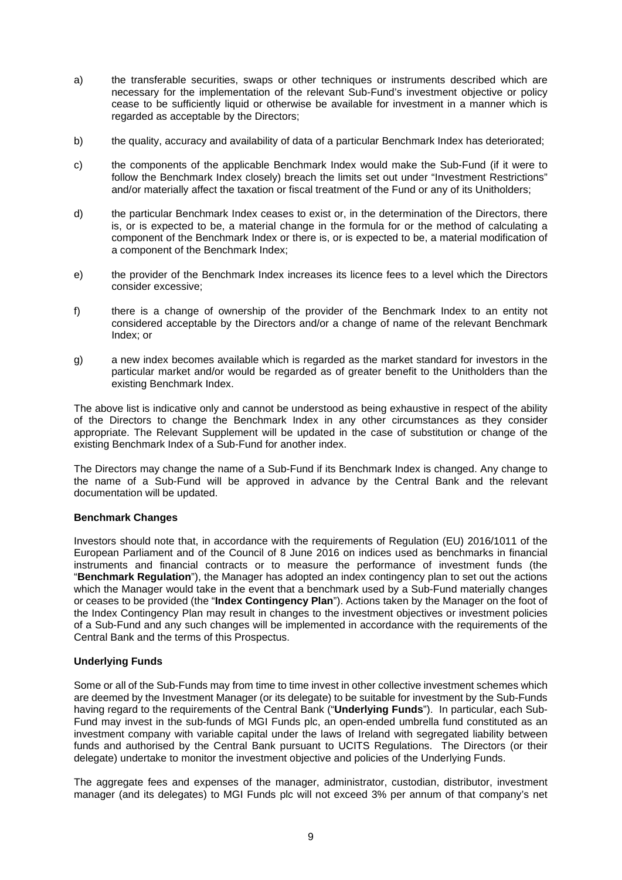a) the transferable securities, swaps or other techniques or instruments described which are necessary for the implementation of the relevant Sub-Fund's investment objective or policy cease to be sufficiently liquid or otherwise be available for investment in a manner which is regarded as acceptable by the Directors;

b) the quality, accuracy and availability of data of a particular Benchmark Index has deteriorated;

c) the components of the applicable Benchmark Index would make the Sub-Fund (if it were to follow the Benchmark Index closely) breach the limits set out under "Investment Restrictions" and/or materially affect the taxation or fiscal treatment of the Fund or any of its Unitholders;

d) the particular Benchmark Index ceases to exist or, in the determination of the Directors, there is, or is expected to be, a material change in the formula for or the method of calculating a component of the Benchmark Index or there is, or is expected to be, a material modification of a component of the Benchmark Index;

e) the provider of the Benchmark Index increases its licence fees to a level which the Directors consider excessive;

f) there is a change of ownership of the provider of the Benchmark Index to an entity not considered acceptable by the Directors and/or a change of name of the relevant Benchmark Index; or

g) a new index becomes available which is regarded as the market standard for investors in the particular market and/or would be regarded as of greater benefit to the Unitholders than the existing Benchmark Index.

The above list is indicative only and cannot be understood as being exhaustive in respect of the ability of the Directors to change the Benchmark Index in any other circumstances as they consider appropriate. The Relevant Supplement will be updated in the case of substitution or change of the existing Benchmark Index of a Sub-Fund for another index.

The Directors may change the name of a Sub-Fund if its Benchmark Index is changed. Any change to the name of a Sub-Fund will be approved in advance by the Central Bank and the relevant documentation will be updated.

**Benchmark Changes**

Investors should note that, in accordance with the requirements of Regulation (EU) 2016/1011 of the European Parliament and of the Council of 8 June 2016 on indices used as benchmarks in financial instruments and financial contracts or to measure the performance of investment funds (the "**Benchmark Regulation**"), the Manager has adopted an index contingency plan to set out the actions which the Manager would take in the event that a benchmark used by a Sub-Fund materially changes or ceases to be provided (the "**Index Contingency Plan**"). Actions taken by the Manager on the foot of the Index Contingency Plan may result in changes to the investment objectives or investment policies of a Sub-Fund and any such changes will be implemented in accordance with the requirements of the Central Bank and the terms of this Prospectus.

**Underlying Funds**

Some or all of the Sub-Funds may from time to time invest in other collective investment schemes which are deemed by the Investment Manager (or its delegate) to be suitable for investment by the Sub-Funds having regard to the requirements of the Central Bank ("**Underlying Funds**"). In particular, each Sub-Fund may invest in the sub-funds of MGI Funds plc, an open-ended umbrella fund constituted as an investment company with variable capital under the laws of Ireland with segregated liability between funds and authorised by the Central Bank pursuant to UCITS Regulations. The Directors (or their delegate) undertake to monitor the investment objective and policies of the Underlying Funds.

The aggregate fees and expenses of the manager, administrator, custodian, distributor, investment manager (and its delegates) to MGI Funds plc will not exceed 3% per annum of that company's net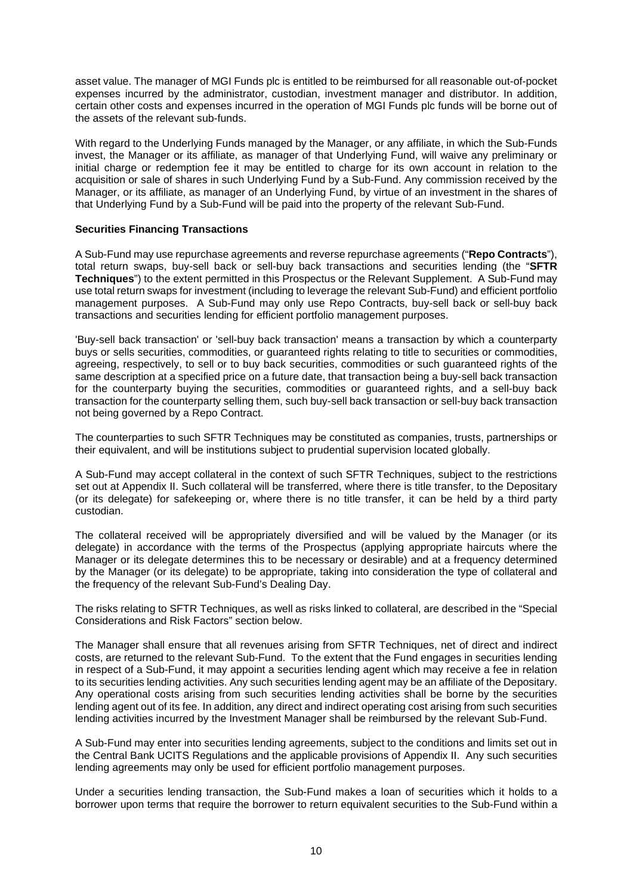asset value. The manager of MGI Funds plc is entitled to be reimbursed for all reasonable out-of-pocket expenses incurred by the administrator, custodian, investment manager and distributor. In addition, certain other costs and expenses incurred in the operation of MGI Funds plc funds will be borne out of the assets of the relevant sub-funds.

With regard to the Underlying Funds managed by the Manager, or any affiliate, in which the Sub-Funds invest, the Manager or its affiliate, as manager of that Underlying Fund, will waive any preliminary or initial charge or redemption fee it may be entitled to charge for its own account in relation to the acquisition or sale of shares in such Underlying Fund by a Sub-Fund. Any commission received by the Manager, or its affiliate, as manager of an Underlying Fund, by virtue of an investment in the shares of that Underlying Fund by a Sub-Fund will be paid into the property of the relevant Sub-Fund.

**Securities Financing Transactions**

A Sub-Fund may use repurchase agreements and reverse repurchase agreements ("**Repo Contracts**"), total return swaps, buy-sell back or sell-buy back transactions and securities lending (the "**SFTR Techniques**") to the extent permitted in this Prospectus or the Relevant Supplement. A Sub-Fund may use total return swaps for investment (including to leverage the relevant Sub-Fund) and efficient portfolio management purposes. A Sub-Fund may only use Repo Contracts, buy-sell back or sell-buy back transactions and securities lending for efficient portfolio management purposes.

'Buy-sell back transaction' or 'sell-buy back transaction' means a transaction by which a counterparty buys or sells securities, commodities, or guaranteed rights relating to title to securities or commodities, agreeing, respectively, to sell or to buy back securities, commodities or such guaranteed rights of the same description at a specified price on a future date, that transaction being a buy-sell back transaction for the counterparty buying the securities, commodities or guaranteed rights, and a sell-buy back transaction for the counterparty selling them, such buy-sell back transaction or sell-buy back transaction not being governed by a Repo Contract.

The counterparties to such SFTR Techniques may be constituted as companies, trusts, partnerships or their equivalent, and will be institutions subject to prudential supervision located globally.

A Sub-Fund may accept collateral in the context of such SFTR Techniques, subject to the restrictions set out at Appendix II. Such collateral will be transferred, where there is title transfer, to the Depositary (or its delegate) for safekeeping or, where there is no title transfer, it can be held by a third party custodian.

The collateral received will be appropriately diversified and will be valued by the Manager (or its delegate) in accordance with the terms of the Prospectus (applying appropriate haircuts where the Manager or its delegate determines this to be necessary or desirable) and at a frequency determined by the Manager (or its delegate) to be appropriate, taking into consideration the type of collateral and the frequency of the relevant Sub-Fund's Dealing Day.

The risks relating to SFTR Techniques, as well as risks linked to collateral, are described in the "Special Considerations and Risk Factors" section below.

The Manager shall ensure that all revenues arising from SFTR Techniques, net of direct and indirect costs, are returned to the relevant Sub-Fund. To the extent that the Fund engages in securities lending in respect of a Sub-Fund, it may appoint a securities lending agent which may receive a fee in relation to its securities lending activities. Any such securities lending agent may be an affiliate of the Depositary. Any operational costs arising from such securities lending activities shall be borne by the securities lending agent out of its fee. In addition, any direct and indirect operating cost arising from such securities lending activities incurred by the Investment Manager shall be reimbursed by the relevant Sub-Fund.

A Sub-Fund may enter into securities lending agreements, subject to the conditions and limits set out in the Central Bank UCITS Regulations and the applicable provisions of Appendix II. Any such securities lending agreements may only be used for efficient portfolio management purposes.

Under a securities lending transaction, the Sub-Fund makes a loan of securities which it holds to a borrower upon terms that require the borrower to return equivalent securities to the Sub-Fund within a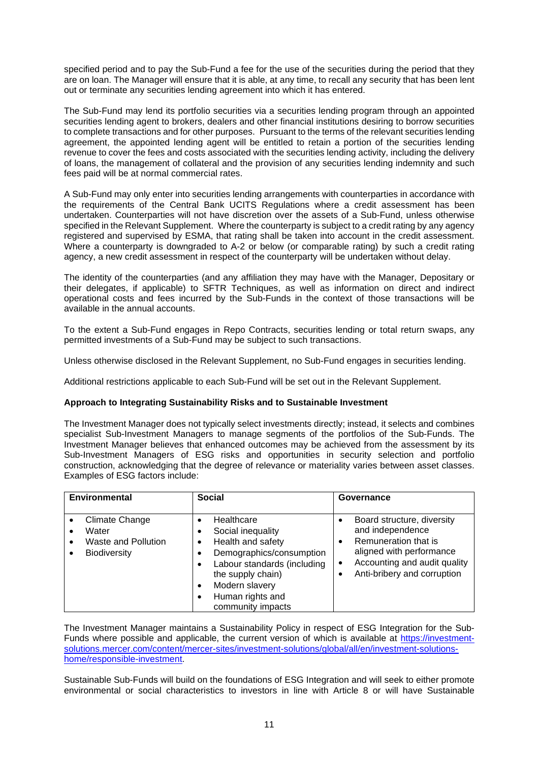specified period and to pay the Sub-Fund a fee for the use of the securities during the period that they are on loan. The Manager will ensure that it is able, at any time, to recall any security that has been lent out or terminate any securities lending agreement into which it has entered.

The Sub-Fund may lend its portfolio securities via a securities lending program through an appointed securities lending agent to brokers, dealers and other financial institutions desiring to borrow securities to complete transactions and for other purposes. Pursuant to the terms of the relevant securities lending agreement, the appointed lending agent will be entitled to retain a portion of the securities lending revenue to cover the fees and costs associated with the securities lending activity, including the delivery of loans, the management of collateral and the provision of any securities lending indemnity and such fees paid will be at normal commercial rates.

A Sub-Fund may only enter into securities lending arrangements with counterparties in accordance with the requirements of the Central Bank UCITS Regulations where a credit assessment has been undertaken. Counterparties will not have discretion over the assets of a Sub-Fund, unless otherwise specified in the Relevant Supplement. Where the counterparty is subject to a credit rating by any agency registered and supervised by ESMA, that rating shall be taken into account in the credit assessment. Where a counterparty is downgraded to A-2 or below (or comparable rating) by such a credit rating agency, a new credit assessment in respect of the counterparty will be undertaken without delay.

The identity of the counterparties (and any affiliation they may have with the Manager, Depositary or their delegates, if applicable) to SFTR Techniques, as well as information on direct and indirect operational costs and fees incurred by the Sub-Funds in the context of those transactions will be available in the annual accounts.

To the extent a Sub-Fund engages in Repo Contracts, securities lending or total return swaps, any permitted investments of a Sub-Fund may be subject to such transactions.

Unless otherwise disclosed in the Relevant Supplement, no Sub-Fund engages in securities lending.

Additional restrictions applicable to each Sub-Fund will be set out in the Relevant Supplement.

**Approach to Integrating Sustainability Risks and to Sustainable Investment**

The Investment Manager does not typically select investments directly; instead, it selects and combines specialist Sub-Investment Managers to manage segments of the portfolios of the Sub-Funds. The Investment Manager believes that enhanced outcomes may be achieved from the assessment by its Sub-Investment Managers of ESG risks and opportunities in security selection and portfolio construction, acknowledging that the degree of relevance or materiality varies between asset classes. Examples of ESG factors include:

| Environmental | Social | Governance |
|---|---|---|
| • Climate Change<br>• Water<br>• Waste and Pollution<br>• Biodiversity | • Healthcare<br>• Social inequality<br>• Health and safety<br>• Demographics/consumption<br>• Labour standards (including the supply chain)<br>• Modern slavery<br>• Human rights and community impacts | • Board structure, diversity and independence<br>• Remuneration that is aligned with performance<br>• Accounting and audit quality<br>• Anti-bribery and corruption |

The Investment Manager maintains a Sustainability Policy in respect of ESG Integration for the Sub-Funds where possible and applicable, the current version of which is available at [https://investment-solutions.mercer.com/content/mercer-sites/investment-solutions/global/all/en/investment-solutions-home/responsible-investment](https://investment-solutions.mercer.com/content/mercer-sites/investment-solutions/global/all/en/investment-solutions-home/responsible-investment).

Sustainable Sub-Funds will build on the foundations of ESG Integration and will seek to either promote environmental or social characteristics to investors in line with Article 8 or will have Sustainable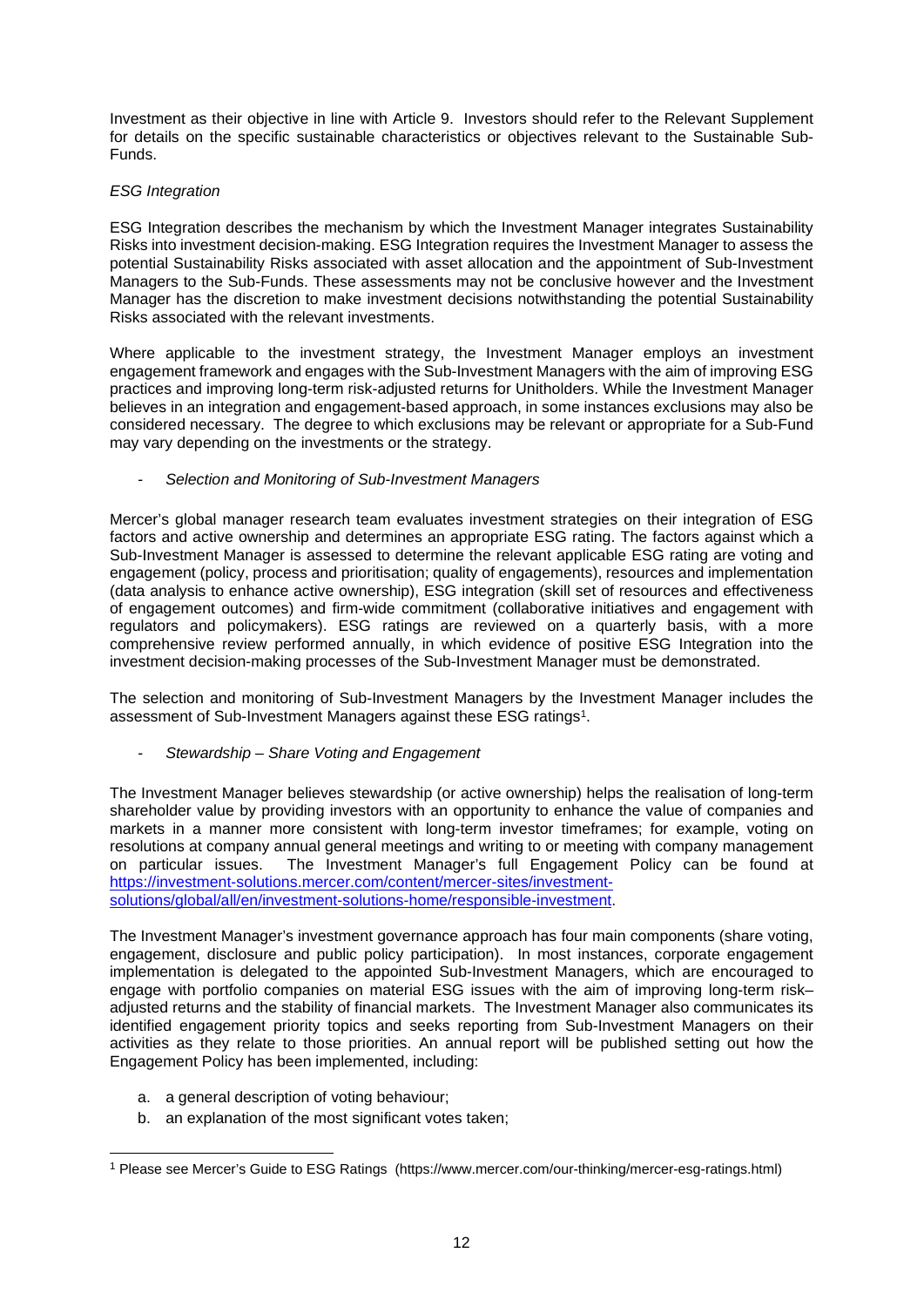Investment as their objective in line with Article 9. Investors should refer to the Relevant Supplement for details on the specific sustainable characteristics or objectives relevant to the Sustainable Sub-Funds.

*ESG Integration*

ESG Integration describes the mechanism by which the Investment Manager integrates Sustainability Risks into investment decision-making. ESG Integration requires the Investment Manager to assess the potential Sustainability Risks associated with asset allocation and the appointment of Sub-Investment Managers to the Sub-Funds. These assessments may not be conclusive however and the Investment Manager has the discretion to make investment decisions notwithstanding the potential Sustainability Risks associated with the relevant investments.

Where applicable to the investment strategy, the Investment Manager employs an investment engagement framework and engages with the Sub-Investment Managers with the aim of improving ESG practices and improving long-term risk-adjusted returns for Unitholders. While the Investment Manager believes in an integration and engagement-based approach, in some instances exclusions may also be considered necessary. The degree to which exclusions may be relevant or appropriate for a Sub-Fund may vary depending on the investments or the strategy.

- *Selection and Monitoring of Sub-Investment Managers*

Mercer's global manager research team evaluates investment strategies on their integration of ESG factors and active ownership and determines an appropriate ESG rating. The factors against which a Sub-Investment Manager is assessed to determine the relevant applicable ESG rating are voting and engagement (policy, process and prioritisation; quality of engagements), resources and implementation (data analysis to enhance active ownership), ESG integration (skill set of resources and effectiveness of engagement outcomes) and firm-wide commitment (collaborative initiatives and engagement with regulators and policymakers). ESG ratings are reviewed on a quarterly basis, with a more comprehensive review performed annually, in which evidence of positive ESG Integration into the investment decision-making processes of the Sub-Investment Manager must be demonstrated.

The selection and monitoring of Sub-Investment Managers by the Investment Manager includes the assessment of Sub-Investment Managers against these ESG ratings[1].

- *Stewardship – Share Voting and Engagement*

The Investment Manager believes stewardship (or active ownership) helps the realisation of long-term shareholder value by providing investors with an opportunity to enhance the value of companies and markets in a manner more consistent with long-term investor timeframes; for example, voting on resolutions at company annual general meetings and writing to or meeting with company management on particular issues. The Investment Manager's full Engagement Policy can be found at https://investment-solutions.mercer.com/content/mercer-sites/investment-solutions/global/all/en/investment-solutions-home/responsible-investment.

The Investment Manager's investment governance approach has four main components (share voting, engagement, disclosure and public policy participation). In most instances, corporate engagement implementation is delegated to the appointed Sub-Investment Managers, which are encouraged to engage with portfolio companies on material ESG issues with the aim of improving long-term risk–adjusted returns and the stability of financial markets. The Investment Manager also communicates its identified engagement priority topics and seeks reporting from Sub-Investment Managers on their activities as they relate to those priorities. An annual report will be published setting out how the Engagement Policy has been implemented, including:

a. a general description of voting behaviour;
b. an explanation of the most significant votes taken;

---

[1] Please see Mercer's Guide to ESG Ratings (https://www.mercer.com/our-thinking/mercer-esg-ratings.html)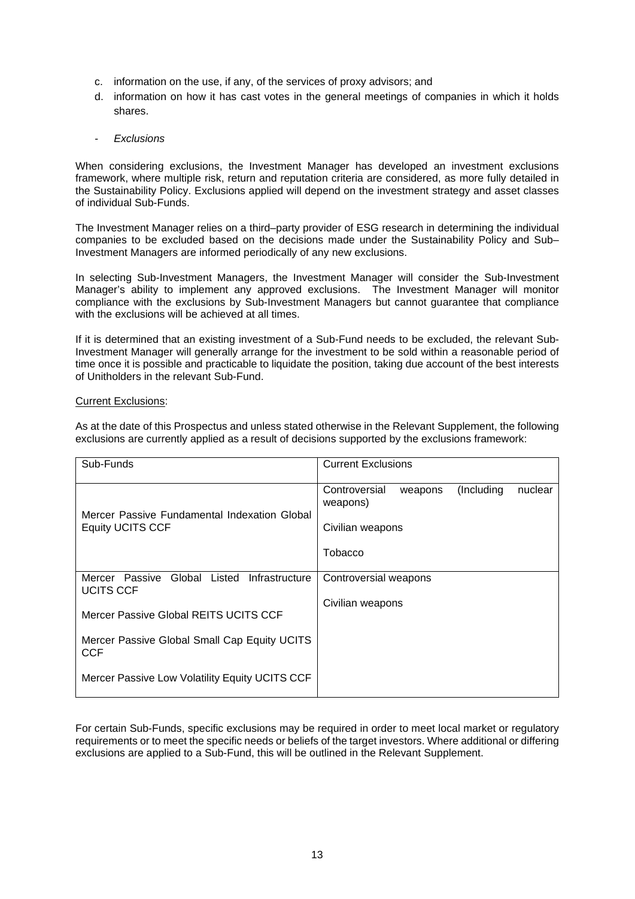c. information on the use, if any, of the services of proxy advisors; and
d. information on how it has cast votes in the general meetings of companies in which it holds shares.

- *Exclusions*

When considering exclusions, the Investment Manager has developed an investment exclusions framework, where multiple risk, return and reputation criteria are considered, as more fully detailed in the Sustainability Policy. Exclusions applied will depend on the investment strategy and asset classes of individual Sub-Funds.

The Investment Manager relies on a third–party provider of ESG research in determining the individual companies to be excluded based on the decisions made under the Sustainability Policy and Sub–Investment Managers are informed periodically of any new exclusions.

In selecting Sub-Investment Managers, the Investment Manager will consider the Sub-Investment Manager's ability to implement any approved exclusions. The Investment Manager will monitor compliance with the exclusions by Sub-Investment Managers but cannot guarantee that compliance with the exclusions will be achieved at all times.

If it is determined that an existing investment of a Sub-Fund needs to be excluded, the relevant Sub-Investment Manager will generally arrange for the investment to be sold within a reasonable period of time once it is possible and practicable to liquidate the position, taking due account of the best interests of Unitholders in the relevant Sub-Fund.

<u>Current Exclusions</u>:

As at the date of this Prospectus and unless stated otherwise in the Relevant Supplement, the following exclusions are currently applied as a result of decisions supported by the exclusions framework:

| Sub-Funds | Current Exclusions |
|---|---|
| Mercer Passive Fundamental Indexation Global Equity UCITS CCF | Controversial weapons (Including nuclear weapons)<br><br>Civilian weapons<br><br>Tobacco |
| Mercer Passive Global Listed Infrastructure UCITS CCF<br><br>Mercer Passive Global REITS UCITS CCF<br><br>Mercer Passive Global Small Cap Equity UCITS CCF<br><br>Mercer Passive Low Volatility Equity UCITS CCF | Controversial weapons<br><br>Civilian weapons |

For certain Sub-Funds, specific exclusions may be required in order to meet local market or regulatory requirements or to meet the specific needs or beliefs of the target investors. Where additional or differing exclusions are applied to a Sub-Fund, this will be outlined in the Relevant Supplement.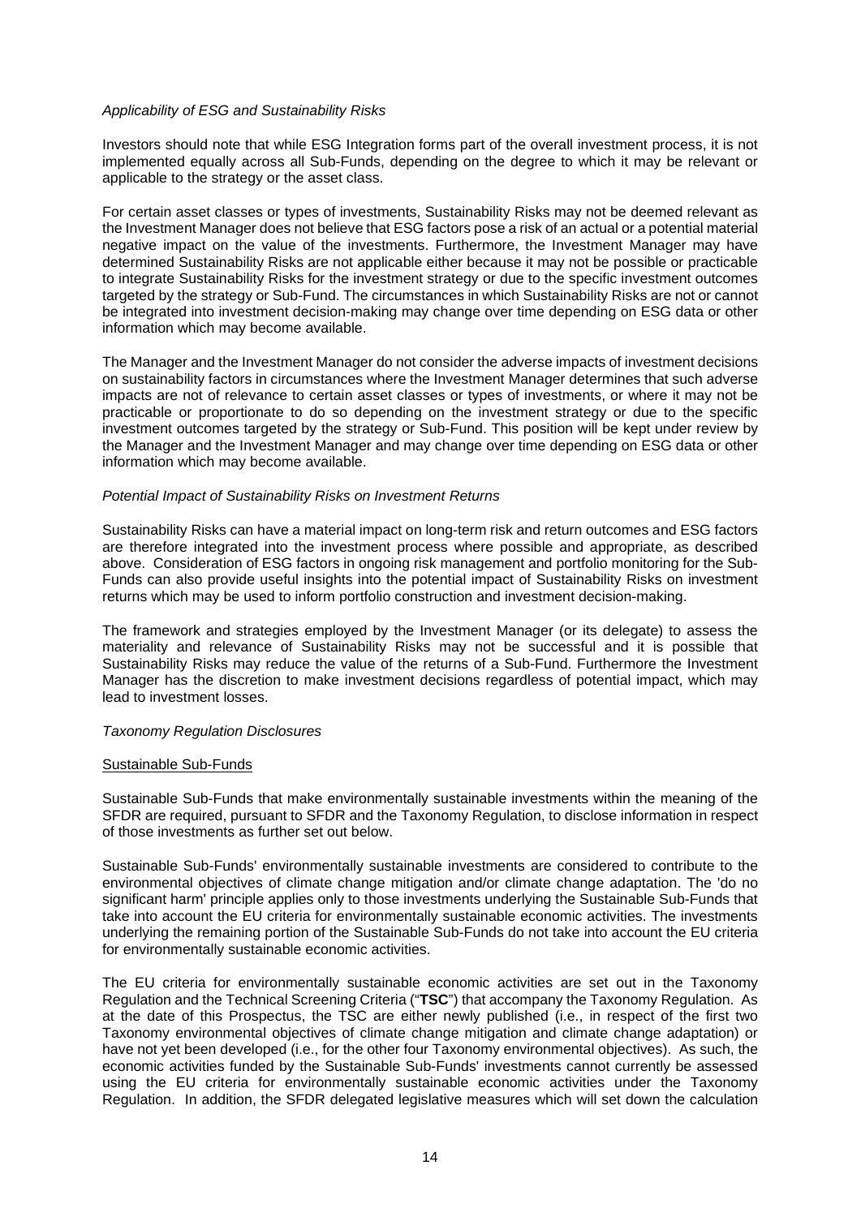*Applicability of ESG and Sustainability Risks*

Investors should note that while ESG Integration forms part of the overall investment process, it is not implemented equally across all Sub-Funds, depending on the degree to which it may be relevant or applicable to the strategy or the asset class.

For certain asset classes or types of investments, Sustainability Risks may not be deemed relevant as the Investment Manager does not believe that ESG factors pose a risk of an actual or a potential material negative impact on the value of the investments. Furthermore, the Investment Manager may have determined Sustainability Risks are not applicable either because it may not be possible or practicable to integrate Sustainability Risks for the investment strategy or due to the specific investment outcomes targeted by the strategy or Sub-Fund. The circumstances in which Sustainability Risks are not or cannot be integrated into investment decision-making may change over time depending on ESG data or other information which may become available.

The Manager and the Investment Manager do not consider the adverse impacts of investment decisions on sustainability factors in circumstances where the Investment Manager determines that such adverse impacts are not of relevance to certain asset classes or types of investments, or where it may not be practicable or proportionate to do so depending on the investment strategy or due to the specific investment outcomes targeted by the strategy or Sub-Fund. This position will be kept under review by the Manager and the Investment Manager and may change over time depending on ESG data or other information which may become available.

*Potential Impact of Sustainability Risks on Investment Returns*

Sustainability Risks can have a material impact on long-term risk and return outcomes and ESG factors are therefore integrated into the investment process where possible and appropriate, as described above. Consideration of ESG factors in ongoing risk management and portfolio monitoring for the Sub-Funds can also provide useful insights into the potential impact of Sustainability Risks on investment returns which may be used to inform portfolio construction and investment decision-making.

The framework and strategies employed by the Investment Manager (or its delegate) to assess the materiality and relevance of Sustainability Risks may not be successful and it is possible that Sustainability Risks may reduce the value of the returns of a Sub-Fund. Furthermore the Investment Manager has the discretion to make investment decisions regardless of potential impact, which may lead to investment losses.

*Taxonomy Regulation Disclosures*

Sustainable Sub-Funds

Sustainable Sub-Funds that make environmentally sustainable investments within the meaning of the SFDR are required, pursuant to SFDR and the Taxonomy Regulation, to disclose information in respect of those investments as further set out below.

Sustainable Sub-Funds' environmentally sustainable investments are considered to contribute to the environmental objectives of climate change mitigation and/or climate change adaptation. The 'do no significant harm' principle applies only to those investments underlying the Sustainable Sub-Funds that take into account the EU criteria for environmentally sustainable economic activities. The investments underlying the remaining portion of the Sustainable Sub-Funds do not take into account the EU criteria for environmentally sustainable economic activities.

The EU criteria for environmentally sustainable economic activities are set out in the Taxonomy Regulation and the Technical Screening Criteria ("**TSC**") that accompany the Taxonomy Regulation. As at the date of this Prospectus, the TSC are either newly published (i.e., in respect of the first two Taxonomy environmental objectives of climate change mitigation and climate change adaptation) or have not yet been developed (i.e., for the other four Taxonomy environmental objectives). As such, the economic activities funded by the Sustainable Sub-Funds' investments cannot currently be assessed using the EU criteria for environmentally sustainable economic activities under the Taxonomy Regulation. In addition, the SFDR delegated legislative measures which will set down the calculation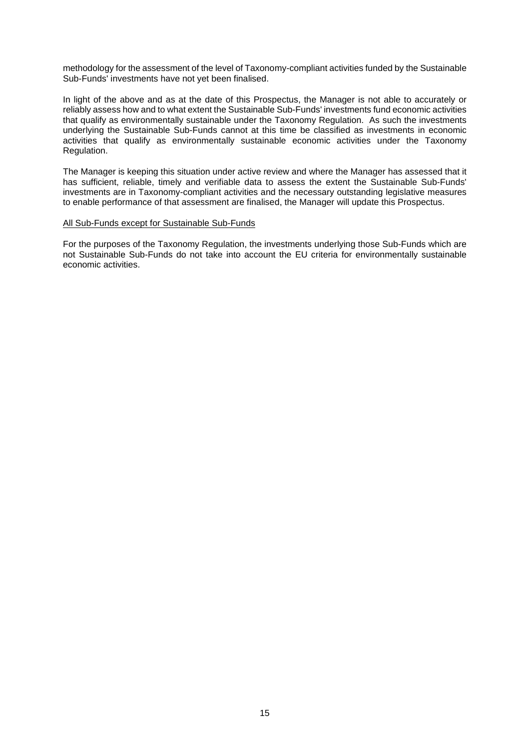methodology for the assessment of the level of Taxonomy-compliant activities funded by the Sustainable Sub-Funds' investments have not yet been finalised.

In light of the above and as at the date of this Prospectus, the Manager is not able to accurately or reliably assess how and to what extent the Sustainable Sub-Funds' investments fund economic activities that qualify as environmentally sustainable under the Taxonomy Regulation. As such the investments underlying the Sustainable Sub-Funds cannot at this time be classified as investments in economic activities that qualify as environmentally sustainable economic activities under the Taxonomy Regulation.

The Manager is keeping this situation under active review and where the Manager has assessed that it has sufficient, reliable, timely and verifiable data to assess the extent the Sustainable Sub-Funds' investments are in Taxonomy-compliant activities and the necessary outstanding legislative measures to enable performance of that assessment are finalised, the Manager will update this Prospectus.

<u>All Sub-Funds except for Sustainable Sub-Funds</u>

For the purposes of the Taxonomy Regulation, the investments underlying those Sub-Funds which are not Sustainable Sub-Funds do not take into account the EU criteria for environmentally sustainable economic activities.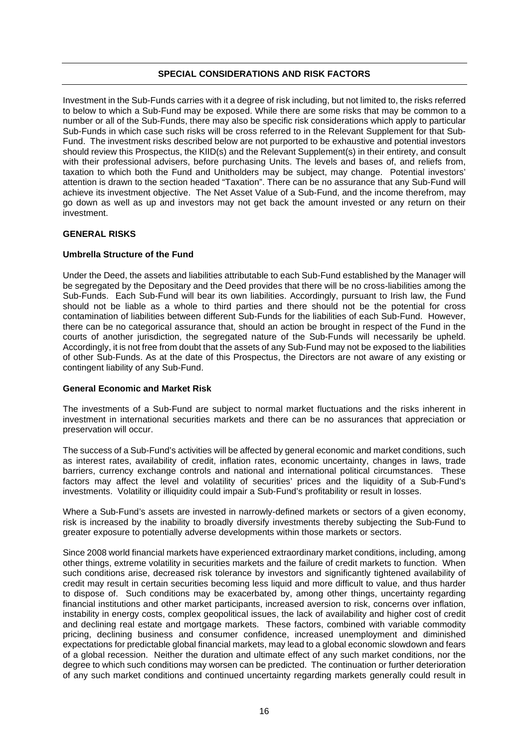## SPECIAL CONSIDERATIONS AND RISK FACTORS

Investment in the Sub-Funds carries with it a degree of risk including, but not limited to, the risks referred to below to which a Sub-Fund may be exposed. While there are some risks that may be common to a number or all of the Sub-Funds, there may also be specific risk considerations which apply to particular Sub-Funds in which case such risks will be cross referred to in the Relevant Supplement for that Sub-Fund. The investment risks described below are not purported to be exhaustive and potential investors should review this Prospectus, the KIID(s) and the Relevant Supplement(s) in their entirety, and consult with their professional advisers, before purchasing Units. The levels and bases of, and reliefs from, taxation to which both the Fund and Unitholders may be subject, may change. Potential investors' attention is drawn to the section headed "Taxation". There can be no assurance that any Sub-Fund will achieve its investment objective. The Net Asset Value of a Sub-Fund, and the income therefrom, may go down as well as up and investors may not get back the amount invested or any return on their investment.

### GENERAL RISKS

#### Umbrella Structure of the Fund

Under the Deed, the assets and liabilities attributable to each Sub-Fund established by the Manager will be segregated by the Depositary and the Deed provides that there will be no cross-liabilities among the Sub-Funds. Each Sub-Fund will bear its own liabilities. Accordingly, pursuant to Irish law, the Fund should not be liable as a whole to third parties and there should not be the potential for cross contamination of liabilities between different Sub-Funds for the liabilities of each Sub-Fund. However, there can be no categorical assurance that, should an action be brought in respect of the Fund in the courts of another jurisdiction, the segregated nature of the Sub-Funds will necessarily be upheld. Accordingly, it is not free from doubt that the assets of any Sub-Fund may not be exposed to the liabilities of other Sub-Funds. As at the date of this Prospectus, the Directors are not aware of any existing or contingent liability of any Sub-Fund.

#### General Economic and Market Risk

The investments of a Sub-Fund are subject to normal market fluctuations and the risks inherent in investment in international securities markets and there can be no assurances that appreciation or preservation will occur.

The success of a Sub-Fund's activities will be affected by general economic and market conditions, such as interest rates, availability of credit, inflation rates, economic uncertainty, changes in laws, trade barriers, currency exchange controls and national and international political circumstances. These factors may affect the level and volatility of securities' prices and the liquidity of a Sub-Fund's investments. Volatility or illiquidity could impair a Sub-Fund's profitability or result in losses.

Where a Sub-Fund's assets are invested in narrowly-defined markets or sectors of a given economy, risk is increased by the inability to broadly diversify investments thereby subjecting the Sub-Fund to greater exposure to potentially adverse developments within those markets or sectors.

Since 2008 world financial markets have experienced extraordinary market conditions, including, among other things, extreme volatility in securities markets and the failure of credit markets to function. When such conditions arise, decreased risk tolerance by investors and significantly tightened availability of credit may result in certain securities becoming less liquid and more difficult to value, and thus harder to dispose of. Such conditions may be exacerbated by, among other things, uncertainty regarding financial institutions and other market participants, increased aversion to risk, concerns over inflation, instability in energy costs, complex geopolitical issues, the lack of availability and higher cost of credit and declining real estate and mortgage markets. These factors, combined with variable commodity pricing, declining business and consumer confidence, increased unemployment and diminished expectations for predictable global financial markets, may lead to a global economic slowdown and fears of a global recession. Neither the duration and ultimate effect of any such market conditions, nor the degree to which such conditions may worsen can be predicted. The continuation or further deterioration of any such market conditions and continued uncertainty regarding markets generally could result in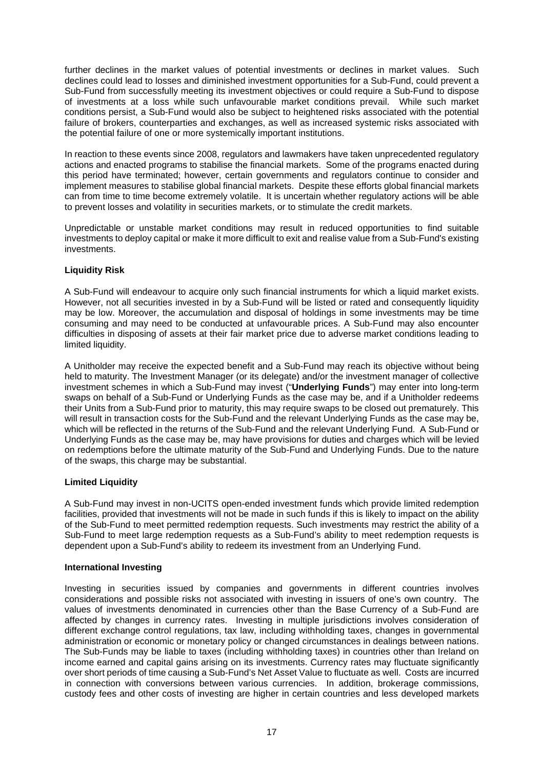further declines in the market values of potential investments or declines in market values. Such declines could lead to losses and diminished investment opportunities for a Sub-Fund, could prevent a Sub-Fund from successfully meeting its investment objectives or could require a Sub-Fund to dispose of investments at a loss while such unfavourable market conditions prevail. While such market conditions persist, a Sub-Fund would also be subject to heightened risks associated with the potential failure of brokers, counterparties and exchanges, as well as increased systemic risks associated with the potential failure of one or more systemically important institutions.

In reaction to these events since 2008, regulators and lawmakers have taken unprecedented regulatory actions and enacted programs to stabilise the financial markets. Some of the programs enacted during this period have terminated; however, certain governments and regulators continue to consider and implement measures to stabilise global financial markets. Despite these efforts global financial markets can from time to time become extremely volatile. It is uncertain whether regulatory actions will be able to prevent losses and volatility in securities markets, or to stimulate the credit markets.

Unpredictable or unstable market conditions may result in reduced opportunities to find suitable investments to deploy capital or make it more difficult to exit and realise value from a Sub-Fund's existing investments.

**Liquidity Risk**

A Sub-Fund will endeavour to acquire only such financial instruments for which a liquid market exists. However, not all securities invested in by a Sub-Fund will be listed or rated and consequently liquidity may be low. Moreover, the accumulation and disposal of holdings in some investments may be time consuming and may need to be conducted at unfavourable prices. A Sub-Fund may also encounter difficulties in disposing of assets at their fair market price due to adverse market conditions leading to limited liquidity.

A Unitholder may receive the expected benefit and a Sub-Fund may reach its objective without being held to maturity. The Investment Manager (or its delegate) and/or the investment manager of collective investment schemes in which a Sub-Fund may invest ("**Underlying Funds**") may enter into long-term swaps on behalf of a Sub-Fund or Underlying Funds as the case may be, and if a Unitholder redeems their Units from a Sub-Fund prior to maturity, this may require swaps to be closed out prematurely. This will result in transaction costs for the Sub-Fund and the relevant Underlying Funds as the case may be, which will be reflected in the returns of the Sub-Fund and the relevant Underlying Fund. A Sub-Fund or Underlying Funds as the case may be, may have provisions for duties and charges which will be levied on redemptions before the ultimate maturity of the Sub-Fund and Underlying Funds. Due to the nature of the swaps, this charge may be substantial.

**Limited Liquidity**

A Sub-Fund may invest in non-UCITS open-ended investment funds which provide limited redemption facilities, provided that investments will not be made in such funds if this is likely to impact on the ability of the Sub-Fund to meet permitted redemption requests. Such investments may restrict the ability of a Sub-Fund to meet large redemption requests as a Sub-Fund's ability to meet redemption requests is dependent upon a Sub-Fund's ability to redeem its investment from an Underlying Fund.

**International Investing**

Investing in securities issued by companies and governments in different countries involves considerations and possible risks not associated with investing in issuers of one's own country. The values of investments denominated in currencies other than the Base Currency of a Sub-Fund are affected by changes in currency rates. Investing in multiple jurisdictions involves consideration of different exchange control regulations, tax law, including withholding taxes, changes in governmental administration or economic or monetary policy or changed circumstances in dealings between nations. The Sub-Funds may be liable to taxes (including withholding taxes) in countries other than Ireland on income earned and capital gains arising on its investments. Currency rates may fluctuate significantly over short periods of time causing a Sub-Fund's Net Asset Value to fluctuate as well. Costs are incurred in connection with conversions between various currencies. In addition, brokerage commissions, custody fees and other costs of investing are higher in certain countries and less developed markets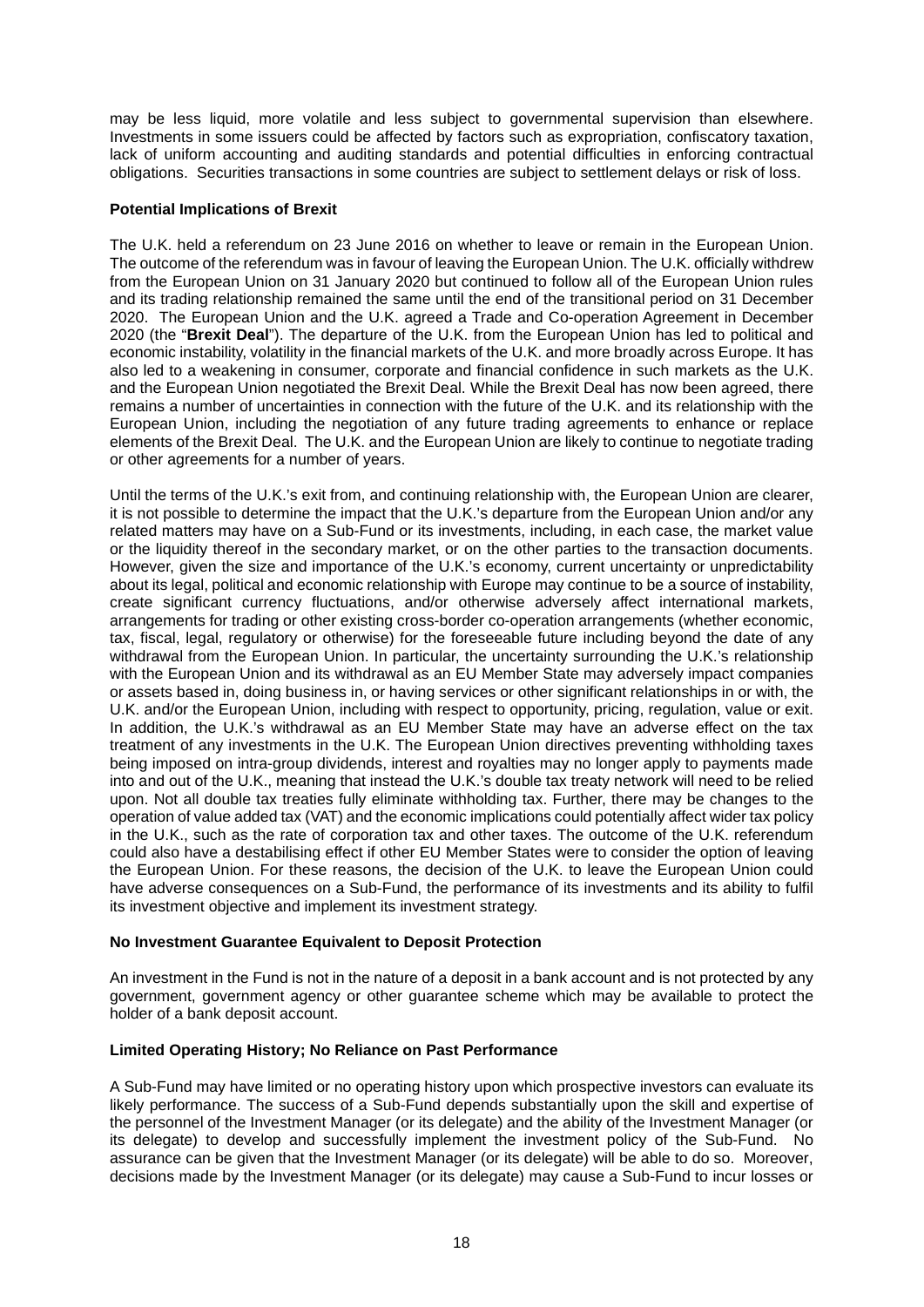may be less liquid, more volatile and less subject to governmental supervision than elsewhere. Investments in some issuers could be affected by factors such as expropriation, confiscatory taxation, lack of uniform accounting and auditing standards and potential difficulties in enforcing contractual obligations. Securities transactions in some countries are subject to settlement delays or risk of loss.

**Potential Implications of Brexit**

The U.K. held a referendum on 23 June 2016 on whether to leave or remain in the European Union. The outcome of the referendum was in favour of leaving the European Union. The U.K. officially withdrew from the European Union on 31 January 2020 but continued to follow all of the European Union rules and its trading relationship remained the same until the end of the transitional period on 31 December 2020. The European Union and the U.K. agreed a Trade and Co-operation Agreement in December 2020 (the "**Brexit Deal**"). The departure of the U.K. from the European Union has led to political and economic instability, volatility in the financial markets of the U.K. and more broadly across Europe. It has also led to a weakening in consumer, corporate and financial confidence in such markets as the U.K. and the European Union negotiated the Brexit Deal. While the Brexit Deal has now been agreed, there remains a number of uncertainties in connection with the future of the U.K. and its relationship with the European Union, including the negotiation of any future trading agreements to enhance or replace elements of the Brexit Deal. The U.K. and the European Union are likely to continue to negotiate trading or other agreements for a number of years.

Until the terms of the U.K.'s exit from, and continuing relationship with, the European Union are clearer, it is not possible to determine the impact that the U.K.'s departure from the European Union and/or any related matters may have on a Sub-Fund or its investments, including, in each case, the market value or the liquidity thereof in the secondary market, or on the other parties to the transaction documents. However, given the size and importance of the U.K.'s economy, current uncertainty or unpredictability about its legal, political and economic relationship with Europe may continue to be a source of instability, create significant currency fluctuations, and/or otherwise adversely affect international markets, arrangements for trading or other existing cross-border co-operation arrangements (whether economic, tax, fiscal, legal, regulatory or otherwise) for the foreseeable future including beyond the date of any withdrawal from the European Union. In particular, the uncertainty surrounding the U.K.'s relationship with the European Union and its withdrawal as an EU Member State may adversely impact companies or assets based in, doing business in, or having services or other significant relationships in or with, the U.K. and/or the European Union, including with respect to opportunity, pricing, regulation, value or exit. In addition, the U.K.'s withdrawal as an EU Member State may have an adverse effect on the tax treatment of any investments in the U.K. The European Union directives preventing withholding taxes being imposed on intra-group dividends, interest and royalties may no longer apply to payments made into and out of the U.K., meaning that instead the U.K.'s double tax treaty network will need to be relied upon. Not all double tax treaties fully eliminate withholding tax. Further, there may be changes to the operation of value added tax (VAT) and the economic implications could potentially affect wider tax policy in the U.K., such as the rate of corporation tax and other taxes. The outcome of the U.K. referendum could also have a destabilising effect if other EU Member States were to consider the option of leaving the European Union. For these reasons, the decision of the U.K. to leave the European Union could have adverse consequences on a Sub-Fund, the performance of its investments and its ability to fulfil its investment objective and implement its investment strategy.

**No Investment Guarantee Equivalent to Deposit Protection**

An investment in the Fund is not in the nature of a deposit in a bank account and is not protected by any government, government agency or other guarantee scheme which may be available to protect the holder of a bank deposit account.

**Limited Operating History; No Reliance on Past Performance**

A Sub-Fund may have limited or no operating history upon which prospective investors can evaluate its likely performance. The success of a Sub-Fund depends substantially upon the skill and expertise of the personnel of the Investment Manager (or its delegate) and the ability of the Investment Manager (or its delegate) to develop and successfully implement the investment policy of the Sub-Fund. No assurance can be given that the Investment Manager (or its delegate) will be able to do so. Moreover, decisions made by the Investment Manager (or its delegate) may cause a Sub-Fund to incur losses or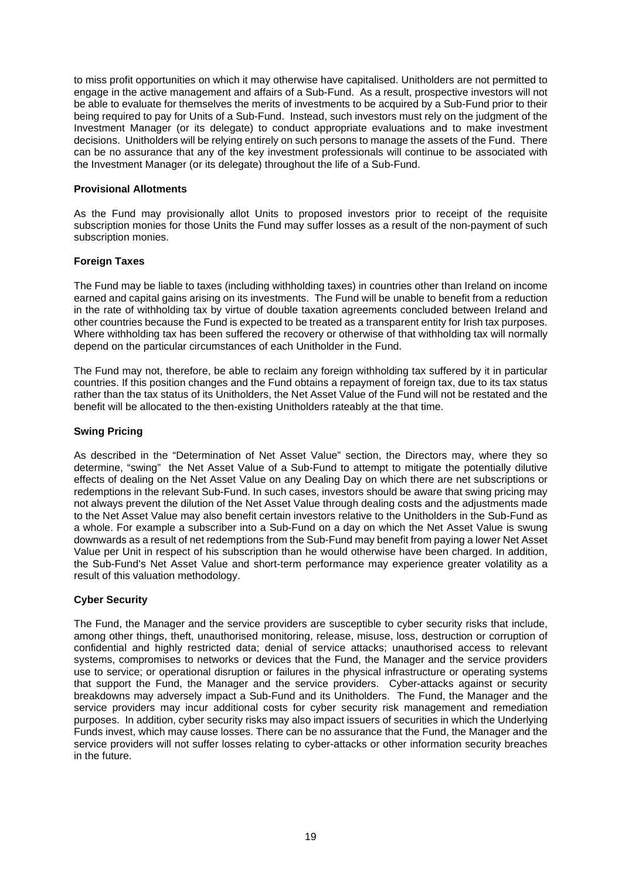to miss profit opportunities on which it may otherwise have capitalised. Unitholders are not permitted to engage in the active management and affairs of a Sub-Fund. As a result, prospective investors will not be able to evaluate for themselves the merits of investments to be acquired by a Sub-Fund prior to their being required to pay for Units of a Sub-Fund. Instead, such investors must rely on the judgment of the Investment Manager (or its delegate) to conduct appropriate evaluations and to make investment decisions. Unitholders will be relying entirely on such persons to manage the assets of the Fund. There can be no assurance that any of the key investment professionals will continue to be associated with the Investment Manager (or its delegate) throughout the life of a Sub-Fund.

**Provisional Allotments**

As the Fund may provisionally allot Units to proposed investors prior to receipt of the requisite subscription monies for those Units the Fund may suffer losses as a result of the non-payment of such subscription monies.

**Foreign Taxes**

The Fund may be liable to taxes (including withholding taxes) in countries other than Ireland on income earned and capital gains arising on its investments. The Fund will be unable to benefit from a reduction in the rate of withholding tax by virtue of double taxation agreements concluded between Ireland and other countries because the Fund is expected to be treated as a transparent entity for Irish tax purposes. Where withholding tax has been suffered the recovery or otherwise of that withholding tax will normally depend on the particular circumstances of each Unitholder in the Fund.

The Fund may not, therefore, be able to reclaim any foreign withholding tax suffered by it in particular countries. If this position changes and the Fund obtains a repayment of foreign tax, due to its tax status rather than the tax status of its Unitholders, the Net Asset Value of the Fund will not be restated and the benefit will be allocated to the then-existing Unitholders rateably at the that time.

**Swing Pricing**

As described in the "Determination of Net Asset Value" section, the Directors may, where they so determine, "swing" the Net Asset Value of a Sub-Fund to attempt to mitigate the potentially dilutive effects of dealing on the Net Asset Value on any Dealing Day on which there are net subscriptions or redemptions in the relevant Sub-Fund. In such cases, investors should be aware that swing pricing may not always prevent the dilution of the Net Asset Value through dealing costs and the adjustments made to the Net Asset Value may also benefit certain investors relative to the Unitholders in the Sub-Fund as a whole. For example a subscriber into a Sub-Fund on a day on which the Net Asset Value is swung downwards as a result of net redemptions from the Sub-Fund may benefit from paying a lower Net Asset Value per Unit in respect of his subscription than he would otherwise have been charged. In addition, the Sub-Fund's Net Asset Value and short-term performance may experience greater volatility as a result of this valuation methodology.

**Cyber Security**

The Fund, the Manager and the service providers are susceptible to cyber security risks that include, among other things, theft, unauthorised monitoring, release, misuse, loss, destruction or corruption of confidential and highly restricted data; denial of service attacks; unauthorised access to relevant systems, compromises to networks or devices that the Fund, the Manager and the service providers use to service; or operational disruption or failures in the physical infrastructure or operating systems that support the Fund, the Manager and the service providers. Cyber-attacks against or security breakdowns may adversely impact a Sub-Fund and its Unitholders. The Fund, the Manager and the service providers may incur additional costs for cyber security risk management and remediation purposes. In addition, cyber security risks may also impact issuers of securities in which the Underlying Funds invest, which may cause losses. There can be no assurance that the Fund, the Manager and the service providers will not suffer losses relating to cyber-attacks or other information security breaches in the future.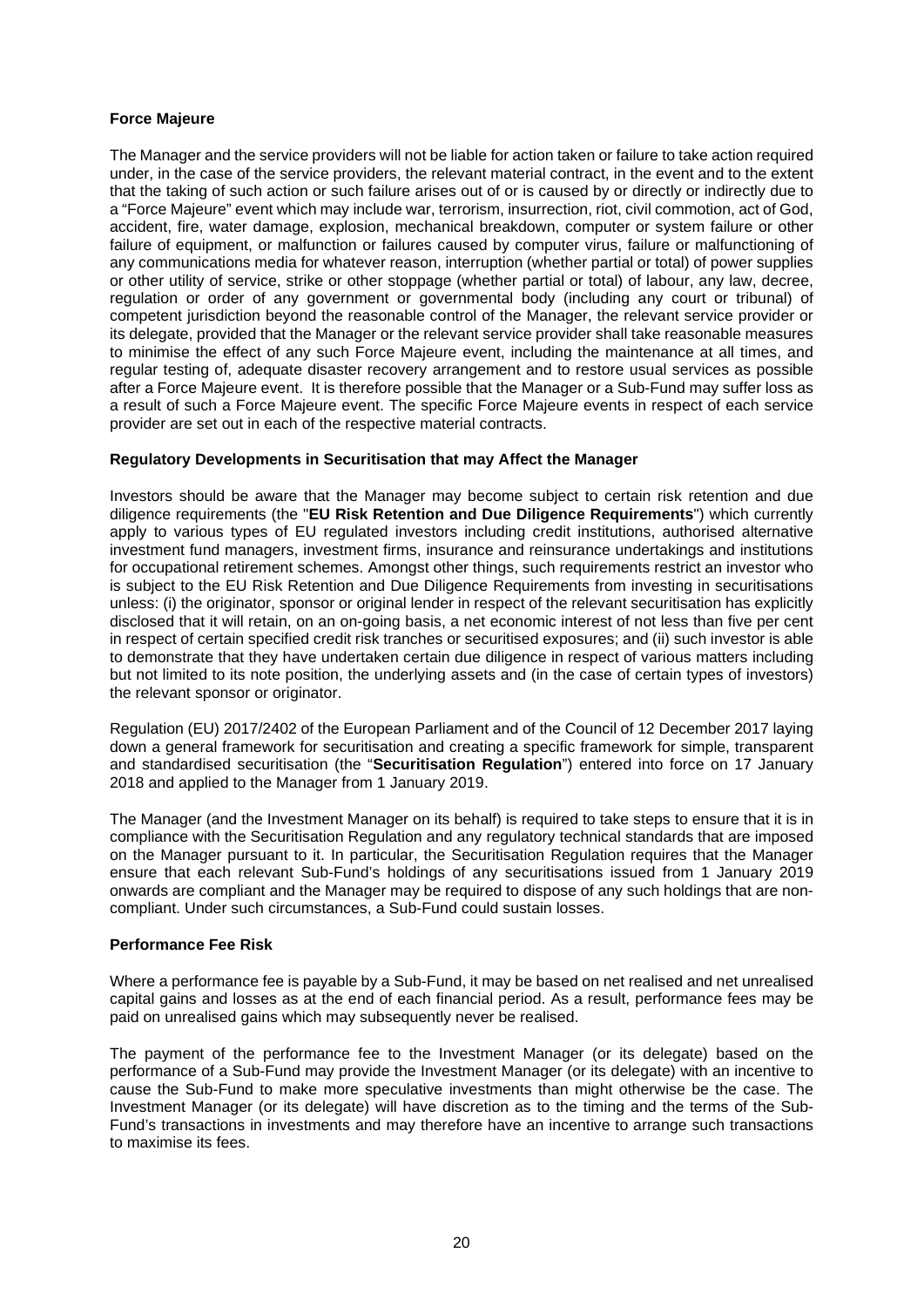**Force Majeure**

The Manager and the service providers will not be liable for action taken or failure to take action required under, in the case of the service providers, the relevant material contract, in the event and to the extent that the taking of such action or such failure arises out of or is caused by or directly or indirectly due to a "Force Majeure" event which may include war, terrorism, insurrection, riot, civil commotion, act of God, accident, fire, water damage, explosion, mechanical breakdown, computer or system failure or other failure of equipment, or malfunction or failures caused by computer virus, failure or malfunctioning of any communications media for whatever reason, interruption (whether partial or total) of power supplies or other utility of service, strike or other stoppage (whether partial or total) of labour, any law, decree, regulation or order of any government or governmental body (including any court or tribunal) of competent jurisdiction beyond the reasonable control of the Manager, the relevant service provider or its delegate, provided that the Manager or the relevant service provider shall take reasonable measures to minimise the effect of any such Force Majeure event, including the maintenance at all times, and regular testing of, adequate disaster recovery arrangement and to restore usual services as possible after a Force Majeure event. It is therefore possible that the Manager or a Sub-Fund may suffer loss as a result of such a Force Majeure event. The specific Force Majeure events in respect of each service provider are set out in each of the respective material contracts.

**Regulatory Developments in Securitisation that may Affect the Manager**

Investors should be aware that the Manager may become subject to certain risk retention and due diligence requirements (the "**EU Risk Retention and Due Diligence Requirements**") which currently apply to various types of EU regulated investors including credit institutions, authorised alternative investment fund managers, investment firms, insurance and reinsurance undertakings and institutions for occupational retirement schemes. Amongst other things, such requirements restrict an investor who is subject to the EU Risk Retention and Due Diligence Requirements from investing in securitisations unless: (i) the originator, sponsor or original lender in respect of the relevant securitisation has explicitly disclosed that it will retain, on an on-going basis, a net economic interest of not less than five per cent in respect of certain specified credit risk tranches or securitised exposures; and (ii) such investor is able to demonstrate that they have undertaken certain due diligence in respect of various matters including but not limited to its note position, the underlying assets and (in the case of certain types of investors) the relevant sponsor or originator.

Regulation (EU) 2017/2402 of the European Parliament and of the Council of 12 December 2017 laying down a general framework for securitisation and creating a specific framework for simple, transparent and standardised securitisation (the "**Securitisation Regulation**") entered into force on 17 January 2018 and applied to the Manager from 1 January 2019.

The Manager (and the Investment Manager on its behalf) is required to take steps to ensure that it is in compliance with the Securitisation Regulation and any regulatory technical standards that are imposed on the Manager pursuant to it. In particular, the Securitisation Regulation requires that the Manager ensure that each relevant Sub-Fund's holdings of any securitisations issued from 1 January 2019 onwards are compliant and the Manager may be required to dispose of any such holdings that are non-compliant. Under such circumstances, a Sub-Fund could sustain losses.

**Performance Fee Risk**

Where a performance fee is payable by a Sub-Fund, it may be based on net realised and net unrealised capital gains and losses as at the end of each financial period. As a result, performance fees may be paid on unrealised gains which may subsequently never be realised.

The payment of the performance fee to the Investment Manager (or its delegate) based on the performance of a Sub-Fund may provide the Investment Manager (or its delegate) with an incentive to cause the Sub-Fund to make more speculative investments than might otherwise be the case. The Investment Manager (or its delegate) will have discretion as to the timing and the terms of the Sub-Fund's transactions in investments and may therefore have an incentive to arrange such transactions to maximise its fees.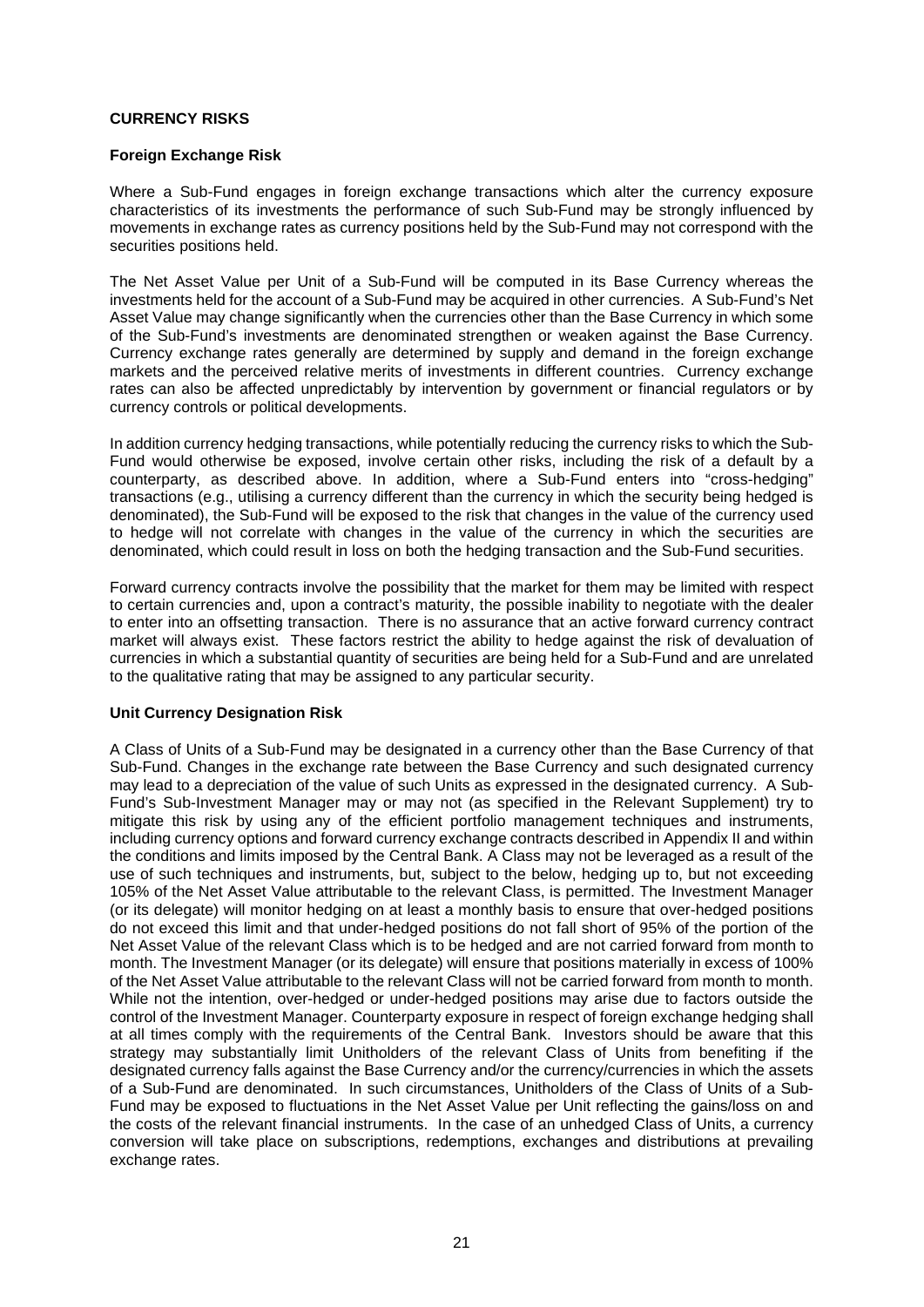## CURRENCY RISKS

### Foreign Exchange Risk

Where a Sub-Fund engages in foreign exchange transactions which alter the currency exposure characteristics of its investments the performance of such Sub-Fund may be strongly influenced by movements in exchange rates as currency positions held by the Sub-Fund may not correspond with the securities positions held.

The Net Asset Value per Unit of a Sub-Fund will be computed in its Base Currency whereas the investments held for the account of a Sub-Fund may be acquired in other currencies. A Sub-Fund's Net Asset Value may change significantly when the currencies other than the Base Currency in which some of the Sub-Fund's investments are denominated strengthen or weaken against the Base Currency. Currency exchange rates generally are determined by supply and demand in the foreign exchange markets and the perceived relative merits of investments in different countries. Currency exchange rates can also be affected unpredictably by intervention by government or financial regulators or by currency controls or political developments.

In addition currency hedging transactions, while potentially reducing the currency risks to which the Sub-Fund would otherwise be exposed, involve certain other risks, including the risk of a default by a counterparty, as described above. In addition, where a Sub-Fund enters into "cross-hedging" transactions (e.g., utilising a currency different than the currency in which the security being hedged is denominated), the Sub-Fund will be exposed to the risk that changes in the value of the currency used to hedge will not correlate with changes in the value of the currency in which the securities are denominated, which could result in loss on both the hedging transaction and the Sub-Fund securities.

Forward currency contracts involve the possibility that the market for them may be limited with respect to certain currencies and, upon a contract's maturity, the possible inability to negotiate with the dealer to enter into an offsetting transaction. There is no assurance that an active forward currency contract market will always exist. These factors restrict the ability to hedge against the risk of devaluation of currencies in which a substantial quantity of securities are being held for a Sub-Fund and are unrelated to the qualitative rating that may be assigned to any particular security.

### Unit Currency Designation Risk

A Class of Units of a Sub-Fund may be designated in a currency other than the Base Currency of that Sub-Fund. Changes in the exchange rate between the Base Currency and such designated currency may lead to a depreciation of the value of such Units as expressed in the designated currency. A Sub-Fund's Sub-Investment Manager may or may not (as specified in the Relevant Supplement) try to mitigate this risk by using any of the efficient portfolio management techniques and instruments, including currency options and forward currency exchange contracts described in Appendix II and within the conditions and limits imposed by the Central Bank. A Class may not be leveraged as a result of the use of such techniques and instruments, but, subject to the below, hedging up to, but not exceeding 105% of the Net Asset Value attributable to the relevant Class, is permitted. The Investment Manager (or its delegate) will monitor hedging on at least a monthly basis to ensure that over-hedged positions do not exceed this limit and that under-hedged positions do not fall short of 95% of the portion of the Net Asset Value of the relevant Class which is to be hedged and are not carried forward from month to month. The Investment Manager (or its delegate) will ensure that positions materially in excess of 100% of the Net Asset Value attributable to the relevant Class will not be carried forward from month to month. While not the intention, over-hedged or under-hedged positions may arise due to factors outside the control of the Investment Manager. Counterparty exposure in respect of foreign exchange hedging shall at all times comply with the requirements of the Central Bank. Investors should be aware that this strategy may substantially limit Unitholders of the relevant Class of Units from benefiting if the designated currency falls against the Base Currency and/or the currency/currencies in which the assets of a Sub-Fund are denominated. In such circumstances, Unitholders of the Class of Units of a Sub-Fund may be exposed to fluctuations in the Net Asset Value per Unit reflecting the gains/loss on and the costs of the relevant financial instruments. In the case of an unhedged Class of Units, a currency conversion will take place on subscriptions, redemptions, exchanges and distributions at prevailing exchange rates.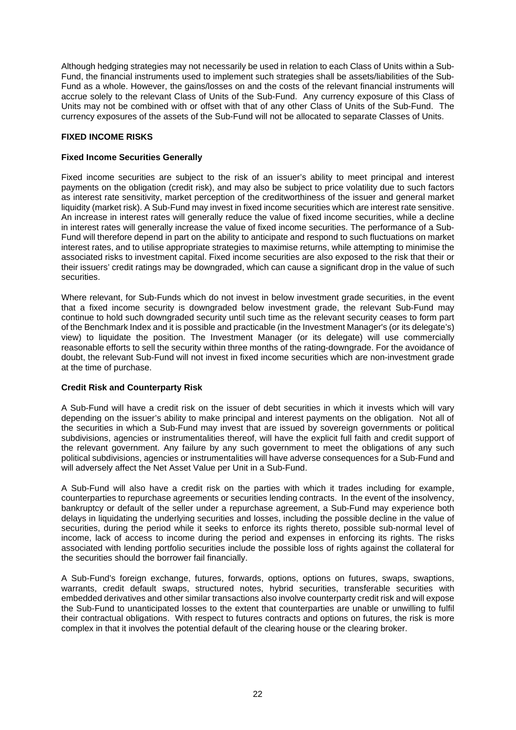Although hedging strategies may not necessarily be used in relation to each Class of Units within a Sub-Fund, the financial instruments used to implement such strategies shall be assets/liabilities of the Sub-Fund as a whole. However, the gains/losses on and the costs of the relevant financial instruments will accrue solely to the relevant Class of Units of the Sub-Fund. Any currency exposure of this Class of Units may not be combined with or offset with that of any other Class of Units of the Sub-Fund. The currency exposures of the assets of the Sub-Fund will not be allocated to separate Classes of Units.

## FIXED INCOME RISKS

### Fixed Income Securities Generally

Fixed income securities are subject to the risk of an issuer's ability to meet principal and interest payments on the obligation (credit risk), and may also be subject to price volatility due to such factors as interest rate sensitivity, market perception of the creditworthiness of the issuer and general market liquidity (market risk). A Sub-Fund may invest in fixed income securities which are interest rate sensitive. An increase in interest rates will generally reduce the value of fixed income securities, while a decline in interest rates will generally increase the value of fixed income securities. The performance of a Sub-Fund will therefore depend in part on the ability to anticipate and respond to such fluctuations on market interest rates, and to utilise appropriate strategies to maximise returns, while attempting to minimise the associated risks to investment capital. Fixed income securities are also exposed to the risk that their or their issuers' credit ratings may be downgraded, which can cause a significant drop in the value of such securities.

Where relevant, for Sub-Funds which do not invest in below investment grade securities, in the event that a fixed income security is downgraded below investment grade, the relevant Sub-Fund may continue to hold such downgraded security until such time as the relevant security ceases to form part of the Benchmark Index and it is possible and practicable (in the Investment Manager's (or its delegate's) view) to liquidate the position. The Investment Manager (or its delegate) will use commercially reasonable efforts to sell the security within three months of the rating-downgrade. For the avoidance of doubt, the relevant Sub-Fund will not invest in fixed income securities which are non-investment grade at the time of purchase.

### Credit Risk and Counterparty Risk

A Sub-Fund will have a credit risk on the issuer of debt securities in which it invests which will vary depending on the issuer's ability to make principal and interest payments on the obligation. Not all of the securities in which a Sub-Fund may invest that are issued by sovereign governments or political subdivisions, agencies or instrumentalities thereof, will have the explicit full faith and credit support of the relevant government. Any failure by any such government to meet the obligations of any such political subdivisions, agencies or instrumentalities will have adverse consequences for a Sub-Fund and will adversely affect the Net Asset Value per Unit in a Sub-Fund.

A Sub-Fund will also have a credit risk on the parties with which it trades including for example, counterparties to repurchase agreements or securities lending contracts. In the event of the insolvency, bankruptcy or default of the seller under a repurchase agreement, a Sub-Fund may experience both delays in liquidating the underlying securities and losses, including the possible decline in the value of securities, during the period while it seeks to enforce its rights thereto, possible sub-normal level of income, lack of access to income during the period and expenses in enforcing its rights. The risks associated with lending portfolio securities include the possible loss of rights against the collateral for the securities should the borrower fail financially.

A Sub-Fund's foreign exchange, futures, forwards, options, options on futures, swaps, swaptions, warrants, credit default swaps, structured notes, hybrid securities, transferable securities with embedded derivatives and other similar transactions also involve counterparty credit risk and will expose the Sub-Fund to unanticipated losses to the extent that counterparties are unable or unwilling to fulfil their contractual obligations. With respect to futures contracts and options on futures, the risk is more complex in that it involves the potential default of the clearing house or the clearing broker.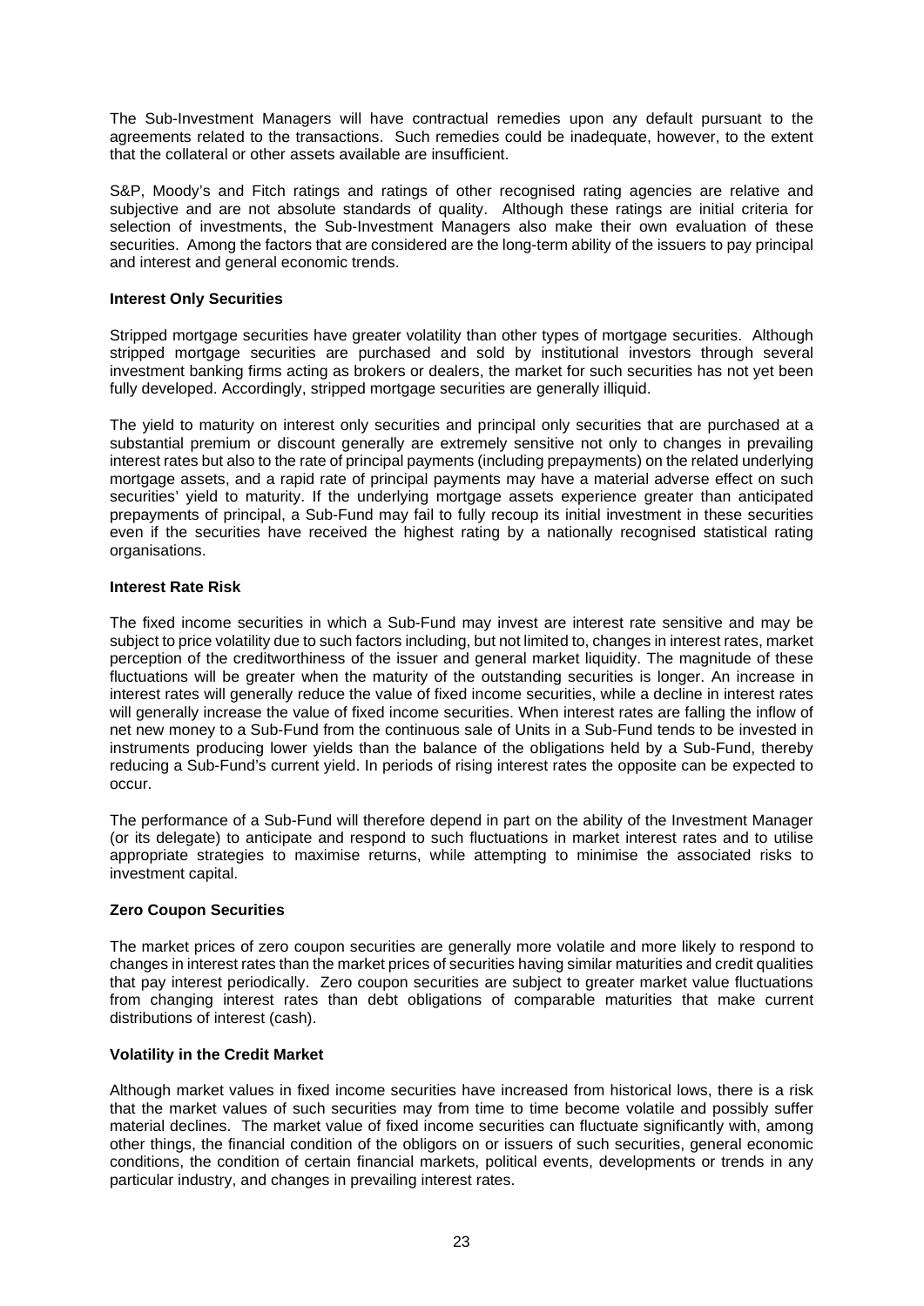The Sub-Investment Managers will have contractual remedies upon any default pursuant to the agreements related to the transactions. Such remedies could be inadequate, however, to the extent that the collateral or other assets available are insufficient.

S&P, Moody's and Fitch ratings and ratings of other recognised rating agencies are relative and subjective and are not absolute standards of quality. Although these ratings are initial criteria for selection of investments, the Sub-Investment Managers also make their own evaluation of these securities. Among the factors that are considered are the long-term ability of the issuers to pay principal and interest and general economic trends.

**Interest Only Securities**

Stripped mortgage securities have greater volatility than other types of mortgage securities. Although stripped mortgage securities are purchased and sold by institutional investors through several investment banking firms acting as brokers or dealers, the market for such securities has not yet been fully developed. Accordingly, stripped mortgage securities are generally illiquid.

The yield to maturity on interest only securities and principal only securities that are purchased at a substantial premium or discount generally are extremely sensitive not only to changes in prevailing interest rates but also to the rate of principal payments (including prepayments) on the related underlying mortgage assets, and a rapid rate of principal payments may have a material adverse effect on such securities' yield to maturity. If the underlying mortgage assets experience greater than anticipated prepayments of principal, a Sub-Fund may fail to fully recoup its initial investment in these securities even if the securities have received the highest rating by a nationally recognised statistical rating organisations.

**Interest Rate Risk**

The fixed income securities in which a Sub-Fund may invest are interest rate sensitive and may be subject to price volatility due to such factors including, but not limited to, changes in interest rates, market perception of the creditworthiness of the issuer and general market liquidity. The magnitude of these fluctuations will be greater when the maturity of the outstanding securities is longer. An increase in interest rates will generally reduce the value of fixed income securities, while a decline in interest rates will generally increase the value of fixed income securities. When interest rates are falling the inflow of net new money to a Sub-Fund from the continuous sale of Units in a Sub-Fund tends to be invested in instruments producing lower yields than the balance of the obligations held by a Sub-Fund, thereby reducing a Sub-Fund's current yield. In periods of rising interest rates the opposite can be expected to occur.

The performance of a Sub-Fund will therefore depend in part on the ability of the Investment Manager (or its delegate) to anticipate and respond to such fluctuations in market interest rates and to utilise appropriate strategies to maximise returns, while attempting to minimise the associated risks to investment capital.

**Zero Coupon Securities**

The market prices of zero coupon securities are generally more volatile and more likely to respond to changes in interest rates than the market prices of securities having similar maturities and credit qualities that pay interest periodically. Zero coupon securities are subject to greater market value fluctuations from changing interest rates than debt obligations of comparable maturities that make current distributions of interest (cash).

**Volatility in the Credit Market**

Although market values in fixed income securities have increased from historical lows, there is a risk that the market values of such securities may from time to time become volatile and possibly suffer material declines. The market value of fixed income securities can fluctuate significantly with, among other things, the financial condition of the obligors on or issuers of such securities, general economic conditions, the condition of certain financial markets, political events, developments or trends in any particular industry, and changes in prevailing interest rates.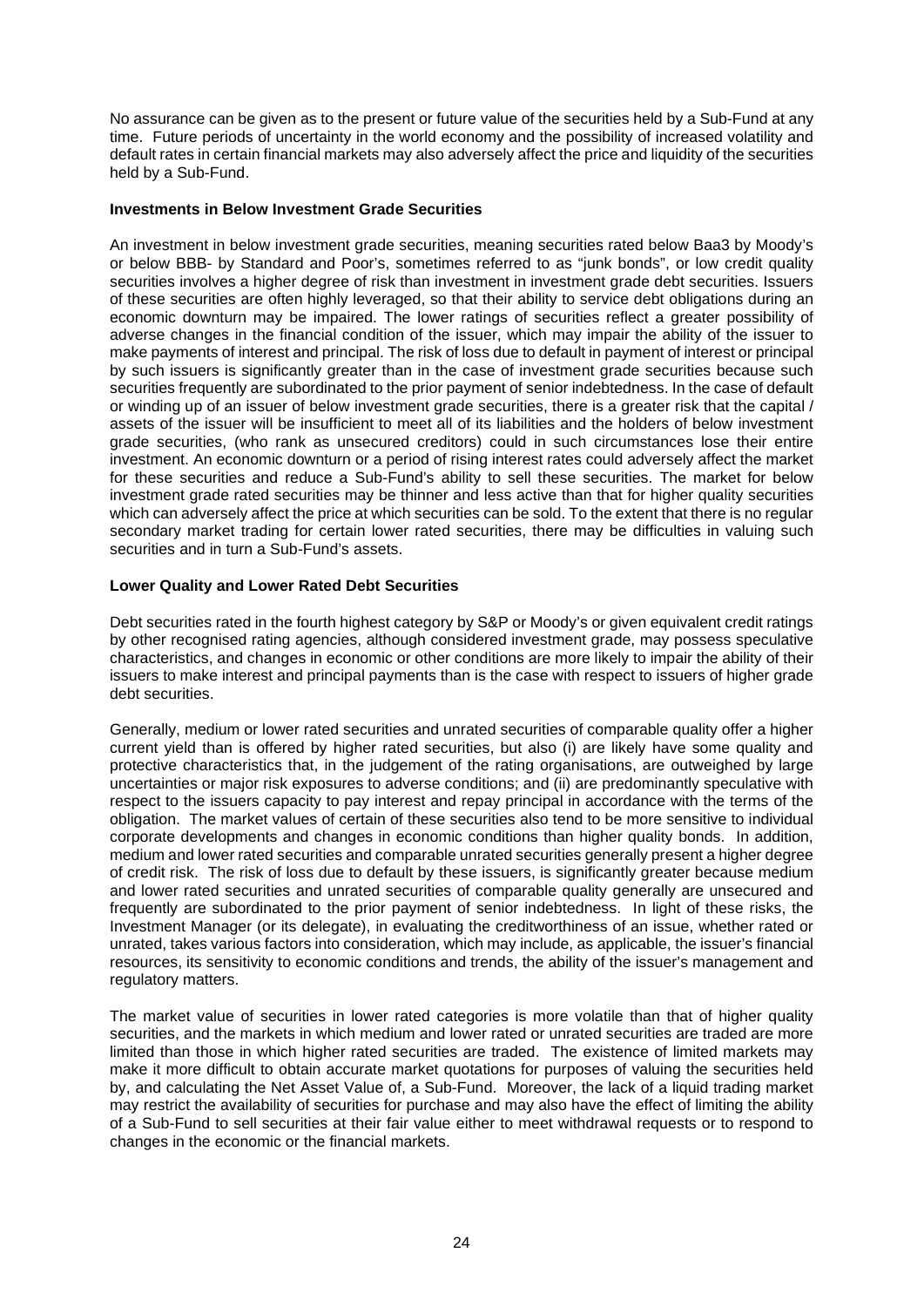No assurance can be given as to the present or future value of the securities held by a Sub-Fund at any time. Future periods of uncertainty in the world economy and the possibility of increased volatility and default rates in certain financial markets may also adversely affect the price and liquidity of the securities held by a Sub-Fund.

**Investments in Below Investment Grade Securities**

An investment in below investment grade securities, meaning securities rated below Baa3 by Moody's or below BBB- by Standard and Poor's, sometimes referred to as "junk bonds", or low credit quality securities involves a higher degree of risk than investment in investment grade debt securities. Issuers of these securities are often highly leveraged, so that their ability to service debt obligations during an economic downturn may be impaired. The lower ratings of securities reflect a greater possibility of adverse changes in the financial condition of the issuer, which may impair the ability of the issuer to make payments of interest and principal. The risk of loss due to default in payment of interest or principal by such issuers is significantly greater than in the case of investment grade securities because such securities frequently are subordinated to the prior payment of senior indebtedness. In the case of default or winding up of an issuer of below investment grade securities, there is a greater risk that the capital / assets of the issuer will be insufficient to meet all of its liabilities and the holders of below investment grade securities, (who rank as unsecured creditors) could in such circumstances lose their entire investment. An economic downturn or a period of rising interest rates could adversely affect the market for these securities and reduce a Sub-Fund's ability to sell these securities. The market for below investment grade rated securities may be thinner and less active than that for higher quality securities which can adversely affect the price at which securities can be sold. To the extent that there is no regular secondary market trading for certain lower rated securities, there may be difficulties in valuing such securities and in turn a Sub-Fund's assets.

**Lower Quality and Lower Rated Debt Securities**

Debt securities rated in the fourth highest category by S&P or Moody's or given equivalent credit ratings by other recognised rating agencies, although considered investment grade, may possess speculative characteristics, and changes in economic or other conditions are more likely to impair the ability of their issuers to make interest and principal payments than is the case with respect to issuers of higher grade debt securities.

Generally, medium or lower rated securities and unrated securities of comparable quality offer a higher current yield than is offered by higher rated securities, but also (i) are likely have some quality and protective characteristics that, in the judgement of the rating organisations, are outweighed by large uncertainties or major risk exposures to adverse conditions; and (ii) are predominantly speculative with respect to the issuers capacity to pay interest and repay principal in accordance with the terms of the obligation. The market values of certain of these securities also tend to be more sensitive to individual corporate developments and changes in economic conditions than higher quality bonds. In addition, medium and lower rated securities and comparable unrated securities generally present a higher degree of credit risk. The risk of loss due to default by these issuers, is significantly greater because medium and lower rated securities and unrated securities of comparable quality generally are unsecured and frequently are subordinated to the prior payment of senior indebtedness. In light of these risks, the Investment Manager (or its delegate), in evaluating the creditworthiness of an issue, whether rated or unrated, takes various factors into consideration, which may include, as applicable, the issuer's financial resources, its sensitivity to economic conditions and trends, the ability of the issuer's management and regulatory matters.

The market value of securities in lower rated categories is more volatile than that of higher quality securities, and the markets in which medium and lower rated or unrated securities are traded are more limited than those in which higher rated securities are traded. The existence of limited markets may make it more difficult to obtain accurate market quotations for purposes of valuing the securities held by, and calculating the Net Asset Value of, a Sub-Fund. Moreover, the lack of a liquid trading market may restrict the availability of securities for purchase and may also have the effect of limiting the ability of a Sub-Fund to sell securities at their fair value either to meet withdrawal requests or to respond to changes in the economic or the financial markets.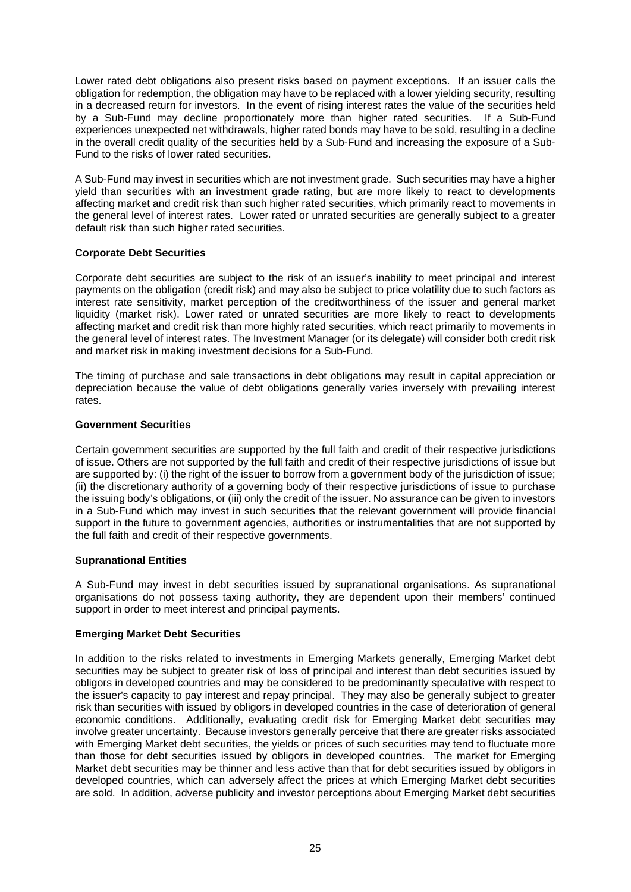Lower rated debt obligations also present risks based on payment exceptions. If an issuer calls the obligation for redemption, the obligation may have to be replaced with a lower yielding security, resulting in a decreased return for investors. In the event of rising interest rates the value of the securities held by a Sub-Fund may decline proportionately more than higher rated securities. If a Sub-Fund experiences unexpected net withdrawals, higher rated bonds may have to be sold, resulting in a decline in the overall credit quality of the securities held by a Sub-Fund and increasing the exposure of a Sub-Fund to the risks of lower rated securities.

A Sub-Fund may invest in securities which are not investment grade. Such securities may have a higher yield than securities with an investment grade rating, but are more likely to react to developments affecting market and credit risk than such higher rated securities, which primarily react to movements in the general level of interest rates. Lower rated or unrated securities are generally subject to a greater default risk than such higher rated securities.

**Corporate Debt Securities**

Corporate debt securities are subject to the risk of an issuer's inability to meet principal and interest payments on the obligation (credit risk) and may also be subject to price volatility due to such factors as interest rate sensitivity, market perception of the creditworthiness of the issuer and general market liquidity (market risk). Lower rated or unrated securities are more likely to react to developments affecting market and credit risk than more highly rated securities, which react primarily to movements in the general level of interest rates. The Investment Manager (or its delegate) will consider both credit risk and market risk in making investment decisions for a Sub-Fund.

The timing of purchase and sale transactions in debt obligations may result in capital appreciation or depreciation because the value of debt obligations generally varies inversely with prevailing interest rates.

**Government Securities**

Certain government securities are supported by the full faith and credit of their respective jurisdictions of issue. Others are not supported by the full faith and credit of their respective jurisdictions of issue but are supported by: (i) the right of the issuer to borrow from a government body of the jurisdiction of issue; (ii) the discretionary authority of a governing body of their respective jurisdictions of issue to purchase the issuing body's obligations, or (iii) only the credit of the issuer. No assurance can be given to investors in a Sub-Fund which may invest in such securities that the relevant government will provide financial support in the future to government agencies, authorities or instrumentalities that are not supported by the full faith and credit of their respective governments.

**Supranational Entities**

A Sub-Fund may invest in debt securities issued by supranational organisations. As supranational organisations do not possess taxing authority, they are dependent upon their members' continued support in order to meet interest and principal payments.

**Emerging Market Debt Securities**

In addition to the risks related to investments in Emerging Markets generally, Emerging Market debt securities may be subject to greater risk of loss of principal and interest than debt securities issued by obligors in developed countries and may be considered to be predominantly speculative with respect to the issuer's capacity to pay interest and repay principal. They may also be generally subject to greater risk than securities with issued by obligors in developed countries in the case of deterioration of general economic conditions. Additionally, evaluating credit risk for Emerging Market debt securities may involve greater uncertainty. Because investors generally perceive that there are greater risks associated with Emerging Market debt securities, the yields or prices of such securities may tend to fluctuate more than those for debt securities issued by obligors in developed countries. The market for Emerging Market debt securities may be thinner and less active than that for debt securities issued by obligors in developed countries, which can adversely affect the prices at which Emerging Market debt securities are sold. In addition, adverse publicity and investor perceptions about Emerging Market debt securities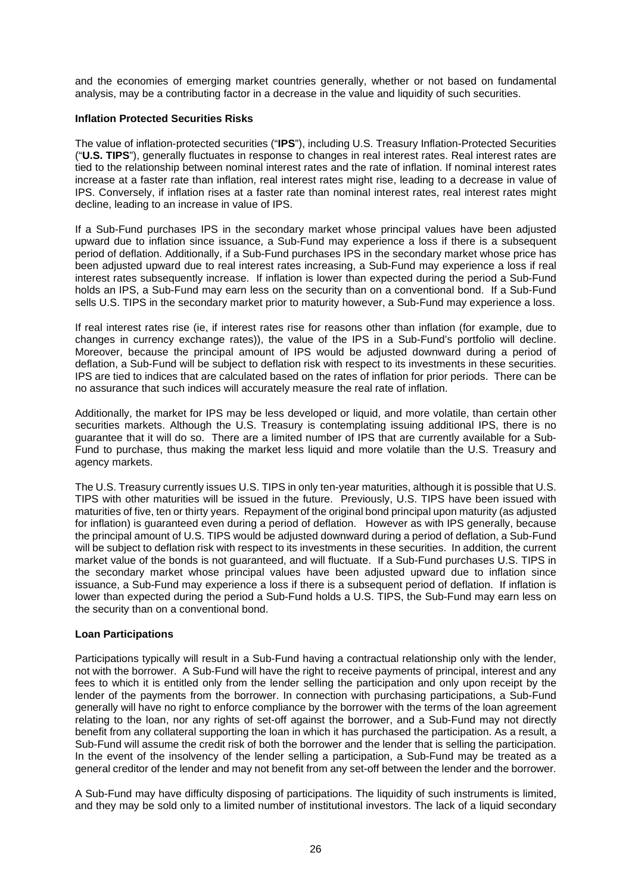and the economies of emerging market countries generally, whether or not based on fundamental analysis, may be a contributing factor in a decrease in the value and liquidity of such securities.

**Inflation Protected Securities Risks**

The value of inflation-protected securities ("**IPS**"), including U.S. Treasury Inflation-Protected Securities ("**U.S. TIPS**"), generally fluctuates in response to changes in real interest rates. Real interest rates are tied to the relationship between nominal interest rates and the rate of inflation. If nominal interest rates increase at a faster rate than inflation, real interest rates might rise, leading to a decrease in value of IPS. Conversely, if inflation rises at a faster rate than nominal interest rates, real interest rates might decline, leading to an increase in value of IPS.

If a Sub-Fund purchases IPS in the secondary market whose principal values have been adjusted upward due to inflation since issuance, a Sub-Fund may experience a loss if there is a subsequent period of deflation. Additionally, if a Sub-Fund purchases IPS in the secondary market whose price has been adjusted upward due to real interest rates increasing, a Sub-Fund may experience a loss if real interest rates subsequently increase. If inflation is lower than expected during the period a Sub-Fund holds an IPS, a Sub-Fund may earn less on the security than on a conventional bond. If a Sub-Fund sells U.S. TIPS in the secondary market prior to maturity however, a Sub-Fund may experience a loss.

If real interest rates rise (ie, if interest rates rise for reasons other than inflation (for example, due to changes in currency exchange rates)), the value of the IPS in a Sub-Fund's portfolio will decline. Moreover, because the principal amount of IPS would be adjusted downward during a period of deflation, a Sub-Fund will be subject to deflation risk with respect to its investments in these securities. IPS are tied to indices that are calculated based on the rates of inflation for prior periods. There can be no assurance that such indices will accurately measure the real rate of inflation.

Additionally, the market for IPS may be less developed or liquid, and more volatile, than certain other securities markets. Although the U.S. Treasury is contemplating issuing additional IPS, there is no guarantee that it will do so. There are a limited number of IPS that are currently available for a Sub-Fund to purchase, thus making the market less liquid and more volatile than the U.S. Treasury and agency markets.

The U.S. Treasury currently issues U.S. TIPS in only ten-year maturities, although it is possible that U.S. TIPS with other maturities will be issued in the future. Previously, U.S. TIPS have been issued with maturities of five, ten or thirty years. Repayment of the original bond principal upon maturity (as adjusted for inflation) is guaranteed even during a period of deflation. However as with IPS generally, because the principal amount of U.S. TIPS would be adjusted downward during a period of deflation, a Sub-Fund will be subject to deflation risk with respect to its investments in these securities. In addition, the current market value of the bonds is not guaranteed, and will fluctuate. If a Sub-Fund purchases U.S. TIPS in the secondary market whose principal values have been adjusted upward due to inflation since issuance, a Sub-Fund may experience a loss if there is a subsequent period of deflation. If inflation is lower than expected during the period a Sub-Fund holds a U.S. TIPS, the Sub-Fund may earn less on the security than on a conventional bond.

**Loan Participations**

Participations typically will result in a Sub-Fund having a contractual relationship only with the lender, not with the borrower. A Sub-Fund will have the right to receive payments of principal, interest and any fees to which it is entitled only from the lender selling the participation and only upon receipt by the lender of the payments from the borrower. In connection with purchasing participations, a Sub-Fund generally will have no right to enforce compliance by the borrower with the terms of the loan agreement relating to the loan, nor any rights of set-off against the borrower, and a Sub-Fund may not directly benefit from any collateral supporting the loan in which it has purchased the participation. As a result, a Sub-Fund will assume the credit risk of both the borrower and the lender that is selling the participation. In the event of the insolvency of the lender selling a participation, a Sub-Fund may be treated as a general creditor of the lender and may not benefit from any set-off between the lender and the borrower.

A Sub-Fund may have difficulty disposing of participations. The liquidity of such instruments is limited, and they may be sold only to a limited number of institutional investors. The lack of a liquid secondary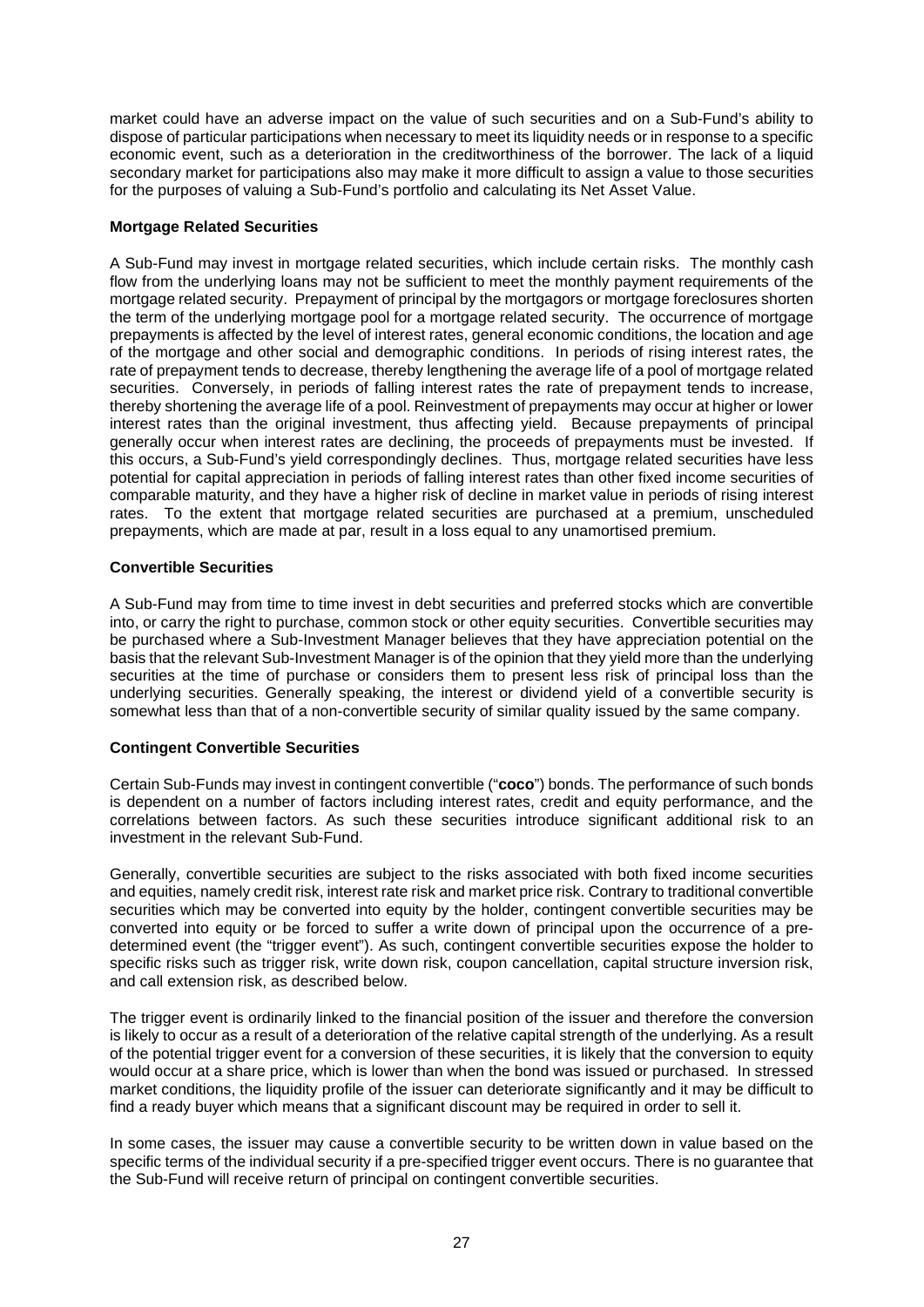market could have an adverse impact on the value of such securities and on a Sub-Fund's ability to dispose of particular participations when necessary to meet its liquidity needs or in response to a specific economic event, such as a deterioration in the creditworthiness of the borrower. The lack of a liquid secondary market for participations also may make it more difficult to assign a value to those securities for the purposes of valuing a Sub-Fund's portfolio and calculating its Net Asset Value.

**Mortgage Related Securities**

A Sub-Fund may invest in mortgage related securities, which include certain risks. The monthly cash flow from the underlying loans may not be sufficient to meet the monthly payment requirements of the mortgage related security. Prepayment of principal by the mortgagors or mortgage foreclosures shorten the term of the underlying mortgage pool for a mortgage related security. The occurrence of mortgage prepayments is affected by the level of interest rates, general economic conditions, the location and age of the mortgage and other social and demographic conditions. In periods of rising interest rates, the rate of prepayment tends to decrease, thereby lengthening the average life of a pool of mortgage related securities. Conversely, in periods of falling interest rates the rate of prepayment tends to increase, thereby shortening the average life of a pool. Reinvestment of prepayments may occur at higher or lower interest rates than the original investment, thus affecting yield. Because prepayments of principal generally occur when interest rates are declining, the proceeds of prepayments must be invested. If this occurs, a Sub-Fund's yield correspondingly declines. Thus, mortgage related securities have less potential for capital appreciation in periods of falling interest rates than other fixed income securities of comparable maturity, and they have a higher risk of decline in market value in periods of rising interest rates. To the extent that mortgage related securities are purchased at a premium, unscheduled prepayments, which are made at par, result in a loss equal to any unamortised premium.

**Convertible Securities**

A Sub-Fund may from time to time invest in debt securities and preferred stocks which are convertible into, or carry the right to purchase, common stock or other equity securities. Convertible securities may be purchased where a Sub-Investment Manager believes that they have appreciation potential on the basis that the relevant Sub-Investment Manager is of the opinion that they yield more than the underlying securities at the time of purchase or considers them to present less risk of principal loss than the underlying securities. Generally speaking, the interest or dividend yield of a convertible security is somewhat less than that of a non-convertible security of similar quality issued by the same company.

**Contingent Convertible Securities**

Certain Sub-Funds may invest in contingent convertible ("**coco**") bonds. The performance of such bonds is dependent on a number of factors including interest rates, credit and equity performance, and the correlations between factors. As such these securities introduce significant additional risk to an investment in the relevant Sub-Fund.

Generally, convertible securities are subject to the risks associated with both fixed income securities and equities, namely credit risk, interest rate risk and market price risk. Contrary to traditional convertible securities which may be converted into equity by the holder, contingent convertible securities may be converted into equity or be forced to suffer a write down of principal upon the occurrence of a pre-determined event (the "trigger event"). As such, contingent convertible securities expose the holder to specific risks such as trigger risk, write down risk, coupon cancellation, capital structure inversion risk, and call extension risk, as described below.

The trigger event is ordinarily linked to the financial position of the issuer and therefore the conversion is likely to occur as a result of a deterioration of the relative capital strength of the underlying. As a result of the potential trigger event for a conversion of these securities, it is likely that the conversion to equity would occur at a share price, which is lower than when the bond was issued or purchased. In stressed market conditions, the liquidity profile of the issuer can deteriorate significantly and it may be difficult to find a ready buyer which means that a significant discount may be required in order to sell it.

In some cases, the issuer may cause a convertible security to be written down in value based on the specific terms of the individual security if a pre-specified trigger event occurs. There is no guarantee that the Sub-Fund will receive return of principal on contingent convertible securities.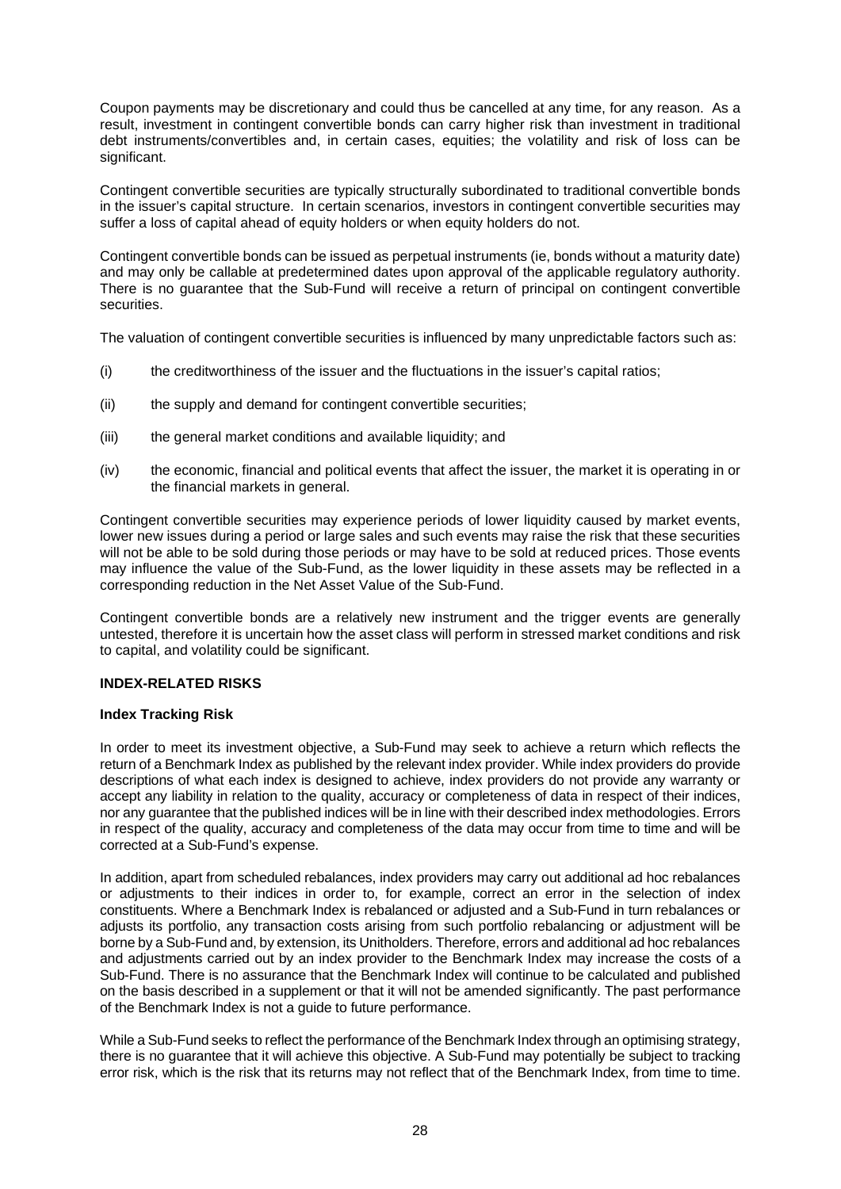Coupon payments may be discretionary and could thus be cancelled at any time, for any reason. As a result, investment in contingent convertible bonds can carry higher risk than investment in traditional debt instruments/convertibles and, in certain cases, equities; the volatility and risk of loss can be significant.

Contingent convertible securities are typically structurally subordinated to traditional convertible bonds in the issuer's capital structure. In certain scenarios, investors in contingent convertible securities may suffer a loss of capital ahead of equity holders or when equity holders do not.

Contingent convertible bonds can be issued as perpetual instruments (ie, bonds without a maturity date) and may only be callable at predetermined dates upon approval of the applicable regulatory authority. There is no guarantee that the Sub-Fund will receive a return of principal on contingent convertible securities.

The valuation of contingent convertible securities is influenced by many unpredictable factors such as:

(i) the creditworthiness of the issuer and the fluctuations in the issuer's capital ratios;

(ii) the supply and demand for contingent convertible securities;

(iii) the general market conditions and available liquidity; and

(iv) the economic, financial and political events that affect the issuer, the market it is operating in or the financial markets in general.

Contingent convertible securities may experience periods of lower liquidity caused by market events, lower new issues during a period or large sales and such events may raise the risk that these securities will not be able to be sold during those periods or may have to be sold at reduced prices. Those events may influence the value of the Sub-Fund, as the lower liquidity in these assets may be reflected in a corresponding reduction in the Net Asset Value of the Sub-Fund.

Contingent convertible bonds are a relatively new instrument and the trigger events are generally untested, therefore it is uncertain how the asset class will perform in stressed market conditions and risk to capital, and volatility could be significant.

**INDEX-RELATED RISKS**

**Index Tracking Risk**

In order to meet its investment objective, a Sub-Fund may seek to achieve a return which reflects the return of a Benchmark Index as published by the relevant index provider. While index providers do provide descriptions of what each index is designed to achieve, index providers do not provide any warranty or accept any liability in relation to the quality, accuracy or completeness of data in respect of their indices, nor any guarantee that the published indices will be in line with their described index methodologies. Errors in respect of the quality, accuracy and completeness of the data may occur from time to time and will be corrected at a Sub-Fund's expense.

In addition, apart from scheduled rebalances, index providers may carry out additional ad hoc rebalances or adjustments to their indices in order to, for example, correct an error in the selection of index constituents. Where a Benchmark Index is rebalanced or adjusted and a Sub-Fund in turn rebalances or adjusts its portfolio, any transaction costs arising from such portfolio rebalancing or adjustment will be borne by a Sub-Fund and, by extension, its Unitholders. Therefore, errors and additional ad hoc rebalances and adjustments carried out by an index provider to the Benchmark Index may increase the costs of a Sub-Fund. There is no assurance that the Benchmark Index will continue to be calculated and published on the basis described in a supplement or that it will not be amended significantly. The past performance of the Benchmark Index is not a guide to future performance.

While a Sub-Fund seeks to reflect the performance of the Benchmark Index through an optimising strategy, there is no guarantee that it will achieve this objective. A Sub-Fund may potentially be subject to tracking error risk, which is the risk that its returns may not reflect that of the Benchmark Index, from time to time.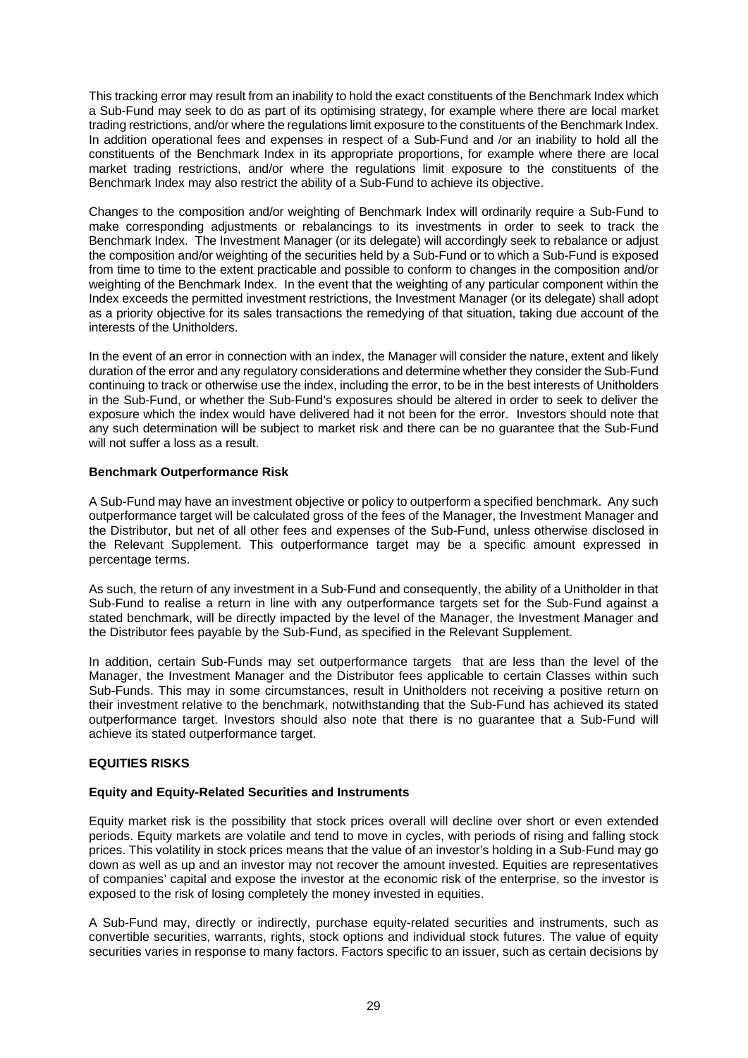This tracking error may result from an inability to hold the exact constituents of the Benchmark Index which a Sub-Fund may seek to do as part of its optimising strategy, for example where there are local market trading restrictions, and/or where the regulations limit exposure to the constituents of the Benchmark Index. In addition operational fees and expenses in respect of a Sub-Fund and /or an inability to hold all the constituents of the Benchmark Index in its appropriate proportions, for example where there are local market trading restrictions, and/or where the regulations limit exposure to the constituents of the Benchmark Index may also restrict the ability of a Sub-Fund to achieve its objective.

Changes to the composition and/or weighting of Benchmark Index will ordinarily require a Sub-Fund to make corresponding adjustments or rebalancings to its investments in order to seek to track the Benchmark Index. The Investment Manager (or its delegate) will accordingly seek to rebalance or adjust the composition and/or weighting of the securities held by a Sub-Fund or to which a Sub-Fund is exposed from time to time to the extent practicable and possible to conform to changes in the composition and/or weighting of the Benchmark Index. In the event that the weighting of any particular component within the Index exceeds the permitted investment restrictions, the Investment Manager (or its delegate) shall adopt as a priority objective for its sales transactions the remedying of that situation, taking due account of the interests of the Unitholders.

In the event of an error in connection with an index, the Manager will consider the nature, extent and likely duration of the error and any regulatory considerations and determine whether they consider the Sub-Fund continuing to track or otherwise use the index, including the error, to be in the best interests of Unitholders in the Sub-Fund, or whether the Sub-Fund's exposures should be altered in order to seek to deliver the exposure which the index would have delivered had it not been for the error. Investors should note that any such determination will be subject to market risk and there can be no guarantee that the Sub-Fund will not suffer a loss as a result.

**Benchmark Outperformance Risk**

A Sub-Fund may have an investment objective or policy to outperform a specified benchmark. Any such outperformance target will be calculated gross of the fees of the Manager, the Investment Manager and the Distributor, but net of all other fees and expenses of the Sub-Fund, unless otherwise disclosed in the Relevant Supplement. This outperformance target may be a specific amount expressed in percentage terms.

As such, the return of any investment in a Sub-Fund and consequently, the ability of a Unitholder in that Sub-Fund to realise a return in line with any outperformance targets set for the Sub-Fund against a stated benchmark, will be directly impacted by the level of the Manager, the Investment Manager and the Distributor fees payable by the Sub-Fund, as specified in the Relevant Supplement.

In addition, certain Sub-Funds may set outperformance targets that are less than the level of the Manager, the Investment Manager and the Distributor fees applicable to certain Classes within such Sub-Funds. This may in some circumstances, result in Unitholders not receiving a positive return on their investment relative to the benchmark, notwithstanding that the Sub-Fund has achieved its stated outperformance target. Investors should also note that there is no guarantee that a Sub-Fund will achieve its stated outperformance target.

## EQUITIES RISKS

**Equity and Equity-Related Securities and Instruments**

Equity market risk is the possibility that stock prices overall will decline over short or even extended periods. Equity markets are volatile and tend to move in cycles, with periods of rising and falling stock prices. This volatility in stock prices means that the value of an investor's holding in a Sub-Fund may go down as well as up and an investor may not recover the amount invested. Equities are representatives of companies' capital and expose the investor at the economic risk of the enterprise, so the investor is exposed to the risk of losing completely the money invested in equities.

A Sub-Fund may, directly or indirectly, purchase equity-related securities and instruments, such as convertible securities, warrants, rights, stock options and individual stock futures. The value of equity securities varies in response to many factors. Factors specific to an issuer, such as certain decisions by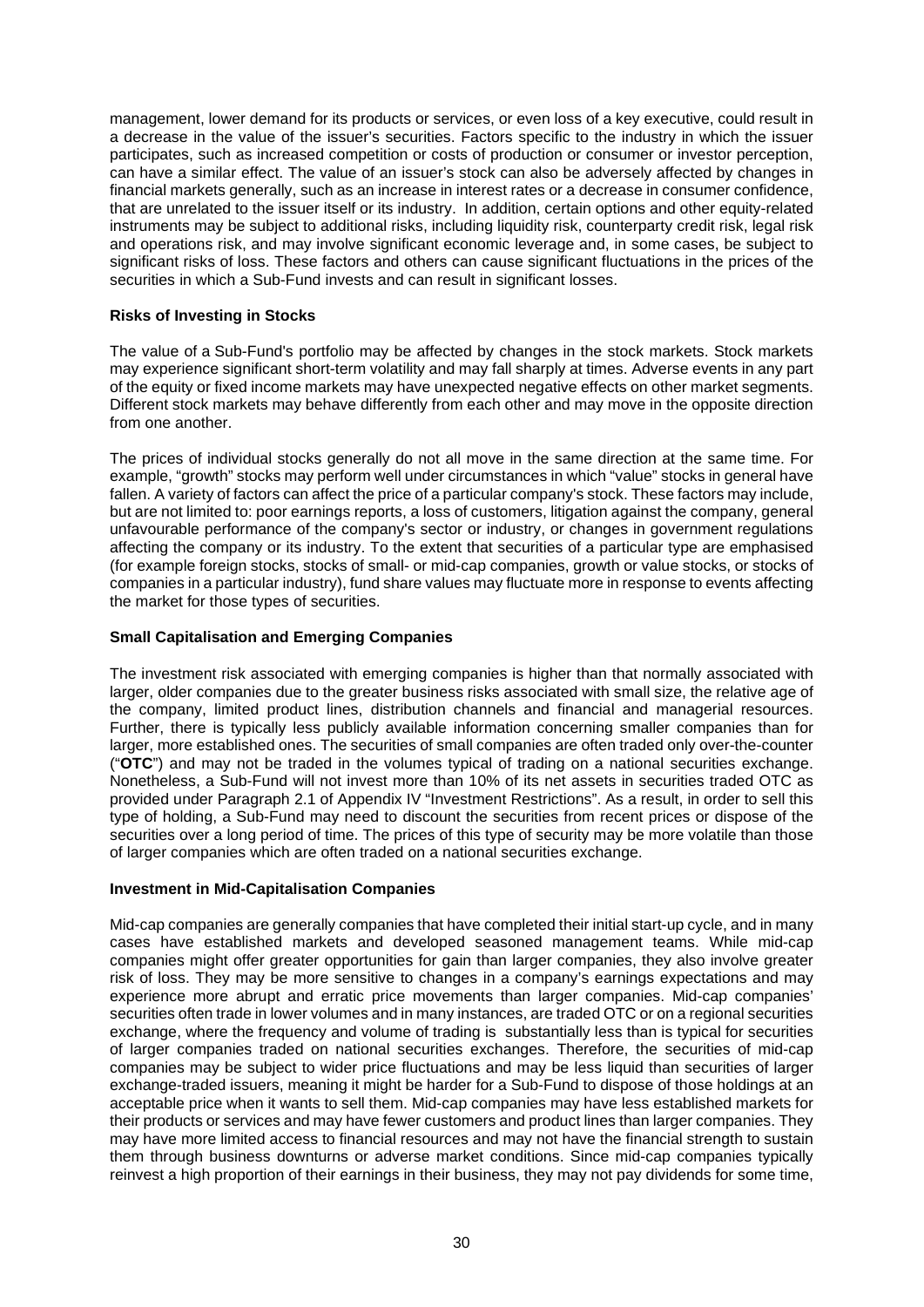management, lower demand for its products or services, or even loss of a key executive, could result in a decrease in the value of the issuer's securities. Factors specific to the industry in which the issuer participates, such as increased competition or costs of production or consumer or investor perception, can have a similar effect. The value of an issuer's stock can also be adversely affected by changes in financial markets generally, such as an increase in interest rates or a decrease in consumer confidence, that are unrelated to the issuer itself or its industry. In addition, certain options and other equity-related instruments may be subject to additional risks, including liquidity risk, counterparty credit risk, legal risk and operations risk, and may involve significant economic leverage and, in some cases, be subject to significant risks of loss. These factors and others can cause significant fluctuations in the prices of the securities in which a Sub-Fund invests and can result in significant losses.

**Risks of Investing in Stocks**

The value of a Sub-Fund's portfolio may be affected by changes in the stock markets. Stock markets may experience significant short-term volatility and may fall sharply at times. Adverse events in any part of the equity or fixed income markets may have unexpected negative effects on other market segments. Different stock markets may behave differently from each other and may move in the opposite direction from one another.

The prices of individual stocks generally do not all move in the same direction at the same time. For example, "growth" stocks may perform well under circumstances in which "value" stocks in general have fallen. A variety of factors can affect the price of a particular company's stock. These factors may include, but are not limited to: poor earnings reports, a loss of customers, litigation against the company, general unfavourable performance of the company's sector or industry, or changes in government regulations affecting the company or its industry. To the extent that securities of a particular type are emphasised (for example foreign stocks, stocks of small- or mid-cap companies, growth or value stocks, or stocks of companies in a particular industry), fund share values may fluctuate more in response to events affecting the market for those types of securities.

**Small Capitalisation and Emerging Companies**

The investment risk associated with emerging companies is higher than that normally associated with larger, older companies due to the greater business risks associated with small size, the relative age of the company, limited product lines, distribution channels and financial and managerial resources. Further, there is typically less publicly available information concerning smaller companies than for larger, more established ones. The securities of small companies are often traded only over-the-counter ("**OTC**") and may not be traded in the volumes typical of trading on a national securities exchange. Nonetheless, a Sub-Fund will not invest more than 10% of its net assets in securities traded OTC as provided under Paragraph 2.1 of Appendix IV "Investment Restrictions". As a result, in order to sell this type of holding, a Sub-Fund may need to discount the securities from recent prices or dispose of the securities over a long period of time. The prices of this type of security may be more volatile than those of larger companies which are often traded on a national securities exchange.

**Investment in Mid-Capitalisation Companies**

Mid-cap companies are generally companies that have completed their initial start-up cycle, and in many cases have established markets and developed seasoned management teams. While mid-cap companies might offer greater opportunities for gain than larger companies, they also involve greater risk of loss. They may be more sensitive to changes in a company's earnings expectations and may experience more abrupt and erratic price movements than larger companies. Mid-cap companies' securities often trade in lower volumes and in many instances, are traded OTC or on a regional securities exchange, where the frequency and volume of trading is substantially less than is typical for securities of larger companies traded on national securities exchanges. Therefore, the securities of mid-cap companies may be subject to wider price fluctuations and may be less liquid than securities of larger exchange-traded issuers, meaning it might be harder for a Sub-Fund to dispose of those holdings at an acceptable price when it wants to sell them. Mid-cap companies may have less established markets for their products or services and may have fewer customers and product lines than larger companies. They may have more limited access to financial resources and may not have the financial strength to sustain them through business downturns or adverse market conditions. Since mid-cap companies typically reinvest a high proportion of their earnings in their business, they may not pay dividends for some time,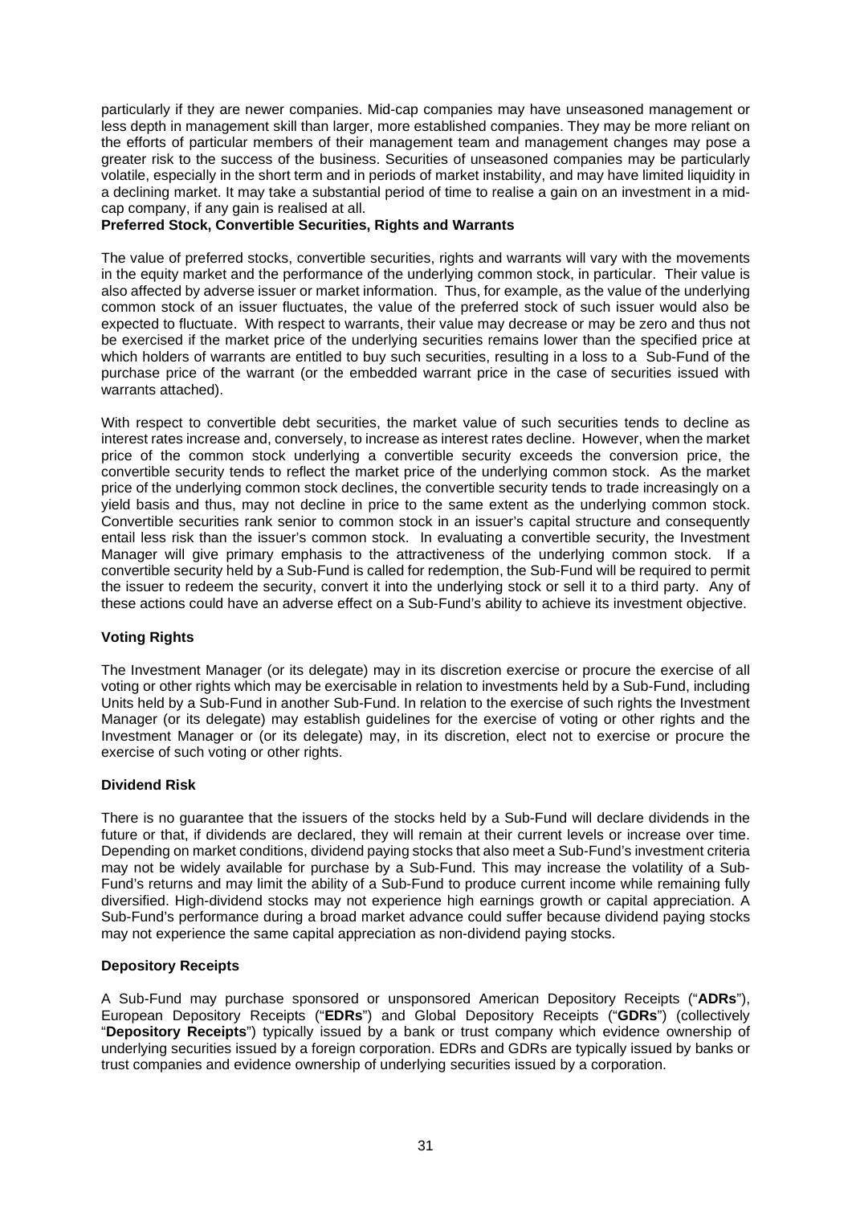particularly if they are newer companies. Mid-cap companies may have unseasoned management or less depth in management skill than larger, more established companies. They may be more reliant on the efforts of particular members of their management team and management changes may pose a greater risk to the success of the business. Securities of unseasoned companies may be particularly volatile, especially in the short term and in periods of market instability, and may have limited liquidity in a declining market. It may take a substantial period of time to realise a gain on an investment in a mid-cap company, if any gain is realised at all.

**Preferred Stock, Convertible Securities, Rights and Warrants**

The value of preferred stocks, convertible securities, rights and warrants will vary with the movements in the equity market and the performance of the underlying common stock, in particular. Their value is also affected by adverse issuer or market information. Thus, for example, as the value of the underlying common stock of an issuer fluctuates, the value of the preferred stock of such issuer would also be expected to fluctuate. With respect to warrants, their value may decrease or may be zero and thus not be exercised if the market price of the underlying securities remains lower than the specified price at which holders of warrants are entitled to buy such securities, resulting in a loss to a Sub-Fund of the purchase price of the warrant (or the embedded warrant price in the case of securities issued with warrants attached).

With respect to convertible debt securities, the market value of such securities tends to decline as interest rates increase and, conversely, to increase as interest rates decline. However, when the market price of the common stock underlying a convertible security exceeds the conversion price, the convertible security tends to reflect the market price of the underlying common stock. As the market price of the underlying common stock declines, the convertible security tends to trade increasingly on a yield basis and thus, may not decline in price to the same extent as the underlying common stock. Convertible securities rank senior to common stock in an issuer's capital structure and consequently entail less risk than the issuer's common stock. In evaluating a convertible security, the Investment Manager will give primary emphasis to the attractiveness of the underlying common stock. If a convertible security held by a Sub-Fund is called for redemption, the Sub-Fund will be required to permit the issuer to redeem the security, convert it into the underlying stock or sell it to a third party. Any of these actions could have an adverse effect on a Sub-Fund's ability to achieve its investment objective.

**Voting Rights**

The Investment Manager (or its delegate) may in its discretion exercise or procure the exercise of all voting or other rights which may be exercisable in relation to investments held by a Sub-Fund, including Units held by a Sub-Fund in another Sub-Fund. In relation to the exercise of such rights the Investment Manager (or its delegate) may establish guidelines for the exercise of voting or other rights and the Investment Manager or (or its delegate) may, in its discretion, elect not to exercise or procure the exercise of such voting or other rights.

**Dividend Risk**

There is no guarantee that the issuers of the stocks held by a Sub-Fund will declare dividends in the future or that, if dividends are declared, they will remain at their current levels or increase over time. Depending on market conditions, dividend paying stocks that also meet a Sub-Fund's investment criteria may not be widely available for purchase by a Sub-Fund. This may increase the volatility of a Sub-Fund's returns and may limit the ability of a Sub-Fund to produce current income while remaining fully diversified. High-dividend stocks may not experience high earnings growth or capital appreciation. A Sub-Fund's performance during a broad market advance could suffer because dividend paying stocks may not experience the same capital appreciation as non-dividend paying stocks.

**Depository Receipts**

A Sub-Fund may purchase sponsored or unsponsored American Depository Receipts ("**ADRs**"), European Depository Receipts ("**EDRs**") and Global Depository Receipts ("**GDRs**") (collectively "**Depository Receipts**") typically issued by a bank or trust company which evidence ownership of underlying securities issued by a foreign corporation. EDRs and GDRs are typically issued by banks or trust companies and evidence ownership of underlying securities issued by a corporation.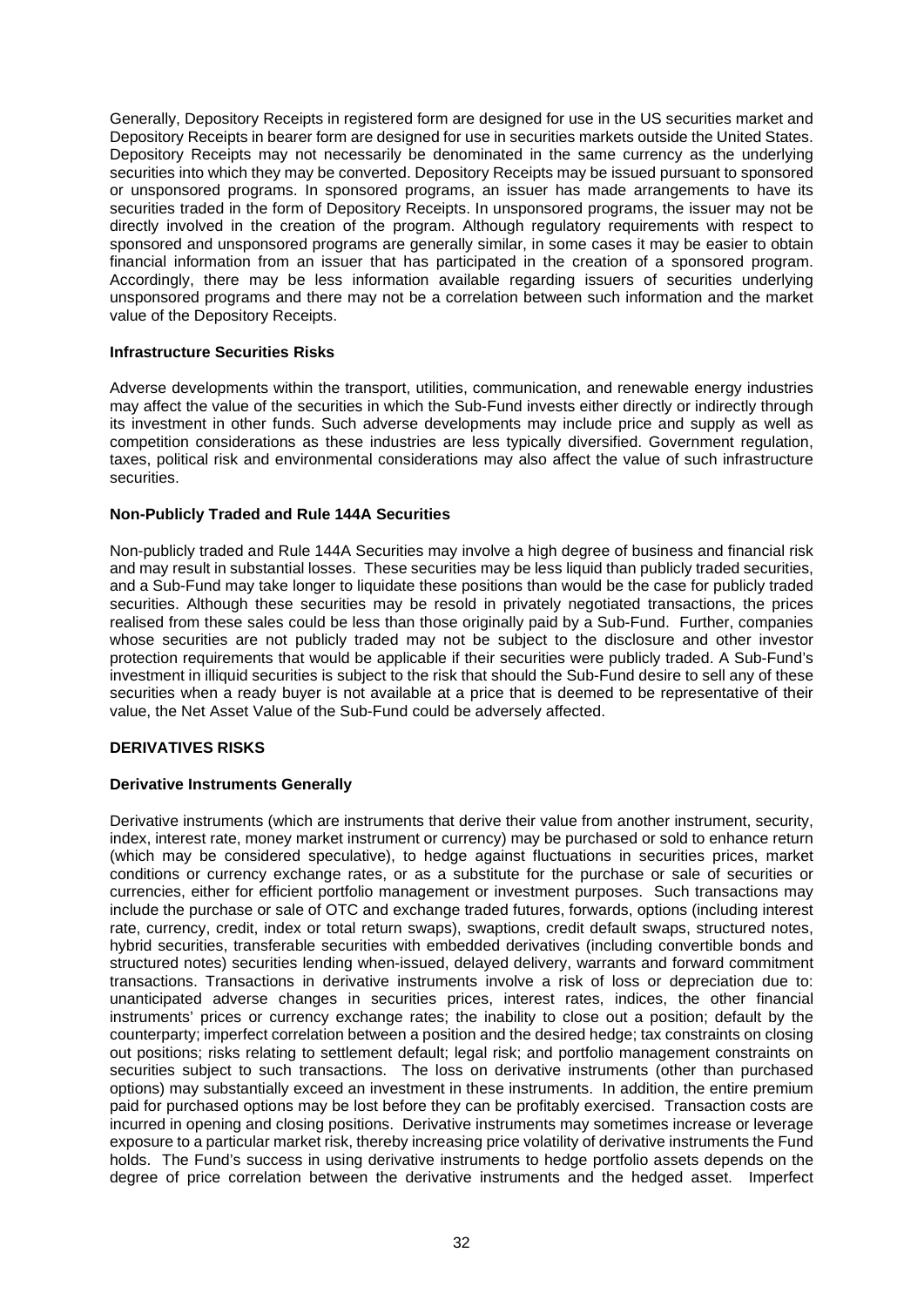Generally, Depository Receipts in registered form are designed for use in the US securities market and Depository Receipts in bearer form are designed for use in securities markets outside the United States. Depository Receipts may not necessarily be denominated in the same currency as the underlying securities into which they may be converted. Depository Receipts may be issued pursuant to sponsored or unsponsored programs. In sponsored programs, an issuer has made arrangements to have its securities traded in the form of Depository Receipts. In unsponsored programs, the issuer may not be directly involved in the creation of the program. Although regulatory requirements with respect to sponsored and unsponsored programs are generally similar, in some cases it may be easier to obtain financial information from an issuer that has participated in the creation of a sponsored program. Accordingly, there may be less information available regarding issuers of securities underlying unsponsored programs and there may not be a correlation between such information and the market value of the Depository Receipts.

**Infrastructure Securities Risks**

Adverse developments within the transport, utilities, communication, and renewable energy industries may affect the value of the securities in which the Sub-Fund invests either directly or indirectly through its investment in other funds. Such adverse developments may include price and supply as well as competition considerations as these industries are less typically diversified. Government regulation, taxes, political risk and environmental considerations may also affect the value of such infrastructure securities.

**Non-Publicly Traded and Rule 144A Securities**

Non-publicly traded and Rule 144A Securities may involve a high degree of business and financial risk and may result in substantial losses. These securities may be less liquid than publicly traded securities, and a Sub-Fund may take longer to liquidate these positions than would be the case for publicly traded securities. Although these securities may be resold in privately negotiated transactions, the prices realised from these sales could be less than those originally paid by a Sub-Fund. Further, companies whose securities are not publicly traded may not be subject to the disclosure and other investor protection requirements that would be applicable if their securities were publicly traded. A Sub-Fund's investment in illiquid securities is subject to the risk that should the Sub-Fund desire to sell any of these securities when a ready buyer is not available at a price that is deemed to be representative of their value, the Net Asset Value of the Sub-Fund could be adversely affected.

**DERIVATIVES RISKS**

**Derivative Instruments Generally**

Derivative instruments (which are instruments that derive their value from another instrument, security, index, interest rate, money market instrument or currency) may be purchased or sold to enhance return (which may be considered speculative), to hedge against fluctuations in securities prices, market conditions or currency exchange rates, or as a substitute for the purchase or sale of securities or currencies, either for efficient portfolio management or investment purposes. Such transactions may include the purchase or sale of OTC and exchange traded futures, forwards, options (including interest rate, currency, credit, index or total return swaps), swaptions, credit default swaps, structured notes, hybrid securities, transferable securities with embedded derivatives (including convertible bonds and structured notes) securities lending when-issued, delayed delivery, warrants and forward commitment transactions. Transactions in derivative instruments involve a risk of loss or depreciation due to: unanticipated adverse changes in securities prices, interest rates, indices, the other financial instruments' prices or currency exchange rates; the inability to close out a position; default by the counterparty; imperfect correlation between a position and the desired hedge; tax constraints on closing out positions; risks relating to settlement default; legal risk; and portfolio management constraints on securities subject to such transactions. The loss on derivative instruments (other than purchased options) may substantially exceed an investment in these instruments. In addition, the entire premium paid for purchased options may be lost before they can be profitably exercised. Transaction costs are incurred in opening and closing positions. Derivative instruments may sometimes increase or leverage exposure to a particular market risk, thereby increasing price volatility of derivative instruments the Fund holds. The Fund's success in using derivative instruments to hedge portfolio assets depends on the degree of price correlation between the derivative instruments and the hedged asset. Imperfect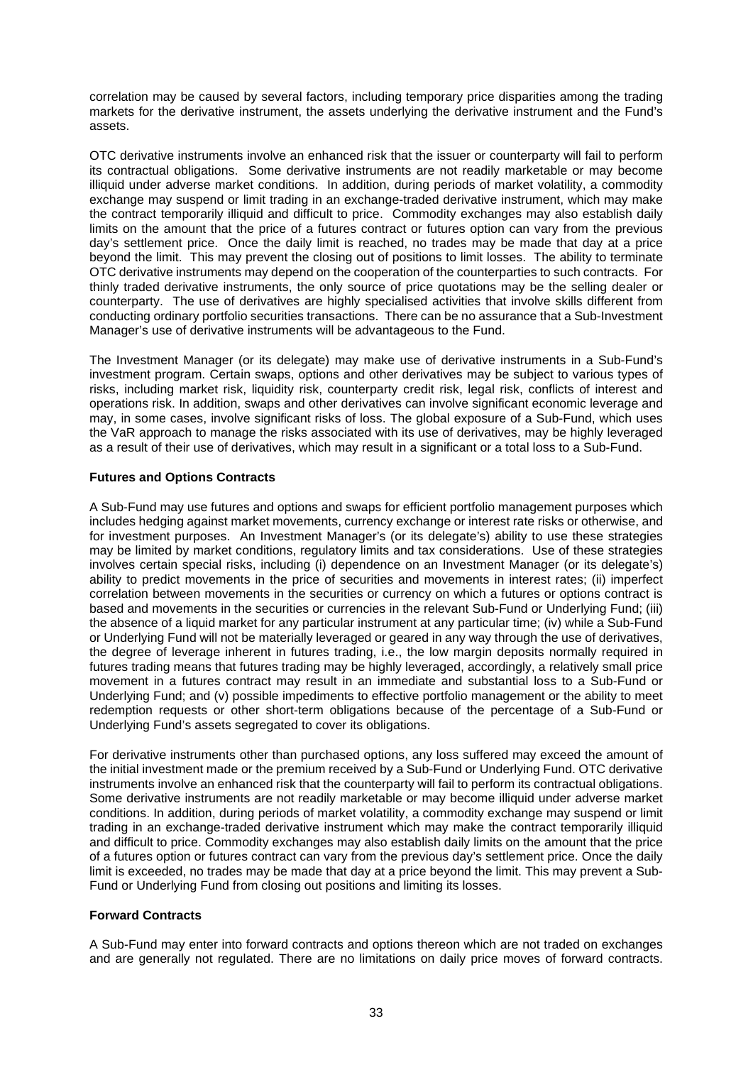correlation may be caused by several factors, including temporary price disparities among the trading markets for the derivative instrument, the assets underlying the derivative instrument and the Fund's assets.

OTC derivative instruments involve an enhanced risk that the issuer or counterparty will fail to perform its contractual obligations. Some derivative instruments are not readily marketable or may become illiquid under adverse market conditions. In addition, during periods of market volatility, a commodity exchange may suspend or limit trading in an exchange-traded derivative instrument, which may make the contract temporarily illiquid and difficult to price. Commodity exchanges may also establish daily limits on the amount that the price of a futures contract or futures option can vary from the previous day's settlement price. Once the daily limit is reached, no trades may be made that day at a price beyond the limit. This may prevent the closing out of positions to limit losses. The ability to terminate OTC derivative instruments may depend on the cooperation of the counterparties to such contracts. For thinly traded derivative instruments, the only source of price quotations may be the selling dealer or counterparty. The use of derivatives are highly specialised activities that involve skills different from conducting ordinary portfolio securities transactions. There can be no assurance that a Sub-Investment Manager's use of derivative instruments will be advantageous to the Fund.

The Investment Manager (or its delegate) may make use of derivative instruments in a Sub-Fund's investment program. Certain swaps, options and other derivatives may be subject to various types of risks, including market risk, liquidity risk, counterparty credit risk, legal risk, conflicts of interest and operations risk. In addition, swaps and other derivatives can involve significant economic leverage and may, in some cases, involve significant risks of loss. The global exposure of a Sub-Fund, which uses the VaR approach to manage the risks associated with its use of derivatives, may be highly leveraged as a result of their use of derivatives, which may result in a significant or a total loss to a Sub-Fund.

**Futures and Options Contracts**

A Sub-Fund may use futures and options and swaps for efficient portfolio management purposes which includes hedging against market movements, currency exchange or interest rate risks or otherwise, and for investment purposes. An Investment Manager's (or its delegate's) ability to use these strategies may be limited by market conditions, regulatory limits and tax considerations. Use of these strategies involves certain special risks, including (i) dependence on an Investment Manager (or its delegate's) ability to predict movements in the price of securities and movements in interest rates; (ii) imperfect correlation between movements in the securities or currency on which a futures or options contract is based and movements in the securities or currencies in the relevant Sub-Fund or Underlying Fund; (iii) the absence of a liquid market for any particular instrument at any particular time; (iv) while a Sub-Fund or Underlying Fund will not be materially leveraged or geared in any way through the use of derivatives, the degree of leverage inherent in futures trading, i.e., the low margin deposits normally required in futures trading means that futures trading may be highly leveraged, accordingly, a relatively small price movement in a futures contract may result in an immediate and substantial loss to a Sub-Fund or Underlying Fund; and (v) possible impediments to effective portfolio management or the ability to meet redemption requests or other short-term obligations because of the percentage of a Sub-Fund or Underlying Fund's assets segregated to cover its obligations.

For derivative instruments other than purchased options, any loss suffered may exceed the amount of the initial investment made or the premium received by a Sub-Fund or Underlying Fund. OTC derivative instruments involve an enhanced risk that the counterparty will fail to perform its contractual obligations. Some derivative instruments are not readily marketable or may become illiquid under adverse market conditions. In addition, during periods of market volatility, a commodity exchange may suspend or limit trading in an exchange-traded derivative instrument which may make the contract temporarily illiquid and difficult to price. Commodity exchanges may also establish daily limits on the amount that the price of a futures option or futures contract can vary from the previous day's settlement price. Once the daily limit is exceeded, no trades may be made that day at a price beyond the limit. This may prevent a Sub-Fund or Underlying Fund from closing out positions and limiting its losses.

**Forward Contracts**

A Sub-Fund may enter into forward contracts and options thereon which are not traded on exchanges and are generally not regulated. There are no limitations on daily price moves of forward contracts.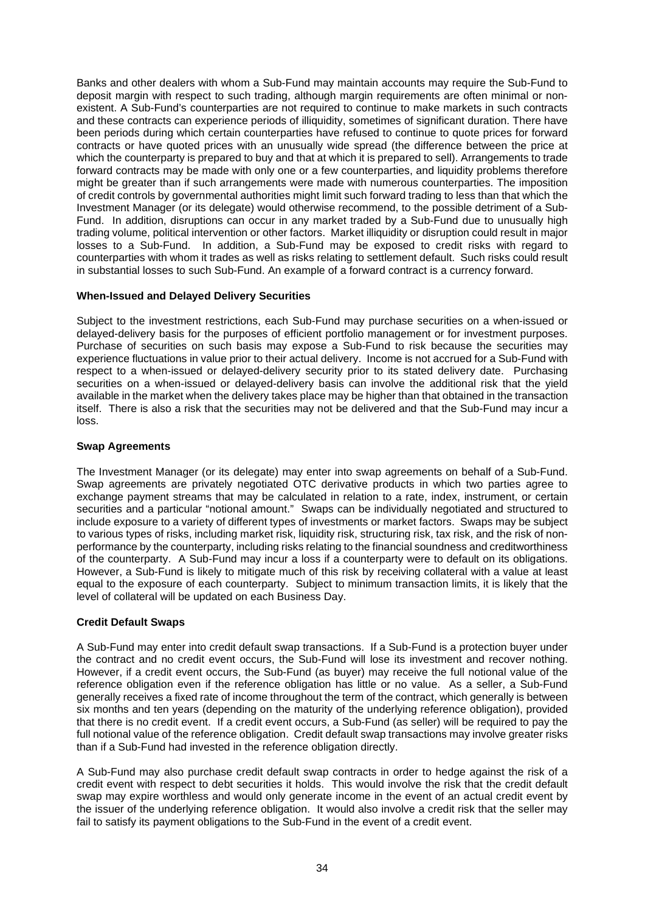Banks and other dealers with whom a Sub-Fund may maintain accounts may require the Sub-Fund to deposit margin with respect to such trading, although margin requirements are often minimal or non-existent. A Sub-Fund's counterparties are not required to continue to make markets in such contracts and these contracts can experience periods of illiquidity, sometimes of significant duration. There have been periods during which certain counterparties have refused to continue to quote prices for forward contracts or have quoted prices with an unusually wide spread (the difference between the price at which the counterparty is prepared to buy and that at which it is prepared to sell). Arrangements to trade forward contracts may be made with only one or a few counterparties, and liquidity problems therefore might be greater than if such arrangements were made with numerous counterparties. The imposition of credit controls by governmental authorities might limit such forward trading to less than that which the Investment Manager (or its delegate) would otherwise recommend, to the possible detriment of a Sub-Fund. In addition, disruptions can occur in any market traded by a Sub-Fund due to unusually high trading volume, political intervention or other factors. Market illiquidity or disruption could result in major losses to a Sub-Fund. In addition, a Sub-Fund may be exposed to credit risks with regard to counterparties with whom it trades as well as risks relating to settlement default. Such risks could result in substantial losses to such Sub-Fund. An example of a forward contract is a currency forward.

**When-Issued and Delayed Delivery Securities**

Subject to the investment restrictions, each Sub-Fund may purchase securities on a when-issued or delayed-delivery basis for the purposes of efficient portfolio management or for investment purposes. Purchase of securities on such basis may expose a Sub-Fund to risk because the securities may experience fluctuations in value prior to their actual delivery. Income is not accrued for a Sub-Fund with respect to a when-issued or delayed-delivery security prior to its stated delivery date. Purchasing securities on a when-issued or delayed-delivery basis can involve the additional risk that the yield available in the market when the delivery takes place may be higher than that obtained in the transaction itself. There is also a risk that the securities may not be delivered and that the Sub-Fund may incur a loss.

**Swap Agreements**

The Investment Manager (or its delegate) may enter into swap agreements on behalf of a Sub-Fund. Swap agreements are privately negotiated OTC derivative products in which two parties agree to exchange payment streams that may be calculated in relation to a rate, index, instrument, or certain securities and a particular "notional amount." Swaps can be individually negotiated and structured to include exposure to a variety of different types of investments or market factors. Swaps may be subject to various types of risks, including market risk, liquidity risk, structuring risk, tax risk, and the risk of non-performance by the counterparty, including risks relating to the financial soundness and creditworthiness of the counterparty. A Sub-Fund may incur a loss if a counterparty were to default on its obligations. However, a Sub-Fund is likely to mitigate much of this risk by receiving collateral with a value at least equal to the exposure of each counterparty. Subject to minimum transaction limits, it is likely that the level of collateral will be updated on each Business Day.

**Credit Default Swaps**

A Sub-Fund may enter into credit default swap transactions. If a Sub-Fund is a protection buyer under the contract and no credit event occurs, the Sub-Fund will lose its investment and recover nothing. However, if a credit event occurs, the Sub-Fund (as buyer) may receive the full notional value of the reference obligation even if the reference obligation has little or no value. As a seller, a Sub-Fund generally receives a fixed rate of income throughout the term of the contract, which generally is between six months and ten years (depending on the maturity of the underlying reference obligation), provided that there is no credit event. If a credit event occurs, a Sub-Fund (as seller) will be required to pay the full notional value of the reference obligation. Credit default swap transactions may involve greater risks than if a Sub-Fund had invested in the reference obligation directly.

A Sub-Fund may also purchase credit default swap contracts in order to hedge against the risk of a credit event with respect to debt securities it holds. This would involve the risk that the credit default swap may expire worthless and would only generate income in the event of an actual credit event by the issuer of the underlying reference obligation. It would also involve a credit risk that the seller may fail to satisfy its payment obligations to the Sub-Fund in the event of a credit event.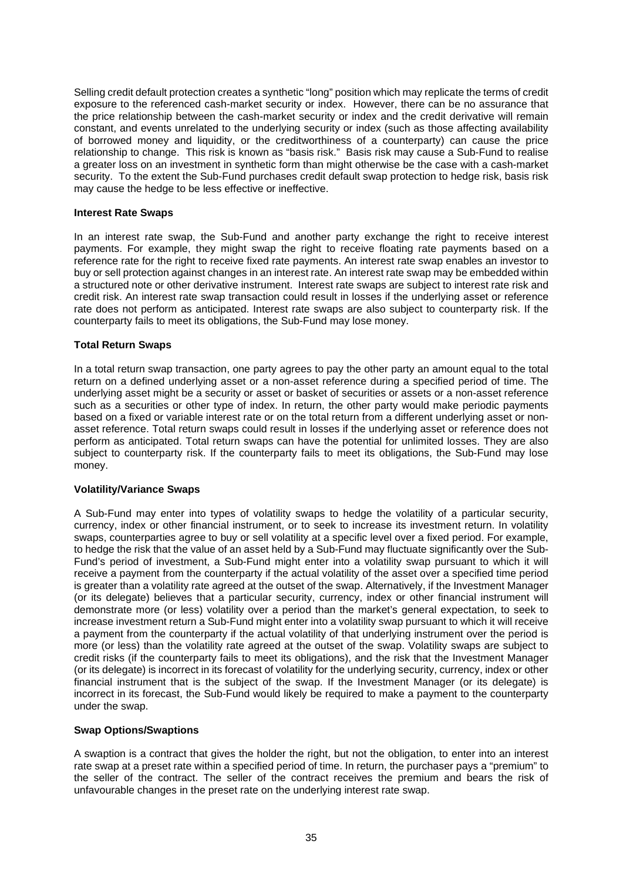Selling credit default protection creates a synthetic "long" position which may replicate the terms of credit exposure to the referenced cash-market security or index. However, there can be no assurance that the price relationship between the cash-market security or index and the credit derivative will remain constant, and events unrelated to the underlying security or index (such as those affecting availability of borrowed money and liquidity, or the creditworthiness of a counterparty) can cause the price relationship to change. This risk is known as "basis risk." Basis risk may cause a Sub-Fund to realise a greater loss on an investment in synthetic form than might otherwise be the case with a cash-market security. To the extent the Sub-Fund purchases credit default swap protection to hedge risk, basis risk may cause the hedge to be less effective or ineffective.

**Interest Rate Swaps**

In an interest rate swap, the Sub-Fund and another party exchange the right to receive interest payments. For example, they might swap the right to receive floating rate payments based on a reference rate for the right to receive fixed rate payments. An interest rate swap enables an investor to buy or sell protection against changes in an interest rate. An interest rate swap may be embedded within a structured note or other derivative instrument. Interest rate swaps are subject to interest rate risk and credit risk. An interest rate swap transaction could result in losses if the underlying asset or reference rate does not perform as anticipated. Interest rate swaps are also subject to counterparty risk. If the counterparty fails to meet its obligations, the Sub-Fund may lose money.

**Total Return Swaps**

In a total return swap transaction, one party agrees to pay the other party an amount equal to the total return on a defined underlying asset or a non-asset reference during a specified period of time. The underlying asset might be a security or asset or basket of securities or assets or a non-asset reference such as a securities or other type of index. In return, the other party would make periodic payments based on a fixed or variable interest rate or on the total return from a different underlying asset or non-asset reference. Total return swaps could result in losses if the underlying asset or reference does not perform as anticipated. Total return swaps can have the potential for unlimited losses. They are also subject to counterparty risk. If the counterparty fails to meet its obligations, the Sub-Fund may lose money.

**Volatility/Variance Swaps**

A Sub-Fund may enter into types of volatility swaps to hedge the volatility of a particular security, currency, index or other financial instrument, or to seek to increase its investment return. In volatility swaps, counterparties agree to buy or sell volatility at a specific level over a fixed period. For example, to hedge the risk that the value of an asset held by a Sub-Fund may fluctuate significantly over the Sub-Fund's period of investment, a Sub-Fund might enter into a volatility swap pursuant to which it will receive a payment from the counterparty if the actual volatility of the asset over a specified time period is greater than a volatility rate agreed at the outset of the swap. Alternatively, if the Investment Manager (or its delegate) believes that a particular security, currency, index or other financial instrument will demonstrate more (or less) volatility over a period than the market's general expectation, to seek to increase investment return a Sub-Fund might enter into a volatility swap pursuant to which it will receive a payment from the counterparty if the actual volatility of that underlying instrument over the period is more (or less) than the volatility rate agreed at the outset of the swap. Volatility swaps are subject to credit risks (if the counterparty fails to meet its obligations), and the risk that the Investment Manager (or its delegate) is incorrect in its forecast of volatility for the underlying security, currency, index or other financial instrument that is the subject of the swap. If the Investment Manager (or its delegate) is incorrect in its forecast, the Sub-Fund would likely be required to make a payment to the counterparty under the swap.

**Swap Options/Swaptions**

A swaption is a contract that gives the holder the right, but not the obligation, to enter into an interest rate swap at a preset rate within a specified period of time. In return, the purchaser pays a "premium" to the seller of the contract. The seller of the contract receives the premium and bears the risk of unfavourable changes in the preset rate on the underlying interest rate swap.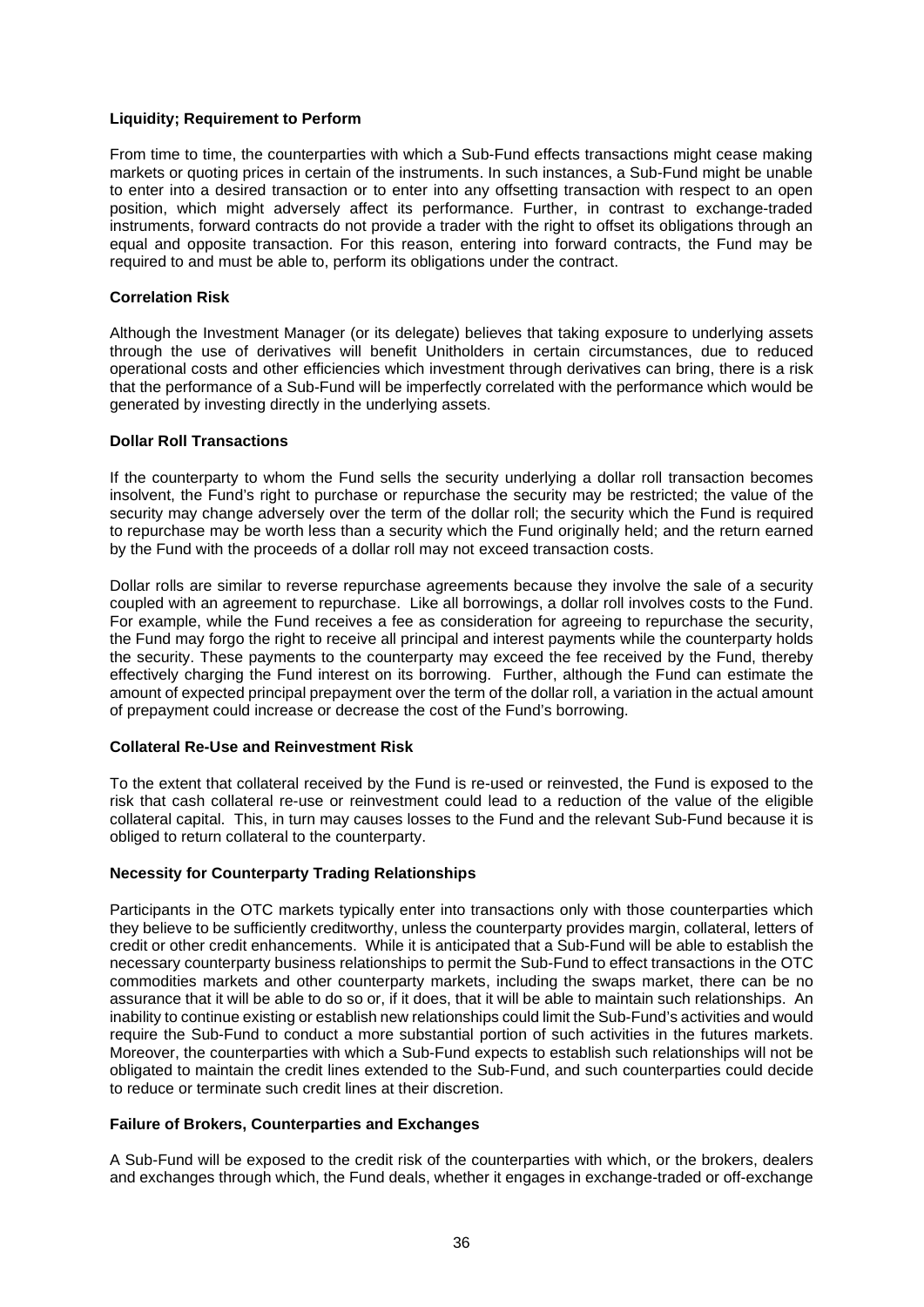**Liquidity; Requirement to Perform**

From time to time, the counterparties with which a Sub-Fund effects transactions might cease making markets or quoting prices in certain of the instruments. In such instances, a Sub-Fund might be unable to enter into a desired transaction or to enter into any offsetting transaction with respect to an open position, which might adversely affect its performance. Further, in contrast to exchange-traded instruments, forward contracts do not provide a trader with the right to offset its obligations through an equal and opposite transaction. For this reason, entering into forward contracts, the Fund may be required to and must be able to, perform its obligations under the contract.

**Correlation Risk**

Although the Investment Manager (or its delegate) believes that taking exposure to underlying assets through the use of derivatives will benefit Unitholders in certain circumstances, due to reduced operational costs and other efficiencies which investment through derivatives can bring, there is a risk that the performance of a Sub-Fund will be imperfectly correlated with the performance which would be generated by investing directly in the underlying assets.

**Dollar Roll Transactions**

If the counterparty to whom the Fund sells the security underlying a dollar roll transaction becomes insolvent, the Fund's right to purchase or repurchase the security may be restricted; the value of the security may change adversely over the term of the dollar roll; the security which the Fund is required to repurchase may be worth less than a security which the Fund originally held; and the return earned by the Fund with the proceeds of a dollar roll may not exceed transaction costs.

Dollar rolls are similar to reverse repurchase agreements because they involve the sale of a security coupled with an agreement to repurchase. Like all borrowings, a dollar roll involves costs to the Fund. For example, while the Fund receives a fee as consideration for agreeing to repurchase the security, the Fund may forgo the right to receive all principal and interest payments while the counterparty holds the security. These payments to the counterparty may exceed the fee received by the Fund, thereby effectively charging the Fund interest on its borrowing. Further, although the Fund can estimate the amount of expected principal prepayment over the term of the dollar roll, a variation in the actual amount of prepayment could increase or decrease the cost of the Fund's borrowing.

**Collateral Re-Use and Reinvestment Risk**

To the extent that collateral received by the Fund is re-used or reinvested, the Fund is exposed to the risk that cash collateral re-use or reinvestment could lead to a reduction of the value of the eligible collateral capital. This, in turn may causes losses to the Fund and the relevant Sub-Fund because it is obliged to return collateral to the counterparty.

**Necessity for Counterparty Trading Relationships**

Participants in the OTC markets typically enter into transactions only with those counterparties which they believe to be sufficiently creditworthy, unless the counterparty provides margin, collateral, letters of credit or other credit enhancements. While it is anticipated that a Sub-Fund will be able to establish the necessary counterparty business relationships to permit the Sub-Fund to effect transactions in the OTC commodities markets and other counterparty markets, including the swaps market, there can be no assurance that it will be able to do so or, if it does, that it will be able to maintain such relationships. An inability to continue existing or establish new relationships could limit the Sub-Fund's activities and would require the Sub-Fund to conduct a more substantial portion of such activities in the futures markets. Moreover, the counterparties with which a Sub-Fund expects to establish such relationships will not be obligated to maintain the credit lines extended to the Sub-Fund, and such counterparties could decide to reduce or terminate such credit lines at their discretion.

**Failure of Brokers, Counterparties and Exchanges**

A Sub-Fund will be exposed to the credit risk of the counterparties with which, or the brokers, dealers and exchanges through which, the Fund deals, whether it engages in exchange-traded or off-exchange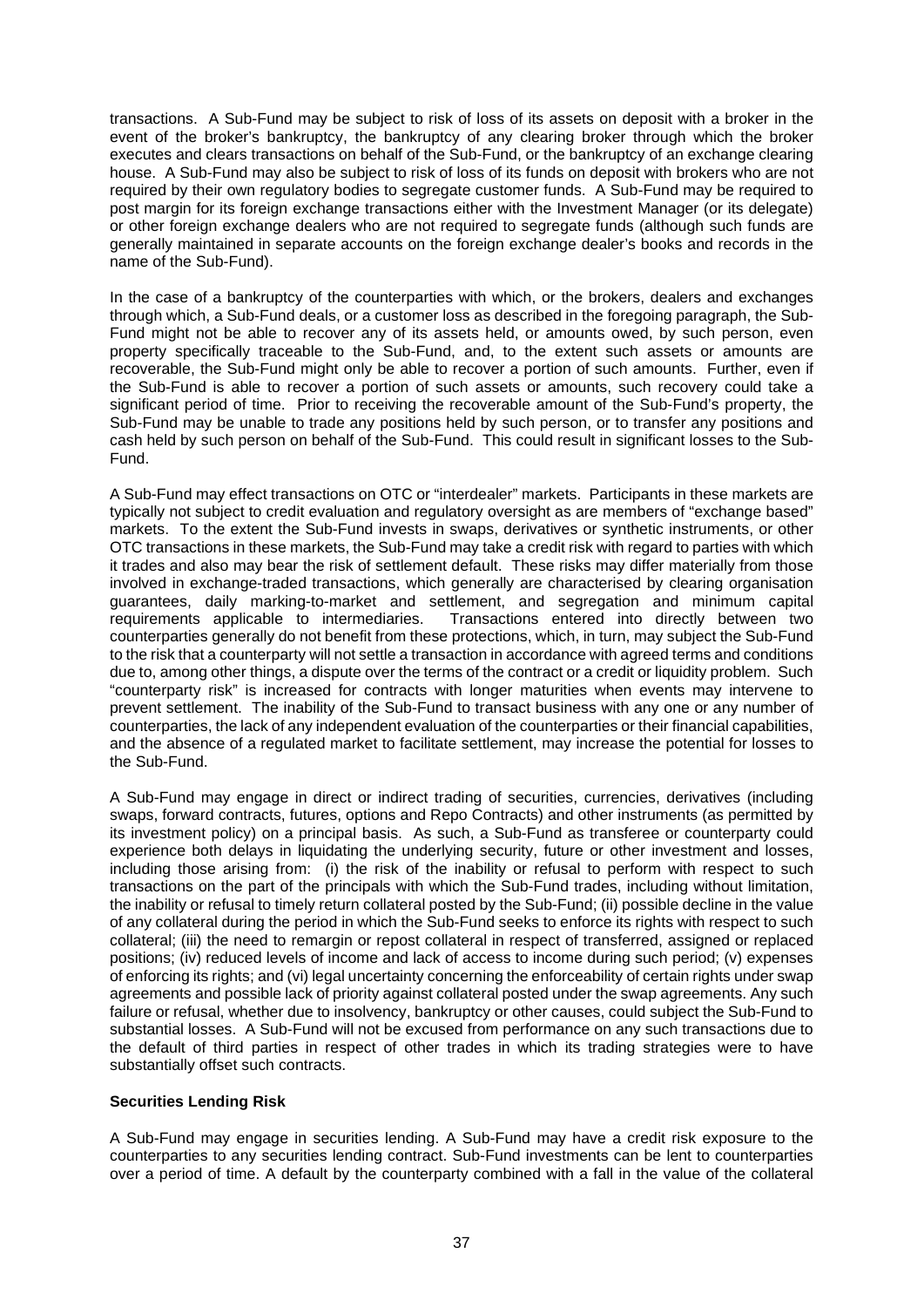transactions. A Sub-Fund may be subject to risk of loss of its assets on deposit with a broker in the event of the broker's bankruptcy, the bankruptcy of any clearing broker through which the broker executes and clears transactions on behalf of the Sub-Fund, or the bankruptcy of an exchange clearing house. A Sub-Fund may also be subject to risk of loss of its funds on deposit with brokers who are not required by their own regulatory bodies to segregate customer funds. A Sub-Fund may be required to post margin for its foreign exchange transactions either with the Investment Manager (or its delegate) or other foreign exchange dealers who are not required to segregate funds (although such funds are generally maintained in separate accounts on the foreign exchange dealer's books and records in the name of the Sub-Fund).

In the case of a bankruptcy of the counterparties with which, or the brokers, dealers and exchanges through which, a Sub-Fund deals, or a customer loss as described in the foregoing paragraph, the Sub-Fund might not be able to recover any of its assets held, or amounts owed, by such person, even property specifically traceable to the Sub-Fund, and, to the extent such assets or amounts are recoverable, the Sub-Fund might only be able to recover a portion of such amounts. Further, even if the Sub-Fund is able to recover a portion of such assets or amounts, such recovery could take a significant period of time. Prior to receiving the recoverable amount of the Sub-Fund's property, the Sub-Fund may be unable to trade any positions held by such person, or to transfer any positions and cash held by such person on behalf of the Sub-Fund. This could result in significant losses to the Sub-Fund.

A Sub-Fund may effect transactions on OTC or "interdealer" markets. Participants in these markets are typically not subject to credit evaluation and regulatory oversight as are members of "exchange based" markets. To the extent the Sub-Fund invests in swaps, derivatives or synthetic instruments, or other OTC transactions in these markets, the Sub-Fund may take a credit risk with regard to parties with which it trades and also may bear the risk of settlement default. These risks may differ materially from those involved in exchange-traded transactions, which generally are characterised by clearing organisation guarantees, daily marking-to-market and settlement, and segregation and minimum capital requirements applicable to intermediaries. Transactions entered into directly between two counterparties generally do not benefit from these protections, which, in turn, may subject the Sub-Fund to the risk that a counterparty will not settle a transaction in accordance with agreed terms and conditions due to, among other things, a dispute over the terms of the contract or a credit or liquidity problem. Such "counterparty risk" is increased for contracts with longer maturities when events may intervene to prevent settlement. The inability of the Sub-Fund to transact business with any one or any number of counterparties, the lack of any independent evaluation of the counterparties or their financial capabilities, and the absence of a regulated market to facilitate settlement, may increase the potential for losses to the Sub-Fund.

A Sub-Fund may engage in direct or indirect trading of securities, currencies, derivatives (including swaps, forward contracts, futures, options and Repo Contracts) and other instruments (as permitted by its investment policy) on a principal basis. As such, a Sub-Fund as transferee or counterparty could experience both delays in liquidating the underlying security, future or other investment and losses, including those arising from: (i) the risk of the inability or refusal to perform with respect to such transactions on the part of the principals with which the Sub-Fund trades, including without limitation, the inability or refusal to timely return collateral posted by the Sub-Fund; (ii) possible decline in the value of any collateral during the period in which the Sub-Fund seeks to enforce its rights with respect to such collateral; (iii) the need to remargin or repost collateral in respect of transferred, assigned or replaced positions; (iv) reduced levels of income and lack of access to income during such period; (v) expenses of enforcing its rights; and (vi) legal uncertainty concerning the enforceability of certain rights under swap agreements and possible lack of priority against collateral posted under the swap agreements. Any such failure or refusal, whether due to insolvency, bankruptcy or other causes, could subject the Sub-Fund to substantial losses. A Sub-Fund will not be excused from performance on any such transactions due to the default of third parties in respect of other trades in which its trading strategies were to have substantially offset such contracts.

**Securities Lending Risk**

A Sub-Fund may engage in securities lending. A Sub-Fund may have a credit risk exposure to the counterparties to any securities lending contract. Sub-Fund investments can be lent to counterparties over a period of time. A default by the counterparty combined with a fall in the value of the collateral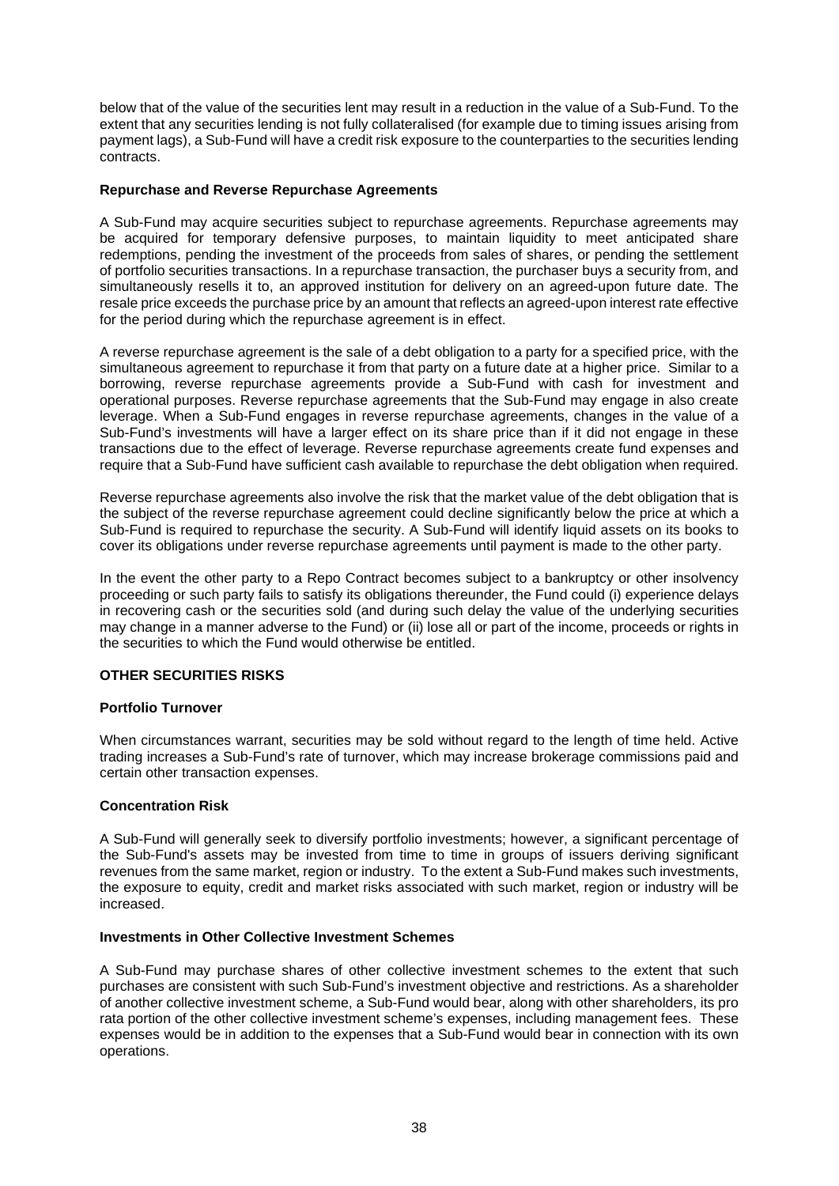below that of the value of the securities lent may result in a reduction in the value of a Sub-Fund. To the extent that any securities lending is not fully collateralised (for example due to timing issues arising from payment lags), a Sub-Fund will have a credit risk exposure to the counterparties to the securities lending contracts.

**Repurchase and Reverse Repurchase Agreements**

A Sub-Fund may acquire securities subject to repurchase agreements. Repurchase agreements may be acquired for temporary defensive purposes, to maintain liquidity to meet anticipated share redemptions, pending the investment of the proceeds from sales of shares, or pending the settlement of portfolio securities transactions. In a repurchase transaction, the purchaser buys a security from, and simultaneously resells it to, an approved institution for delivery on an agreed-upon future date. The resale price exceeds the purchase price by an amount that reflects an agreed-upon interest rate effective for the period during which the repurchase agreement is in effect.

A reverse repurchase agreement is the sale of a debt obligation to a party for a specified price, with the simultaneous agreement to repurchase it from that party on a future date at a higher price. Similar to a borrowing, reverse repurchase agreements provide a Sub-Fund with cash for investment and operational purposes. Reverse repurchase agreements that the Sub-Fund may engage in also create leverage. When a Sub-Fund engages in reverse repurchase agreements, changes in the value of a Sub-Fund's investments will have a larger effect on its share price than if it did not engage in these transactions due to the effect of leverage. Reverse repurchase agreements create fund expenses and require that a Sub-Fund have sufficient cash available to repurchase the debt obligation when required.

Reverse repurchase agreements also involve the risk that the market value of the debt obligation that is the subject of the reverse repurchase agreement could decline significantly below the price at which a Sub-Fund is required to repurchase the security. A Sub-Fund will identify liquid assets on its books to cover its obligations under reverse repurchase agreements until payment is made to the other party.

In the event the other party to a Repo Contract becomes subject to a bankruptcy or other insolvency proceeding or such party fails to satisfy its obligations thereunder, the Fund could (i) experience delays in recovering cash or the securities sold (and during such delay the value of the underlying securities may change in a manner adverse to the Fund) or (ii) lose all or part of the income, proceeds or rights in the securities to which the Fund would otherwise be entitled.

**OTHER SECURITIES RISKS**

**Portfolio Turnover**

When circumstances warrant, securities may be sold without regard to the length of time held. Active trading increases a Sub-Fund's rate of turnover, which may increase brokerage commissions paid and certain other transaction expenses.

**Concentration Risk**

A Sub-Fund will generally seek to diversify portfolio investments; however, a significant percentage of the Sub-Fund's assets may be invested from time to time in groups of issuers deriving significant revenues from the same market, region or industry. To the extent a Sub-Fund makes such investments, the exposure to equity, credit and market risks associated with such market, region or industry will be increased.

**Investments in Other Collective Investment Schemes**

A Sub-Fund may purchase shares of other collective investment schemes to the extent that such purchases are consistent with such Sub-Fund's investment objective and restrictions. As a shareholder of another collective investment scheme, a Sub-Fund would bear, along with other shareholders, its pro rata portion of the other collective investment scheme's expenses, including management fees. These expenses would be in addition to the expenses that a Sub-Fund would bear in connection with its own operations.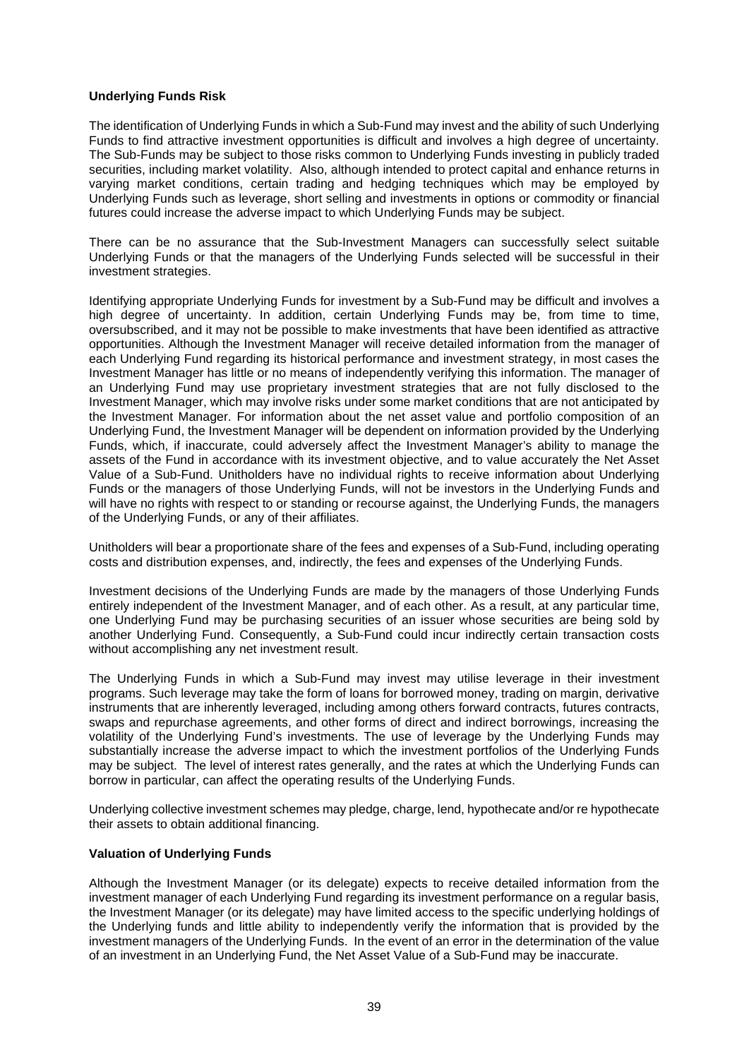**Underlying Funds Risk**

The identification of Underlying Funds in which a Sub-Fund may invest and the ability of such Underlying Funds to find attractive investment opportunities is difficult and involves a high degree of uncertainty. The Sub-Funds may be subject to those risks common to Underlying Funds investing in publicly traded securities, including market volatility. Also, although intended to protect capital and enhance returns in varying market conditions, certain trading and hedging techniques which may be employed by Underlying Funds such as leverage, short selling and investments in options or commodity or financial futures could increase the adverse impact to which Underlying Funds may be subject.

There can be no assurance that the Sub-Investment Managers can successfully select suitable Underlying Funds or that the managers of the Underlying Funds selected will be successful in their investment strategies.

Identifying appropriate Underlying Funds for investment by a Sub-Fund may be difficult and involves a high degree of uncertainty. In addition, certain Underlying Funds may be, from time to time, oversubscribed, and it may not be possible to make investments that have been identified as attractive opportunities. Although the Investment Manager will receive detailed information from the manager of each Underlying Fund regarding its historical performance and investment strategy, in most cases the Investment Manager has little or no means of independently verifying this information. The manager of an Underlying Fund may use proprietary investment strategies that are not fully disclosed to the Investment Manager, which may involve risks under some market conditions that are not anticipated by the Investment Manager. For information about the net asset value and portfolio composition of an Underlying Fund, the Investment Manager will be dependent on information provided by the Underlying Funds, which, if inaccurate, could adversely affect the Investment Manager's ability to manage the assets of the Fund in accordance with its investment objective, and to value accurately the Net Asset Value of a Sub-Fund. Unitholders have no individual rights to receive information about Underlying Funds or the managers of those Underlying Funds, will not be investors in the Underlying Funds and will have no rights with respect to or standing or recourse against, the Underlying Funds, the managers of the Underlying Funds, or any of their affiliates.

Unitholders will bear a proportionate share of the fees and expenses of a Sub-Fund, including operating costs and distribution expenses, and, indirectly, the fees and expenses of the Underlying Funds.

Investment decisions of the Underlying Funds are made by the managers of those Underlying Funds entirely independent of the Investment Manager, and of each other. As a result, at any particular time, one Underlying Fund may be purchasing securities of an issuer whose securities are being sold by another Underlying Fund. Consequently, a Sub-Fund could incur indirectly certain transaction costs without accomplishing any net investment result.

The Underlying Funds in which a Sub-Fund may invest may utilise leverage in their investment programs. Such leverage may take the form of loans for borrowed money, trading on margin, derivative instruments that are inherently leveraged, including among others forward contracts, futures contracts, swaps and repurchase agreements, and other forms of direct and indirect borrowings, increasing the volatility of the Underlying Fund's investments. The use of leverage by the Underlying Funds may substantially increase the adverse impact to which the investment portfolios of the Underlying Funds may be subject. The level of interest rates generally, and the rates at which the Underlying Funds can borrow in particular, can affect the operating results of the Underlying Funds.

Underlying collective investment schemes may pledge, charge, lend, hypothecate and/or re hypothecate their assets to obtain additional financing.

**Valuation of Underlying Funds**

Although the Investment Manager (or its delegate) expects to receive detailed information from the investment manager of each Underlying Fund regarding its investment performance on a regular basis, the Investment Manager (or its delegate) may have limited access to the specific underlying holdings of the Underlying funds and little ability to independently verify the information that is provided by the investment managers of the Underlying Funds. In the event of an error in the determination of the value of an investment in an Underlying Fund, the Net Asset Value of a Sub-Fund may be inaccurate.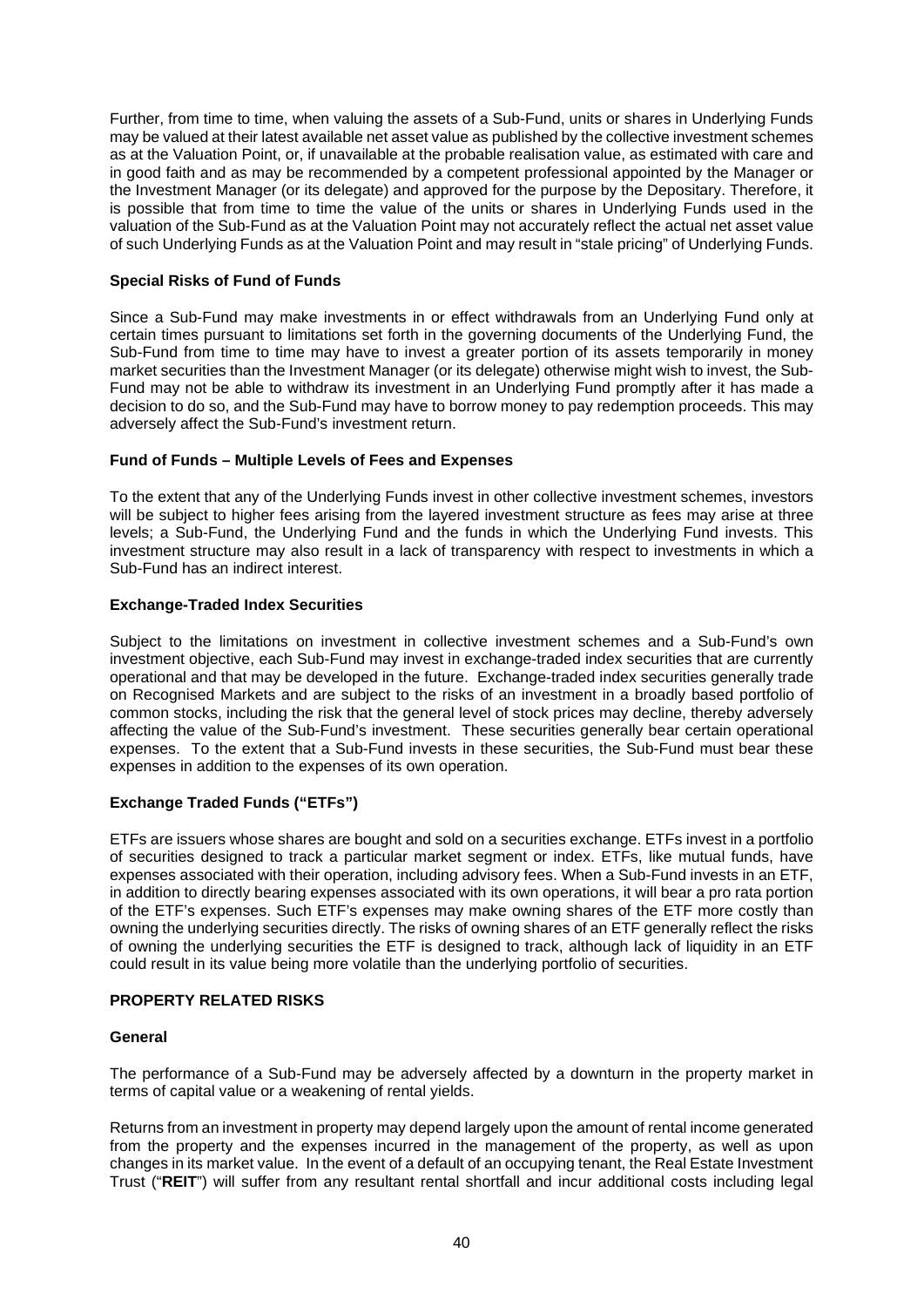Further, from time to time, when valuing the assets of a Sub-Fund, units or shares in Underlying Funds may be valued at their latest available net asset value as published by the collective investment schemes as at the Valuation Point, or, if unavailable at the probable realisation value, as estimated with care and in good faith and as may be recommended by a competent professional appointed by the Manager or the Investment Manager (or its delegate) and approved for the purpose by the Depositary. Therefore, it is possible that from time to time the value of the units or shares in Underlying Funds used in the valuation of the Sub-Fund as at the Valuation Point may not accurately reflect the actual net asset value of such Underlying Funds as at the Valuation Point and may result in "stale pricing" of Underlying Funds.

**Special Risks of Fund of Funds**

Since a Sub-Fund may make investments in or effect withdrawals from an Underlying Fund only at certain times pursuant to limitations set forth in the governing documents of the Underlying Fund, the Sub-Fund from time to time may have to invest a greater portion of its assets temporarily in money market securities than the Investment Manager (or its delegate) otherwise might wish to invest, the Sub-Fund may not be able to withdraw its investment in an Underlying Fund promptly after it has made a decision to do so, and the Sub-Fund may have to borrow money to pay redemption proceeds. This may adversely affect the Sub-Fund's investment return.

**Fund of Funds – Multiple Levels of Fees and Expenses**

To the extent that any of the Underlying Funds invest in other collective investment schemes, investors will be subject to higher fees arising from the layered investment structure as fees may arise at three levels; a Sub-Fund, the Underlying Fund and the funds in which the Underlying Fund invests. This investment structure may also result in a lack of transparency with respect to investments in which a Sub-Fund has an indirect interest.

**Exchange-Traded Index Securities**

Subject to the limitations on investment in collective investment schemes and a Sub-Fund's own investment objective, each Sub-Fund may invest in exchange-traded index securities that are currently operational and that may be developed in the future. Exchange-traded index securities generally trade on Recognised Markets and are subject to the risks of an investment in a broadly based portfolio of common stocks, including the risk that the general level of stock prices may decline, thereby adversely affecting the value of the Sub-Fund's investment. These securities generally bear certain operational expenses. To the extent that a Sub-Fund invests in these securities, the Sub-Fund must bear these expenses in addition to the expenses of its own operation.

**Exchange Traded Funds ("ETFs")**

ETFs are issuers whose shares are bought and sold on a securities exchange. ETFs invest in a portfolio of securities designed to track a particular market segment or index. ETFs, like mutual funds, have expenses associated with their operation, including advisory fees. When a Sub-Fund invests in an ETF, in addition to directly bearing expenses associated with its own operations, it will bear a pro rata portion of the ETF's expenses. Such ETF's expenses may make owning shares of the ETF more costly than owning the underlying securities directly. The risks of owning shares of an ETF generally reflect the risks of owning the underlying securities the ETF is designed to track, although lack of liquidity in an ETF could result in its value being more volatile than the underlying portfolio of securities.

**PROPERTY RELATED RISKS**

**General**

The performance of a Sub-Fund may be adversely affected by a downturn in the property market in terms of capital value or a weakening of rental yields.

Returns from an investment in property may depend largely upon the amount of rental income generated from the property and the expenses incurred in the management of the property, as well as upon changes in its market value. In the event of a default of an occupying tenant, the Real Estate Investment Trust ("**REIT**") will suffer from any resultant rental shortfall and incur additional costs including legal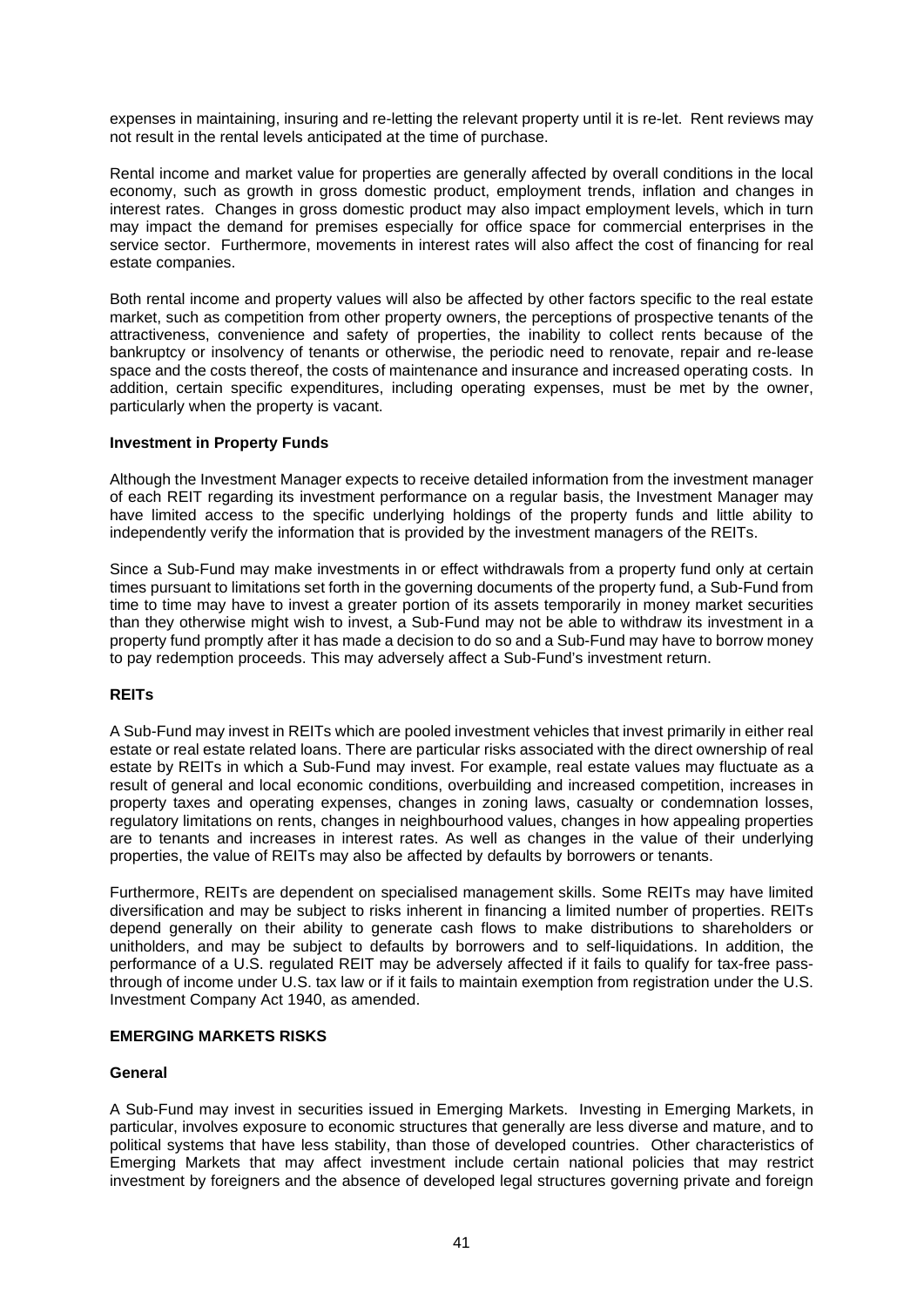expenses in maintaining, insuring and re-letting the relevant property until it is re-let. Rent reviews may not result in the rental levels anticipated at the time of purchase.

Rental income and market value for properties are generally affected by overall conditions in the local economy, such as growth in gross domestic product, employment trends, inflation and changes in interest rates. Changes in gross domestic product may also impact employment levels, which in turn may impact the demand for premises especially for office space for commercial enterprises in the service sector. Furthermore, movements in interest rates will also affect the cost of financing for real estate companies.

Both rental income and property values will also be affected by other factors specific to the real estate market, such as competition from other property owners, the perceptions of prospective tenants of the attractiveness, convenience and safety of properties, the inability to collect rents because of the bankruptcy or insolvency of tenants or otherwise, the periodic need to renovate, repair and re-lease space and the costs thereof, the costs of maintenance and insurance and increased operating costs. In addition, certain specific expenditures, including operating expenses, must be met by the owner, particularly when the property is vacant.

**Investment in Property Funds**

Although the Investment Manager expects to receive detailed information from the investment manager of each REIT regarding its investment performance on a regular basis, the Investment Manager may have limited access to the specific underlying holdings of the property funds and little ability to independently verify the information that is provided by the investment managers of the REITs.

Since a Sub-Fund may make investments in or effect withdrawals from a property fund only at certain times pursuant to limitations set forth in the governing documents of the property fund, a Sub-Fund from time to time may have to invest a greater portion of its assets temporarily in money market securities than they otherwise might wish to invest, a Sub-Fund may not be able to withdraw its investment in a property fund promptly after it has made a decision to do so and a Sub-Fund may have to borrow money to pay redemption proceeds. This may adversely affect a Sub-Fund's investment return.

**REITs**

A Sub-Fund may invest in REITs which are pooled investment vehicles that invest primarily in either real estate or real estate related loans. There are particular risks associated with the direct ownership of real estate by REITs in which a Sub-Fund may invest. For example, real estate values may fluctuate as a result of general and local economic conditions, overbuilding and increased competition, increases in property taxes and operating expenses, changes in zoning laws, casualty or condemnation losses, regulatory limitations on rents, changes in neighbourhood values, changes in how appealing properties are to tenants and increases in interest rates. As well as changes in the value of their underlying properties, the value of REITs may also be affected by defaults by borrowers or tenants.

Furthermore, REITs are dependent on specialised management skills. Some REITs may have limited diversification and may be subject to risks inherent in financing a limited number of properties. REITs depend generally on their ability to generate cash flows to make distributions to shareholders or unitholders, and may be subject to defaults by borrowers and to self-liquidations. In addition, the performance of a U.S. regulated REIT may be adversely affected if it fails to qualify for tax-free pass-through of income under U.S. tax law or if it fails to maintain exemption from registration under the U.S. Investment Company Act 1940, as amended.

## EMERGING MARKETS RISKS

**General**

A Sub-Fund may invest in securities issued in Emerging Markets. Investing in Emerging Markets, in particular, involves exposure to economic structures that generally are less diverse and mature, and to political systems that have less stability, than those of developed countries. Other characteristics of Emerging Markets that may affect investment include certain national policies that may restrict investment by foreigners and the absence of developed legal structures governing private and foreign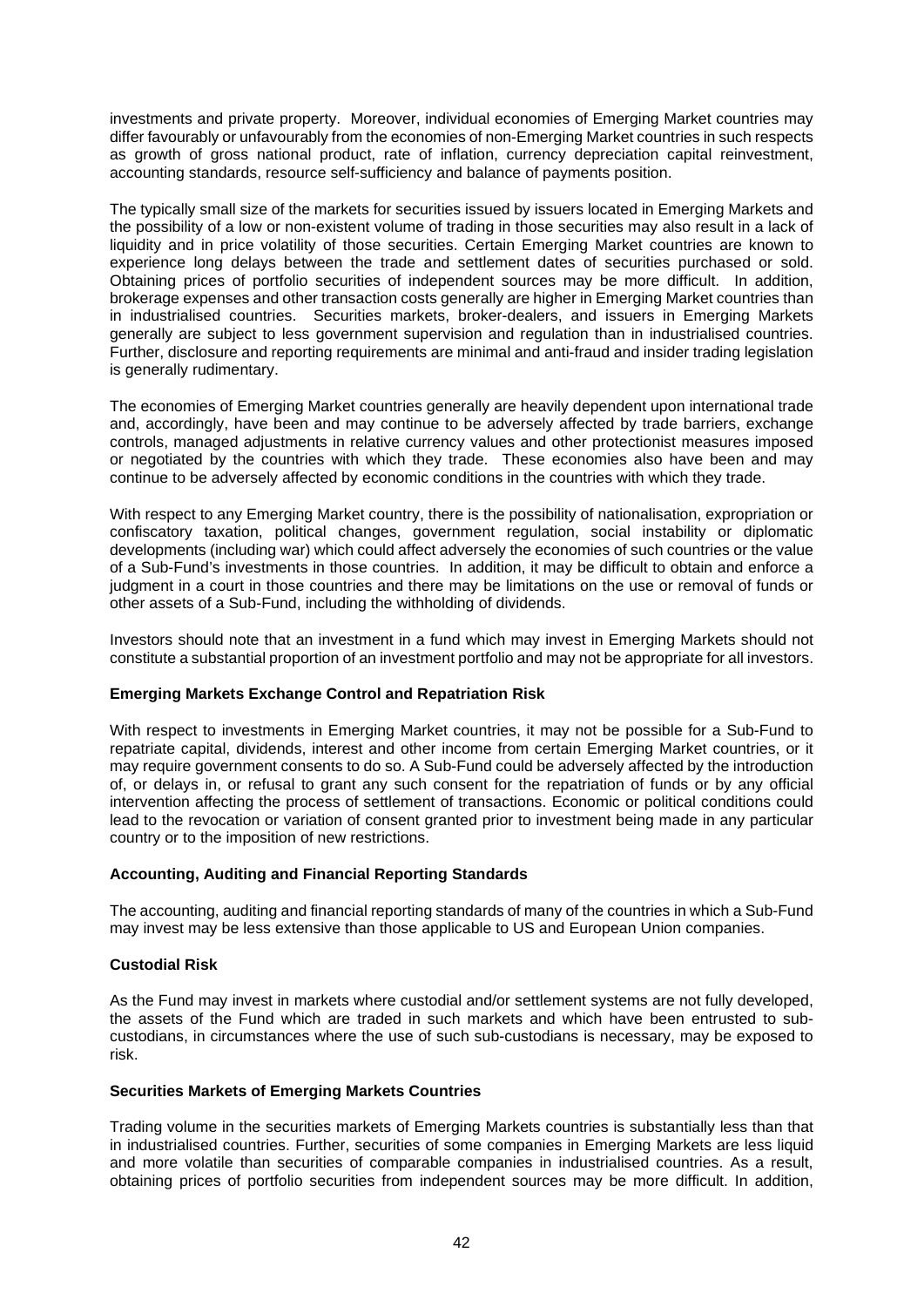investments and private property. Moreover, individual economies of Emerging Market countries may differ favourably or unfavourably from the economies of non-Emerging Market countries in such respects as growth of gross national product, rate of inflation, currency depreciation capital reinvestment, accounting standards, resource self-sufficiency and balance of payments position.

The typically small size of the markets for securities issued by issuers located in Emerging Markets and the possibility of a low or non-existent volume of trading in those securities may also result in a lack of liquidity and in price volatility of those securities. Certain Emerging Market countries are known to experience long delays between the trade and settlement dates of securities purchased or sold. Obtaining prices of portfolio securities of independent sources may be more difficult. In addition, brokerage expenses and other transaction costs generally are higher in Emerging Market countries than in industrialised countries. Securities markets, broker-dealers, and issuers in Emerging Markets generally are subject to less government supervision and regulation than in industrialised countries. Further, disclosure and reporting requirements are minimal and anti-fraud and insider trading legislation is generally rudimentary.

The economies of Emerging Market countries generally are heavily dependent upon international trade and, accordingly, have been and may continue to be adversely affected by trade barriers, exchange controls, managed adjustments in relative currency values and other protectionist measures imposed or negotiated by the countries with which they trade. These economies also have been and may continue to be adversely affected by economic conditions in the countries with which they trade.

With respect to any Emerging Market country, there is the possibility of nationalisation, expropriation or confiscatory taxation, political changes, government regulation, social instability or diplomatic developments (including war) which could affect adversely the economies of such countries or the value of a Sub-Fund's investments in those countries. In addition, it may be difficult to obtain and enforce a judgment in a court in those countries and there may be limitations on the use or removal of funds or other assets of a Sub-Fund, including the withholding of dividends.

Investors should note that an investment in a fund which may invest in Emerging Markets should not constitute a substantial proportion of an investment portfolio and may not be appropriate for all investors.

**Emerging Markets Exchange Control and Repatriation Risk**

With respect to investments in Emerging Market countries, it may not be possible for a Sub-Fund to repatriate capital, dividends, interest and other income from certain Emerging Market countries, or it may require government consents to do so. A Sub-Fund could be adversely affected by the introduction of, or delays in, or refusal to grant any such consent for the repatriation of funds or by any official intervention affecting the process of settlement of transactions. Economic or political conditions could lead to the revocation or variation of consent granted prior to investment being made in any particular country or to the imposition of new restrictions.

**Accounting, Auditing and Financial Reporting Standards**

The accounting, auditing and financial reporting standards of many of the countries in which a Sub-Fund may invest may be less extensive than those applicable to US and European Union companies.

**Custodial Risk**

As the Fund may invest in markets where custodial and/or settlement systems are not fully developed, the assets of the Fund which are traded in such markets and which have been entrusted to sub-custodians, in circumstances where the use of such sub-custodians is necessary, may be exposed to risk.

**Securities Markets of Emerging Markets Countries**

Trading volume in the securities markets of Emerging Markets countries is substantially less than that in industrialised countries. Further, securities of some companies in Emerging Markets are less liquid and more volatile than securities of comparable companies in industrialised countries. As a result, obtaining prices of portfolio securities from independent sources may be more difficult. In addition,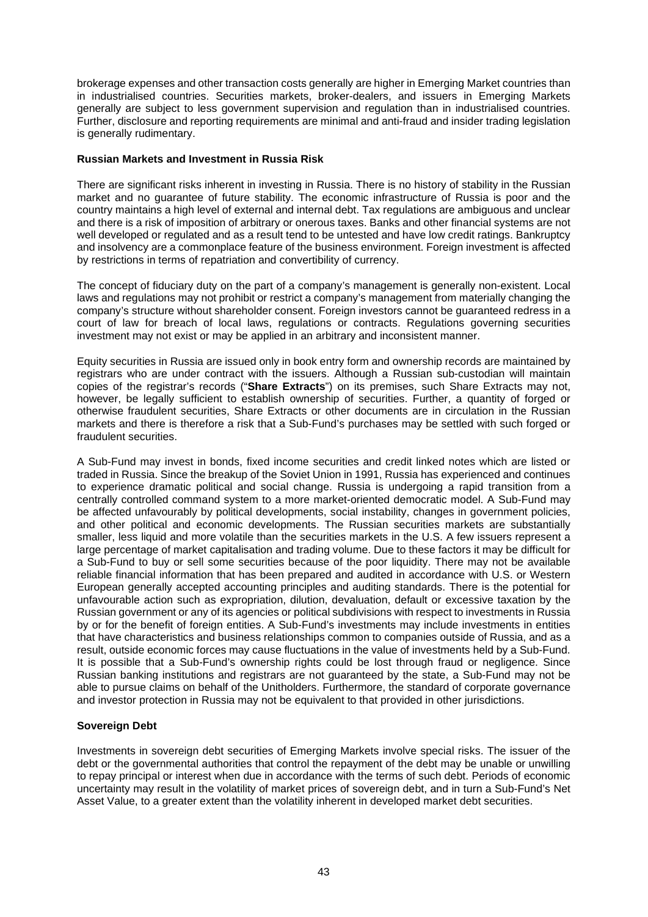brokerage expenses and other transaction costs generally are higher in Emerging Market countries than in industrialised countries. Securities markets, broker-dealers, and issuers in Emerging Markets generally are subject to less government supervision and regulation than in industrialised countries. Further, disclosure and reporting requirements are minimal and anti-fraud and insider trading legislation is generally rudimentary.

**Russian Markets and Investment in Russia Risk**

There are significant risks inherent in investing in Russia. There is no history of stability in the Russian market and no guarantee of future stability. The economic infrastructure of Russia is poor and the country maintains a high level of external and internal debt. Tax regulations are ambiguous and unclear and there is a risk of imposition of arbitrary or onerous taxes. Banks and other financial systems are not well developed or regulated and as a result tend to be untested and have low credit ratings. Bankruptcy and insolvency are a commonplace feature of the business environment. Foreign investment is affected by restrictions in terms of repatriation and convertibility of currency.

The concept of fiduciary duty on the part of a company's management is generally non-existent. Local laws and regulations may not prohibit or restrict a company's management from materially changing the company's structure without shareholder consent. Foreign investors cannot be guaranteed redress in a court of law for breach of local laws, regulations or contracts. Regulations governing securities investment may not exist or may be applied in an arbitrary and inconsistent manner.

Equity securities in Russia are issued only in book entry form and ownership records are maintained by registrars who are under contract with the issuers. Although a Russian sub-custodian will maintain copies of the registrar's records ("**Share Extracts**") on its premises, such Share Extracts may not, however, be legally sufficient to establish ownership of securities. Further, a quantity of forged or otherwise fraudulent securities, Share Extracts or other documents are in circulation in the Russian markets and there is therefore a risk that a Sub-Fund's purchases may be settled with such forged or fraudulent securities.

A Sub-Fund may invest in bonds, fixed income securities and credit linked notes which are listed or traded in Russia. Since the breakup of the Soviet Union in 1991, Russia has experienced and continues to experience dramatic political and social change. Russia is undergoing a rapid transition from a centrally controlled command system to a more market-oriented democratic model. A Sub-Fund may be affected unfavourably by political developments, social instability, changes in government policies, and other political and economic developments. The Russian securities markets are substantially smaller, less liquid and more volatile than the securities markets in the U.S. A few issuers represent a large percentage of market capitalisation and trading volume. Due to these factors it may be difficult for a Sub-Fund to buy or sell some securities because of the poor liquidity. There may not be available reliable financial information that has been prepared and audited in accordance with U.S. or Western European generally accepted accounting principles and auditing standards. There is the potential for unfavourable action such as expropriation, dilution, devaluation, default or excessive taxation by the Russian government or any of its agencies or political subdivisions with respect to investments in Russia by or for the benefit of foreign entities. A Sub-Fund's investments may include investments in entities that have characteristics and business relationships common to companies outside of Russia, and as a result, outside economic forces may cause fluctuations in the value of investments held by a Sub-Fund. It is possible that a Sub-Fund's ownership rights could be lost through fraud or negligence. Since Russian banking institutions and registrars are not guaranteed by the state, a Sub-Fund may not be able to pursue claims on behalf of the Unitholders. Furthermore, the standard of corporate governance and investor protection in Russia may not be equivalent to that provided in other jurisdictions.

**Sovereign Debt**

Investments in sovereign debt securities of Emerging Markets involve special risks. The issuer of the debt or the governmental authorities that control the repayment of the debt may be unable or unwilling to repay principal or interest when due in accordance with the terms of such debt. Periods of economic uncertainty may result in the volatility of market prices of sovereign debt, and in turn a Sub-Fund's Net Asset Value, to a greater extent than the volatility inherent in developed market debt securities.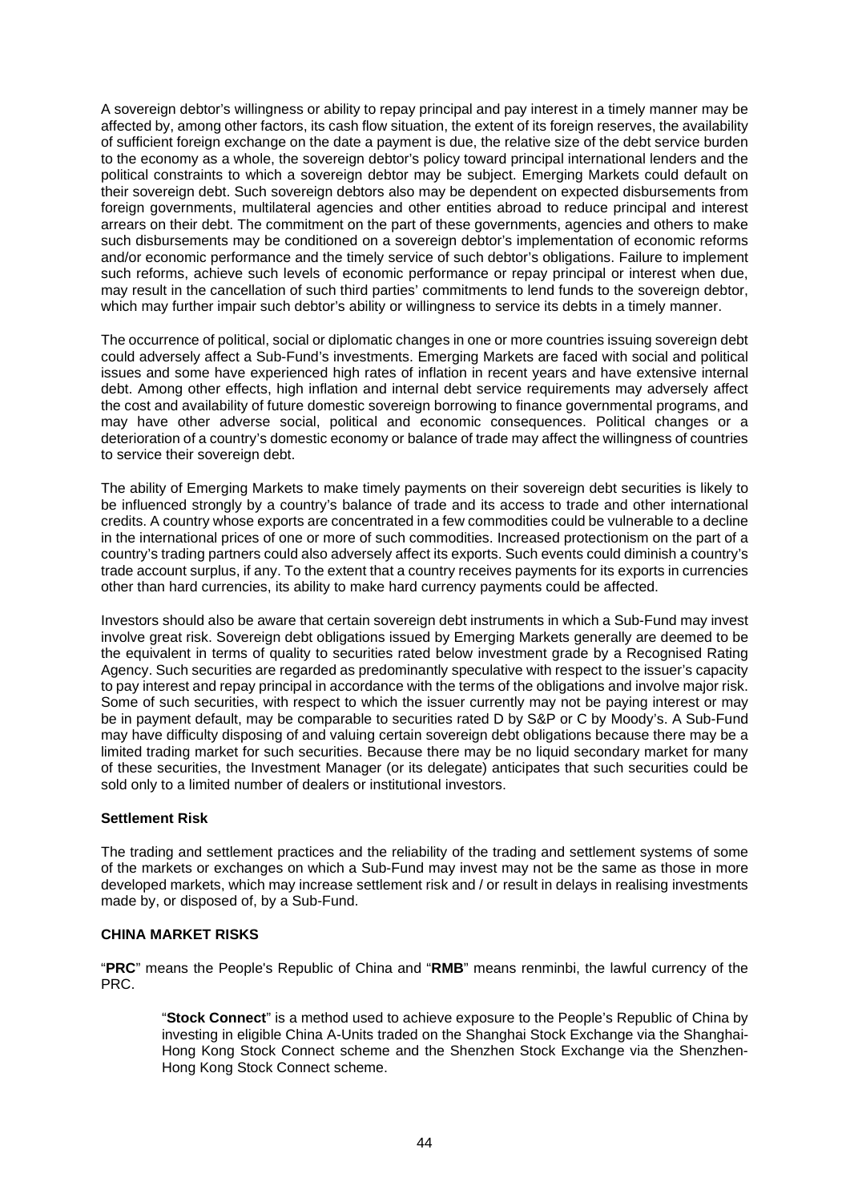A sovereign debtor's willingness or ability to repay principal and pay interest in a timely manner may be affected by, among other factors, its cash flow situation, the extent of its foreign reserves, the availability of sufficient foreign exchange on the date a payment is due, the relative size of the debt service burden to the economy as a whole, the sovereign debtor's policy toward principal international lenders and the political constraints to which a sovereign debtor may be subject. Emerging Markets could default on their sovereign debt. Such sovereign debtors also may be dependent on expected disbursements from foreign governments, multilateral agencies and other entities abroad to reduce principal and interest arrears on their debt. The commitment on the part of these governments, agencies and others to make such disbursements may be conditioned on a sovereign debtor's implementation of economic reforms and/or economic performance and the timely service of such debtor's obligations. Failure to implement such reforms, achieve such levels of economic performance or repay principal or interest when due, may result in the cancellation of such third parties' commitments to lend funds to the sovereign debtor, which may further impair such debtor's ability or willingness to service its debts in a timely manner.

The occurrence of political, social or diplomatic changes in one or more countries issuing sovereign debt could adversely affect a Sub-Fund's investments. Emerging Markets are faced with social and political issues and some have experienced high rates of inflation in recent years and have extensive internal debt. Among other effects, high inflation and internal debt service requirements may adversely affect the cost and availability of future domestic sovereign borrowing to finance governmental programs, and may have other adverse social, political and economic consequences. Political changes or a deterioration of a country's domestic economy or balance of trade may affect the willingness of countries to service their sovereign debt.

The ability of Emerging Markets to make timely payments on their sovereign debt securities is likely to be influenced strongly by a country's balance of trade and its access to trade and other international credits. A country whose exports are concentrated in a few commodities could be vulnerable to a decline in the international prices of one or more of such commodities. Increased protectionism on the part of a country's trading partners could also adversely affect its exports. Such events could diminish a country's trade account surplus, if any. To the extent that a country receives payments for its exports in currencies other than hard currencies, its ability to make hard currency payments could be affected.

Investors should also be aware that certain sovereign debt instruments in which a Sub-Fund may invest involve great risk. Sovereign debt obligations issued by Emerging Markets generally are deemed to be the equivalent in terms of quality to securities rated below investment grade by a Recognised Rating Agency. Such securities are regarded as predominantly speculative with respect to the issuer's capacity to pay interest and repay principal in accordance with the terms of the obligations and involve major risk. Some of such securities, with respect to which the issuer currently may not be paying interest or may be in payment default, may be comparable to securities rated D by S&P or C by Moody's. A Sub-Fund may have difficulty disposing of and valuing certain sovereign debt obligations because there may be a limited trading market for such securities. Because there may be no liquid secondary market for many of these securities, the Investment Manager (or its delegate) anticipates that such securities could be sold only to a limited number of dealers or institutional investors.

**Settlement Risk**

The trading and settlement practices and the reliability of the trading and settlement systems of some of the markets or exchanges on which a Sub-Fund may invest may not be the same as those in more developed markets, which may increase settlement risk and / or result in delays in realising investments made by, or disposed of, by a Sub-Fund.

**CHINA MARKET RISKS**

"**PRC**" means the People's Republic of China and "**RMB**" means renminbi, the lawful currency of the PRC.

"**Stock Connect**" is a method used to achieve exposure to the People's Republic of China by investing in eligible China A-Units traded on the Shanghai Stock Exchange via the Shanghai-Hong Kong Stock Connect scheme and the Shenzhen Stock Exchange via the Shenzhen-Hong Kong Stock Connect scheme.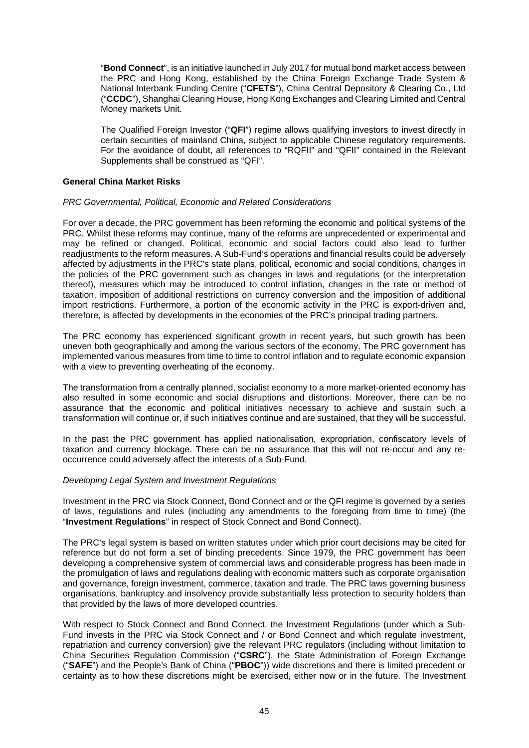"**Bond Connect**", is an initiative launched in July 2017 for mutual bond market access between the PRC and Hong Kong, established by the China Foreign Exchange Trade System & National Interbank Funding Centre ("**CFETS**"), China Central Depository & Clearing Co., Ltd ("**CCDC**"), Shanghai Clearing House, Hong Kong Exchanges and Clearing Limited and Central Money markets Unit.

The Qualified Foreign Investor ("**QFI**") regime allows qualifying investors to invest directly in certain securities of mainland China, subject to applicable Chinese regulatory requirements. For the avoidance of doubt, all references to "RQFII" and "QFII" contained in the Relevant Supplements shall be construed as "QFI".

**General China Market Risks**

*PRC Governmental, Political, Economic and Related Considerations*

For over a decade, the PRC government has been reforming the economic and political systems of the PRC. Whilst these reforms may continue, many of the reforms are unprecedented or experimental and may be refined or changed. Political, economic and social factors could also lead to further readjustments to the reform measures. A Sub-Fund's operations and financial results could be adversely affected by adjustments in the PRC's state plans, political, economic and social conditions, changes in the policies of the PRC government such as changes in laws and regulations (or the interpretation thereof), measures which may be introduced to control inflation, changes in the rate or method of taxation, imposition of additional restrictions on currency conversion and the imposition of additional import restrictions. Furthermore, a portion of the economic activity in the PRC is export-driven and, therefore, is affected by developments in the economies of the PRC's principal trading partners.

The PRC economy has experienced significant growth in recent years, but such growth has been uneven both geographically and among the various sectors of the economy. The PRC government has implemented various measures from time to time to control inflation and to regulate economic expansion with a view to preventing overheating of the economy.

The transformation from a centrally planned, socialist economy to a more market-oriented economy has also resulted in some economic and social disruptions and distortions. Moreover, there can be no assurance that the economic and political initiatives necessary to achieve and sustain such a transformation will continue or, if such initiatives continue and are sustained, that they will be successful.

In the past the PRC government has applied nationalisation, expropriation, confiscatory levels of taxation and currency blockage. There can be no assurance that this will not re-occur and any re-occurrence could adversely affect the interests of a Sub-Fund.

*Developing Legal System and Investment Regulations*

Investment in the PRC via Stock Connect, Bond Connect and or the QFI regime is governed by a series of laws, regulations and rules (including any amendments to the foregoing from time to time) (the "**Investment Regulations**" in respect of Stock Connect and Bond Connect).

The PRC's legal system is based on written statutes under which prior court decisions may be cited for reference but do not form a set of binding precedents. Since 1979, the PRC government has been developing a comprehensive system of commercial laws and considerable progress has been made in the promulgation of laws and regulations dealing with economic matters such as corporate organisation and governance, foreign investment, commerce, taxation and trade. The PRC laws governing business organisations, bankruptcy and insolvency provide substantially less protection to security holders than that provided by the laws of more developed countries.

With respect to Stock Connect and Bond Connect, the Investment Regulations (under which a Sub-Fund invests in the PRC via Stock Connect and / or Bond Connect and which regulate investment, repatriation and currency conversion) give the relevant PRC regulators (including without limitation to China Securities Regulation Commission ("**CSRC**"), the State Administration of Foreign Exchange ("**SAFE**") and the People's Bank of China ("**PBOC**")) wide discretions and there is limited precedent or certainty as to how these discretions might be exercised, either now or in the future. The Investment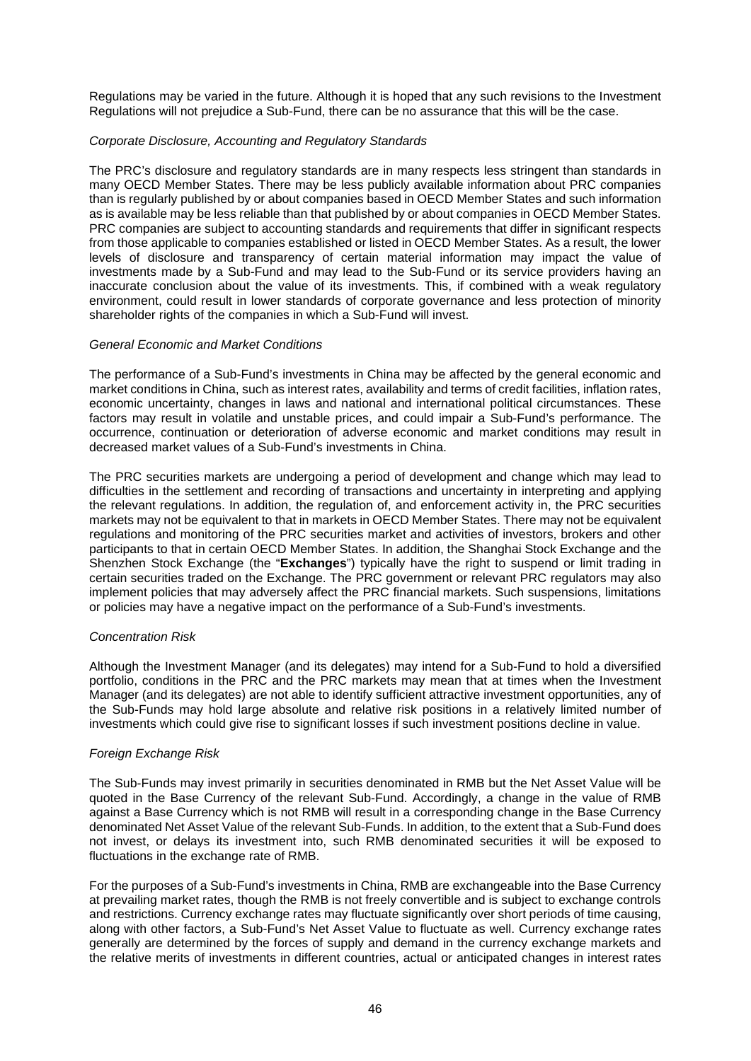Regulations may be varied in the future. Although it is hoped that any such revisions to the Investment Regulations will not prejudice a Sub-Fund, there can be no assurance that this will be the case.

*Corporate Disclosure, Accounting and Regulatory Standards*

The PRC's disclosure and regulatory standards are in many respects less stringent than standards in many OECD Member States. There may be less publicly available information about PRC companies than is regularly published by or about companies based in OECD Member States and such information as is available may be less reliable than that published by or about companies in OECD Member States. PRC companies are subject to accounting standards and requirements that differ in significant respects from those applicable to companies established or listed in OECD Member States. As a result, the lower levels of disclosure and transparency of certain material information may impact the value of investments made by a Sub-Fund and may lead to the Sub-Fund or its service providers having an inaccurate conclusion about the value of its investments. This, if combined with a weak regulatory environment, could result in lower standards of corporate governance and less protection of minority shareholder rights of the companies in which a Sub-Fund will invest.

*General Economic and Market Conditions*

The performance of a Sub-Fund's investments in China may be affected by the general economic and market conditions in China, such as interest rates, availability and terms of credit facilities, inflation rates, economic uncertainty, changes in laws and national and international political circumstances. These factors may result in volatile and unstable prices, and could impair a Sub-Fund's performance. The occurrence, continuation or deterioration of adverse economic and market conditions may result in decreased market values of a Sub-Fund's investments in China.

The PRC securities markets are undergoing a period of development and change which may lead to difficulties in the settlement and recording of transactions and uncertainty in interpreting and applying the relevant regulations. In addition, the regulation of, and enforcement activity in, the PRC securities markets may not be equivalent to that in markets in OECD Member States. There may not be equivalent regulations and monitoring of the PRC securities market and activities of investors, brokers and other participants to that in certain OECD Member States. In addition, the Shanghai Stock Exchange and the Shenzhen Stock Exchange (the "**Exchanges**") typically have the right to suspend or limit trading in certain securities traded on the Exchange. The PRC government or relevant PRC regulators may also implement policies that may adversely affect the PRC financial markets. Such suspensions, limitations or policies may have a negative impact on the performance of a Sub-Fund's investments.

*Concentration Risk*

Although the Investment Manager (and its delegates) may intend for a Sub-Fund to hold a diversified portfolio, conditions in the PRC and the PRC markets may mean that at times when the Investment Manager (and its delegates) are not able to identify sufficient attractive investment opportunities, any of the Sub-Funds may hold large absolute and relative risk positions in a relatively limited number of investments which could give rise to significant losses if such investment positions decline in value.

*Foreign Exchange Risk*

The Sub-Funds may invest primarily in securities denominated in RMB but the Net Asset Value will be quoted in the Base Currency of the relevant Sub-Fund. Accordingly, a change in the value of RMB against a Base Currency which is not RMB will result in a corresponding change in the Base Currency denominated Net Asset Value of the relevant Sub-Funds. In addition, to the extent that a Sub-Fund does not invest, or delays its investment into, such RMB denominated securities it will be exposed to fluctuations in the exchange rate of RMB.

For the purposes of a Sub-Fund's investments in China, RMB are exchangeable into the Base Currency at prevailing market rates, though the RMB is not freely convertible and is subject to exchange controls and restrictions. Currency exchange rates may fluctuate significantly over short periods of time causing, along with other factors, a Sub-Fund's Net Asset Value to fluctuate as well. Currency exchange rates generally are determined by the forces of supply and demand in the currency exchange markets and the relative merits of investments in different countries, actual or anticipated changes in interest rates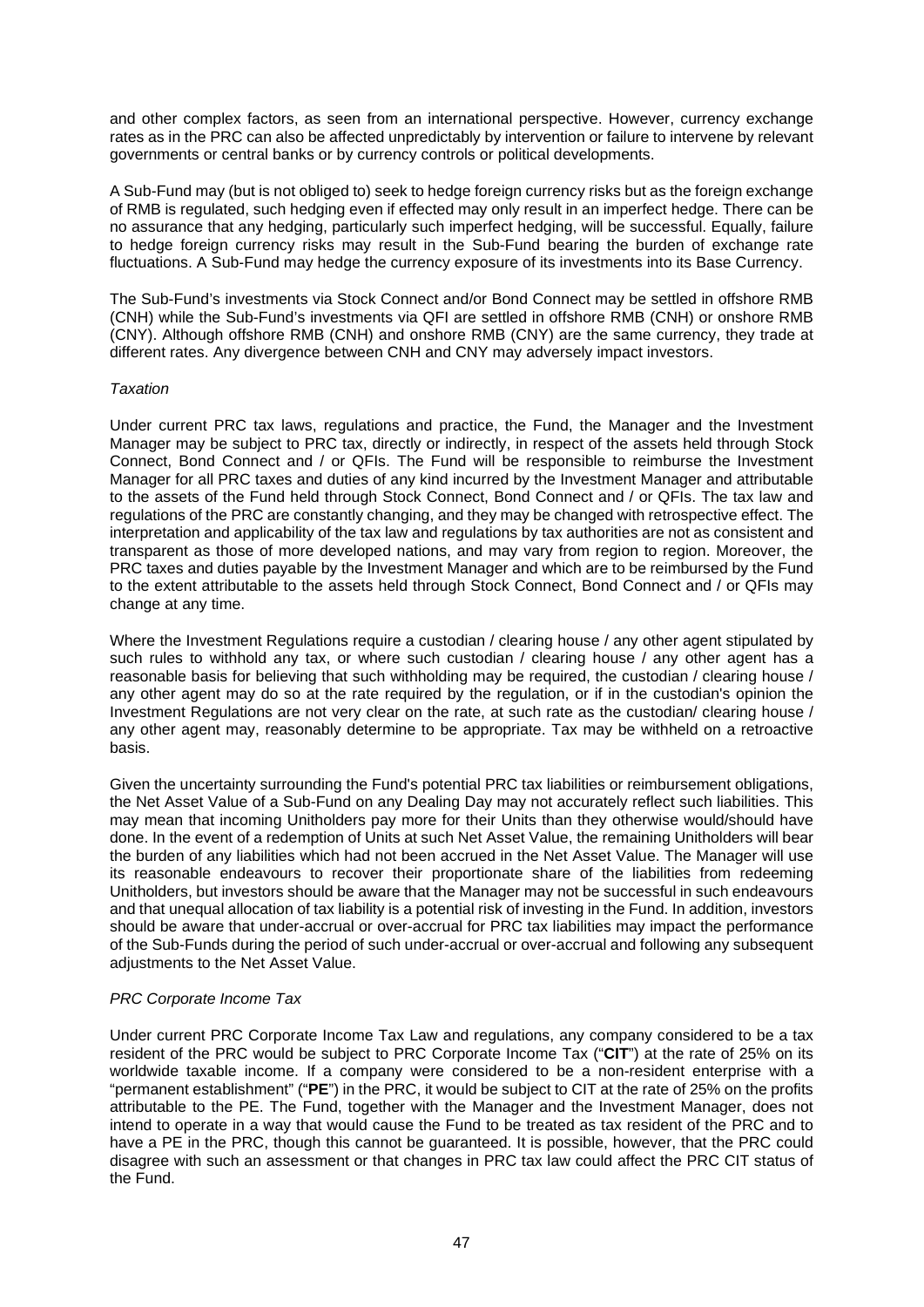and other complex factors, as seen from an international perspective. However, currency exchange rates as in the PRC can also be affected unpredictably by intervention or failure to intervene by relevant governments or central banks or by currency controls or political developments.

A Sub-Fund may (but is not obliged to) seek to hedge foreign currency risks but as the foreign exchange of RMB is regulated, such hedging even if effected may only result in an imperfect hedge. There can be no assurance that any hedging, particularly such imperfect hedging, will be successful. Equally, failure to hedge foreign currency risks may result in the Sub-Fund bearing the burden of exchange rate fluctuations. A Sub-Fund may hedge the currency exposure of its investments into its Base Currency.

The Sub-Fund's investments via Stock Connect and/or Bond Connect may be settled in offshore RMB (CNH) while the Sub-Fund's investments via QFI are settled in offshore RMB (CNH) or onshore RMB (CNY). Although offshore RMB (CNH) and onshore RMB (CNY) are the same currency, they trade at different rates. Any divergence between CNH and CNY may adversely impact investors.

*Taxation*

Under current PRC tax laws, regulations and practice, the Fund, the Manager and the Investment Manager may be subject to PRC tax, directly or indirectly, in respect of the assets held through Stock Connect, Bond Connect and / or QFIs. The Fund will be responsible to reimburse the Investment Manager for all PRC taxes and duties of any kind incurred by the Investment Manager and attributable to the assets of the Fund held through Stock Connect, Bond Connect and / or QFIs. The tax law and regulations of the PRC are constantly changing, and they may be changed with retrospective effect. The interpretation and applicability of the tax law and regulations by tax authorities are not as consistent and transparent as those of more developed nations, and may vary from region to region. Moreover, the PRC taxes and duties payable by the Investment Manager and which are to be reimbursed by the Fund to the extent attributable to the assets held through Stock Connect, Bond Connect and / or QFIs may change at any time.

Where the Investment Regulations require a custodian / clearing house / any other agent stipulated by such rules to withhold any tax, or where such custodian / clearing house / any other agent has a reasonable basis for believing that such withholding may be required, the custodian / clearing house / any other agent may do so at the rate required by the regulation, or if in the custodian's opinion the Investment Regulations are not very clear on the rate, at such rate as the custodian/ clearing house / any other agent may, reasonably determine to be appropriate. Tax may be withheld on a retroactive basis.

Given the uncertainty surrounding the Fund's potential PRC tax liabilities or reimbursement obligations, the Net Asset Value of a Sub-Fund on any Dealing Day may not accurately reflect such liabilities. This may mean that incoming Unitholders pay more for their Units than they otherwise would/should have done. In the event of a redemption of Units at such Net Asset Value, the remaining Unitholders will bear the burden of any liabilities which had not been accrued in the Net Asset Value. The Manager will use its reasonable endeavours to recover their proportionate share of the liabilities from redeeming Unitholders, but investors should be aware that the Manager may not be successful in such endeavours and that unequal allocation of tax liability is a potential risk of investing in the Fund. In addition, investors should be aware that under-accrual or over-accrual for PRC tax liabilities may impact the performance of the Sub-Funds during the period of such under-accrual or over-accrual and following any subsequent adjustments to the Net Asset Value.

*PRC Corporate Income Tax*

Under current PRC Corporate Income Tax Law and regulations, any company considered to be a tax resident of the PRC would be subject to PRC Corporate Income Tax ("**CIT**") at the rate of 25% on its worldwide taxable income. If a company were considered to be a non-resident enterprise with a "permanent establishment" ("**PE**") in the PRC, it would be subject to CIT at the rate of 25% on the profits attributable to the PE. The Fund, together with the Manager and the Investment Manager, does not intend to operate in a way that would cause the Fund to be treated as tax resident of the PRC and to have a PE in the PRC, though this cannot be guaranteed. It is possible, however, that the PRC could disagree with such an assessment or that changes in PRC tax law could affect the PRC CIT status of the Fund.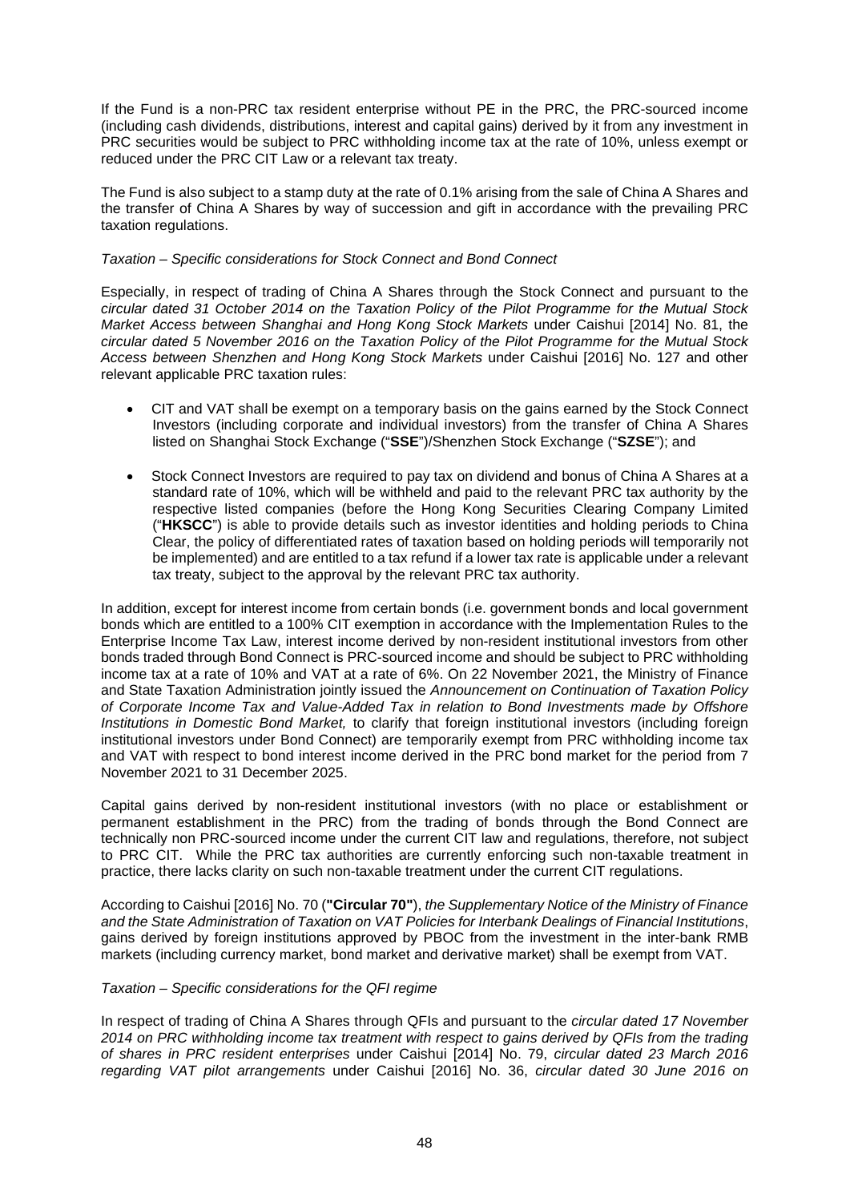If the Fund is a non-PRC tax resident enterprise without PE in the PRC, the PRC-sourced income (including cash dividends, distributions, interest and capital gains) derived by it from any investment in PRC securities would be subject to PRC withholding income tax at the rate of 10%, unless exempt or reduced under the PRC CIT Law or a relevant tax treaty.

The Fund is also subject to a stamp duty at the rate of 0.1% arising from the sale of China A Shares and the transfer of China A Shares by way of succession and gift in accordance with the prevailing PRC taxation regulations.

*Taxation – Specific considerations for Stock Connect and Bond Connect*

Especially, in respect of trading of China A Shares through the Stock Connect and pursuant to the *circular dated 31 October 2014 on the Taxation Policy of the Pilot Programme for the Mutual Stock Market Access between Shanghai and Hong Kong Stock Markets* under Caishui [2014] No. 81, the *circular dated 5 November 2016 on the Taxation Policy of the Pilot Programme for the Mutual Stock Access between Shenzhen and Hong Kong Stock Markets* under Caishui [2016] No. 127 and other relevant applicable PRC taxation rules:

- CIT and VAT shall be exempt on a temporary basis on the gains earned by the Stock Connect Investors (including corporate and individual investors) from the transfer of China A Shares listed on Shanghai Stock Exchange ("**SSE**")/Shenzhen Stock Exchange ("**SZSE**"); and
- Stock Connect Investors are required to pay tax on dividend and bonus of China A Shares at a standard rate of 10%, which will be withheld and paid to the relevant PRC tax authority by the respective listed companies (before the Hong Kong Securities Clearing Company Limited ("**HKSCC**") is able to provide details such as investor identities and holding periods to China Clear, the policy of differentiated rates of taxation based on holding periods will temporarily not be implemented) and are entitled to a tax refund if a lower tax rate is applicable under a relevant tax treaty, subject to the approval by the relevant PRC tax authority.

In addition, except for interest income from certain bonds (i.e. government bonds and local government bonds which are entitled to a 100% CIT exemption in accordance with the Implementation Rules to the Enterprise Income Tax Law, interest income derived by non-resident institutional investors from other bonds traded through Bond Connect is PRC-sourced income and should be subject to PRC withholding income tax at a rate of 10% and VAT at a rate of 6%. On 22 November 2021, the Ministry of Finance and State Taxation Administration jointly issued the *Announcement on Continuation of Taxation Policy of Corporate Income Tax and Value-Added Tax in relation to Bond Investments made by Offshore Institutions in Domestic Bond Market,* to clarify that foreign institutional investors (including foreign institutional investors under Bond Connect) are temporarily exempt from PRC withholding income tax and VAT with respect to bond interest income derived in the PRC bond market for the period from 7 November 2021 to 31 December 2025.

Capital gains derived by non-resident institutional investors (with no place or establishment or permanent establishment in the PRC) from the trading of bonds through the Bond Connect are technically non PRC-sourced income under the current CIT law and regulations, therefore, not subject to PRC CIT. While the PRC tax authorities are currently enforcing such non-taxable treatment in practice, there lacks clarity on such non-taxable treatment under the current CIT regulations.

According to Caishui [2016] No. 70 (**"Circular 70"**), *the Supplementary Notice of the Ministry of Finance and the State Administration of Taxation on VAT Policies for Interbank Dealings of Financial Institutions*, gains derived by foreign institutions approved by PBOC from the investment in the inter-bank RMB markets (including currency market, bond market and derivative market) shall be exempt from VAT.

*Taxation – Specific considerations for the QFI regime*

In respect of trading of China A Shares through QFIs and pursuant to the *circular dated 17 November 2014 on PRC withholding income tax treatment with respect to gains derived by QFIs from the trading of shares in PRC resident enterprises* under Caishui [2014] No. 79, *circular dated 23 March 2016 regarding VAT pilot arrangements* under Caishui [2016] No. 36, *circular dated 30 June 2016 on*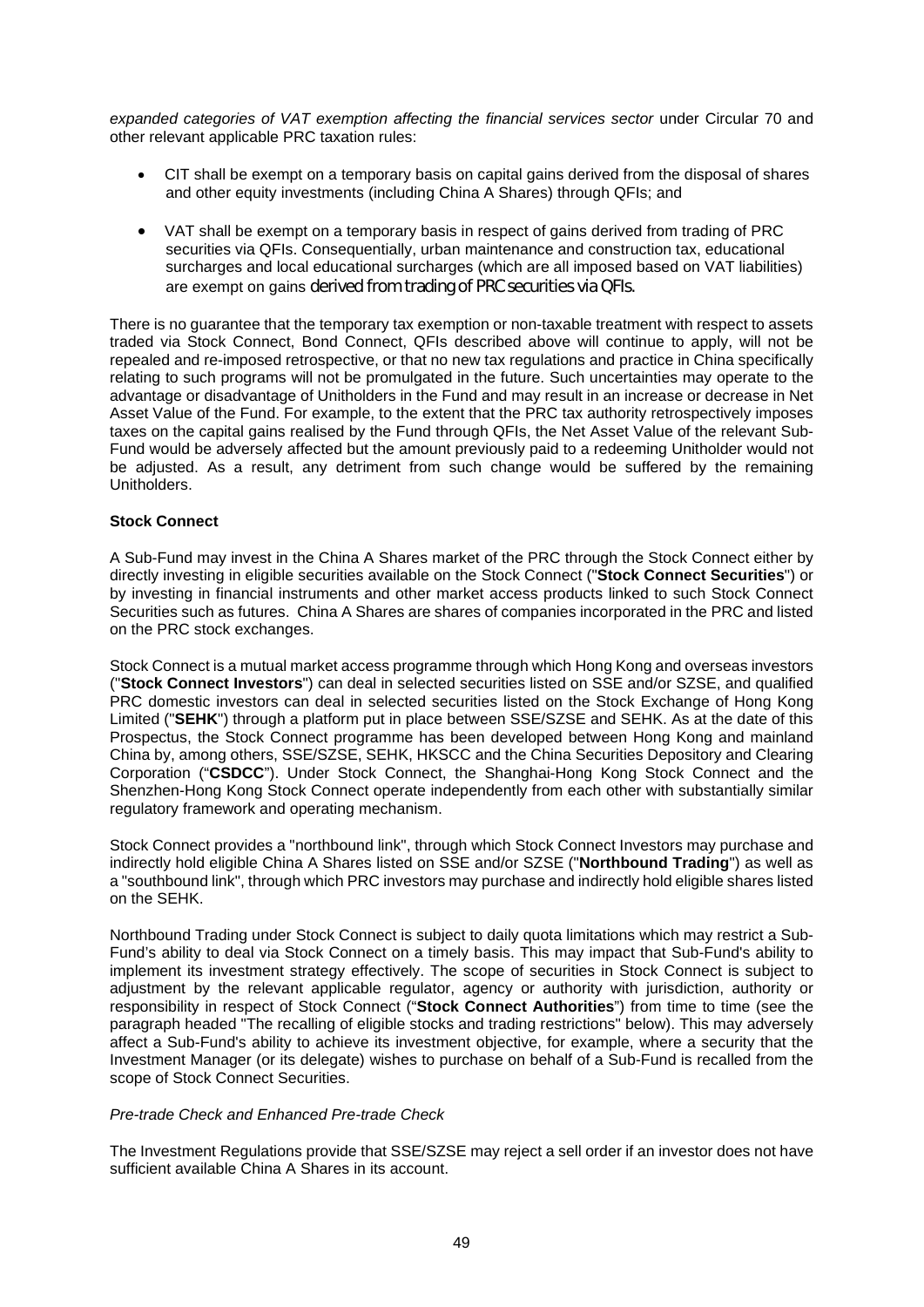*expanded categories of VAT exemption affecting the financial services sector* under Circular 70 and other relevant applicable PRC taxation rules:

- CIT shall be exempt on a temporary basis on capital gains derived from the disposal of shares and other equity investments (including China A Shares) through QFIs; and
- VAT shall be exempt on a temporary basis in respect of gains derived from trading of PRC securities via QFIs. Consequentially, urban maintenance and construction tax, educational surcharges and local educational surcharges (which are all imposed based on VAT liabilities) are exempt on gains derived from trading of PRC securities via QFIs.

There is no guarantee that the temporary tax exemption or non-taxable treatment with respect to assets traded via Stock Connect, Bond Connect, QFIs described above will continue to apply, will not be repealed and re-imposed retrospective, or that no new tax regulations and practice in China specifically relating to such programs will not be promulgated in the future. Such uncertainties may operate to the advantage or disadvantage of Unitholders in the Fund and may result in an increase or decrease in Net Asset Value of the Fund. For example, to the extent that the PRC tax authority retrospectively imposes taxes on the capital gains realised by the Fund through QFIs, the Net Asset Value of the relevant Sub-Fund would be adversely affected but the amount previously paid to a redeeming Unitholder would not be adjusted. As a result, any detriment from such change would be suffered by the remaining Unitholders.

**Stock Connect**

A Sub-Fund may invest in the China A Shares market of the PRC through the Stock Connect either by directly investing in eligible securities available on the Stock Connect ("**Stock Connect Securities**") or by investing in financial instruments and other market access products linked to such Stock Connect Securities such as futures. China A Shares are shares of companies incorporated in the PRC and listed on the PRC stock exchanges.

Stock Connect is a mutual market access programme through which Hong Kong and overseas investors ("**Stock Connect Investors**") can deal in selected securities listed on SSE and/or SZSE, and qualified PRC domestic investors can deal in selected securities listed on the Stock Exchange of Hong Kong Limited ("**SEHK**") through a platform put in place between SSE/SZSE and SEHK. As at the date of this Prospectus, the Stock Connect programme has been developed between Hong Kong and mainland China by, among others, SSE/SZSE, SEHK, HKSCC and the China Securities Depository and Clearing Corporation ("**CSDCC**"). Under Stock Connect, the Shanghai-Hong Kong Stock Connect and the Shenzhen-Hong Kong Stock Connect operate independently from each other with substantially similar regulatory framework and operating mechanism.

Stock Connect provides a "northbound link", through which Stock Connect Investors may purchase and indirectly hold eligible China A Shares listed on SSE and/or SZSE ("**Northbound Trading**") as well as a "southbound link", through which PRC investors may purchase and indirectly hold eligible shares listed on the SEHK.

Northbound Trading under Stock Connect is subject to daily quota limitations which may restrict a Sub-Fund's ability to deal via Stock Connect on a timely basis. This may impact that Sub-Fund's ability to implement its investment strategy effectively. The scope of securities in Stock Connect is subject to adjustment by the relevant applicable regulator, agency or authority with jurisdiction, authority or responsibility in respect of Stock Connect ("**Stock Connect Authorities**") from time to time (see the paragraph headed "The recalling of eligible stocks and trading restrictions" below). This may adversely affect a Sub-Fund's ability to achieve its investment objective, for example, where a security that the Investment Manager (or its delegate) wishes to purchase on behalf of a Sub-Fund is recalled from the scope of Stock Connect Securities.

*Pre-trade Check and Enhanced Pre-trade Check*

The Investment Regulations provide that SSE/SZSE may reject a sell order if an investor does not have sufficient available China A Shares in its account.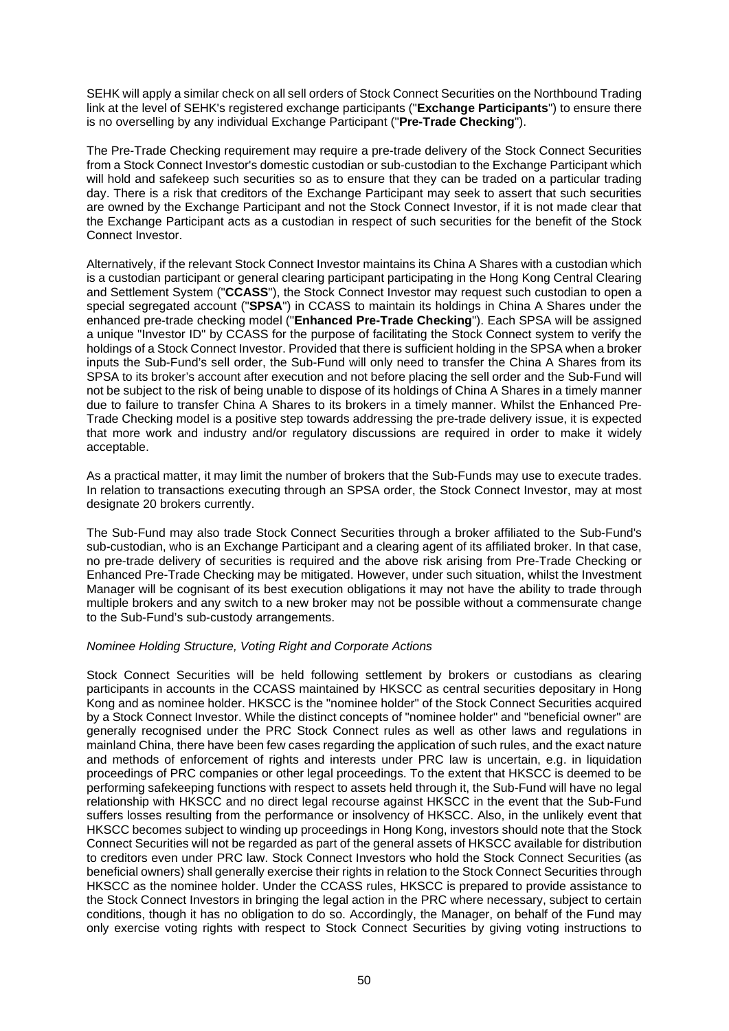SEHK will apply a similar check on all sell orders of Stock Connect Securities on the Northbound Trading link at the level of SEHK's registered exchange participants ("**Exchange Participants**") to ensure there is no overselling by any individual Exchange Participant ("**Pre-Trade Checking**").

The Pre-Trade Checking requirement may require a pre-trade delivery of the Stock Connect Securities from a Stock Connect Investor's domestic custodian or sub-custodian to the Exchange Participant which will hold and safekeep such securities so as to ensure that they can be traded on a particular trading day. There is a risk that creditors of the Exchange Participant may seek to assert that such securities are owned by the Exchange Participant and not the Stock Connect Investor, if it is not made clear that the Exchange Participant acts as a custodian in respect of such securities for the benefit of the Stock Connect Investor.

Alternatively, if the relevant Stock Connect Investor maintains its China A Shares with a custodian which is a custodian participant or general clearing participant participating in the Hong Kong Central Clearing and Settlement System ("**CCASS**"), the Stock Connect Investor may request such custodian to open a special segregated account ("**SPSA**") in CCASS to maintain its holdings in China A Shares under the enhanced pre-trade checking model ("**Enhanced Pre-Trade Checking**"). Each SPSA will be assigned a unique "Investor ID" by CCASS for the purpose of facilitating the Stock Connect system to verify the holdings of a Stock Connect Investor. Provided that there is sufficient holding in the SPSA when a broker inputs the Sub-Fund's sell order, the Sub-Fund will only need to transfer the China A Shares from its SPSA to its broker's account after execution and not before placing the sell order and the Sub-Fund will not be subject to the risk of being unable to dispose of its holdings of China A Shares in a timely manner due to failure to transfer China A Shares to its brokers in a timely manner. Whilst the Enhanced Pre-Trade Checking model is a positive step towards addressing the pre-trade delivery issue, it is expected that more work and industry and/or regulatory discussions are required in order to make it widely acceptable.

As a practical matter, it may limit the number of brokers that the Sub-Funds may use to execute trades. In relation to transactions executing through an SPSA order, the Stock Connect Investor, may at most designate 20 brokers currently.

The Sub-Fund may also trade Stock Connect Securities through a broker affiliated to the Sub-Fund's sub-custodian, who is an Exchange Participant and a clearing agent of its affiliated broker. In that case, no pre-trade delivery of securities is required and the above risk arising from Pre-Trade Checking or Enhanced Pre-Trade Checking may be mitigated. However, under such situation, whilst the Investment Manager will be cognisant of its best execution obligations it may not have the ability to trade through multiple brokers and any switch to a new broker may not be possible without a commensurate change to the Sub-Fund's sub-custody arrangements.

*Nominee Holding Structure, Voting Right and Corporate Actions*

Stock Connect Securities will be held following settlement by brokers or custodians as clearing participants in accounts in the CCASS maintained by HKSCC as central securities depositary in Hong Kong and as nominee holder. HKSCC is the "nominee holder" of the Stock Connect Securities acquired by a Stock Connect Investor. While the distinct concepts of "nominee holder" and "beneficial owner" are generally recognised under the PRC Stock Connect rules as well as other laws and regulations in mainland China, there have been few cases regarding the application of such rules, and the exact nature and methods of enforcement of rights and interests under PRC law is uncertain, e.g. in liquidation proceedings of PRC companies or other legal proceedings. To the extent that HKSCC is deemed to be performing safekeeping functions with respect to assets held through it, the Sub-Fund will have no legal relationship with HKSCC and no direct legal recourse against HKSCC in the event that the Sub-Fund suffers losses resulting from the performance or insolvency of HKSCC. Also, in the unlikely event that HKSCC becomes subject to winding up proceedings in Hong Kong, investors should note that the Stock Connect Securities will not be regarded as part of the general assets of HKSCC available for distribution to creditors even under PRC law. Stock Connect Investors who hold the Stock Connect Securities (as beneficial owners) shall generally exercise their rights in relation to the Stock Connect Securities through HKSCC as the nominee holder. Under the CCASS rules, HKSCC is prepared to provide assistance to the Stock Connect Investors in bringing the legal action in the PRC where necessary, subject to certain conditions, though it has no obligation to do so. Accordingly, the Manager, on behalf of the Fund may only exercise voting rights with respect to Stock Connect Securities by giving voting instructions to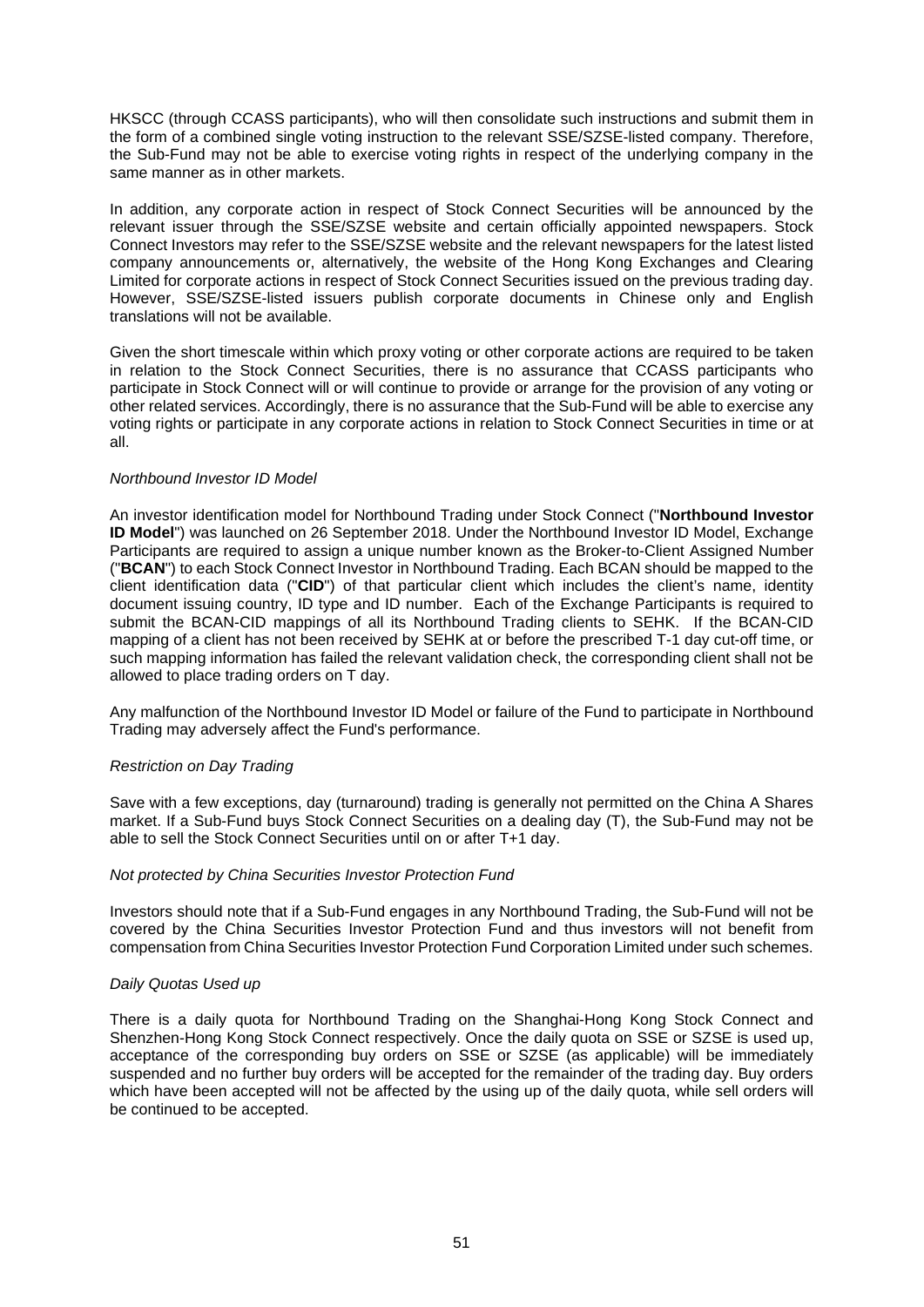HKSCC (through CCASS participants), who will then consolidate such instructions and submit them in the form of a combined single voting instruction to the relevant SSE/SZSE-listed company. Therefore, the Sub-Fund may not be able to exercise voting rights in respect of the underlying company in the same manner as in other markets.

In addition, any corporate action in respect of Stock Connect Securities will be announced by the relevant issuer through the SSE/SZSE website and certain officially appointed newspapers. Stock Connect Investors may refer to the SSE/SZSE website and the relevant newspapers for the latest listed company announcements or, alternatively, the website of the Hong Kong Exchanges and Clearing Limited for corporate actions in respect of Stock Connect Securities issued on the previous trading day. However, SSE/SZSE-listed issuers publish corporate documents in Chinese only and English translations will not be available.

Given the short timescale within which proxy voting or other corporate actions are required to be taken in relation to the Stock Connect Securities, there is no assurance that CCASS participants who participate in Stock Connect will or will continue to provide or arrange for the provision of any voting or other related services. Accordingly, there is no assurance that the Sub-Fund will be able to exercise any voting rights or participate in any corporate actions in relation to Stock Connect Securities in time or at all.

*Northbound Investor ID Model*

An investor identification model for Northbound Trading under Stock Connect ("**Northbound Investor ID Model**") was launched on 26 September 2018. Under the Northbound Investor ID Model, Exchange Participants are required to assign a unique number known as the Broker-to-Client Assigned Number ("**BCAN**") to each Stock Connect Investor in Northbound Trading. Each BCAN should be mapped to the client identification data ("**CID**") of that particular client which includes the client's name, identity document issuing country, ID type and ID number. Each of the Exchange Participants is required to submit the BCAN-CID mappings of all its Northbound Trading clients to SEHK. If the BCAN-CID mapping of a client has not been received by SEHK at or before the prescribed T-1 day cut-off time, or such mapping information has failed the relevant validation check, the corresponding client shall not be allowed to place trading orders on T day.

Any malfunction of the Northbound Investor ID Model or failure of the Fund to participate in Northbound Trading may adversely affect the Fund's performance.

*Restriction on Day Trading*

Save with a few exceptions, day (turnaround) trading is generally not permitted on the China A Shares market. If a Sub-Fund buys Stock Connect Securities on a dealing day (T), the Sub-Fund may not be able to sell the Stock Connect Securities until on or after T+1 day.

*Not protected by China Securities Investor Protection Fund*

Investors should note that if a Sub-Fund engages in any Northbound Trading, the Sub-Fund will not be covered by the China Securities Investor Protection Fund and thus investors will not benefit from compensation from China Securities Investor Protection Fund Corporation Limited under such schemes.

*Daily Quotas Used up*

There is a daily quota for Northbound Trading on the Shanghai-Hong Kong Stock Connect and Shenzhen-Hong Kong Stock Connect respectively. Once the daily quota on SSE or SZSE is used up, acceptance of the corresponding buy orders on SSE or SZSE (as applicable) will be immediately suspended and no further buy orders will be accepted for the remainder of the trading day. Buy orders which have been accepted will not be affected by the using up of the daily quota, while sell orders will be continued to be accepted.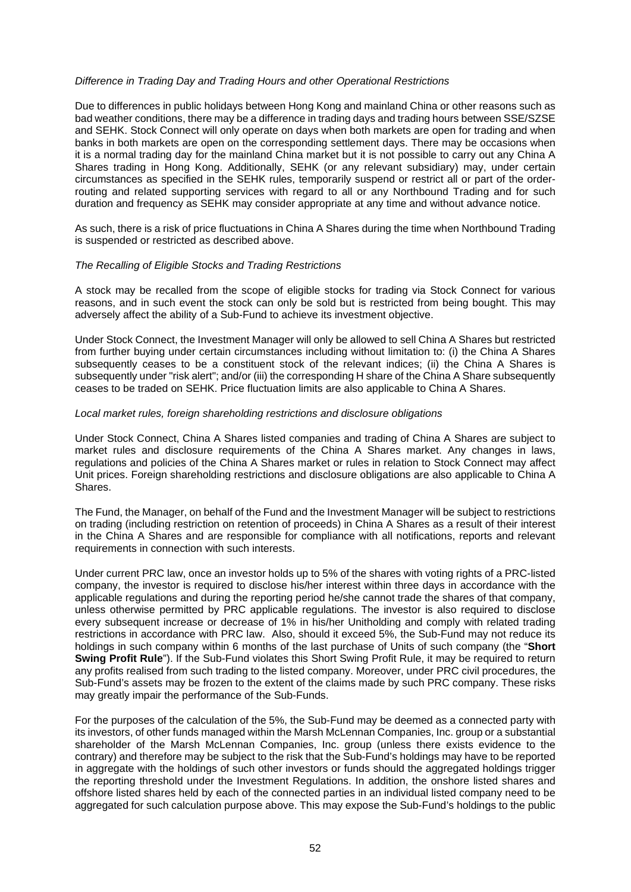*Difference in Trading Day and Trading Hours and other Operational Restrictions*

Due to differences in public holidays between Hong Kong and mainland China or other reasons such as bad weather conditions, there may be a difference in trading days and trading hours between SSE/SZSE and SEHK. Stock Connect will only operate on days when both markets are open for trading and when banks in both markets are open on the corresponding settlement days. There may be occasions when it is a normal trading day for the mainland China market but it is not possible to carry out any China A Shares trading in Hong Kong. Additionally, SEHK (or any relevant subsidiary) may, under certain circumstances as specified in the SEHK rules, temporarily suspend or restrict all or part of the order-routing and related supporting services with regard to all or any Northbound Trading and for such duration and frequency as SEHK may consider appropriate at any time and without advance notice.

As such, there is a risk of price fluctuations in China A Shares during the time when Northbound Trading is suspended or restricted as described above.

*The Recalling of Eligible Stocks and Trading Restrictions*

A stock may be recalled from the scope of eligible stocks for trading via Stock Connect for various reasons, and in such event the stock can only be sold but is restricted from being bought. This may adversely affect the ability of a Sub-Fund to achieve its investment objective.

Under Stock Connect, the Investment Manager will only be allowed to sell China A Shares but restricted from further buying under certain circumstances including without limitation to: (i) the China A Shares subsequently ceases to be a constituent stock of the relevant indices; (ii) the China A Shares is subsequently under "risk alert"; and/or (iii) the corresponding H share of the China A Share subsequently ceases to be traded on SEHK. Price fluctuation limits are also applicable to China A Shares.

*Local market rules, foreign shareholding restrictions and disclosure obligations*

Under Stock Connect, China A Shares listed companies and trading of China A Shares are subject to market rules and disclosure requirements of the China A Shares market. Any changes in laws, regulations and policies of the China A Shares market or rules in relation to Stock Connect may affect Unit prices. Foreign shareholding restrictions and disclosure obligations are also applicable to China A Shares.

The Fund, the Manager, on behalf of the Fund and the Investment Manager will be subject to restrictions on trading (including restriction on retention of proceeds) in China A Shares as a result of their interest in the China A Shares and are responsible for compliance with all notifications, reports and relevant requirements in connection with such interests.

Under current PRC law, once an investor holds up to 5% of the shares with voting rights of a PRC-listed company, the investor is required to disclose his/her interest within three days in accordance with the applicable regulations and during the reporting period he/she cannot trade the shares of that company, unless otherwise permitted by PRC applicable regulations. The investor is also required to disclose every subsequent increase or decrease of 1% in his/her Unitholding and comply with related trading restrictions in accordance with PRC law. Also, should it exceed 5%, the Sub-Fund may not reduce its holdings in such company within 6 months of the last purchase of Units of such company (the "**Short Swing Profit Rule**"). If the Sub-Fund violates this Short Swing Profit Rule, it may be required to return any profits realised from such trading to the listed company. Moreover, under PRC civil procedures, the Sub-Fund's assets may be frozen to the extent of the claims made by such PRC company. These risks may greatly impair the performance of the Sub-Funds.

For the purposes of the calculation of the 5%, the Sub-Fund may be deemed as a connected party with its investors, of other funds managed within the Marsh McLennan Companies, Inc. group or a substantial shareholder of the Marsh McLennan Companies, Inc. group (unless there exists evidence to the contrary) and therefore may be subject to the risk that the Sub-Fund's holdings may have to be reported in aggregate with the holdings of such other investors or funds should the aggregated holdings trigger the reporting threshold under the Investment Regulations. In addition, the onshore listed shares and offshore listed shares held by each of the connected parties in an individual listed company need to be aggregated for such calculation purpose above. This may expose the Sub-Fund's holdings to the public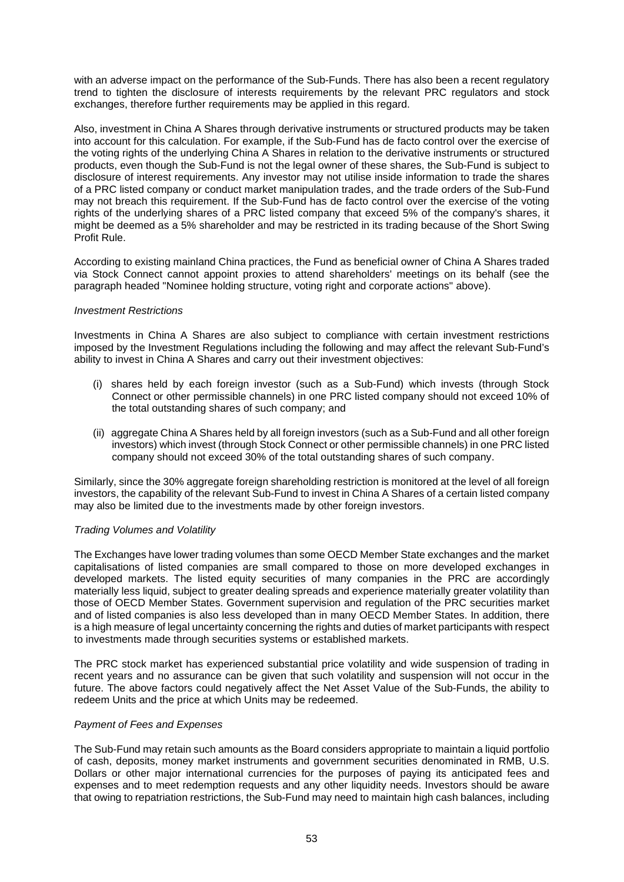with an adverse impact on the performance of the Sub-Funds. There has also been a recent regulatory trend to tighten the disclosure of interests requirements by the relevant PRC regulators and stock exchanges, therefore further requirements may be applied in this regard.

Also, investment in China A Shares through derivative instruments or structured products may be taken into account for this calculation. For example, if the Sub-Fund has de facto control over the exercise of the voting rights of the underlying China A Shares in relation to the derivative instruments or structured products, even though the Sub-Fund is not the legal owner of these shares, the Sub-Fund is subject to disclosure of interest requirements. Any investor may not utilise inside information to trade the shares of a PRC listed company or conduct market manipulation trades, and the trade orders of the Sub-Fund may not breach this requirement. If the Sub-Fund has de facto control over the exercise of the voting rights of the underlying shares of a PRC listed company that exceed 5% of the company's shares, it might be deemed as a 5% shareholder and may be restricted in its trading because of the Short Swing Profit Rule.

According to existing mainland China practices, the Fund as beneficial owner of China A Shares traded via Stock Connect cannot appoint proxies to attend shareholders' meetings on its behalf (see the paragraph headed "Nominee holding structure, voting right and corporate actions" above).

*Investment Restrictions*

Investments in China A Shares are also subject to compliance with certain investment restrictions imposed by the Investment Regulations including the following and may affect the relevant Sub-Fund's ability to invest in China A Shares and carry out their investment objectives:

(i) shares held by each foreign investor (such as a Sub-Fund) which invests (through Stock Connect or other permissible channels) in one PRC listed company should not exceed 10% of the total outstanding shares of such company; and

(ii) aggregate China A Shares held by all foreign investors (such as a Sub-Fund and all other foreign investors) which invest (through Stock Connect or other permissible channels) in one PRC listed company should not exceed 30% of the total outstanding shares of such company.

Similarly, since the 30% aggregate foreign shareholding restriction is monitored at the level of all foreign investors, the capability of the relevant Sub-Fund to invest in China A Shares of a certain listed company may also be limited due to the investments made by other foreign investors.

*Trading Volumes and Volatility*

The Exchanges have lower trading volumes than some OECD Member State exchanges and the market capitalisations of listed companies are small compared to those on more developed exchanges in developed markets. The listed equity securities of many companies in the PRC are accordingly materially less liquid, subject to greater dealing spreads and experience materially greater volatility than those of OECD Member States. Government supervision and regulation of the PRC securities market and of listed companies is also less developed than in many OECD Member States. In addition, there is a high measure of legal uncertainty concerning the rights and duties of market participants with respect to investments made through securities systems or established markets.

The PRC stock market has experienced substantial price volatility and wide suspension of trading in recent years and no assurance can be given that such volatility and suspension will not occur in the future. The above factors could negatively affect the Net Asset Value of the Sub-Funds, the ability to redeem Units and the price at which Units may be redeemed.

*Payment of Fees and Expenses*

The Sub-Fund may retain such amounts as the Board considers appropriate to maintain a liquid portfolio of cash, deposits, money market instruments and government securities denominated in RMB, U.S. Dollars or other major international currencies for the purposes of paying its anticipated fees and expenses and to meet redemption requests and any other liquidity needs. Investors should be aware that owing to repatriation restrictions, the Sub-Fund may need to maintain high cash balances, including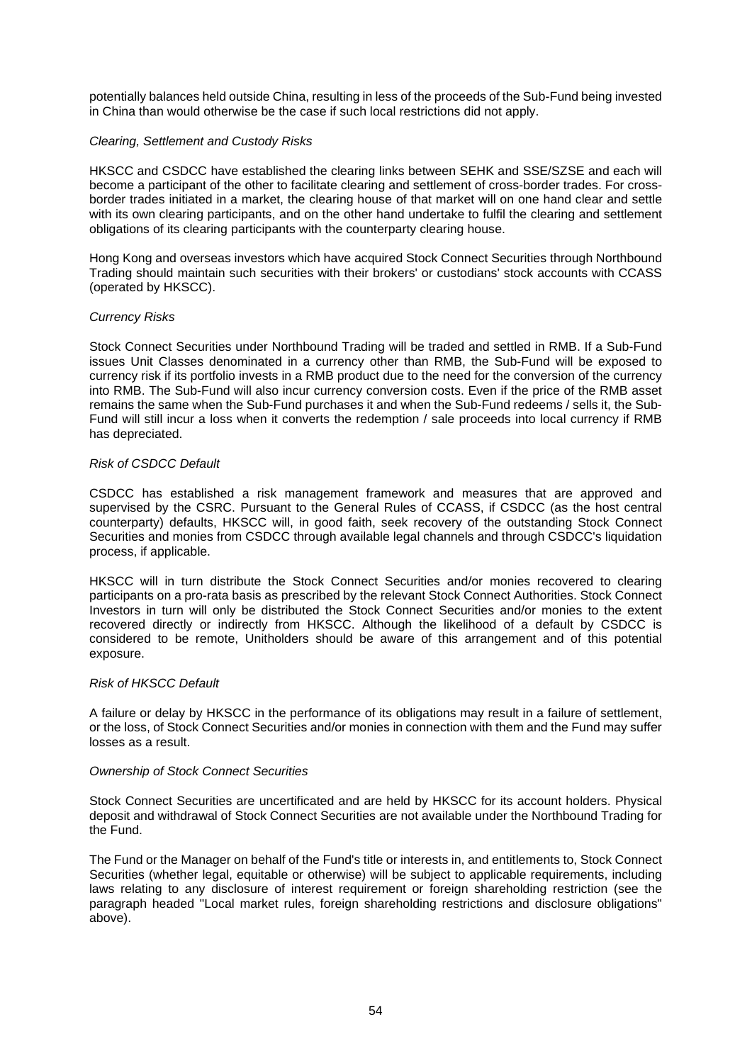potentially balances held outside China, resulting in less of the proceeds of the Sub-Fund being invested in China than would otherwise be the case if such local restrictions did not apply.

*Clearing, Settlement and Custody Risks*

HKSCC and CSDCC have established the clearing links between SEHK and SSE/SZSE and each will become a participant of the other to facilitate clearing and settlement of cross-border trades. For cross-border trades initiated in a market, the clearing house of that market will on one hand clear and settle with its own clearing participants, and on the other hand undertake to fulfil the clearing and settlement obligations of its clearing participants with the counterparty clearing house.

Hong Kong and overseas investors which have acquired Stock Connect Securities through Northbound Trading should maintain such securities with their brokers' or custodians' stock accounts with CCASS (operated by HKSCC).

*Currency Risks*

Stock Connect Securities under Northbound Trading will be traded and settled in RMB. If a Sub-Fund issues Unit Classes denominated in a currency other than RMB, the Sub-Fund will be exposed to currency risk if its portfolio invests in a RMB product due to the need for the conversion of the currency into RMB. The Sub-Fund will also incur currency conversion costs. Even if the price of the RMB asset remains the same when the Sub-Fund purchases it and when the Sub-Fund redeems / sells it, the Sub-Fund will still incur a loss when it converts the redemption / sale proceeds into local currency if RMB has depreciated.

*Risk of CSDCC Default*

CSDCC has established a risk management framework and measures that are approved and supervised by the CSRC. Pursuant to the General Rules of CCASS, if CSDCC (as the host central counterparty) defaults, HKSCC will, in good faith, seek recovery of the outstanding Stock Connect Securities and monies from CSDCC through available legal channels and through CSDCC's liquidation process, if applicable.

HKSCC will in turn distribute the Stock Connect Securities and/or monies recovered to clearing participants on a pro-rata basis as prescribed by the relevant Stock Connect Authorities. Stock Connect Investors in turn will only be distributed the Stock Connect Securities and/or monies to the extent recovered directly or indirectly from HKSCC. Although the likelihood of a default by CSDCC is considered to be remote, Unitholders should be aware of this arrangement and of this potential exposure.

*Risk of HKSCC Default*

A failure or delay by HKSCC in the performance of its obligations may result in a failure of settlement, or the loss, of Stock Connect Securities and/or monies in connection with them and the Fund may suffer losses as a result.

*Ownership of Stock Connect Securities*

Stock Connect Securities are uncertificated and are held by HKSCC for its account holders. Physical deposit and withdrawal of Stock Connect Securities are not available under the Northbound Trading for the Fund.

The Fund or the Manager on behalf of the Fund's title or interests in, and entitlements to, Stock Connect Securities (whether legal, equitable or otherwise) will be subject to applicable requirements, including laws relating to any disclosure of interest requirement or foreign shareholding restriction (see the paragraph headed "Local market rules, foreign shareholding restrictions and disclosure obligations" above).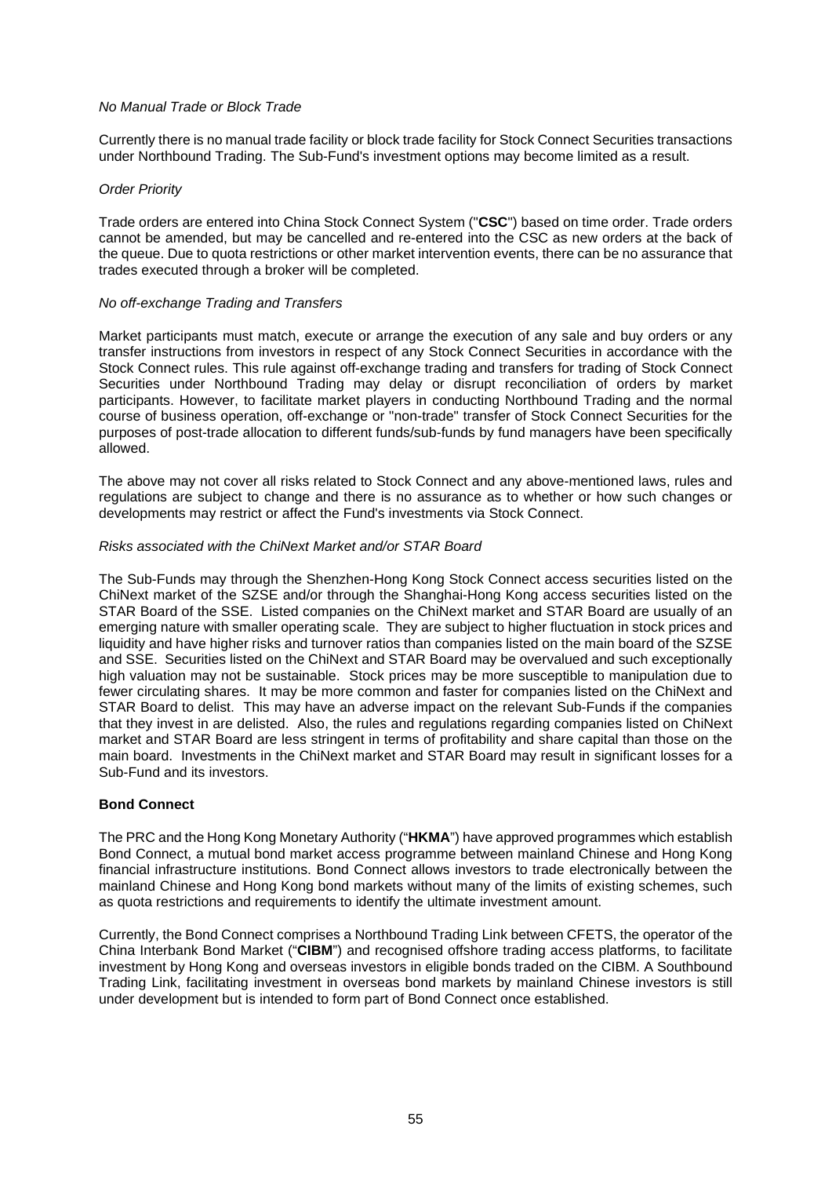*No Manual Trade or Block Trade*

Currently there is no manual trade facility or block trade facility for Stock Connect Securities transactions under Northbound Trading. The Sub-Fund's investment options may become limited as a result.

*Order Priority*

Trade orders are entered into China Stock Connect System ("**CSC**") based on time order. Trade orders cannot be amended, but may be cancelled and re-entered into the CSC as new orders at the back of the queue. Due to quota restrictions or other market intervention events, there can be no assurance that trades executed through a broker will be completed.

*No off-exchange Trading and Transfers*

Market participants must match, execute or arrange the execution of any sale and buy orders or any transfer instructions from investors in respect of any Stock Connect Securities in accordance with the Stock Connect rules. This rule against off-exchange trading and transfers for trading of Stock Connect Securities under Northbound Trading may delay or disrupt reconciliation of orders by market participants. However, to facilitate market players in conducting Northbound Trading and the normal course of business operation, off-exchange or "non-trade" transfer of Stock Connect Securities for the purposes of post-trade allocation to different funds/sub-funds by fund managers have been specifically allowed.

The above may not cover all risks related to Stock Connect and any above-mentioned laws, rules and regulations are subject to change and there is no assurance as to whether or how such changes or developments may restrict or affect the Fund's investments via Stock Connect.

*Risks associated with the ChiNext Market and/or STAR Board*

The Sub-Funds may through the Shenzhen-Hong Kong Stock Connect access securities listed on the ChiNext market of the SZSE and/or through the Shanghai-Hong Kong access securities listed on the STAR Board of the SSE. Listed companies on the ChiNext market and STAR Board are usually of an emerging nature with smaller operating scale. They are subject to higher fluctuation in stock prices and liquidity and have higher risks and turnover ratios than companies listed on the main board of the SZSE and SSE. Securities listed on the ChiNext and STAR Board may be overvalued and such exceptionally high valuation may not be sustainable. Stock prices may be more susceptible to manipulation due to fewer circulating shares. It may be more common and faster for companies listed on the ChiNext and STAR Board to delist. This may have an adverse impact on the relevant Sub-Funds if the companies that they invest in are delisted. Also, the rules and regulations regarding companies listed on ChiNext market and STAR Board are less stringent in terms of profitability and share capital than those on the main board. Investments in the ChiNext market and STAR Board may result in significant losses for a Sub-Fund and its investors.

**Bond Connect**

The PRC and the Hong Kong Monetary Authority ("**HKMA**") have approved programmes which establish Bond Connect, a mutual bond market access programme between mainland Chinese and Hong Kong financial infrastructure institutions. Bond Connect allows investors to trade electronically between the mainland Chinese and Hong Kong bond markets without many of the limits of existing schemes, such as quota restrictions and requirements to identify the ultimate investment amount.

Currently, the Bond Connect comprises a Northbound Trading Link between CFETS, the operator of the China Interbank Bond Market ("**CIBM**") and recognised offshore trading access platforms, to facilitate investment by Hong Kong and overseas investors in eligible bonds traded on the CIBM. A Southbound Trading Link, facilitating investment in overseas bond markets by mainland Chinese investors is still under development but is intended to form part of Bond Connect once established.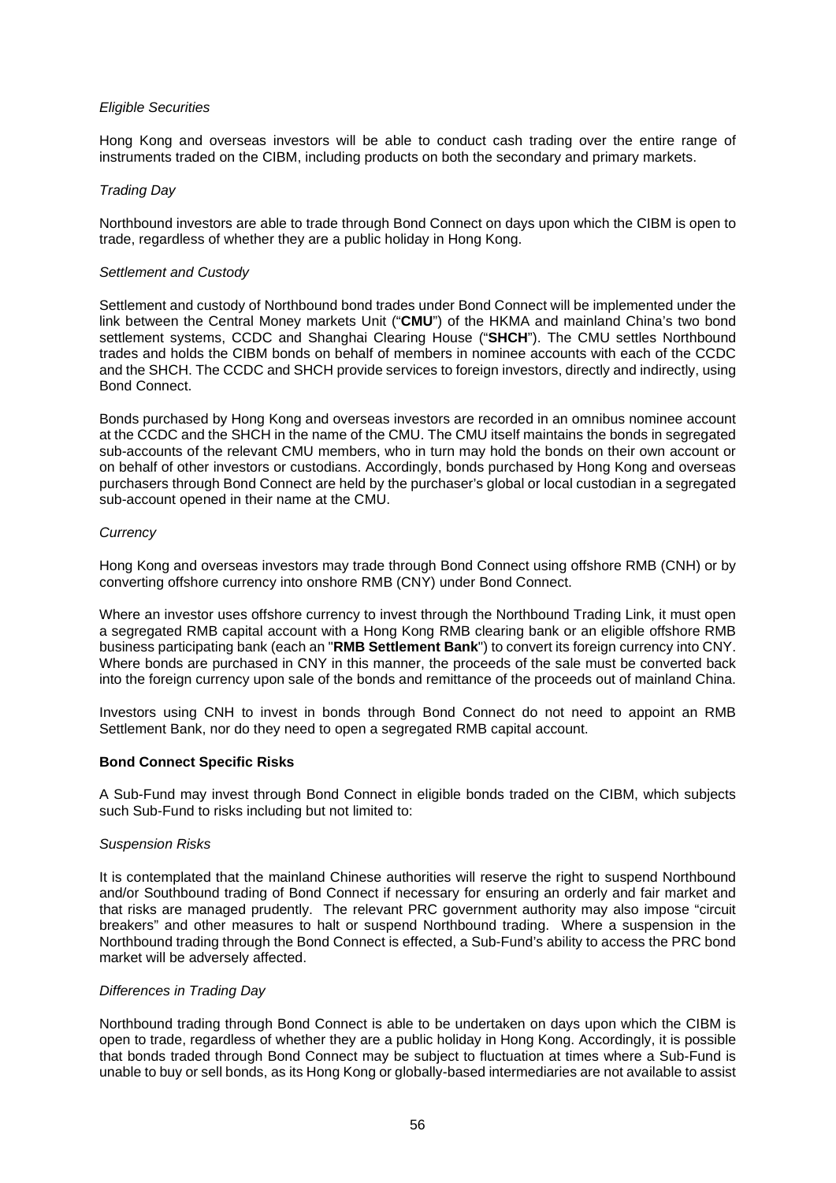*Eligible Securities*

Hong Kong and overseas investors will be able to conduct cash trading over the entire range of instruments traded on the CIBM, including products on both the secondary and primary markets.

*Trading Day*

Northbound investors are able to trade through Bond Connect on days upon which the CIBM is open to trade, regardless of whether they are a public holiday in Hong Kong.

*Settlement and Custody*

Settlement and custody of Northbound bond trades under Bond Connect will be implemented under the link between the Central Money markets Unit ("**CMU**") of the HKMA and mainland China's two bond settlement systems, CCDC and Shanghai Clearing House ("**SHCH**"). The CMU settles Northbound trades and holds the CIBM bonds on behalf of members in nominee accounts with each of the CCDC and the SHCH. The CCDC and SHCH provide services to foreign investors, directly and indirectly, using Bond Connect.

Bonds purchased by Hong Kong and overseas investors are recorded in an omnibus nominee account at the CCDC and the SHCH in the name of the CMU. The CMU itself maintains the bonds in segregated sub-accounts of the relevant CMU members, who in turn may hold the bonds on their own account or on behalf of other investors or custodians. Accordingly, bonds purchased by Hong Kong and overseas purchasers through Bond Connect are held by the purchaser's global or local custodian in a segregated sub-account opened in their name at the CMU.

*Currency*

Hong Kong and overseas investors may trade through Bond Connect using offshore RMB (CNH) or by converting offshore currency into onshore RMB (CNY) under Bond Connect.

Where an investor uses offshore currency to invest through the Northbound Trading Link, it must open a segregated RMB capital account with a Hong Kong RMB clearing bank or an eligible offshore RMB business participating bank (each an "**RMB Settlement Bank**") to convert its foreign currency into CNY. Where bonds are purchased in CNY in this manner, the proceeds of the sale must be converted back into the foreign currency upon sale of the bonds and remittance of the proceeds out of mainland China.

Investors using CNH to invest in bonds through Bond Connect do not need to appoint an RMB Settlement Bank, nor do they need to open a segregated RMB capital account.

**Bond Connect Specific Risks**

A Sub-Fund may invest through Bond Connect in eligible bonds traded on the CIBM, which subjects such Sub-Fund to risks including but not limited to:

*Suspension Risks*

It is contemplated that the mainland Chinese authorities will reserve the right to suspend Northbound and/or Southbound trading of Bond Connect if necessary for ensuring an orderly and fair market and that risks are managed prudently. The relevant PRC government authority may also impose "circuit breakers" and other measures to halt or suspend Northbound trading. Where a suspension in the Northbound trading through the Bond Connect is effected, a Sub-Fund's ability to access the PRC bond market will be adversely affected.

*Differences in Trading Day*

Northbound trading through Bond Connect is able to be undertaken on days upon which the CIBM is open to trade, regardless of whether they are a public holiday in Hong Kong. Accordingly, it is possible that bonds traded through Bond Connect may be subject to fluctuation at times where a Sub-Fund is unable to buy or sell bonds, as its Hong Kong or globally-based intermediaries are not available to assist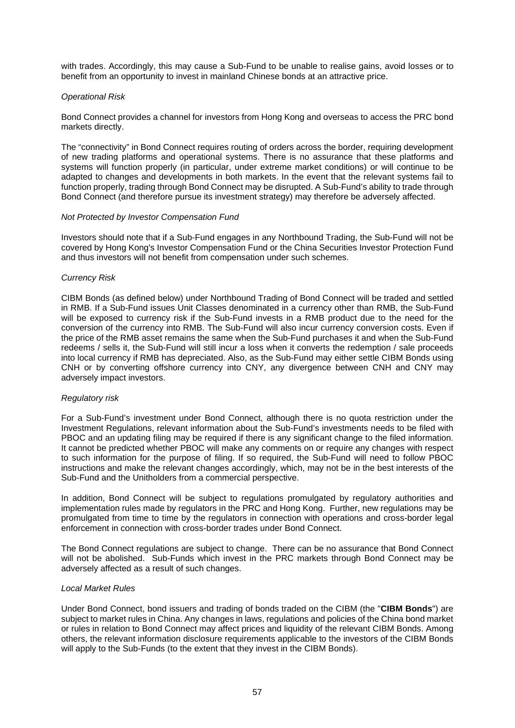with trades. Accordingly, this may cause a Sub-Fund to be unable to realise gains, avoid losses or to benefit from an opportunity to invest in mainland Chinese bonds at an attractive price.

*Operational Risk*

Bond Connect provides a channel for investors from Hong Kong and overseas to access the PRC bond markets directly.

The "connectivity" in Bond Connect requires routing of orders across the border, requiring development of new trading platforms and operational systems. There is no assurance that these platforms and systems will function properly (in particular, under extreme market conditions) or will continue to be adapted to changes and developments in both markets. In the event that the relevant systems fail to function properly, trading through Bond Connect may be disrupted. A Sub-Fund's ability to trade through Bond Connect (and therefore pursue its investment strategy) may therefore be adversely affected.

*Not Protected by Investor Compensation Fund*

Investors should note that if a Sub-Fund engages in any Northbound Trading, the Sub-Fund will not be covered by Hong Kong's Investor Compensation Fund or the China Securities Investor Protection Fund and thus investors will not benefit from compensation under such schemes.

*Currency Risk*

CIBM Bonds (as defined below) under Northbound Trading of Bond Connect will be traded and settled in RMB. If a Sub-Fund issues Unit Classes denominated in a currency other than RMB, the Sub-Fund will be exposed to currency risk if the Sub-Fund invests in a RMB product due to the need for the conversion of the currency into RMB. The Sub-Fund will also incur currency conversion costs. Even if the price of the RMB asset remains the same when the Sub-Fund purchases it and when the Sub-Fund redeems / sells it, the Sub-Fund will still incur a loss when it converts the redemption / sale proceeds into local currency if RMB has depreciated. Also, as the Sub-Fund may either settle CIBM Bonds using CNH or by converting offshore currency into CNY, any divergence between CNH and CNY may adversely impact investors.

*Regulatory risk*

For a Sub-Fund's investment under Bond Connect, although there is no quota restriction under the Investment Regulations, relevant information about the Sub-Fund's investments needs to be filed with PBOC and an updating filing may be required if there is any significant change to the filed information. It cannot be predicted whether PBOC will make any comments on or require any changes with respect to such information for the purpose of filing. If so required, the Sub-Fund will need to follow PBOC instructions and make the relevant changes accordingly, which, may not be in the best interests of the Sub-Fund and the Unitholders from a commercial perspective.

In addition, Bond Connect will be subject to regulations promulgated by regulatory authorities and implementation rules made by regulators in the PRC and Hong Kong. Further, new regulations may be promulgated from time to time by the regulators in connection with operations and cross-border legal enforcement in connection with cross-border trades under Bond Connect.

The Bond Connect regulations are subject to change. There can be no assurance that Bond Connect will not be abolished. Sub-Funds which invest in the PRC markets through Bond Connect may be adversely affected as a result of such changes.

*Local Market Rules*

Under Bond Connect, bond issuers and trading of bonds traded on the CIBM (the "**CIBM Bonds**") are subject to market rules in China. Any changes in laws, regulations and policies of the China bond market or rules in relation to Bond Connect may affect prices and liquidity of the relevant CIBM Bonds. Among others, the relevant information disclosure requirements applicable to the investors of the CIBM Bonds will apply to the Sub-Funds (to the extent that they invest in the CIBM Bonds).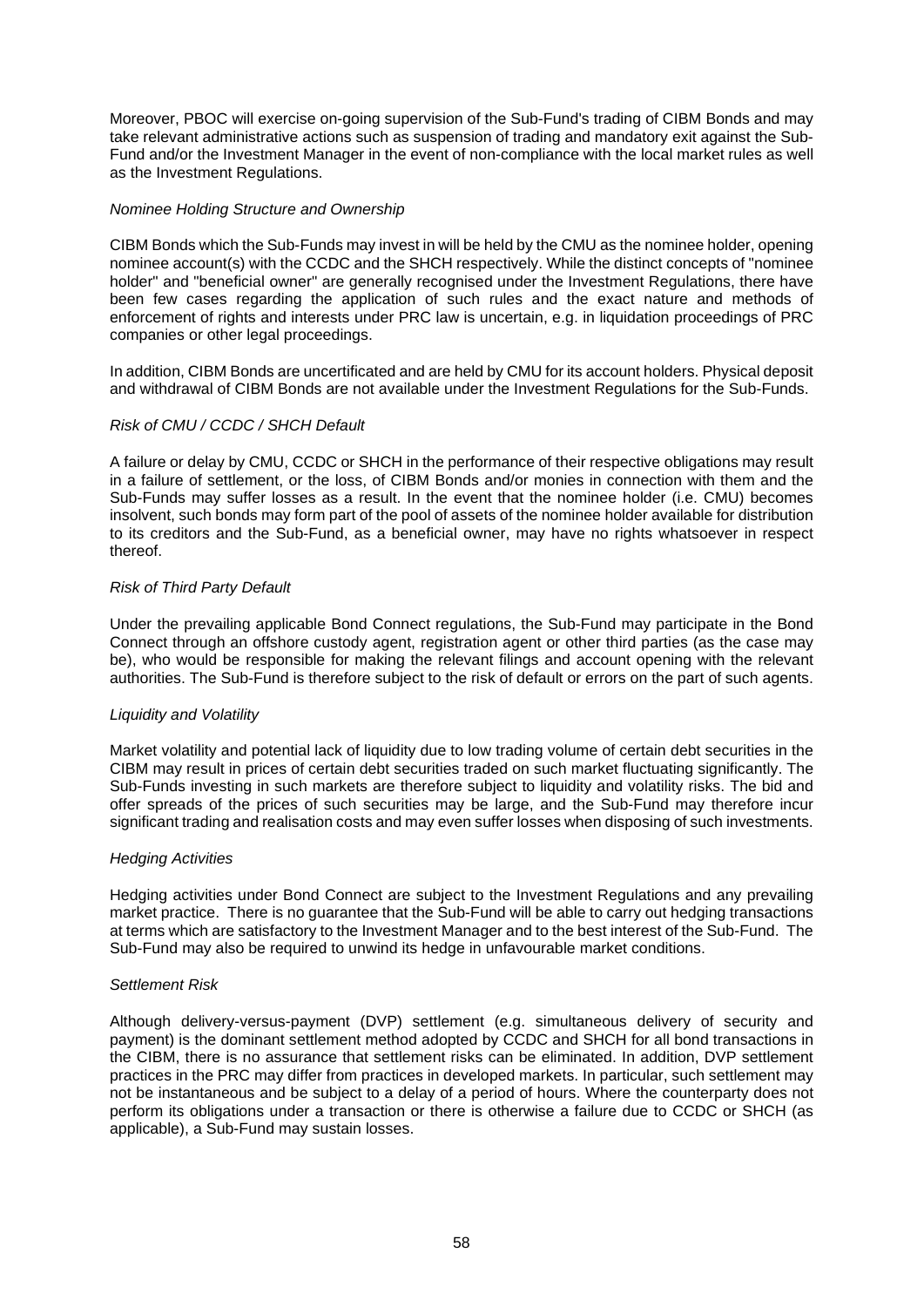Moreover, PBOC will exercise on-going supervision of the Sub-Fund's trading of CIBM Bonds and may take relevant administrative actions such as suspension of trading and mandatory exit against the Sub-Fund and/or the Investment Manager in the event of non-compliance with the local market rules as well as the Investment Regulations.

*Nominee Holding Structure and Ownership*

CIBM Bonds which the Sub-Funds may invest in will be held by the CMU as the nominee holder, opening nominee account(s) with the CCDC and the SHCH respectively. While the distinct concepts of "nominee holder" and "beneficial owner" are generally recognised under the Investment Regulations, there have been few cases regarding the application of such rules and the exact nature and methods of enforcement of rights and interests under PRC law is uncertain, e.g. in liquidation proceedings of PRC companies or other legal proceedings.

In addition, CIBM Bonds are uncertificated and are held by CMU for its account holders. Physical deposit and withdrawal of CIBM Bonds are not available under the Investment Regulations for the Sub-Funds.

*Risk of CMU / CCDC / SHCH Default*

A failure or delay by CMU, CCDC or SHCH in the performance of their respective obligations may result in a failure of settlement, or the loss, of CIBM Bonds and/or monies in connection with them and the Sub-Funds may suffer losses as a result. In the event that the nominee holder (i.e. CMU) becomes insolvent, such bonds may form part of the pool of assets of the nominee holder available for distribution to its creditors and the Sub-Fund, as a beneficial owner, may have no rights whatsoever in respect thereof.

*Risk of Third Party Default*

Under the prevailing applicable Bond Connect regulations, the Sub-Fund may participate in the Bond Connect through an offshore custody agent, registration agent or other third parties (as the case may be), who would be responsible for making the relevant filings and account opening with the relevant authorities. The Sub-Fund is therefore subject to the risk of default or errors on the part of such agents.

*Liquidity and Volatility*

Market volatility and potential lack of liquidity due to low trading volume of certain debt securities in the CIBM may result in prices of certain debt securities traded on such market fluctuating significantly. The Sub-Funds investing in such markets are therefore subject to liquidity and volatility risks. The bid and offer spreads of the prices of such securities may be large, and the Sub-Fund may therefore incur significant trading and realisation costs and may even suffer losses when disposing of such investments.

*Hedging Activities*

Hedging activities under Bond Connect are subject to the Investment Regulations and any prevailing market practice. There is no guarantee that the Sub-Fund will be able to carry out hedging transactions at terms which are satisfactory to the Investment Manager and to the best interest of the Sub-Fund. The Sub-Fund may also be required to unwind its hedge in unfavourable market conditions.

*Settlement Risk*

Although delivery-versus-payment (DVP) settlement (e.g. simultaneous delivery of security and payment) is the dominant settlement method adopted by CCDC and SHCH for all bond transactions in the CIBM, there is no assurance that settlement risks can be eliminated. In addition, DVP settlement practices in the PRC may differ from practices in developed markets. In particular, such settlement may not be instantaneous and be subject to a delay of a period of hours. Where the counterparty does not perform its obligations under a transaction or there is otherwise a failure due to CCDC or SHCH (as applicable), a Sub-Fund may sustain losses.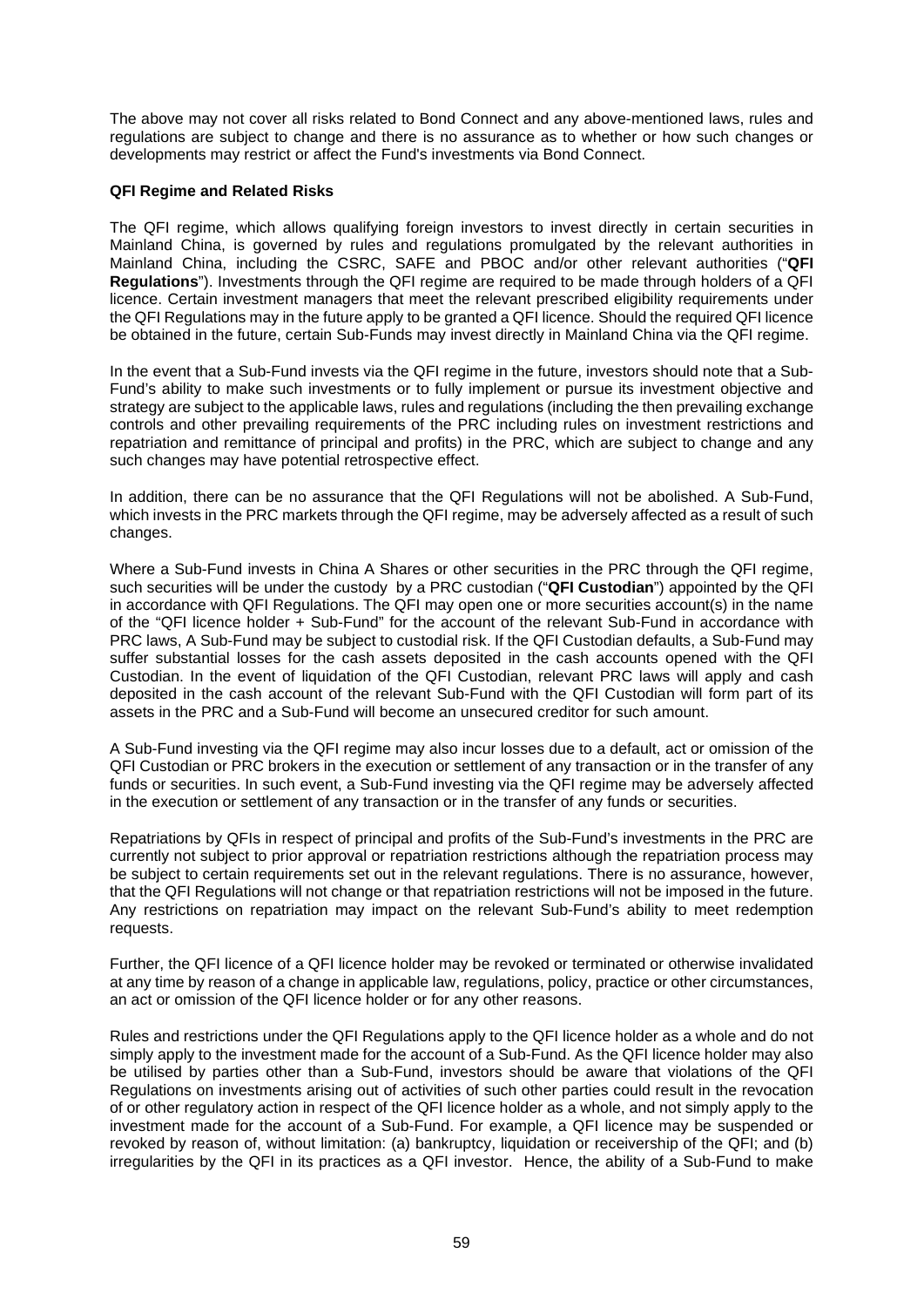The above may not cover all risks related to Bond Connect and any above-mentioned laws, rules and regulations are subject to change and there is no assurance as to whether or how such changes or developments may restrict or affect the Fund's investments via Bond Connect.

**QFI Regime and Related Risks**

The QFI regime, which allows qualifying foreign investors to invest directly in certain securities in Mainland China, is governed by rules and regulations promulgated by the relevant authorities in Mainland China, including the CSRC, SAFE and PBOC and/or other relevant authorities ("**QFI Regulations**"). Investments through the QFI regime are required to be made through holders of a QFI licence. Certain investment managers that meet the relevant prescribed eligibility requirements under the QFI Regulations may in the future apply to be granted a QFI licence. Should the required QFI licence be obtained in the future, certain Sub-Funds may invest directly in Mainland China via the QFI regime.

In the event that a Sub-Fund invests via the QFI regime in the future, investors should note that a Sub-Fund's ability to make such investments or to fully implement or pursue its investment objective and strategy are subject to the applicable laws, rules and regulations (including the then prevailing exchange controls and other prevailing requirements of the PRC including rules on investment restrictions and repatriation and remittance of principal and profits) in the PRC, which are subject to change and any such changes may have potential retrospective effect.

In addition, there can be no assurance that the QFI Regulations will not be abolished. A Sub-Fund, which invests in the PRC markets through the QFI regime, may be adversely affected as a result of such changes.

Where a Sub-Fund invests in China A Shares or other securities in the PRC through the QFI regime, such securities will be under the custody by a PRC custodian ("**QFI Custodian**") appointed by the QFI in accordance with QFI Regulations. The QFI may open one or more securities account(s) in the name of the "QFI licence holder + Sub-Fund" for the account of the relevant Sub-Fund in accordance with PRC laws, A Sub-Fund may be subject to custodial risk. If the QFI Custodian defaults, a Sub-Fund may suffer substantial losses for the cash assets deposited in the cash accounts opened with the QFI Custodian. In the event of liquidation of the QFI Custodian, relevant PRC laws will apply and cash deposited in the cash account of the relevant Sub-Fund with the QFI Custodian will form part of its assets in the PRC and a Sub-Fund will become an unsecured creditor for such amount.

A Sub-Fund investing via the QFI regime may also incur losses due to a default, act or omission of the QFI Custodian or PRC brokers in the execution or settlement of any transaction or in the transfer of any funds or securities. In such event, a Sub-Fund investing via the QFI regime may be adversely affected in the execution or settlement of any transaction or in the transfer of any funds or securities.

Repatriations by QFIs in respect of principal and profits of the Sub-Fund's investments in the PRC are currently not subject to prior approval or repatriation restrictions although the repatriation process may be subject to certain requirements set out in the relevant regulations. There is no assurance, however, that the QFI Regulations will not change or that repatriation restrictions will not be imposed in the future. Any restrictions on repatriation may impact on the relevant Sub-Fund's ability to meet redemption requests.

Further, the QFI licence of a QFI licence holder may be revoked or terminated or otherwise invalidated at any time by reason of a change in applicable law, regulations, policy, practice or other circumstances, an act or omission of the QFI licence holder or for any other reasons.

Rules and restrictions under the QFI Regulations apply to the QFI licence holder as a whole and do not simply apply to the investment made for the account of a Sub-Fund. As the QFI licence holder may also be utilised by parties other than a Sub-Fund, investors should be aware that violations of the QFI Regulations on investments arising out of activities of such other parties could result in the revocation of or other regulatory action in respect of the QFI licence holder as a whole, and not simply apply to the investment made for the account of a Sub-Fund. For example, a QFI licence may be suspended or revoked by reason of, without limitation: (a) bankruptcy, liquidation or receivership of the QFI; and (b) irregularities by the QFI in its practices as a QFI investor. Hence, the ability of a Sub-Fund to make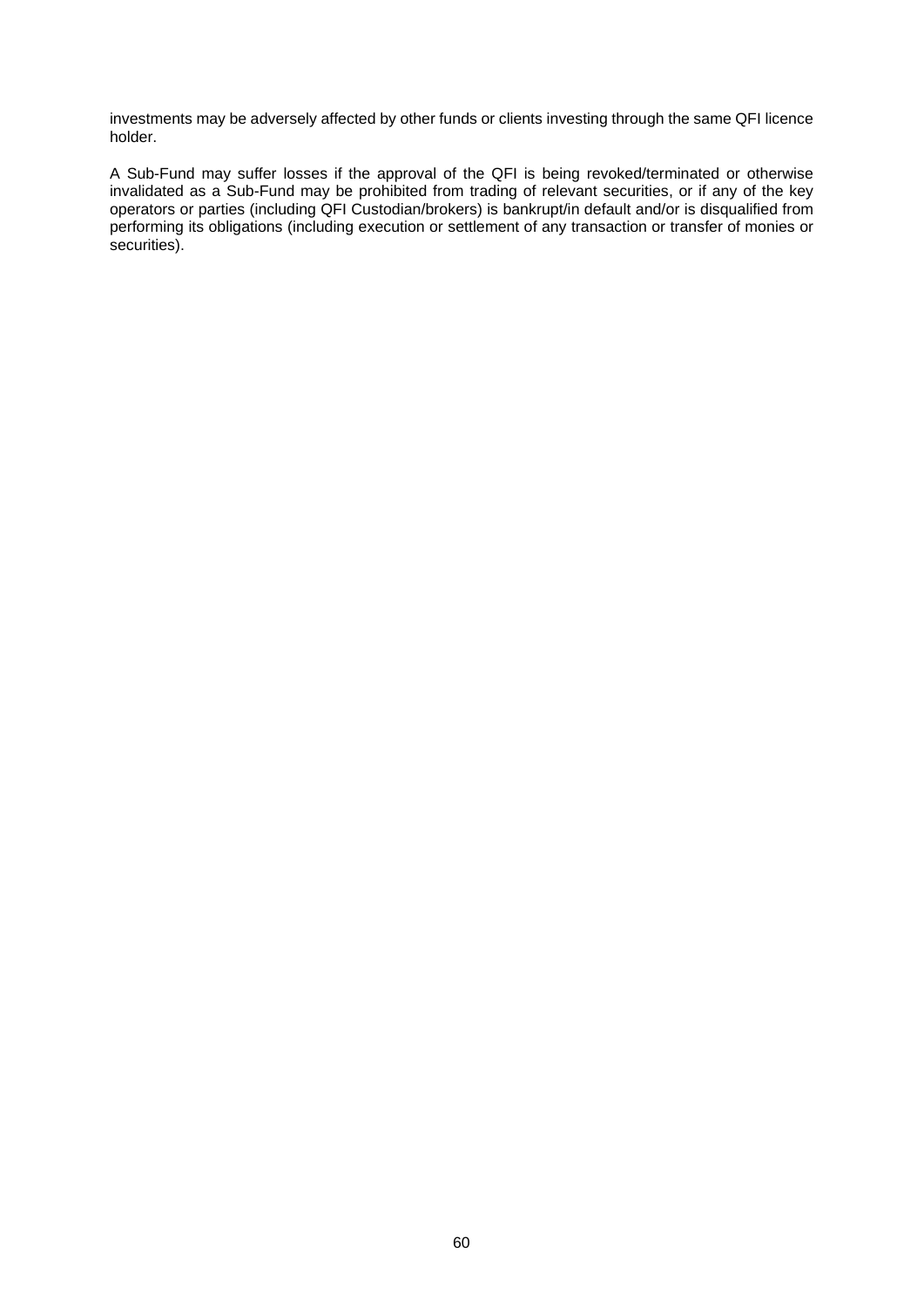investments may be adversely affected by other funds or clients investing through the same QFI licence holder.

A Sub-Fund may suffer losses if the approval of the QFI is being revoked/terminated or otherwise invalidated as a Sub-Fund may be prohibited from trading of relevant securities, or if any of the key operators or parties (including QFI Custodian/brokers) is bankrupt/in default and/or is disqualified from performing its obligations (including execution or settlement of any transaction or transfer of monies or securities).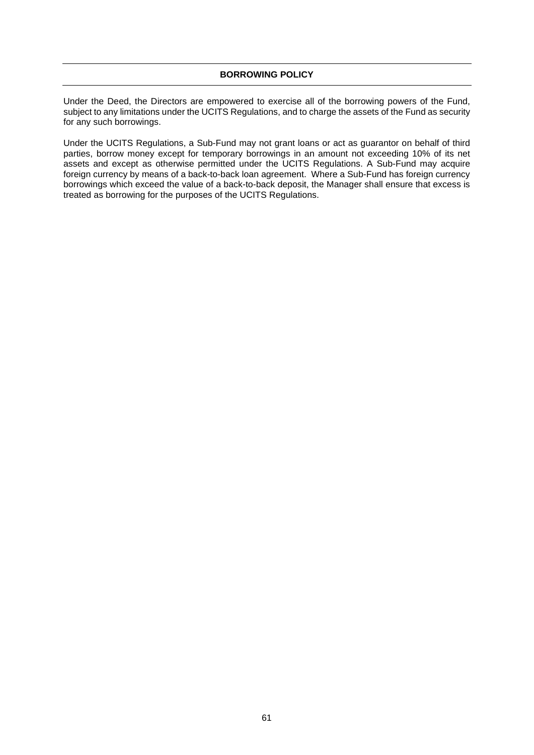## BORROWING POLICY

Under the Deed, the Directors are empowered to exercise all of the borrowing powers of the Fund, subject to any limitations under the UCITS Regulations, and to charge the assets of the Fund as security for any such borrowings.

Under the UCITS Regulations, a Sub-Fund may not grant loans or act as guarantor on behalf of third parties, borrow money except for temporary borrowings in an amount not exceeding 10% of its net assets and except as otherwise permitted under the UCITS Regulations. A Sub-Fund may acquire foreign currency by means of a back-to-back loan agreement. Where a Sub-Fund has foreign currency borrowings which exceed the value of a back-to-back deposit, the Manager shall ensure that excess is treated as borrowing for the purposes of the UCITS Regulations.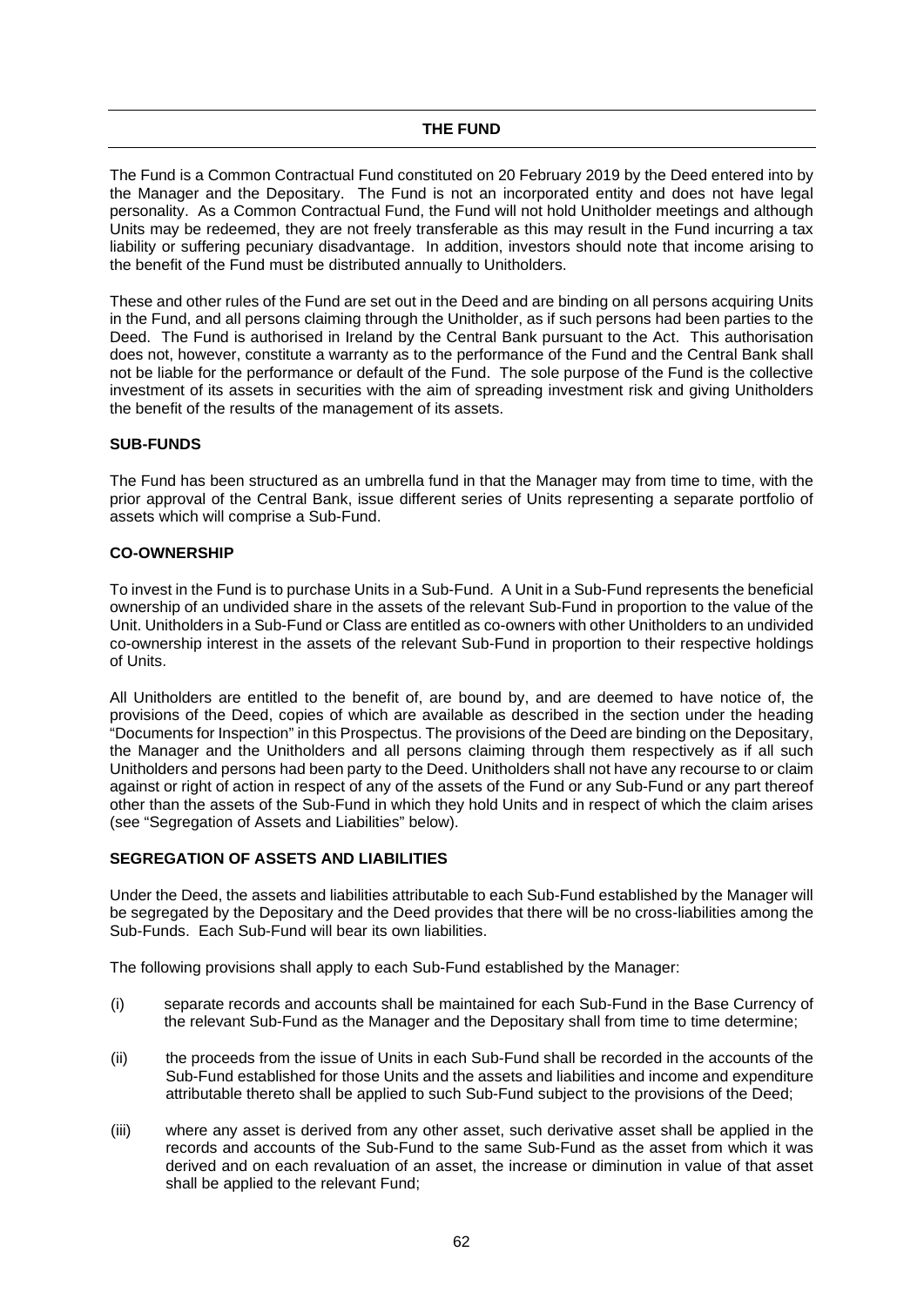# THE FUND

The Fund is a Common Contractual Fund constituted on 20 February 2019 by the Deed entered into by the Manager and the Depositary. The Fund is not an incorporated entity and does not have legal personality. As a Common Contractual Fund, the Fund will not hold Unitholder meetings and although Units may be redeemed, they are not freely transferable as this may result in the Fund incurring a tax liability or suffering pecuniary disadvantage. In addition, investors should note that income arising to the benefit of the Fund must be distributed annually to Unitholders.

These and other rules of the Fund are set out in the Deed and are binding on all persons acquiring Units in the Fund, and all persons claiming through the Unitholder, as if such persons had been parties to the Deed. The Fund is authorised in Ireland by the Central Bank pursuant to the Act. This authorisation does not, however, constitute a warranty as to the performance of the Fund and the Central Bank shall not be liable for the performance or default of the Fund. The sole purpose of the Fund is the collective investment of its assets in securities with the aim of spreading investment risk and giving Unitholders the benefit of the results of the management of its assets.

## SUB-FUNDS

The Fund has been structured as an umbrella fund in that the Manager may from time to time, with the prior approval of the Central Bank, issue different series of Units representing a separate portfolio of assets which will comprise a Sub-Fund.

## CO-OWNERSHIP

To invest in the Fund is to purchase Units in a Sub-Fund. A Unit in a Sub-Fund represents the beneficial ownership of an undivided share in the assets of the relevant Sub-Fund in proportion to the value of the Unit. Unitholders in a Sub-Fund or Class are entitled as co-owners with other Unitholders to an undivided co-ownership interest in the assets of the relevant Sub-Fund in proportion to their respective holdings of Units.

All Unitholders are entitled to the benefit of, are bound by, and are deemed to have notice of, the provisions of the Deed, copies of which are available as described in the section under the heading "Documents for Inspection" in this Prospectus. The provisions of the Deed are binding on the Depositary, the Manager and the Unitholders and all persons claiming through them respectively as if all such Unitholders and persons had been party to the Deed. Unitholders shall not have any recourse to or claim against or right of action in respect of any of the assets of the Fund or any Sub-Fund or any part thereof other than the assets of the Sub-Fund in which they hold Units and in respect of which the claim arises (see "Segregation of Assets and Liabilities" below).

## SEGREGATION OF ASSETS AND LIABILITIES

Under the Deed, the assets and liabilities attributable to each Sub-Fund established by the Manager will be segregated by the Depositary and the Deed provides that there will be no cross-liabilities among the Sub-Funds. Each Sub-Fund will bear its own liabilities.

The following provisions shall apply to each Sub-Fund established by the Manager:

(i) separate records and accounts shall be maintained for each Sub-Fund in the Base Currency of the relevant Sub-Fund as the Manager and the Depositary shall from time to time determine;

(ii) the proceeds from the issue of Units in each Sub-Fund shall be recorded in the accounts of the Sub-Fund established for those Units and the assets and liabilities and income and expenditure attributable thereto shall be applied to such Sub-Fund subject to the provisions of the Deed;

(iii) where any asset is derived from any other asset, such derivative asset shall be applied in the records and accounts of the Sub-Fund to the same Sub-Fund as the asset from which it was derived and on each revaluation of an asset, the increase or diminution in value of that asset shall be applied to the relevant Fund;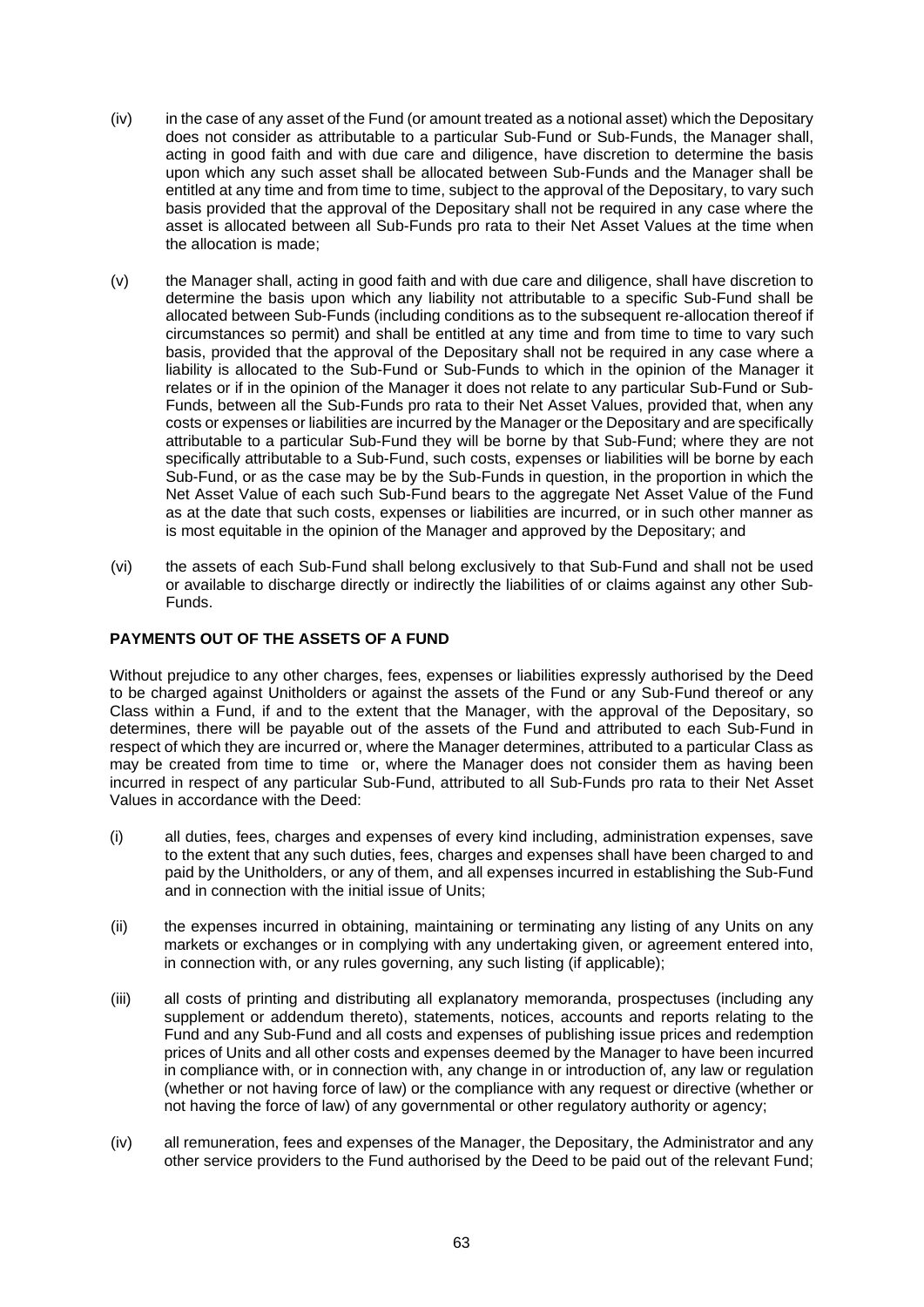(iv) in the case of any asset of the Fund (or amount treated as a notional asset) which the Depositary does not consider as attributable to a particular Sub-Fund or Sub-Funds, the Manager shall, acting in good faith and with due care and diligence, have discretion to determine the basis upon which any such asset shall be allocated between Sub-Funds and the Manager shall be entitled at any time and from time to time, subject to the approval of the Depositary, to vary such basis provided that the approval of the Depositary shall not be required in any case where the asset is allocated between all Sub-Funds pro rata to their Net Asset Values at the time when the allocation is made;

(v) the Manager shall, acting in good faith and with due care and diligence, shall have discretion to determine the basis upon which any liability not attributable to a specific Sub-Fund shall be allocated between Sub-Funds (including conditions as to the subsequent re-allocation thereof if circumstances so permit) and shall be entitled at any time and from time to time to vary such basis, provided that the approval of the Depositary shall not be required in any case where a liability is allocated to the Sub-Fund or Sub-Funds to which in the opinion of the Manager it relates or if in the opinion of the Manager it does not relate to any particular Sub-Fund or Sub-Funds, between all the Sub-Funds pro rata to their Net Asset Values, provided that, when any costs or expenses or liabilities are incurred by the Manager or the Depositary and are specifically attributable to a particular Sub-Fund they will be borne by that Sub-Fund; where they are not specifically attributable to a Sub-Fund, such costs, expenses or liabilities will be borne by each Sub-Fund, or as the case may be by the Sub-Funds in question, in the proportion in which the Net Asset Value of each such Sub-Fund bears to the aggregate Net Asset Value of the Fund as at the date that such costs, expenses or liabilities are incurred, or in such other manner as is most equitable in the opinion of the Manager and approved by the Depositary; and

(vi) the assets of each Sub-Fund shall belong exclusively to that Sub-Fund and shall not be used or available to discharge directly or indirectly the liabilities of or claims against any other Sub-Funds.

**PAYMENTS OUT OF THE ASSETS OF A FUND**

Without prejudice to any other charges, fees, expenses or liabilities expressly authorised by the Deed to be charged against Unitholders or against the assets of the Fund or any Sub-Fund thereof or any Class within a Fund, if and to the extent that the Manager, with the approval of the Depositary, so determines, there will be payable out of the assets of the Fund and attributed to each Sub-Fund in respect of which they are incurred or, where the Manager determines, attributed to a particular Class as may be created from time to time or, where the Manager does not consider them as having been incurred in respect of any particular Sub-Fund, attributed to all Sub-Funds pro rata to their Net Asset Values in accordance with the Deed:

(i) all duties, fees, charges and expenses of every kind including, administration expenses, save to the extent that any such duties, fees, charges and expenses shall have been charged to and paid by the Unitholders, or any of them, and all expenses incurred in establishing the Sub-Fund and in connection with the initial issue of Units;

(ii) the expenses incurred in obtaining, maintaining or terminating any listing of any Units on any markets or exchanges or in complying with any undertaking given, or agreement entered into, in connection with, or any rules governing, any such listing (if applicable);

(iii) all costs of printing and distributing all explanatory memoranda, prospectuses (including any supplement or addendum thereto), statements, notices, accounts and reports relating to the Fund and any Sub-Fund and all costs and expenses of publishing issue prices and redemption prices of Units and all other costs and expenses deemed by the Manager to have been incurred in compliance with, or in connection with, any change in or introduction of, any law or regulation (whether or not having force of law) or the compliance with any request or directive (whether or not having the force of law) of any governmental or other regulatory authority or agency;

(iv) all remuneration, fees and expenses of the Manager, the Depositary, the Administrator and any other service providers to the Fund authorised by the Deed to be paid out of the relevant Fund;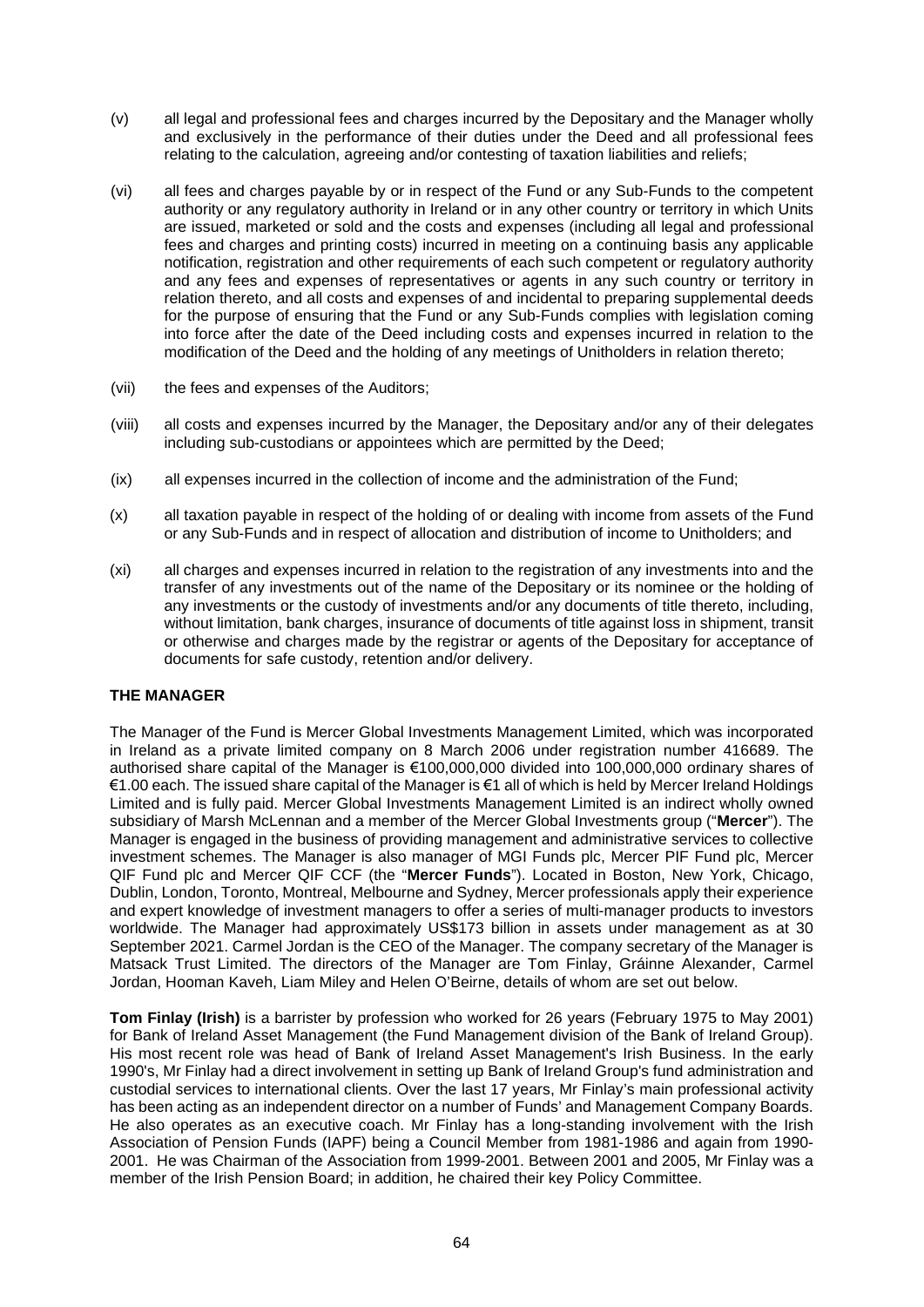(v) all legal and professional fees and charges incurred by the Depositary and the Manager wholly and exclusively in the performance of their duties under the Deed and all professional fees relating to the calculation, agreeing and/or contesting of taxation liabilities and reliefs;

(vi) all fees and charges payable by or in respect of the Fund or any Sub-Funds to the competent authority or any regulatory authority in Ireland or in any other country or territory in which Units are issued, marketed or sold and the costs and expenses (including all legal and professional fees and charges and printing costs) incurred in meeting on a continuing basis any applicable notification, registration and other requirements of each such competent or regulatory authority and any fees and expenses of representatives or agents in any such country or territory in relation thereto, and all costs and expenses of and incidental to preparing supplemental deeds for the purpose of ensuring that the Fund or any Sub-Funds complies with legislation coming into force after the date of the Deed including costs and expenses incurred in relation to the modification of the Deed and the holding of any meetings of Unitholders in relation thereto;

(vii) the fees and expenses of the Auditors;

(viii) all costs and expenses incurred by the Manager, the Depositary and/or any of their delegates including sub-custodians or appointees which are permitted by the Deed;

(ix) all expenses incurred in the collection of income and the administration of the Fund;

(x) all taxation payable in respect of the holding of or dealing with income from assets of the Fund or any Sub-Funds and in respect of allocation and distribution of income to Unitholders; and

(xi) all charges and expenses incurred in relation to the registration of any investments into and the transfer of any investments out of the name of the Depositary or its nominee or the holding of any investments or the custody of investments and/or any documents of title thereto, including, without limitation, bank charges, insurance of documents of title against loss in shipment, transit or otherwise and charges made by the registrar or agents of the Depositary for acceptance of documents for safe custody, retention and/or delivery.

## THE MANAGER

The Manager of the Fund is Mercer Global Investments Management Limited, which was incorporated in Ireland as a private limited company on 8 March 2006 under registration number 416689. The authorised share capital of the Manager is €100,000,000 divided into 100,000,000 ordinary shares of €1.00 each. The issued share capital of the Manager is €1 all of which is held by Mercer Ireland Holdings Limited and is fully paid. Mercer Global Investments Management Limited is an indirect wholly owned subsidiary of Marsh McLennan and a member of the Mercer Global Investments group ("**Mercer**"). The Manager is engaged in the business of providing management and administrative services to collective investment schemes. The Manager is also manager of MGI Funds plc, Mercer PIF Fund plc, Mercer QIF Fund plc and Mercer QIF CCF (the "**Mercer Funds**"). Located in Boston, New York, Chicago, Dublin, London, Toronto, Montreal, Melbourne and Sydney, Mercer professionals apply their experience and expert knowledge of investment managers to offer a series of multi-manager products to investors worldwide. The Manager had approximately US$173 billion in assets under management as at 30 September 2021. Carmel Jordan is the CEO of the Manager. The company secretary of the Manager is Matsack Trust Limited. The directors of the Manager are Tom Finlay, Gráinne Alexander, Carmel Jordan, Hooman Kaveh, Liam Miley and Helen O'Beirne, details of whom are set out below.

**Tom Finlay (Irish)** is a barrister by profession who worked for 26 years (February 1975 to May 2001) for Bank of Ireland Asset Management (the Fund Management division of the Bank of Ireland Group). His most recent role was head of Bank of Ireland Asset Management's Irish Business. In the early 1990's, Mr Finlay had a direct involvement in setting up Bank of Ireland Group's fund administration and custodial services to international clients. Over the last 17 years, Mr Finlay's main professional activity has been acting as an independent director on a number of Funds' and Management Company Boards. He also operates as an executive coach. Mr Finlay has a long-standing involvement with the Irish Association of Pension Funds (IAPF) being a Council Member from 1981-1986 and again from 1990-2001. He was Chairman of the Association from 1999-2001. Between 2001 and 2005, Mr Finlay was a member of the Irish Pension Board; in addition, he chaired their key Policy Committee.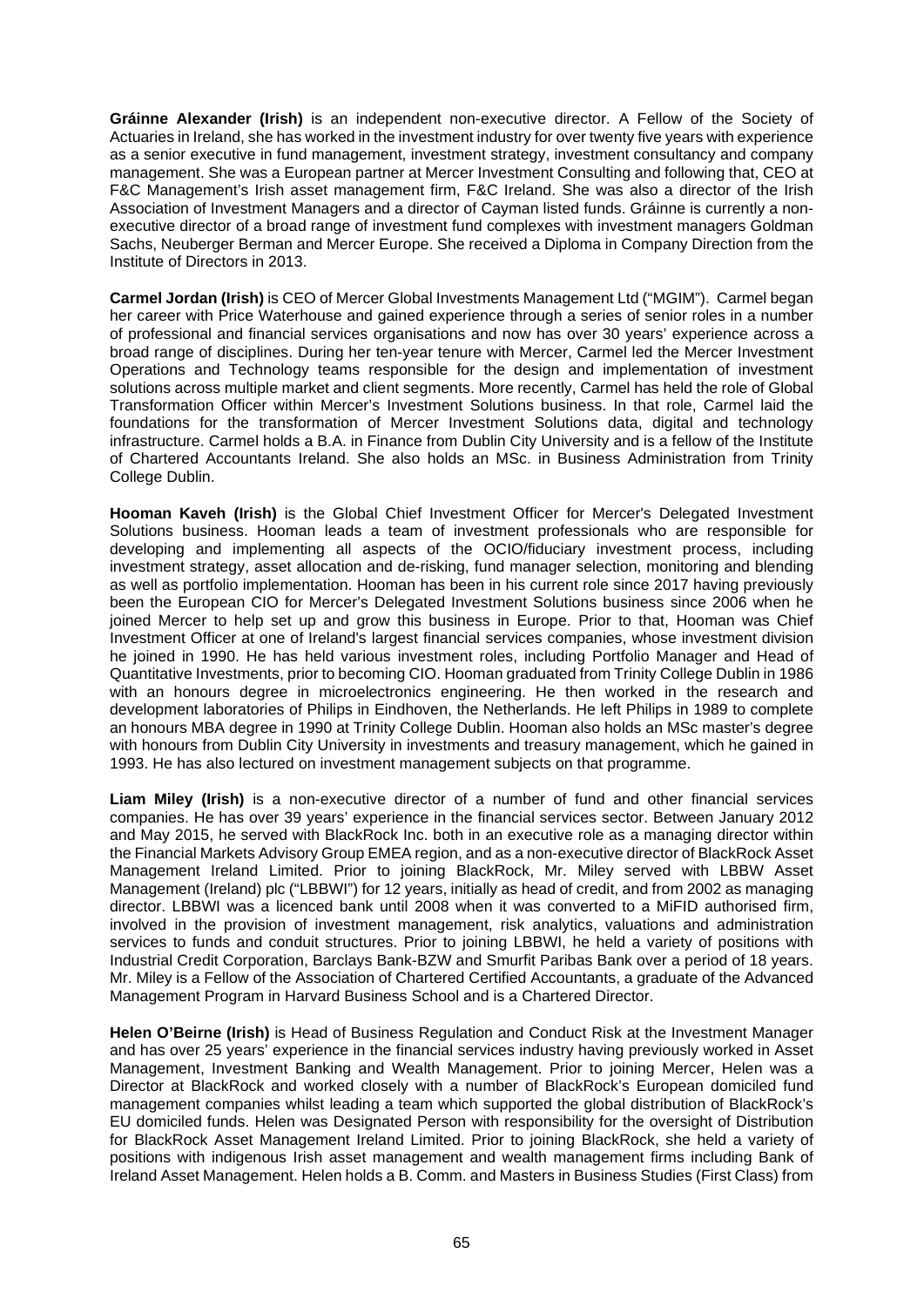**Gráinne Alexander (Irish)** is an independent non-executive director. A Fellow of the Society of Actuaries in Ireland, she has worked in the investment industry for over twenty five years with experience as a senior executive in fund management, investment strategy, investment consultancy and company management. She was a European partner at Mercer Investment Consulting and following that, CEO at F&C Management's Irish asset management firm, F&C Ireland. She was also a director of the Irish Association of Investment Managers and a director of Cayman listed funds. Gráinne is currently a non-executive director of a broad range of investment fund complexes with investment managers Goldman Sachs, Neuberger Berman and Mercer Europe. She received a Diploma in Company Direction from the Institute of Directors in 2013.

**Carmel Jordan (Irish)** is CEO of Mercer Global Investments Management Ltd ("MGIM"). Carmel began her career with Price Waterhouse and gained experience through a series of senior roles in a number of professional and financial services organisations and now has over 30 years' experience across a broad range of disciplines. During her ten-year tenure with Mercer, Carmel led the Mercer Investment Operations and Technology teams responsible for the design and implementation of investment solutions across multiple market and client segments. More recently, Carmel has held the role of Global Transformation Officer within Mercer's Investment Solutions business. In that role, Carmel laid the foundations for the transformation of Mercer Investment Solutions data, digital and technology infrastructure. Carmel holds a B.A. in Finance from Dublin City University and is a fellow of the Institute of Chartered Accountants Ireland. She also holds an MSc. in Business Administration from Trinity College Dublin.

**Hooman Kaveh (Irish)** is the Global Chief Investment Officer for Mercer's Delegated Investment Solutions business. Hooman leads a team of investment professionals who are responsible for developing and implementing all aspects of the OCIO/fiduciary investment process, including investment strategy, asset allocation and de-risking, fund manager selection, monitoring and blending as well as portfolio implementation. Hooman has been in his current role since 2017 having previously been the European CIO for Mercer's Delegated Investment Solutions business since 2006 when he joined Mercer to help set up and grow this business in Europe. Prior to that, Hooman was Chief Investment Officer at one of Ireland's largest financial services companies, whose investment division he joined in 1990. He has held various investment roles, including Portfolio Manager and Head of Quantitative Investments, prior to becoming CIO. Hooman graduated from Trinity College Dublin in 1986 with an honours degree in microelectronics engineering. He then worked in the research and development laboratories of Philips in Eindhoven, the Netherlands. He left Philips in 1989 to complete an honours MBA degree in 1990 at Trinity College Dublin. Hooman also holds an MSc master's degree with honours from Dublin City University in investments and treasury management, which he gained in 1993. He has also lectured on investment management subjects on that programme.

**Liam Miley (Irish)** is a non-executive director of a number of fund and other financial services companies. He has over 39 years' experience in the financial services sector. Between January 2012 and May 2015, he served with BlackRock Inc. both in an executive role as a managing director within the Financial Markets Advisory Group EMEA region, and as a non-executive director of BlackRock Asset Management Ireland Limited. Prior to joining BlackRock, Mr. Miley served with LBBW Asset Management (Ireland) plc ("LBBWI") for 12 years, initially as head of credit, and from 2002 as managing director. LBBWI was a licenced bank until 2008 when it was converted to a MiFID authorised firm, involved in the provision of investment management, risk analytics, valuations and administration services to funds and conduit structures. Prior to joining LBBWI, he held a variety of positions with Industrial Credit Corporation, Barclays Bank-BZW and Smurfit Paribas Bank over a period of 18 years. Mr. Miley is a Fellow of the Association of Chartered Certified Accountants, a graduate of the Advanced Management Program in Harvard Business School and is a Chartered Director.

**Helen O'Beirne (Irish)** is Head of Business Regulation and Conduct Risk at the Investment Manager and has over 25 years' experience in the financial services industry having previously worked in Asset Management, Investment Banking and Wealth Management. Prior to joining Mercer, Helen was a Director at BlackRock and worked closely with a number of BlackRock's European domiciled fund management companies whilst leading a team which supported the global distribution of BlackRock's EU domiciled funds. Helen was Designated Person with responsibility for the oversight of Distribution for BlackRock Asset Management Ireland Limited. Prior to joining BlackRock, she held a variety of positions with indigenous Irish asset management and wealth management firms including Bank of Ireland Asset Management. Helen holds a B. Comm. and Masters in Business Studies (First Class) from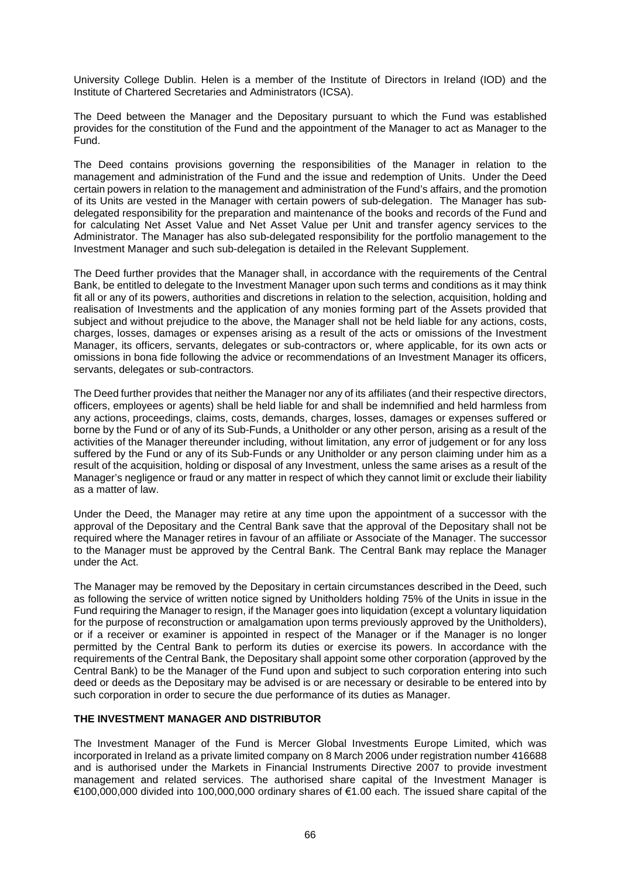University College Dublin. Helen is a member of the Institute of Directors in Ireland (IOD) and the Institute of Chartered Secretaries and Administrators (ICSA).

The Deed between the Manager and the Depositary pursuant to which the Fund was established provides for the constitution of the Fund and the appointment of the Manager to act as Manager to the Fund.

The Deed contains provisions governing the responsibilities of the Manager in relation to the management and administration of the Fund and the issue and redemption of Units. Under the Deed certain powers in relation to the management and administration of the Fund's affairs, and the promotion of its Units are vested in the Manager with certain powers of sub-delegation. The Manager has sub-delegated responsibility for the preparation and maintenance of the books and records of the Fund and for calculating Net Asset Value and Net Asset Value per Unit and transfer agency services to the Administrator. The Manager has also sub-delegated responsibility for the portfolio management to the Investment Manager and such sub-delegation is detailed in the Relevant Supplement.

The Deed further provides that the Manager shall, in accordance with the requirements of the Central Bank, be entitled to delegate to the Investment Manager upon such terms and conditions as it may think fit all or any of its powers, authorities and discretions in relation to the selection, acquisition, holding and realisation of Investments and the application of any monies forming part of the Assets provided that subject and without prejudice to the above, the Manager shall not be held liable for any actions, costs, charges, losses, damages or expenses arising as a result of the acts or omissions of the Investment Manager, its officers, servants, delegates or sub-contractors or, where applicable, for its own acts or omissions in bona fide following the advice or recommendations of an Investment Manager its officers, servants, delegates or sub-contractors.

The Deed further provides that neither the Manager nor any of its affiliates (and their respective directors, officers, employees or agents) shall be held liable for and shall be indemnified and held harmless from any actions, proceedings, claims, costs, demands, charges, losses, damages or expenses suffered or borne by the Fund or of any of its Sub-Funds, a Unitholder or any other person, arising as a result of the activities of the Manager thereunder including, without limitation, any error of judgement or for any loss suffered by the Fund or any of its Sub-Funds or any Unitholder or any person claiming under him as a result of the acquisition, holding or disposal of any Investment, unless the same arises as a result of the Manager's negligence or fraud or any matter in respect of which they cannot limit or exclude their liability as a matter of law.

Under the Deed, the Manager may retire at any time upon the appointment of a successor with the approval of the Depositary and the Central Bank save that the approval of the Depositary shall not be required where the Manager retires in favour of an affiliate or Associate of the Manager. The successor to the Manager must be approved by the Central Bank. The Central Bank may replace the Manager under the Act.

The Manager may be removed by the Depositary in certain circumstances described in the Deed, such as following the service of written notice signed by Unitholders holding 75% of the Units in issue in the Fund requiring the Manager to resign, if the Manager goes into liquidation (except a voluntary liquidation for the purpose of reconstruction or amalgamation upon terms previously approved by the Unitholders), or if a receiver or examiner is appointed in respect of the Manager or if the Manager is no longer permitted by the Central Bank to perform its duties or exercise its powers. In accordance with the requirements of the Central Bank, the Depositary shall appoint some other corporation (approved by the Central Bank) to be the Manager of the Fund upon and subject to such corporation entering into such deed or deeds as the Depositary may be advised is or are necessary or desirable to be entered into by such corporation in order to secure the due performance of its duties as Manager.

**THE INVESTMENT MANAGER AND DISTRIBUTOR**

The Investment Manager of the Fund is Mercer Global Investments Europe Limited, which was incorporated in Ireland as a private limited company on 8 March 2006 under registration number 416688 and is authorised under the Markets in Financial Instruments Directive 2007 to provide investment management and related services. The authorised share capital of the Investment Manager is €100,000,000 divided into 100,000,000 ordinary shares of €1.00 each. The issued share capital of the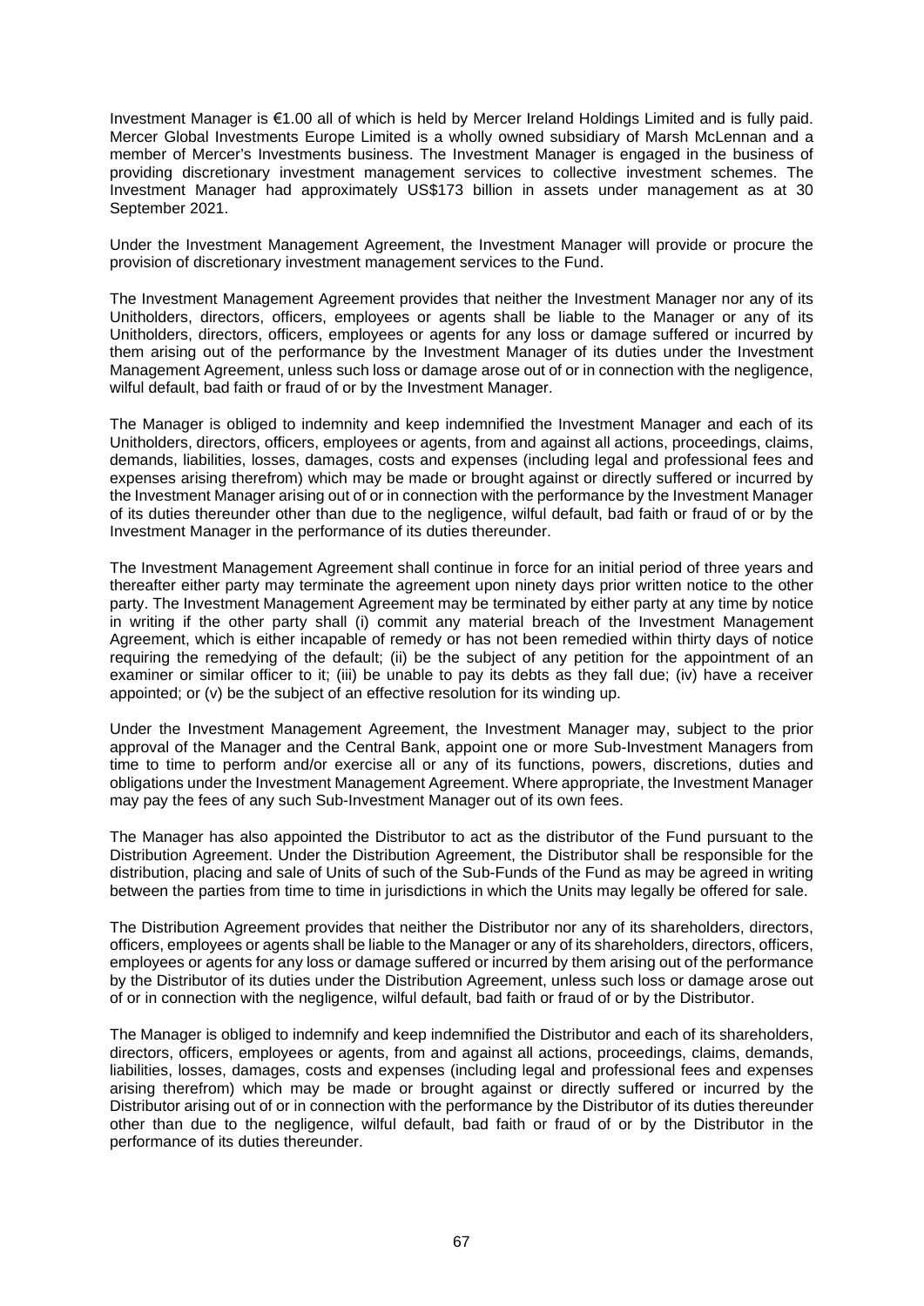Investment Manager is €1.00 all of which is held by Mercer Ireland Holdings Limited and is fully paid. Mercer Global Investments Europe Limited is a wholly owned subsidiary of Marsh McLennan and a member of Mercer's Investments business. The Investment Manager is engaged in the business of providing discretionary investment management services to collective investment schemes. The Investment Manager had approximately US$173 billion in assets under management as at 30 September 2021.

Under the Investment Management Agreement, the Investment Manager will provide or procure the provision of discretionary investment management services to the Fund.

The Investment Management Agreement provides that neither the Investment Manager nor any of its Unitholders, directors, officers, employees or agents shall be liable to the Manager or any of its Unitholders, directors, officers, employees or agents for any loss or damage suffered or incurred by them arising out of the performance by the Investment Manager of its duties under the Investment Management Agreement, unless such loss or damage arose out of or in connection with the negligence, wilful default, bad faith or fraud of or by the Investment Manager.

The Manager is obliged to indemnity and keep indemnified the Investment Manager and each of its Unitholders, directors, officers, employees or agents, from and against all actions, proceedings, claims, demands, liabilities, losses, damages, costs and expenses (including legal and professional fees and expenses arising therefrom) which may be made or brought against or directly suffered or incurred by the Investment Manager arising out of or in connection with the performance by the Investment Manager of its duties thereunder other than due to the negligence, wilful default, bad faith or fraud of or by the Investment Manager in the performance of its duties thereunder.

The Investment Management Agreement shall continue in force for an initial period of three years and thereafter either party may terminate the agreement upon ninety days prior written notice to the other party. The Investment Management Agreement may be terminated by either party at any time by notice in writing if the other party shall (i) commit any material breach of the Investment Management Agreement, which is either incapable of remedy or has not been remedied within thirty days of notice requiring the remedying of the default; (ii) be the subject of any petition for the appointment of an examiner or similar officer to it; (iii) be unable to pay its debts as they fall due; (iv) have a receiver appointed; or (v) be the subject of an effective resolution for its winding up.

Under the Investment Management Agreement, the Investment Manager may, subject to the prior approval of the Manager and the Central Bank, appoint one or more Sub-Investment Managers from time to time to perform and/or exercise all or any of its functions, powers, discretions, duties and obligations under the Investment Management Agreement. Where appropriate, the Investment Manager may pay the fees of any such Sub-Investment Manager out of its own fees.

The Manager has also appointed the Distributor to act as the distributor of the Fund pursuant to the Distribution Agreement. Under the Distribution Agreement, the Distributor shall be responsible for the distribution, placing and sale of Units of such of the Sub-Funds of the Fund as may be agreed in writing between the parties from time to time in jurisdictions in which the Units may legally be offered for sale.

The Distribution Agreement provides that neither the Distributor nor any of its shareholders, directors, officers, employees or agents shall be liable to the Manager or any of its shareholders, directors, officers, employees or agents for any loss or damage suffered or incurred by them arising out of the performance by the Distributor of its duties under the Distribution Agreement, unless such loss or damage arose out of or in connection with the negligence, wilful default, bad faith or fraud of or by the Distributor.

The Manager is obliged to indemnify and keep indemnified the Distributor and each of its shareholders, directors, officers, employees or agents, from and against all actions, proceedings, claims, demands, liabilities, losses, damages, costs and expenses (including legal and professional fees and expenses arising therefrom) which may be made or brought against or directly suffered or incurred by the Distributor arising out of or in connection with the performance by the Distributor of its duties thereunder other than due to the negligence, wilful default, bad faith or fraud of or by the Distributor in the performance of its duties thereunder.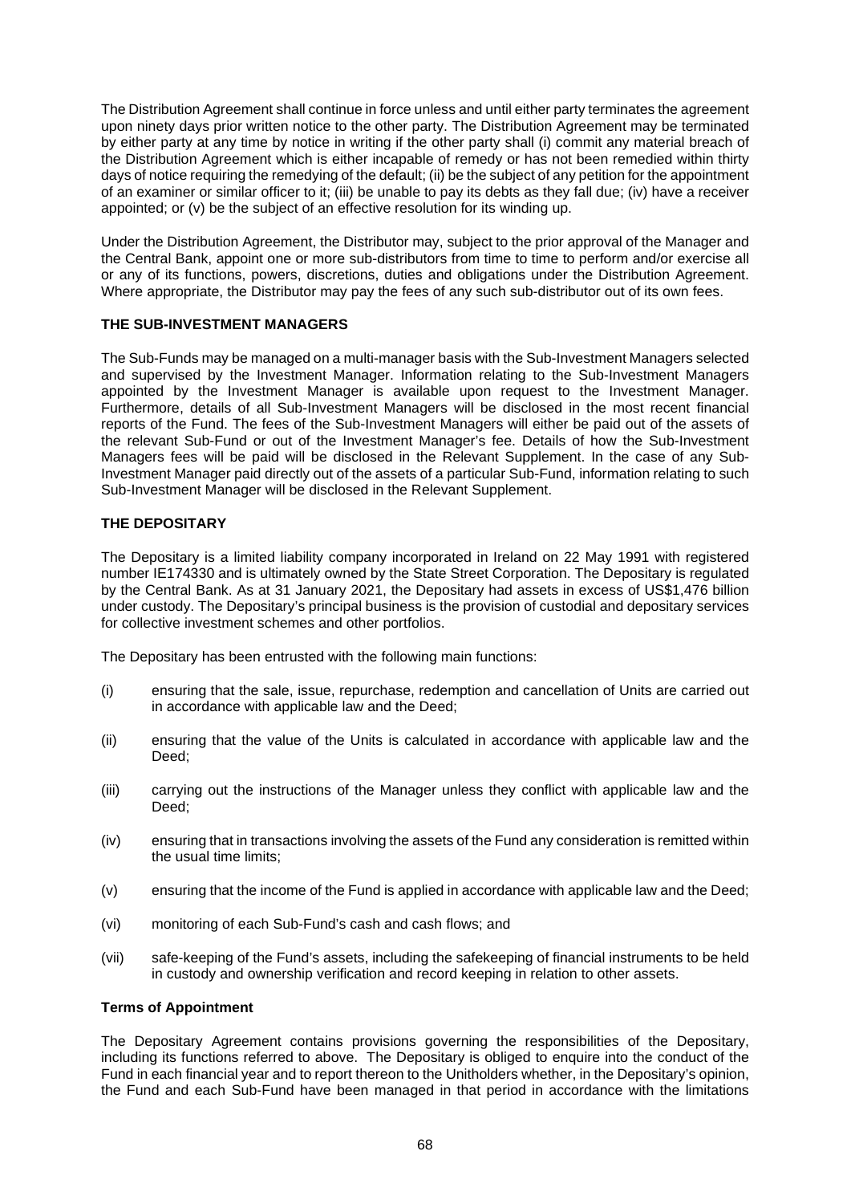The Distribution Agreement shall continue in force unless and until either party terminates the agreement upon ninety days prior written notice to the other party. The Distribution Agreement may be terminated by either party at any time by notice in writing if the other party shall (i) commit any material breach of the Distribution Agreement which is either incapable of remedy or has not been remedied within thirty days of notice requiring the remedying of the default; (ii) be the subject of any petition for the appointment of an examiner or similar officer to it; (iii) be unable to pay its debts as they fall due; (iv) have a receiver appointed; or (v) be the subject of an effective resolution for its winding up.

Under the Distribution Agreement, the Distributor may, subject to the prior approval of the Manager and the Central Bank, appoint one or more sub-distributors from time to time to perform and/or exercise all or any of its functions, powers, discretions, duties and obligations under the Distribution Agreement. Where appropriate, the Distributor may pay the fees of any such sub-distributor out of its own fees.

## THE SUB-INVESTMENT MANAGERS

The Sub-Funds may be managed on a multi-manager basis with the Sub-Investment Managers selected and supervised by the Investment Manager. Information relating to the Sub-Investment Managers appointed by the Investment Manager is available upon request to the Investment Manager. Furthermore, details of all Sub-Investment Managers will be disclosed in the most recent financial reports of the Fund. The fees of the Sub-Investment Managers will either be paid out of the assets of the relevant Sub-Fund or out of the Investment Manager's fee. Details of how the Sub-Investment Managers fees will be paid will be disclosed in the Relevant Supplement. In the case of any Sub-Investment Manager paid directly out of the assets of a particular Sub-Fund, information relating to such Sub-Investment Manager will be disclosed in the Relevant Supplement.

## THE DEPOSITARY

The Depositary is a limited liability company incorporated in Ireland on 22 May 1991 with registered number IE174330 and is ultimately owned by the State Street Corporation. The Depositary is regulated by the Central Bank. As at 31 January 2021, the Depositary had assets in excess of US$1,476 billion under custody. The Depositary's principal business is the provision of custodial and depositary services for collective investment schemes and other portfolios.

The Depositary has been entrusted with the following main functions:

(i) ensuring that the sale, issue, repurchase, redemption and cancellation of Units are carried out in accordance with applicable law and the Deed;

(ii) ensuring that the value of the Units is calculated in accordance with applicable law and the Deed;

(iii) carrying out the instructions of the Manager unless they conflict with applicable law and the Deed;

(iv) ensuring that in transactions involving the assets of the Fund any consideration is remitted within the usual time limits;

(v) ensuring that the income of the Fund is applied in accordance with applicable law and the Deed;

(vi) monitoring of each Sub-Fund's cash and cash flows; and

(vii) safe-keeping of the Fund's assets, including the safekeeping of financial instruments to be held in custody and ownership verification and record keeping in relation to other assets.

### Terms of Appointment

The Depositary Agreement contains provisions governing the responsibilities of the Depositary, including its functions referred to above. The Depositary is obliged to enquire into the conduct of the Fund in each financial year and to report thereon to the Unitholders whether, in the Depositary's opinion, the Fund and each Sub-Fund have been managed in that period in accordance with the limitations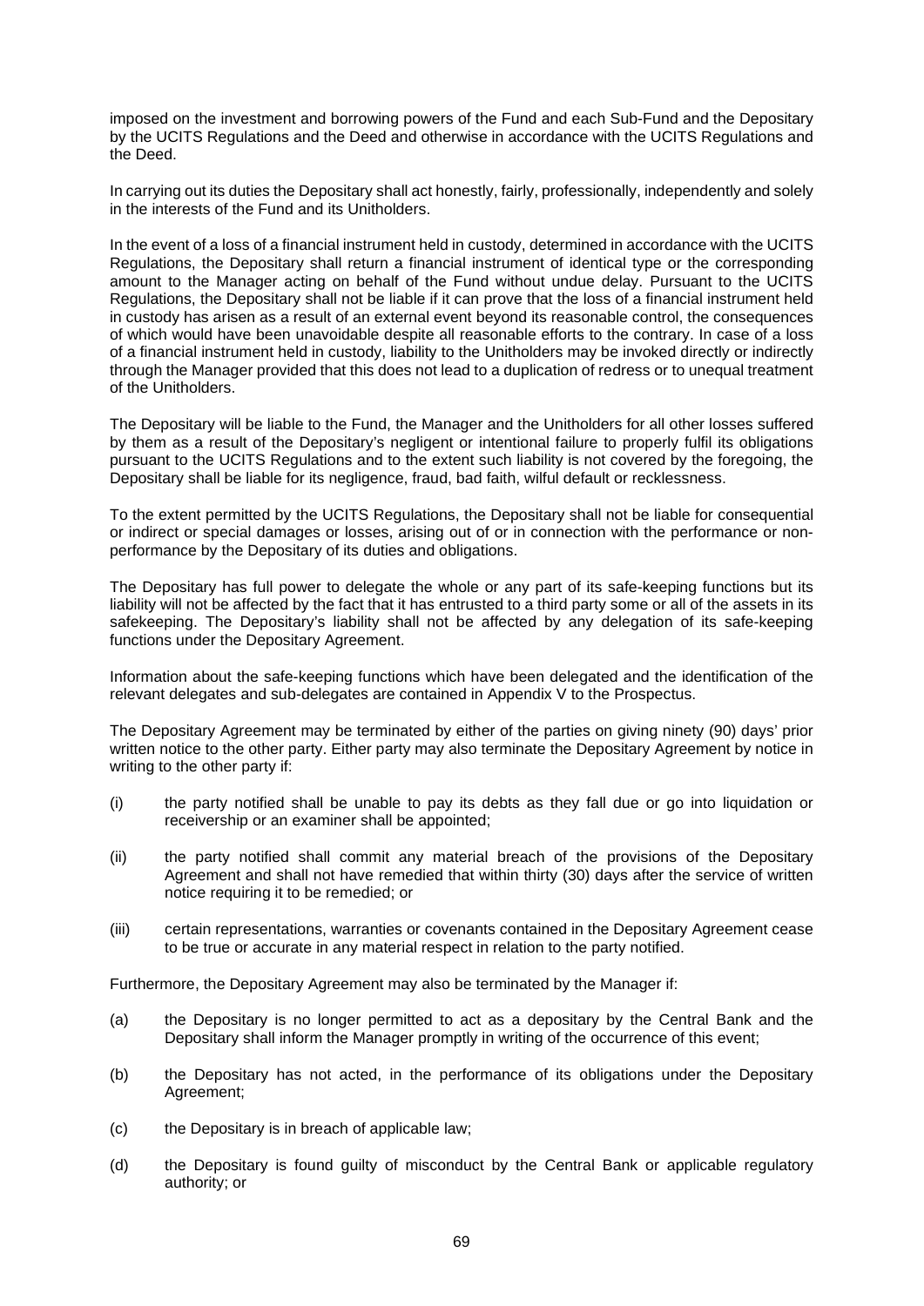imposed on the investment and borrowing powers of the Fund and each Sub-Fund and the Depositary by the UCITS Regulations and the Deed and otherwise in accordance with the UCITS Regulations and the Deed.

In carrying out its duties the Depositary shall act honestly, fairly, professionally, independently and solely in the interests of the Fund and its Unitholders.

In the event of a loss of a financial instrument held in custody, determined in accordance with the UCITS Regulations, the Depositary shall return a financial instrument of identical type or the corresponding amount to the Manager acting on behalf of the Fund without undue delay. Pursuant to the UCITS Regulations, the Depositary shall not be liable if it can prove that the loss of a financial instrument held in custody has arisen as a result of an external event beyond its reasonable control, the consequences of which would have been unavoidable despite all reasonable efforts to the contrary. In case of a loss of a financial instrument held in custody, liability to the Unitholders may be invoked directly or indirectly through the Manager provided that this does not lead to a duplication of redress or to unequal treatment of the Unitholders.

The Depositary will be liable to the Fund, the Manager and the Unitholders for all other losses suffered by them as a result of the Depositary's negligent or intentional failure to properly fulfil its obligations pursuant to the UCITS Regulations and to the extent such liability is not covered by the foregoing, the Depositary shall be liable for its negligence, fraud, bad faith, wilful default or recklessness.

To the extent permitted by the UCITS Regulations, the Depositary shall not be liable for consequential or indirect or special damages or losses, arising out of or in connection with the performance or non-performance by the Depositary of its duties and obligations.

The Depositary has full power to delegate the whole or any part of its safe-keeping functions but its liability will not be affected by the fact that it has entrusted to a third party some or all of the assets in its safekeeping. The Depositary's liability shall not be affected by any delegation of its safe-keeping functions under the Depositary Agreement.

Information about the safe-keeping functions which have been delegated and the identification of the relevant delegates and sub-delegates are contained in Appendix V to the Prospectus.

The Depositary Agreement may be terminated by either of the parties on giving ninety (90) days' prior written notice to the other party. Either party may also terminate the Depositary Agreement by notice in writing to the other party if:

(i) the party notified shall be unable to pay its debts as they fall due or go into liquidation or receivership or an examiner shall be appointed;

(ii) the party notified shall commit any material breach of the provisions of the Depositary Agreement and shall not have remedied that within thirty (30) days after the service of written notice requiring it to be remedied; or

(iii) certain representations, warranties or covenants contained in the Depositary Agreement cease to be true or accurate in any material respect in relation to the party notified.

Furthermore, the Depositary Agreement may also be terminated by the Manager if:

(a) the Depositary is no longer permitted to act as a depositary by the Central Bank and the Depositary shall inform the Manager promptly in writing of the occurrence of this event;

(b) the Depositary has not acted, in the performance of its obligations under the Depositary Agreement;

(c) the Depositary is in breach of applicable law;

(d) the Depositary is found guilty of misconduct by the Central Bank or applicable regulatory authority; or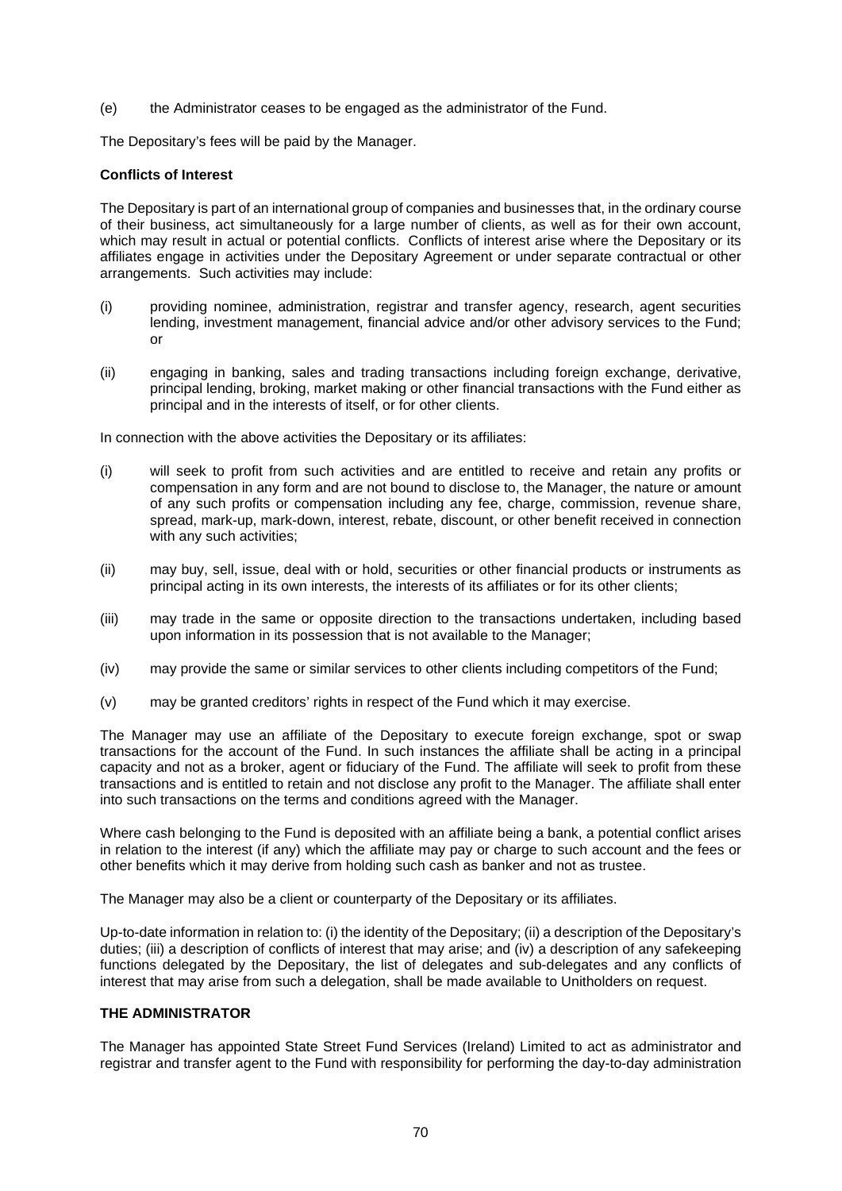(e) the Administrator ceases to be engaged as the administrator of the Fund.

The Depositary's fees will be paid by the Manager.

**Conflicts of Interest**

The Depositary is part of an international group of companies and businesses that, in the ordinary course of their business, act simultaneously for a large number of clients, as well as for their own account, which may result in actual or potential conflicts. Conflicts of interest arise where the Depositary or its affiliates engage in activities under the Depositary Agreement or under separate contractual or other arrangements. Such activities may include:

(i) providing nominee, administration, registrar and transfer agency, research, agent securities lending, investment management, financial advice and/or other advisory services to the Fund; or

(ii) engaging in banking, sales and trading transactions including foreign exchange, derivative, principal lending, broking, market making or other financial transactions with the Fund either as principal and in the interests of itself, or for other clients.

In connection with the above activities the Depositary or its affiliates:

(i) will seek to profit from such activities and are entitled to receive and retain any profits or compensation in any form and are not bound to disclose to, the Manager, the nature or amount of any such profits or compensation including any fee, charge, commission, revenue share, spread, mark-up, mark-down, interest, rebate, discount, or other benefit received in connection with any such activities;

(ii) may buy, sell, issue, deal with or hold, securities or other financial products or instruments as principal acting in its own interests, the interests of its affiliates or for its other clients;

(iii) may trade in the same or opposite direction to the transactions undertaken, including based upon information in its possession that is not available to the Manager;

(iv) may provide the same or similar services to other clients including competitors of the Fund;

(v) may be granted creditors' rights in respect of the Fund which it may exercise.

The Manager may use an affiliate of the Depositary to execute foreign exchange, spot or swap transactions for the account of the Fund. In such instances the affiliate shall be acting in a principal capacity and not as a broker, agent or fiduciary of the Fund. The affiliate will seek to profit from these transactions and is entitled to retain and not disclose any profit to the Manager. The affiliate shall enter into such transactions on the terms and conditions agreed with the Manager.

Where cash belonging to the Fund is deposited with an affiliate being a bank, a potential conflict arises in relation to the interest (if any) which the affiliate may pay or charge to such account and the fees or other benefits which it may derive from holding such cash as banker and not as trustee.

The Manager may also be a client or counterparty of the Depositary or its affiliates.

Up-to-date information in relation to: (i) the identity of the Depositary; (ii) a description of the Depositary's duties; (iii) a description of conflicts of interest that may arise; and (iv) a description of any safekeeping functions delegated by the Depositary, the list of delegates and sub-delegates and any conflicts of interest that may arise from such a delegation, shall be made available to Unitholders on request.

**THE ADMINISTRATOR**

The Manager has appointed State Street Fund Services (Ireland) Limited to act as administrator and registrar and transfer agent to the Fund with responsibility for performing the day-to-day administration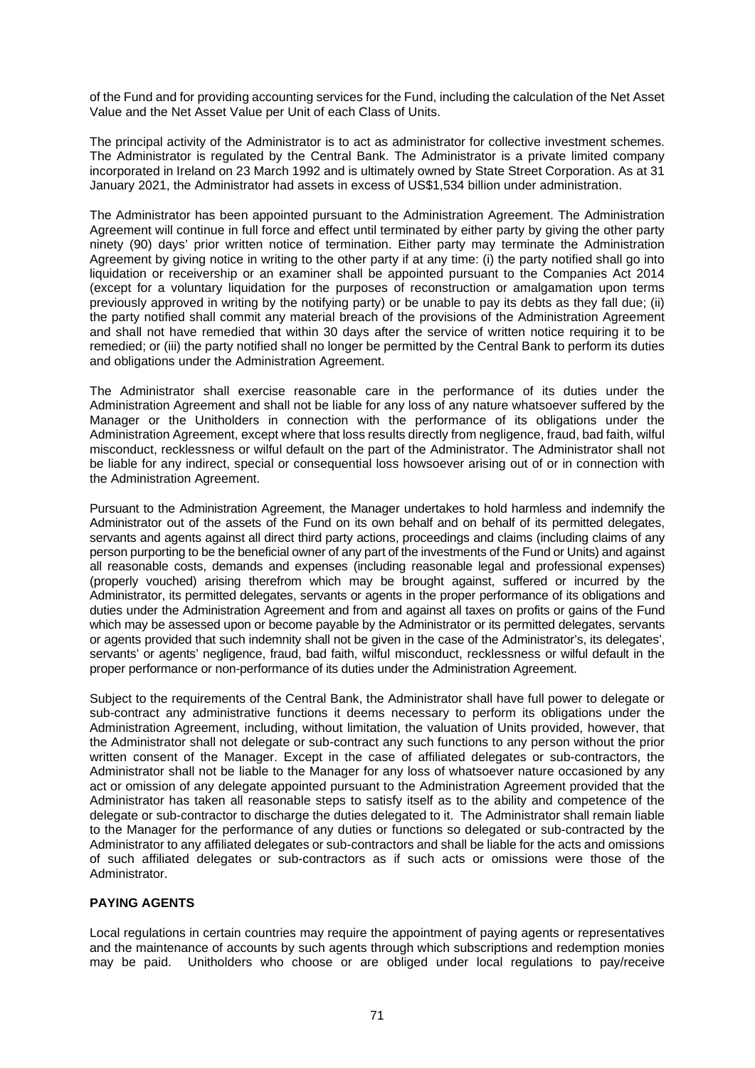of the Fund and for providing accounting services for the Fund, including the calculation of the Net Asset Value and the Net Asset Value per Unit of each Class of Units.

The principal activity of the Administrator is to act as administrator for collective investment schemes. The Administrator is regulated by the Central Bank. The Administrator is a private limited company incorporated in Ireland on 23 March 1992 and is ultimately owned by State Street Corporation. As at 31 January 2021, the Administrator had assets in excess of US$1,534 billion under administration.

The Administrator has been appointed pursuant to the Administration Agreement. The Administration Agreement will continue in full force and effect until terminated by either party by giving the other party ninety (90) days' prior written notice of termination. Either party may terminate the Administration Agreement by giving notice in writing to the other party if at any time: (i) the party notified shall go into liquidation or receivership or an examiner shall be appointed pursuant to the Companies Act 2014 (except for a voluntary liquidation for the purposes of reconstruction or amalgamation upon terms previously approved in writing by the notifying party) or be unable to pay its debts as they fall due; (ii) the party notified shall commit any material breach of the provisions of the Administration Agreement and shall not have remedied that within 30 days after the service of written notice requiring it to be remedied; or (iii) the party notified shall no longer be permitted by the Central Bank to perform its duties and obligations under the Administration Agreement.

The Administrator shall exercise reasonable care in the performance of its duties under the Administration Agreement and shall not be liable for any loss of any nature whatsoever suffered by the Manager or the Unitholders in connection with the performance of its obligations under the Administration Agreement, except where that loss results directly from negligence, fraud, bad faith, wilful misconduct, recklessness or wilful default on the part of the Administrator. The Administrator shall not be liable for any indirect, special or consequential loss howsoever arising out of or in connection with the Administration Agreement.

Pursuant to the Administration Agreement, the Manager undertakes to hold harmless and indemnify the Administrator out of the assets of the Fund on its own behalf and on behalf of its permitted delegates, servants and agents against all direct third party actions, proceedings and claims (including claims of any person purporting to be the beneficial owner of any part of the investments of the Fund or Units) and against all reasonable costs, demands and expenses (including reasonable legal and professional expenses) (properly vouched) arising therefrom which may be brought against, suffered or incurred by the Administrator, its permitted delegates, servants or agents in the proper performance of its obligations and duties under the Administration Agreement and from and against all taxes on profits or gains of the Fund which may be assessed upon or become payable by the Administrator or its permitted delegates, servants or agents provided that such indemnity shall not be given in the case of the Administrator's, its delegates', servants' or agents' negligence, fraud, bad faith, wilful misconduct, recklessness or wilful default in the proper performance or non-performance of its duties under the Administration Agreement.

Subject to the requirements of the Central Bank, the Administrator shall have full power to delegate or sub-contract any administrative functions it deems necessary to perform its obligations under the Administration Agreement, including, without limitation, the valuation of Units provided, however, that the Administrator shall not delegate or sub-contract any such functions to any person without the prior written consent of the Manager. Except in the case of affiliated delegates or sub-contractors, the Administrator shall not be liable to the Manager for any loss of whatsoever nature occasioned by any act or omission of any delegate appointed pursuant to the Administration Agreement provided that the Administrator has taken all reasonable steps to satisfy itself as to the ability and competence of the delegate or sub-contractor to discharge the duties delegated to it. The Administrator shall remain liable to the Manager for the performance of any duties or functions so delegated or sub-contracted by the Administrator to any affiliated delegates or sub-contractors and shall be liable for the acts and omissions of such affiliated delegates or sub-contractors as if such acts or omissions were those of the Administrator.

**PAYING AGENTS**

Local regulations in certain countries may require the appointment of paying agents or representatives and the maintenance of accounts by such agents through which subscriptions and redemption monies may be paid. Unitholders who choose or are obliged under local regulations to pay/receive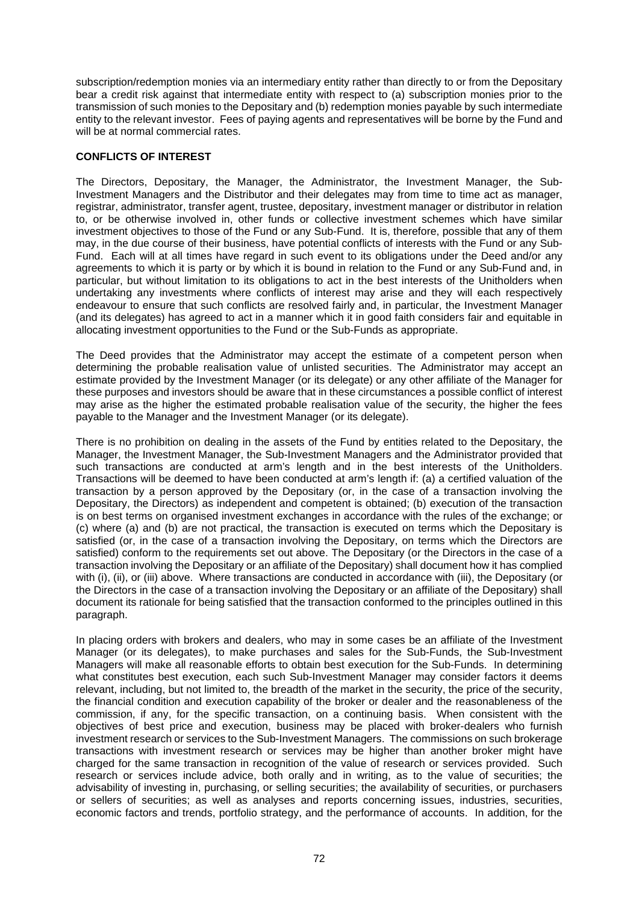subscription/redemption monies via an intermediary entity rather than directly to or from the Depositary bear a credit risk against that intermediate entity with respect to (a) subscription monies prior to the transmission of such monies to the Depositary and (b) redemption monies payable by such intermediate entity to the relevant investor. Fees of paying agents and representatives will be borne by the Fund and will be at normal commercial rates.

**CONFLICTS OF INTEREST**

The Directors, Depositary, the Manager, the Administrator, the Investment Manager, the Sub-Investment Managers and the Distributor and their delegates may from time to time act as manager, registrar, administrator, transfer agent, trustee, depositary, investment manager or distributor in relation to, or be otherwise involved in, other funds or collective investment schemes which have similar investment objectives to those of the Fund or any Sub-Fund. It is, therefore, possible that any of them may, in the due course of their business, have potential conflicts of interests with the Fund or any Sub-Fund. Each will at all times have regard in such event to its obligations under the Deed and/or any agreements to which it is party or by which it is bound in relation to the Fund or any Sub-Fund and, in particular, but without limitation to its obligations to act in the best interests of the Unitholders when undertaking any investments where conflicts of interest may arise and they will each respectively endeavour to ensure that such conflicts are resolved fairly and, in particular, the Investment Manager (and its delegates) has agreed to act in a manner which it in good faith considers fair and equitable in allocating investment opportunities to the Fund or the Sub-Funds as appropriate.

The Deed provides that the Administrator may accept the estimate of a competent person when determining the probable realisation value of unlisted securities. The Administrator may accept an estimate provided by the Investment Manager (or its delegate) or any other affiliate of the Manager for these purposes and investors should be aware that in these circumstances a possible conflict of interest may arise as the higher the estimated probable realisation value of the security, the higher the fees payable to the Manager and the Investment Manager (or its delegate).

There is no prohibition on dealing in the assets of the Fund by entities related to the Depositary, the Manager, the Investment Manager, the Sub-Investment Managers and the Administrator provided that such transactions are conducted at arm's length and in the best interests of the Unitholders. Transactions will be deemed to have been conducted at arm's length if: (a) a certified valuation of the transaction by a person approved by the Depositary (or, in the case of a transaction involving the Depositary, the Directors) as independent and competent is obtained; (b) execution of the transaction is on best terms on organised investment exchanges in accordance with the rules of the exchange; or (c) where (a) and (b) are not practical, the transaction is executed on terms which the Depositary is satisfied (or, in the case of a transaction involving the Depositary, on terms which the Directors are satisfied) conform to the requirements set out above. The Depositary (or the Directors in the case of a transaction involving the Depositary or an affiliate of the Depositary) shall document how it has complied with (i), (ii), or (iii) above. Where transactions are conducted in accordance with (iii), the Depositary (or the Directors in the case of a transaction involving the Depositary or an affiliate of the Depositary) shall document its rationale for being satisfied that the transaction conformed to the principles outlined in this paragraph.

In placing orders with brokers and dealers, who may in some cases be an affiliate of the Investment Manager (or its delegates), to make purchases and sales for the Sub-Funds, the Sub-Investment Managers will make all reasonable efforts to obtain best execution for the Sub-Funds. In determining what constitutes best execution, each such Sub-Investment Manager may consider factors it deems relevant, including, but not limited to, the breadth of the market in the security, the price of the security, the financial condition and execution capability of the broker or dealer and the reasonableness of the commission, if any, for the specific transaction, on a continuing basis. When consistent with the objectives of best price and execution, business may be placed with broker-dealers who furnish investment research or services to the Sub-Investment Managers. The commissions on such brokerage transactions with investment research or services may be higher than another broker might have charged for the same transaction in recognition of the value of research or services provided. Such research or services include advice, both orally and in writing, as to the value of securities; the advisability of investing in, purchasing, or selling securities; the availability of securities, or purchasers or sellers of securities; as well as analyses and reports concerning issues, industries, securities, economic factors and trends, portfolio strategy, and the performance of accounts. In addition, for the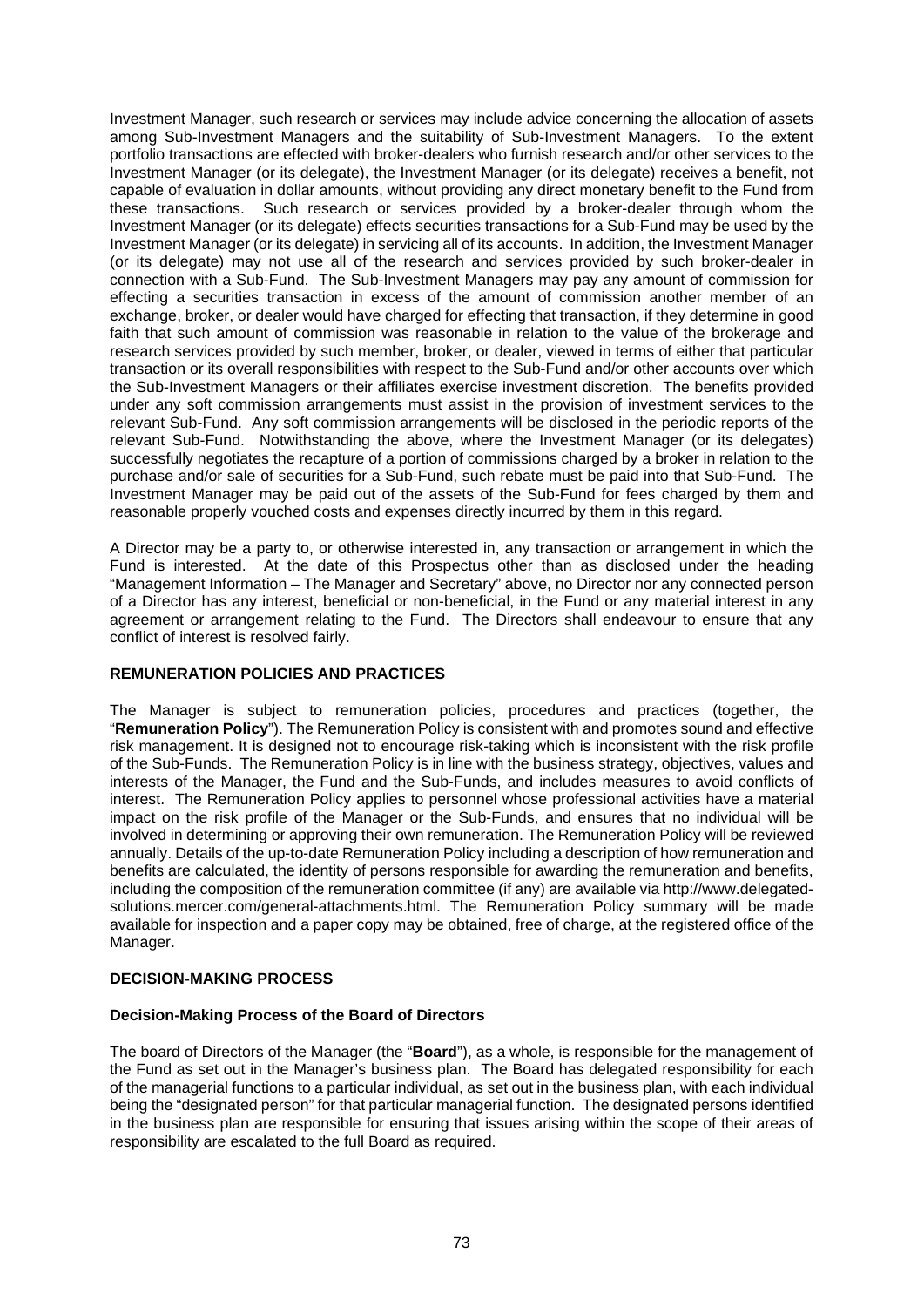Investment Manager, such research or services may include advice concerning the allocation of assets among Sub-Investment Managers and the suitability of Sub-Investment Managers. To the extent portfolio transactions are effected with broker-dealers who furnish research and/or other services to the Investment Manager (or its delegate), the Investment Manager (or its delegate) receives a benefit, not capable of evaluation in dollar amounts, without providing any direct monetary benefit to the Fund from these transactions. Such research or services provided by a broker-dealer through whom the Investment Manager (or its delegate) effects securities transactions for a Sub-Fund may be used by the Investment Manager (or its delegate) in servicing all of its accounts. In addition, the Investment Manager (or its delegate) may not use all of the research and services provided by such broker-dealer in connection with a Sub-Fund. The Sub-Investment Managers may pay any amount of commission for effecting a securities transaction in excess of the amount of commission another member of an exchange, broker, or dealer would have charged for effecting that transaction, if they determine in good faith that such amount of commission was reasonable in relation to the value of the brokerage and research services provided by such member, broker, or dealer, viewed in terms of either that particular transaction or its overall responsibilities with respect to the Sub-Fund and/or other accounts over which the Sub-Investment Managers or their affiliates exercise investment discretion. The benefits provided under any soft commission arrangements must assist in the provision of investment services to the relevant Sub-Fund. Any soft commission arrangements will be disclosed in the periodic reports of the relevant Sub-Fund. Notwithstanding the above, where the Investment Manager (or its delegates) successfully negotiates the recapture of a portion of commissions charged by a broker in relation to the purchase and/or sale of securities for a Sub-Fund, such rebate must be paid into that Sub-Fund. The Investment Manager may be paid out of the assets of the Sub-Fund for fees charged by them and reasonable properly vouched costs and expenses directly incurred by them in this regard.

A Director may be a party to, or otherwise interested in, any transaction or arrangement in which the Fund is interested. At the date of this Prospectus other than as disclosed under the heading "Management Information – The Manager and Secretary" above, no Director nor any connected person of a Director has any interest, beneficial or non-beneficial, in the Fund or any material interest in any agreement or arrangement relating to the Fund. The Directors shall endeavour to ensure that any conflict of interest is resolved fairly.

## REMUNERATION POLICIES AND PRACTICES

The Manager is subject to remuneration policies, procedures and practices (together, the "**Remuneration Policy**"). The Remuneration Policy is consistent with and promotes sound and effective risk management. It is designed not to encourage risk-taking which is inconsistent with the risk profile of the Sub-Funds. The Remuneration Policy is in line with the business strategy, objectives, values and interests of the Manager, the Fund and the Sub-Funds, and includes measures to avoid conflicts of interest. The Remuneration Policy applies to personnel whose professional activities have a material impact on the risk profile of the Manager or the Sub-Funds, and ensures that no individual will be involved in determining or approving their own remuneration. The Remuneration Policy will be reviewed annually. Details of the up-to-date Remuneration Policy including a description of how remuneration and benefits are calculated, the identity of persons responsible for awarding the remuneration and benefits, including the composition of the remuneration committee (if any) are available via http://www.delegated-solutions.mercer.com/general-attachments.html. The Remuneration Policy summary will be made available for inspection and a paper copy may be obtained, free of charge, at the registered office of the Manager.

## DECISION-MAKING PROCESS

### Decision-Making Process of the Board of Directors

The board of Directors of the Manager (the "**Board**"), as a whole, is responsible for the management of the Fund as set out in the Manager's business plan. The Board has delegated responsibility for each of the managerial functions to a particular individual, as set out in the business plan, with each individual being the "designated person" for that particular managerial function. The designated persons identified in the business plan are responsible for ensuring that issues arising within the scope of their areas of responsibility are escalated to the full Board as required.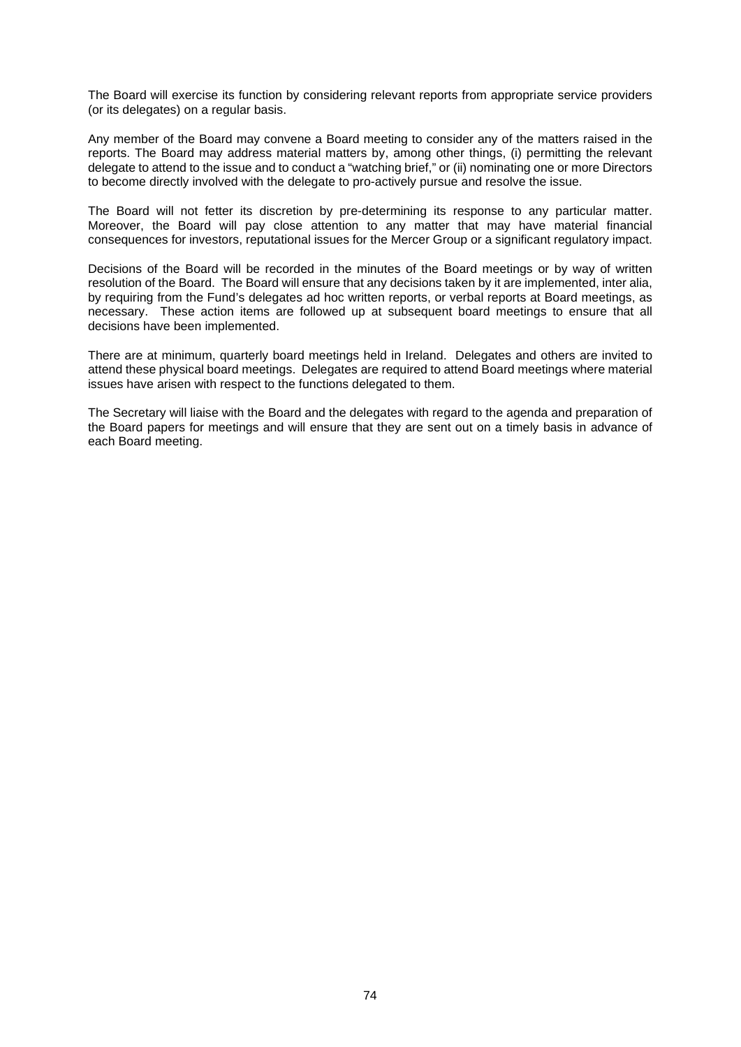The Board will exercise its function by considering relevant reports from appropriate service providers (or its delegates) on a regular basis.

Any member of the Board may convene a Board meeting to consider any of the matters raised in the reports. The Board may address material matters by, among other things, (i) permitting the relevant delegate to attend to the issue and to conduct a "watching brief," or (ii) nominating one or more Directors to become directly involved with the delegate to pro-actively pursue and resolve the issue.

The Board will not fetter its discretion by pre-determining its response to any particular matter. Moreover, the Board will pay close attention to any matter that may have material financial consequences for investors, reputational issues for the Mercer Group or a significant regulatory impact.

Decisions of the Board will be recorded in the minutes of the Board meetings or by way of written resolution of the Board. The Board will ensure that any decisions taken by it are implemented, inter alia, by requiring from the Fund's delegates ad hoc written reports, or verbal reports at Board meetings, as necessary. These action items are followed up at subsequent board meetings to ensure that all decisions have been implemented.

There are at minimum, quarterly board meetings held in Ireland. Delegates and others are invited to attend these physical board meetings. Delegates are required to attend Board meetings where material issues have arisen with respect to the functions delegated to them.

The Secretary will liaise with the Board and the delegates with regard to the agenda and preparation of the Board papers for meetings and will ensure that they are sent out on a timely basis in advance of each Board meeting.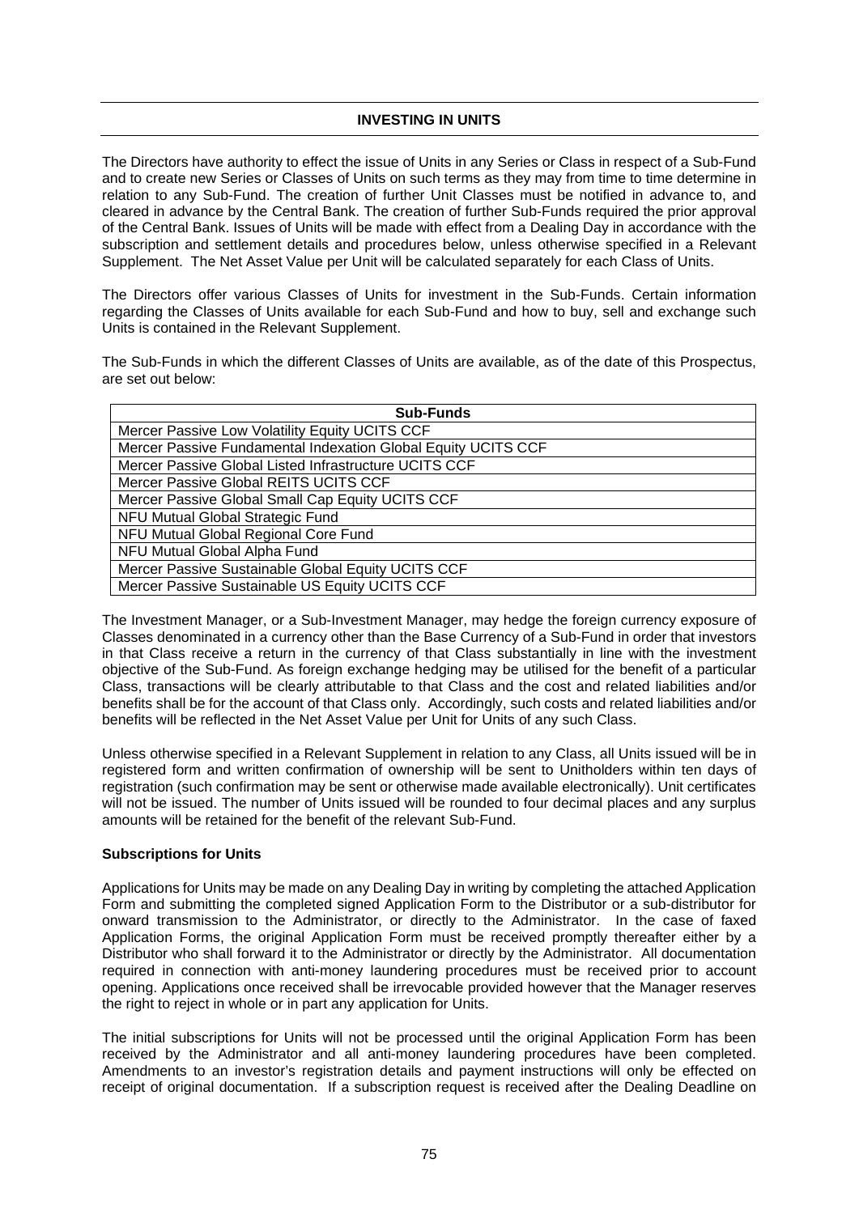## INVESTING IN UNITS

The Directors have authority to effect the issue of Units in any Series or Class in respect of a Sub-Fund and to create new Series or Classes of Units on such terms as they may from time to time determine in relation to any Sub-Fund. The creation of further Unit Classes must be notified in advance to, and cleared in advance by the Central Bank. The creation of further Sub-Funds required the prior approval of the Central Bank. Issues of Units will be made with effect from a Dealing Day in accordance with the subscription and settlement details and procedures below, unless otherwise specified in a Relevant Supplement. The Net Asset Value per Unit will be calculated separately for each Class of Units.

The Directors offer various Classes of Units for investment in the Sub-Funds. Certain information regarding the Classes of Units available for each Sub-Fund and how to buy, sell and exchange such Units is contained in the Relevant Supplement.

The Sub-Funds in which the different Classes of Units are available, as of the date of this Prospectus, are set out below:

| Sub-Funds |
|---|
| Mercer Passive Low Volatility Equity UCITS CCF |
| Mercer Passive Fundamental Indexation Global Equity UCITS CCF |
| Mercer Passive Global Listed Infrastructure UCITS CCF |
| Mercer Passive Global REITS UCITS CCF |
| Mercer Passive Global Small Cap Equity UCITS CCF |
| NFU Mutual Global Strategic Fund |
| NFU Mutual Global Regional Core Fund |
| NFU Mutual Global Alpha Fund |
| Mercer Passive Sustainable Global Equity UCITS CCF |
| Mercer Passive Sustainable US Equity UCITS CCF |

The Investment Manager, or a Sub-Investment Manager, may hedge the foreign currency exposure of Classes denominated in a currency other than the Base Currency of a Sub-Fund in order that investors in that Class receive a return in the currency of that Class substantially in line with the investment objective of the Sub-Fund. As foreign exchange hedging may be utilised for the benefit of a particular Class, transactions will be clearly attributable to that Class and the cost and related liabilities and/or benefits shall be for the account of that Class only. Accordingly, such costs and related liabilities and/or benefits will be reflected in the Net Asset Value per Unit for Units of any such Class.

Unless otherwise specified in a Relevant Supplement in relation to any Class, all Units issued will be in registered form and written confirmation of ownership will be sent to Unitholders within ten days of registration (such confirmation may be sent or otherwise made available electronically). Unit certificates will not be issued. The number of Units issued will be rounded to four decimal places and any surplus amounts will be retained for the benefit of the relevant Sub-Fund.

**Subscriptions for Units**

Applications for Units may be made on any Dealing Day in writing by completing the attached Application Form and submitting the completed signed Application Form to the Distributor or a sub-distributor for onward transmission to the Administrator, or directly to the Administrator. In the case of faxed Application Forms, the original Application Form must be received promptly thereafter either by a Distributor who shall forward it to the Administrator or directly by the Administrator. All documentation required in connection with anti-money laundering procedures must be received prior to account opening. Applications once received shall be irrevocable provided however that the Manager reserves the right to reject in whole or in part any application for Units.

The initial subscriptions for Units will not be processed until the original Application Form has been received by the Administrator and all anti-money laundering procedures have been completed. Amendments to an investor's registration details and payment instructions will only be effected on receipt of original documentation. If a subscription request is received after the Dealing Deadline on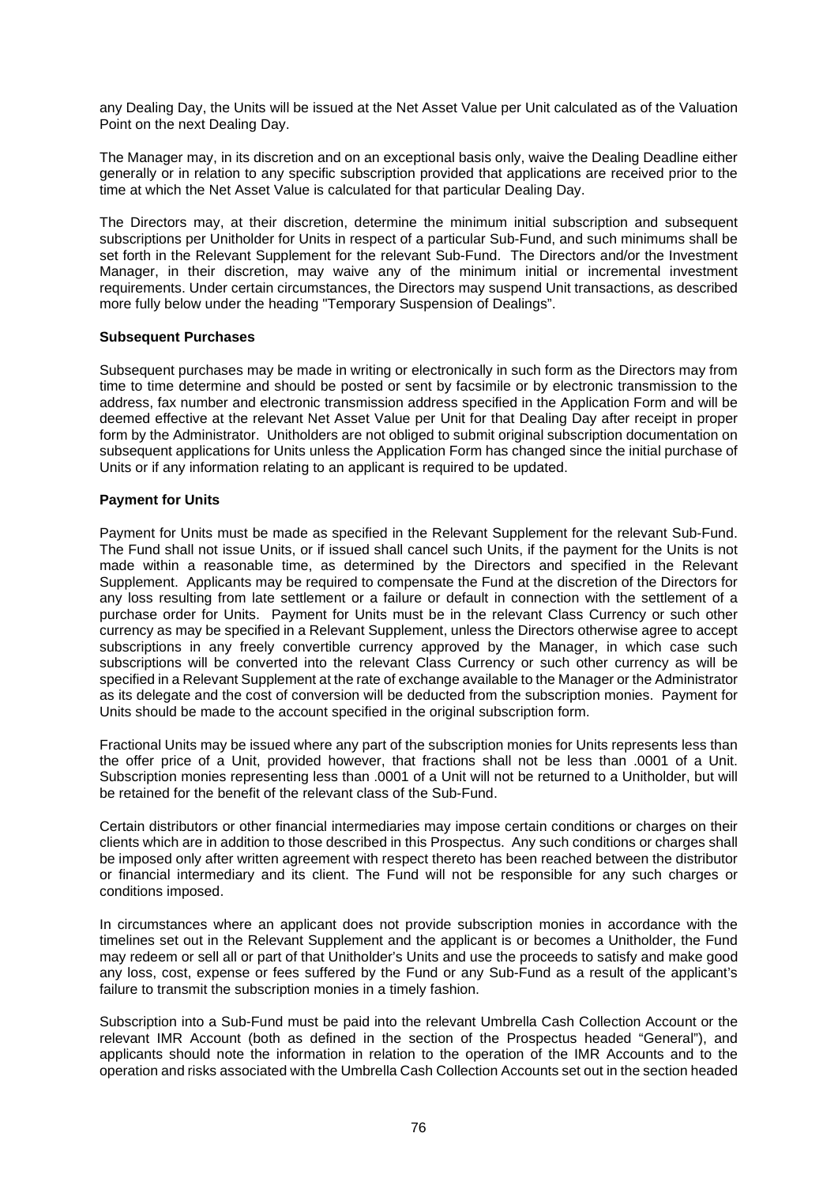any Dealing Day, the Units will be issued at the Net Asset Value per Unit calculated as of the Valuation Point on the next Dealing Day.

The Manager may, in its discretion and on an exceptional basis only, waive the Dealing Deadline either generally or in relation to any specific subscription provided that applications are received prior to the time at which the Net Asset Value is calculated for that particular Dealing Day.

The Directors may, at their discretion, determine the minimum initial subscription and subsequent subscriptions per Unitholder for Units in respect of a particular Sub-Fund, and such minimums shall be set forth in the Relevant Supplement for the relevant Sub-Fund. The Directors and/or the Investment Manager, in their discretion, may waive any of the minimum initial or incremental investment requirements. Under certain circumstances, the Directors may suspend Unit transactions, as described more fully below under the heading "Temporary Suspension of Dealings".

**Subsequent Purchases**

Subsequent purchases may be made in writing or electronically in such form as the Directors may from time to time determine and should be posted or sent by facsimile or by electronic transmission to the address, fax number and electronic transmission address specified in the Application Form and will be deemed effective at the relevant Net Asset Value per Unit for that Dealing Day after receipt in proper form by the Administrator. Unitholders are not obliged to submit original subscription documentation on subsequent applications for Units unless the Application Form has changed since the initial purchase of Units or if any information relating to an applicant is required to be updated.

**Payment for Units**

Payment for Units must be made as specified in the Relevant Supplement for the relevant Sub-Fund. The Fund shall not issue Units, or if issued shall cancel such Units, if the payment for the Units is not made within a reasonable time, as determined by the Directors and specified in the Relevant Supplement. Applicants may be required to compensate the Fund at the discretion of the Directors for any loss resulting from late settlement or a failure or default in connection with the settlement of a purchase order for Units. Payment for Units must be in the relevant Class Currency or such other currency as may be specified in a Relevant Supplement, unless the Directors otherwise agree to accept subscriptions in any freely convertible currency approved by the Manager, in which case such subscriptions will be converted into the relevant Class Currency or such other currency as will be specified in a Relevant Supplement at the rate of exchange available to the Manager or the Administrator as its delegate and the cost of conversion will be deducted from the subscription monies. Payment for Units should be made to the account specified in the original subscription form.

Fractional Units may be issued where any part of the subscription monies for Units represents less than the offer price of a Unit, provided however, that fractions shall not be less than .0001 of a Unit. Subscription monies representing less than .0001 of a Unit will not be returned to a Unitholder, but will be retained for the benefit of the relevant class of the Sub-Fund.

Certain distributors or other financial intermediaries may impose certain conditions or charges on their clients which are in addition to those described in this Prospectus. Any such conditions or charges shall be imposed only after written agreement with respect thereto has been reached between the distributor or financial intermediary and its client. The Fund will not be responsible for any such charges or conditions imposed.

In circumstances where an applicant does not provide subscription monies in accordance with the timelines set out in the Relevant Supplement and the applicant is or becomes a Unitholder, the Fund may redeem or sell all or part of that Unitholder's Units and use the proceeds to satisfy and make good any loss, cost, expense or fees suffered by the Fund or any Sub-Fund as a result of the applicant's failure to transmit the subscription monies in a timely fashion.

Subscription into a Sub-Fund must be paid into the relevant Umbrella Cash Collection Account or the relevant IMR Account (both as defined in the section of the Prospectus headed "General"), and applicants should note the information in relation to the operation of the IMR Accounts and to the operation and risks associated with the Umbrella Cash Collection Accounts set out in the section headed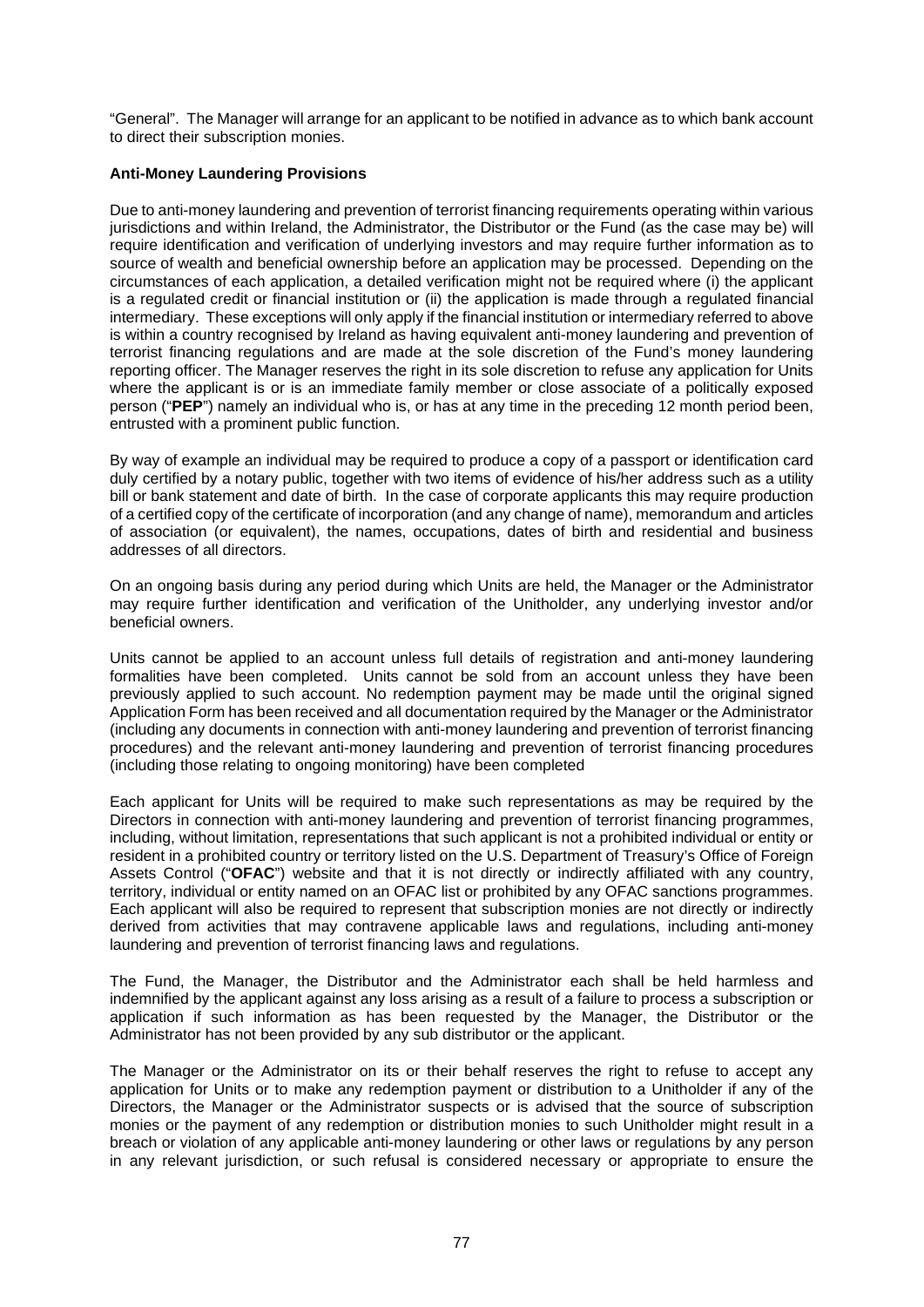"General". The Manager will arrange for an applicant to be notified in advance as to which bank account to direct their subscription monies.

**Anti-Money Laundering Provisions**

Due to anti-money laundering and prevention of terrorist financing requirements operating within various jurisdictions and within Ireland, the Administrator, the Distributor or the Fund (as the case may be) will require identification and verification of underlying investors and may require further information as to source of wealth and beneficial ownership before an application may be processed. Depending on the circumstances of each application, a detailed verification might not be required where (i) the applicant is a regulated credit or financial institution or (ii) the application is made through a regulated financial intermediary. These exceptions will only apply if the financial institution or intermediary referred to above is within a country recognised by Ireland as having equivalent anti-money laundering and prevention of terrorist financing regulations and are made at the sole discretion of the Fund's money laundering reporting officer. The Manager reserves the right in its sole discretion to refuse any application for Units where the applicant is or is an immediate family member or close associate of a politically exposed person ("**PEP**") namely an individual who is, or has at any time in the preceding 12 month period been, entrusted with a prominent public function.

By way of example an individual may be required to produce a copy of a passport or identification card duly certified by a notary public, together with two items of evidence of his/her address such as a utility bill or bank statement and date of birth. In the case of corporate applicants this may require production of a certified copy of the certificate of incorporation (and any change of name), memorandum and articles of association (or equivalent), the names, occupations, dates of birth and residential and business addresses of all directors.

On an ongoing basis during any period during which Units are held, the Manager or the Administrator may require further identification and verification of the Unitholder, any underlying investor and/or beneficial owners.

Units cannot be applied to an account unless full details of registration and anti-money laundering formalities have been completed. Units cannot be sold from an account unless they have been previously applied to such account. No redemption payment may be made until the original signed Application Form has been received and all documentation required by the Manager or the Administrator (including any documents in connection with anti-money laundering and prevention of terrorist financing procedures) and the relevant anti-money laundering and prevention of terrorist financing procedures (including those relating to ongoing monitoring) have been completed

Each applicant for Units will be required to make such representations as may be required by the Directors in connection with anti-money laundering and prevention of terrorist financing programmes, including, without limitation, representations that such applicant is not a prohibited individual or entity or resident in a prohibited country or territory listed on the U.S. Department of Treasury's Office of Foreign Assets Control ("**OFAC**") website and that it is not directly or indirectly affiliated with any country, territory, individual or entity named on an OFAC list or prohibited by any OFAC sanctions programmes. Each applicant will also be required to represent that subscription monies are not directly or indirectly derived from activities that may contravene applicable laws and regulations, including anti-money laundering and prevention of terrorist financing laws and regulations.

The Fund, the Manager, the Distributor and the Administrator each shall be held harmless and indemnified by the applicant against any loss arising as a result of a failure to process a subscription or application if such information as has been requested by the Manager, the Distributor or the Administrator has not been provided by any sub distributor or the applicant.

The Manager or the Administrator on its or their behalf reserves the right to refuse to accept any application for Units or to make any redemption payment or distribution to a Unitholder if any of the Directors, the Manager or the Administrator suspects or is advised that the source of subscription monies or the payment of any redemption or distribution monies to such Unitholder might result in a breach or violation of any applicable anti-money laundering or other laws or regulations by any person in any relevant jurisdiction, or such refusal is considered necessary or appropriate to ensure the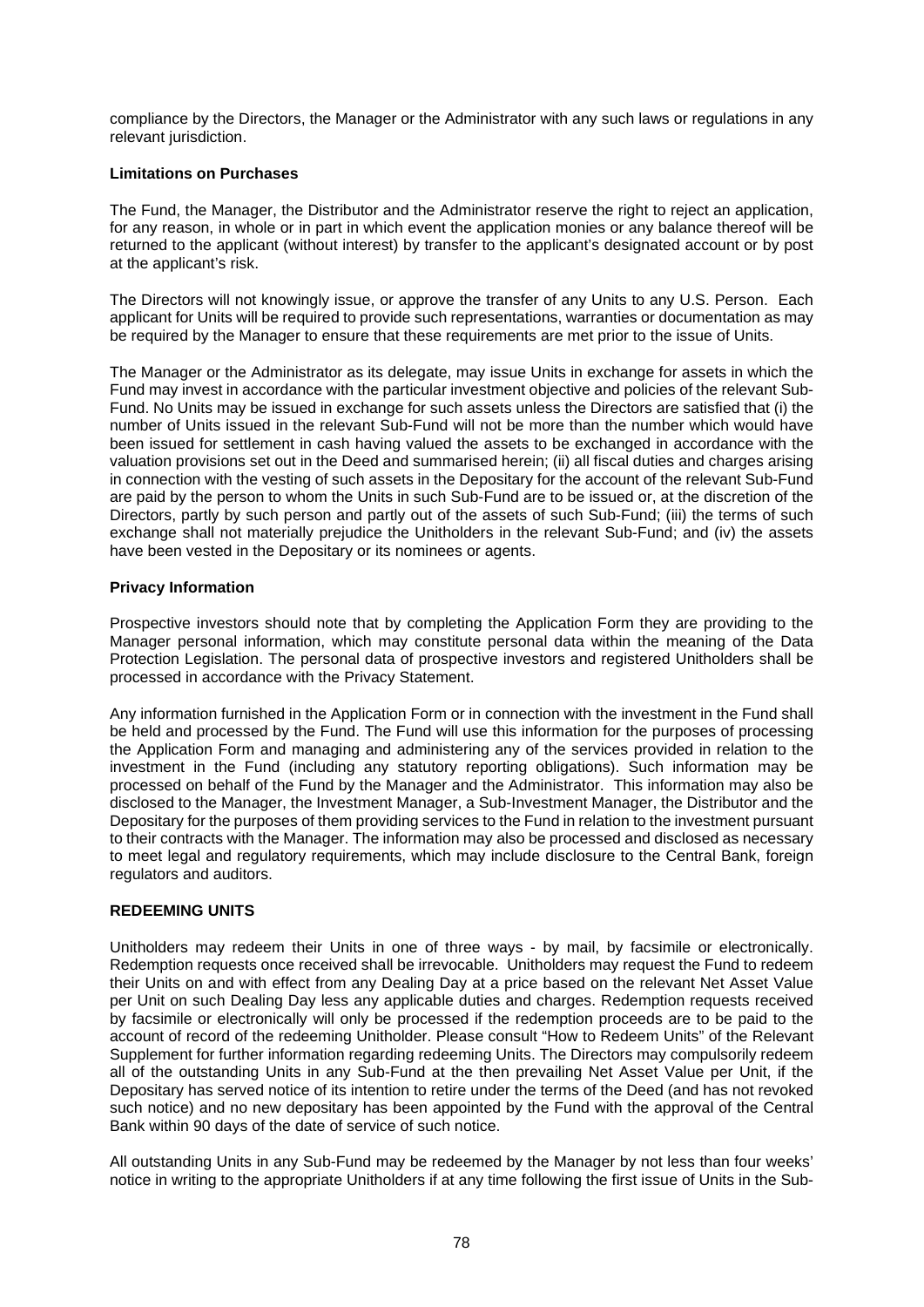compliance by the Directors, the Manager or the Administrator with any such laws or regulations in any relevant jurisdiction.

**Limitations on Purchases**

The Fund, the Manager, the Distributor and the Administrator reserve the right to reject an application, for any reason, in whole or in part in which event the application monies or any balance thereof will be returned to the applicant (without interest) by transfer to the applicant's designated account or by post at the applicant's risk.

The Directors will not knowingly issue, or approve the transfer of any Units to any U.S. Person. Each applicant for Units will be required to provide such representations, warranties or documentation as may be required by the Manager to ensure that these requirements are met prior to the issue of Units.

The Manager or the Administrator as its delegate, may issue Units in exchange for assets in which the Fund may invest in accordance with the particular investment objective and policies of the relevant Sub-Fund. No Units may be issued in exchange for such assets unless the Directors are satisfied that (i) the number of Units issued in the relevant Sub-Fund will not be more than the number which would have been issued for settlement in cash having valued the assets to be exchanged in accordance with the valuation provisions set out in the Deed and summarised herein; (ii) all fiscal duties and charges arising in connection with the vesting of such assets in the Depositary for the account of the relevant Sub-Fund are paid by the person to whom the Units in such Sub-Fund are to be issued or, at the discretion of the Directors, partly by such person and partly out of the assets of such Sub-Fund; (iii) the terms of such exchange shall not materially prejudice the Unitholders in the relevant Sub-Fund; and (iv) the assets have been vested in the Depositary or its nominees or agents.

**Privacy Information**

Prospective investors should note that by completing the Application Form they are providing to the Manager personal information, which may constitute personal data within the meaning of the Data Protection Legislation. The personal data of prospective investors and registered Unitholders shall be processed in accordance with the Privacy Statement.

Any information furnished in the Application Form or in connection with the investment in the Fund shall be held and processed by the Fund. The Fund will use this information for the purposes of processing the Application Form and managing and administering any of the services provided in relation to the investment in the Fund (including any statutory reporting obligations). Such information may be processed on behalf of the Fund by the Manager and the Administrator. This information may also be disclosed to the Manager, the Investment Manager, a Sub-Investment Manager, the Distributor and the Depositary for the purposes of them providing services to the Fund in relation to the investment pursuant to their contracts with the Manager. The information may also be processed and disclosed as necessary to meet legal and regulatory requirements, which may include disclosure to the Central Bank, foreign regulators and auditors.

## REDEEMING UNITS

Unitholders may redeem their Units in one of three ways - by mail, by facsimile or electronically. Redemption requests once received shall be irrevocable. Unitholders may request the Fund to redeem their Units on and with effect from any Dealing Day at a price based on the relevant Net Asset Value per Unit on such Dealing Day less any applicable duties and charges. Redemption requests received by facsimile or electronically will only be processed if the redemption proceeds are to be paid to the account of record of the redeeming Unitholder. Please consult "How to Redeem Units" of the Relevant Supplement for further information regarding redeeming Units. The Directors may compulsorily redeem all of the outstanding Units in any Sub-Fund at the then prevailing Net Asset Value per Unit, if the Depositary has served notice of its intention to retire under the terms of the Deed (and has not revoked such notice) and no new depositary has been appointed by the Fund with the approval of the Central Bank within 90 days of the date of service of such notice.

All outstanding Units in any Sub-Fund may be redeemed by the Manager by not less than four weeks' notice in writing to the appropriate Unitholders if at any time following the first issue of Units in the Sub-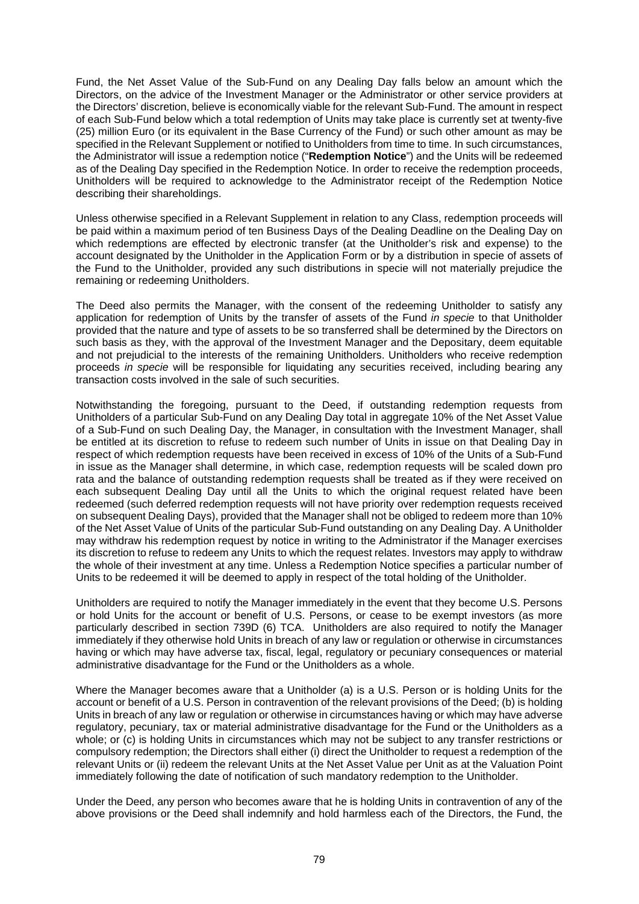Fund, the Net Asset Value of the Sub-Fund on any Dealing Day falls below an amount which the Directors, on the advice of the Investment Manager or the Administrator or other service providers at the Directors' discretion, believe is economically viable for the relevant Sub-Fund. The amount in respect of each Sub-Fund below which a total redemption of Units may take place is currently set at twenty-five (25) million Euro (or its equivalent in the Base Currency of the Fund) or such other amount as may be specified in the Relevant Supplement or notified to Unitholders from time to time. In such circumstances, the Administrator will issue a redemption notice ("**Redemption Notice**") and the Units will be redeemed as of the Dealing Day specified in the Redemption Notice. In order to receive the redemption proceeds, Unitholders will be required to acknowledge to the Administrator receipt of the Redemption Notice describing their shareholdings.

Unless otherwise specified in a Relevant Supplement in relation to any Class, redemption proceeds will be paid within a maximum period of ten Business Days of the Dealing Deadline on the Dealing Day on which redemptions are effected by electronic transfer (at the Unitholder's risk and expense) to the account designated by the Unitholder in the Application Form or by a distribution in specie of assets of the Fund to the Unitholder, provided any such distributions in specie will not materially prejudice the remaining or redeeming Unitholders.

The Deed also permits the Manager, with the consent of the redeeming Unitholder to satisfy any application for redemption of Units by the transfer of assets of the Fund *in specie* to that Unitholder provided that the nature and type of assets to be so transferred shall be determined by the Directors on such basis as they, with the approval of the Investment Manager and the Depositary, deem equitable and not prejudicial to the interests of the remaining Unitholders. Unitholders who receive redemption proceeds *in specie* will be responsible for liquidating any securities received, including bearing any transaction costs involved in the sale of such securities.

Notwithstanding the foregoing, pursuant to the Deed, if outstanding redemption requests from Unitholders of a particular Sub-Fund on any Dealing Day total in aggregate 10% of the Net Asset Value of a Sub-Fund on such Dealing Day, the Manager, in consultation with the Investment Manager, shall be entitled at its discretion to refuse to redeem such number of Units in issue on that Dealing Day in respect of which redemption requests have been received in excess of 10% of the Units of a Sub-Fund in issue as the Manager shall determine, in which case, redemption requests will be scaled down pro rata and the balance of outstanding redemption requests shall be treated as if they were received on each subsequent Dealing Day until all the Units to which the original request related have been redeemed (such deferred redemption requests will not have priority over redemption requests received on subsequent Dealing Days), provided that the Manager shall not be obliged to redeem more than 10% of the Net Asset Value of Units of the particular Sub-Fund outstanding on any Dealing Day. A Unitholder may withdraw his redemption request by notice in writing to the Administrator if the Manager exercises its discretion to refuse to redeem any Units to which the request relates. Investors may apply to withdraw the whole of their investment at any time. Unless a Redemption Notice specifies a particular number of Units to be redeemed it will be deemed to apply in respect of the total holding of the Unitholder.

Unitholders are required to notify the Manager immediately in the event that they become U.S. Persons or hold Units for the account or benefit of U.S. Persons, or cease to be exempt investors (as more particularly described in section 739D (6) TCA. Unitholders are also required to notify the Manager immediately if they otherwise hold Units in breach of any law or regulation or otherwise in circumstances having or which may have adverse tax, fiscal, legal, regulatory or pecuniary consequences or material administrative disadvantage for the Fund or the Unitholders as a whole.

Where the Manager becomes aware that a Unitholder (a) is a U.S. Person or is holding Units for the account or benefit of a U.S. Person in contravention of the relevant provisions of the Deed; (b) is holding Units in breach of any law or regulation or otherwise in circumstances having or which may have adverse regulatory, pecuniary, tax or material administrative disadvantage for the Fund or the Unitholders as a whole; or (c) is holding Units in circumstances which may not be subject to any transfer restrictions or compulsory redemption; the Directors shall either (i) direct the Unitholder to request a redemption of the relevant Units or (ii) redeem the relevant Units at the Net Asset Value per Unit as at the Valuation Point immediately following the date of notification of such mandatory redemption to the Unitholder.

Under the Deed, any person who becomes aware that he is holding Units in contravention of any of the above provisions or the Deed shall indemnify and hold harmless each of the Directors, the Fund, the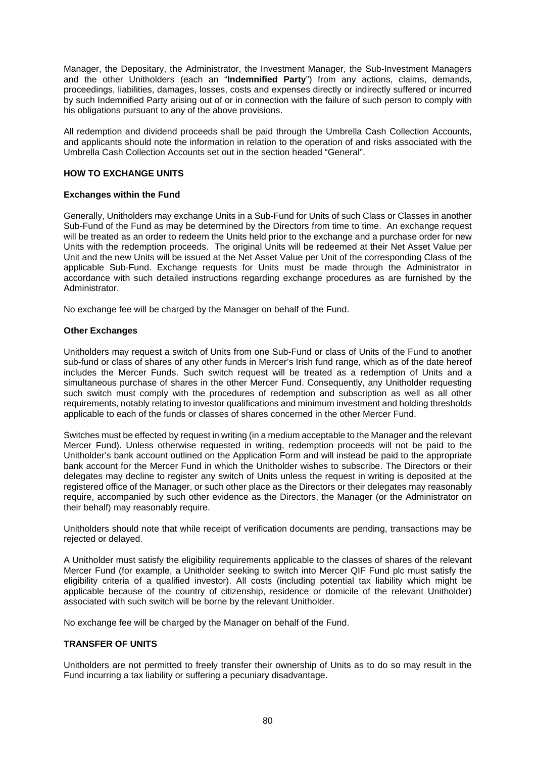Manager, the Depositary, the Administrator, the Investment Manager, the Sub-Investment Managers and the other Unitholders (each an "**Indemnified Party**") from any actions, claims, demands, proceedings, liabilities, damages, losses, costs and expenses directly or indirectly suffered or incurred by such Indemnified Party arising out of or in connection with the failure of such person to comply with his obligations pursuant to any of the above provisions.

All redemption and dividend proceeds shall be paid through the Umbrella Cash Collection Accounts, and applicants should note the information in relation to the operation of and risks associated with the Umbrella Cash Collection Accounts set out in the section headed "General".

## HOW TO EXCHANGE UNITS

### Exchanges within the Fund

Generally, Unitholders may exchange Units in a Sub-Fund for Units of such Class or Classes in another Sub-Fund of the Fund as may be determined by the Directors from time to time. An exchange request will be treated as an order to redeem the Units held prior to the exchange and a purchase order for new Units with the redemption proceeds. The original Units will be redeemed at their Net Asset Value per Unit and the new Units will be issued at the Net Asset Value per Unit of the corresponding Class of the applicable Sub-Fund. Exchange requests for Units must be made through the Administrator in accordance with such detailed instructions regarding exchange procedures as are furnished by the Administrator.

No exchange fee will be charged by the Manager on behalf of the Fund.

### Other Exchanges

Unitholders may request a switch of Units from one Sub-Fund or class of Units of the Fund to another sub-fund or class of shares of any other funds in Mercer's Irish fund range, which as of the date hereof includes the Mercer Funds. Such switch request will be treated as a redemption of Units and a simultaneous purchase of shares in the other Mercer Fund. Consequently, any Unitholder requesting such switch must comply with the procedures of redemption and subscription as well as all other requirements, notably relating to investor qualifications and minimum investment and holding thresholds applicable to each of the funds or classes of shares concerned in the other Mercer Fund.

Switches must be effected by request in writing (in a medium acceptable to the Manager and the relevant Mercer Fund). Unless otherwise requested in writing, redemption proceeds will not be paid to the Unitholder's bank account outlined on the Application Form and will instead be paid to the appropriate bank account for the Mercer Fund in which the Unitholder wishes to subscribe. The Directors or their delegates may decline to register any switch of Units unless the request in writing is deposited at the registered office of the Manager, or such other place as the Directors or their delegates may reasonably require, accompanied by such other evidence as the Directors, the Manager (or the Administrator on their behalf) may reasonably require.

Unitholders should note that while receipt of verification documents are pending, transactions may be rejected or delayed.

A Unitholder must satisfy the eligibility requirements applicable to the classes of shares of the relevant Mercer Fund (for example, a Unitholder seeking to switch into Mercer QIF Fund plc must satisfy the eligibility criteria of a qualified investor). All costs (including potential tax liability which might be applicable because of the country of citizenship, residence or domicile of the relevant Unitholder) associated with such switch will be borne by the relevant Unitholder.

No exchange fee will be charged by the Manager on behalf of the Fund.

## TRANSFER OF UNITS

Unitholders are not permitted to freely transfer their ownership of Units as to do so may result in the Fund incurring a tax liability or suffering a pecuniary disadvantage.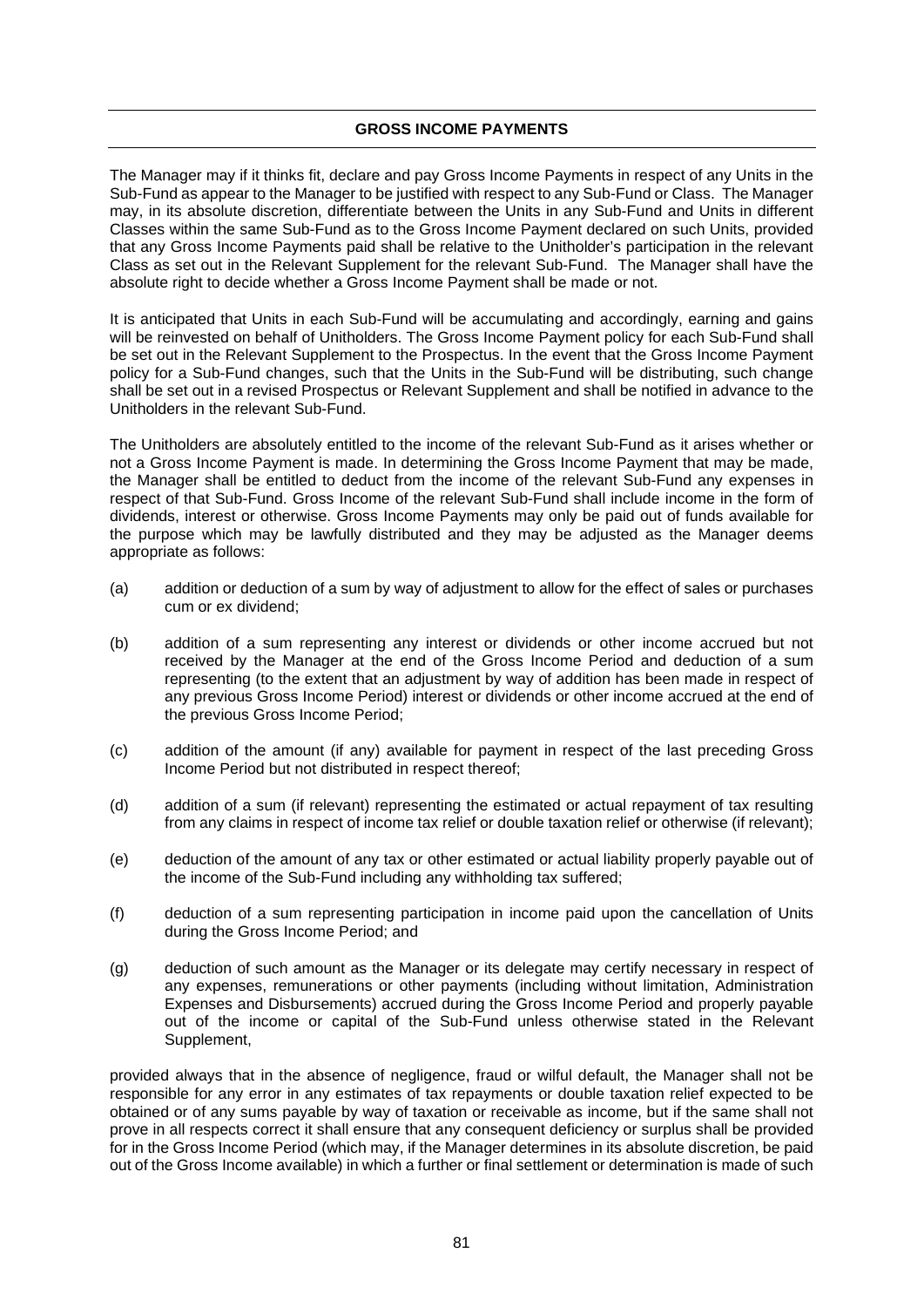## GROSS INCOME PAYMENTS

The Manager may if it thinks fit, declare and pay Gross Income Payments in respect of any Units in the Sub-Fund as appear to the Manager to be justified with respect to any Sub-Fund or Class. The Manager may, in its absolute discretion, differentiate between the Units in any Sub-Fund and Units in different Classes within the same Sub-Fund as to the Gross Income Payment declared on such Units, provided that any Gross Income Payments paid shall be relative to the Unitholder's participation in the relevant Class as set out in the Relevant Supplement for the relevant Sub-Fund. The Manager shall have the absolute right to decide whether a Gross Income Payment shall be made or not.

It is anticipated that Units in each Sub-Fund will be accumulating and accordingly, earning and gains will be reinvested on behalf of Unitholders. The Gross Income Payment policy for each Sub-Fund shall be set out in the Relevant Supplement to the Prospectus. In the event that the Gross Income Payment policy for a Sub-Fund changes, such that the Units in the Sub-Fund will be distributing, such change shall be set out in a revised Prospectus or Relevant Supplement and shall be notified in advance to the Unitholders in the relevant Sub-Fund.

The Unitholders are absolutely entitled to the income of the relevant Sub-Fund as it arises whether or not a Gross Income Payment is made. In determining the Gross Income Payment that may be made, the Manager shall be entitled to deduct from the income of the relevant Sub-Fund any expenses in respect of that Sub-Fund. Gross Income of the relevant Sub-Fund shall include income in the form of dividends, interest or otherwise. Gross Income Payments may only be paid out of funds available for the purpose which may be lawfully distributed and they may be adjusted as the Manager deems appropriate as follows:

(a) addition or deduction of a sum by way of adjustment to allow for the effect of sales or purchases cum or ex dividend;

(b) addition of a sum representing any interest or dividends or other income accrued but not received by the Manager at the end of the Gross Income Period and deduction of a sum representing (to the extent that an adjustment by way of addition has been made in respect of any previous Gross Income Period) interest or dividends or other income accrued at the end of the previous Gross Income Period;

(c) addition of the amount (if any) available for payment in respect of the last preceding Gross Income Period but not distributed in respect thereof;

(d) addition of a sum (if relevant) representing the estimated or actual repayment of tax resulting from any claims in respect of income tax relief or double taxation relief or otherwise (if relevant);

(e) deduction of the amount of any tax or other estimated or actual liability properly payable out of the income of the Sub-Fund including any withholding tax suffered;

(f) deduction of a sum representing participation in income paid upon the cancellation of Units during the Gross Income Period; and

(g) deduction of such amount as the Manager or its delegate may certify necessary in respect of any expenses, remunerations or other payments (including without limitation, Administration Expenses and Disbursements) accrued during the Gross Income Period and properly payable out of the income or capital of the Sub-Fund unless otherwise stated in the Relevant Supplement,

provided always that in the absence of negligence, fraud or wilful default, the Manager shall not be responsible for any error in any estimates of tax repayments or double taxation relief expected to be obtained or of any sums payable by way of taxation or receivable as income, but if the same shall not prove in all respects correct it shall ensure that any consequent deficiency or surplus shall be provided for in the Gross Income Period (which may, if the Manager determines in its absolute discretion, be paid out of the Gross Income available) in which a further or final settlement or determination is made of such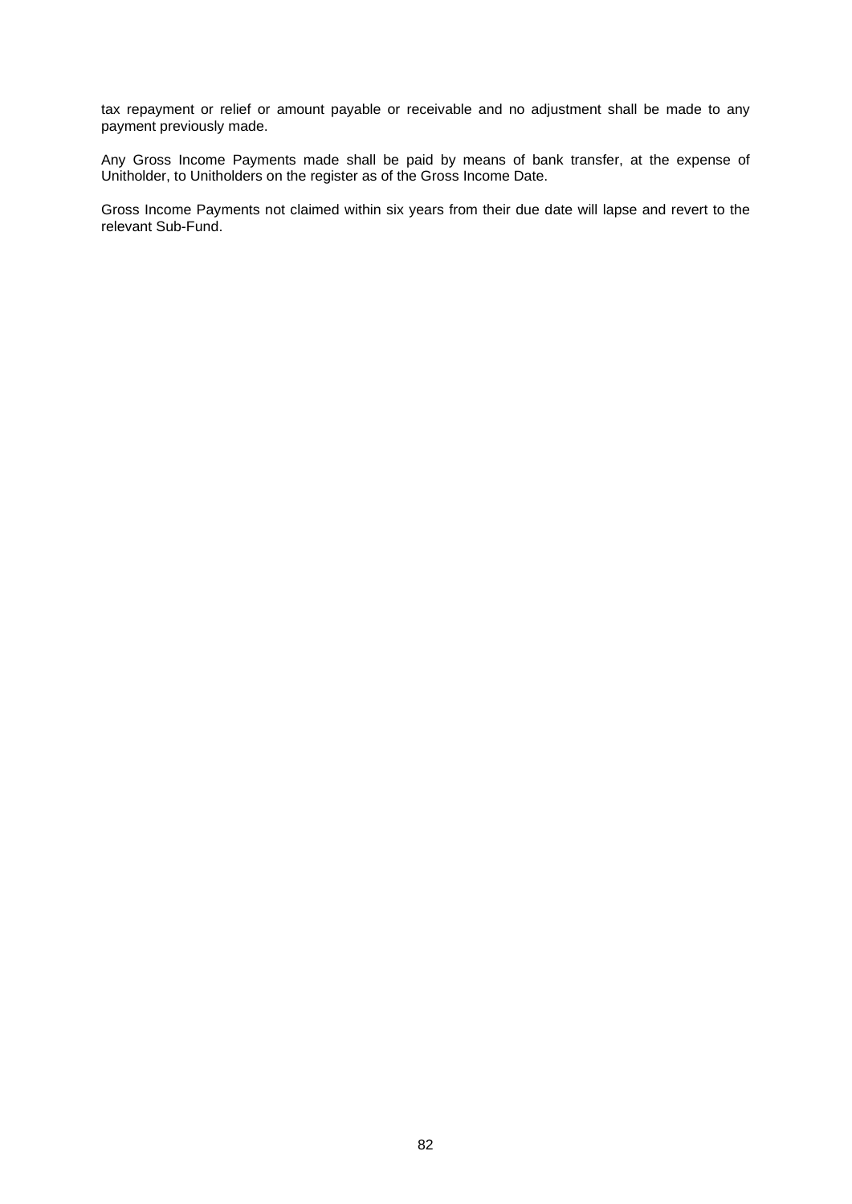tax repayment or relief or amount payable or receivable and no adjustment shall be made to any payment previously made.

Any Gross Income Payments made shall be paid by means of bank transfer, at the expense of Unitholder, to Unitholders on the register as of the Gross Income Date.

Gross Income Payments not claimed within six years from their due date will lapse and revert to the relevant Sub-Fund.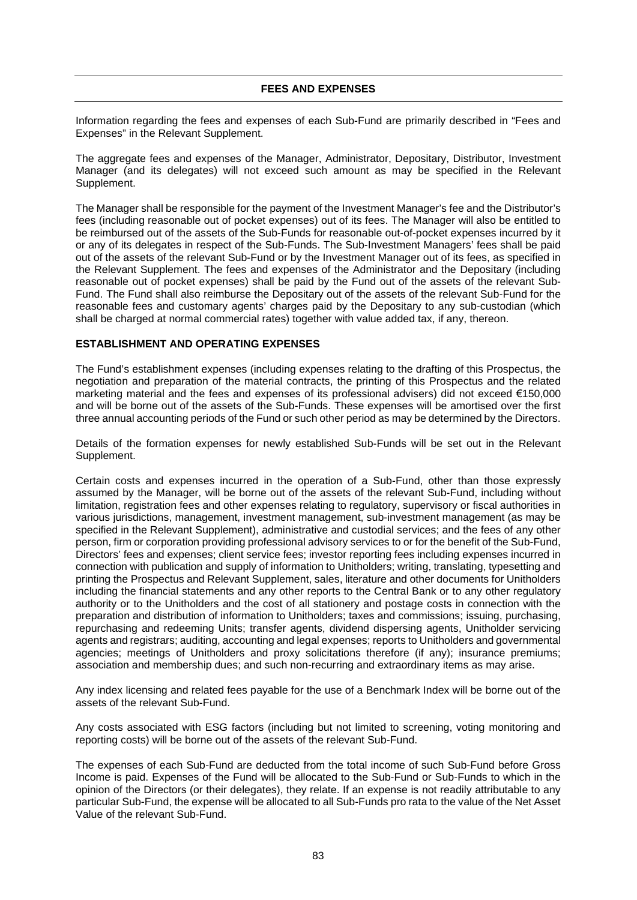## FEES AND EXPENSES

Information regarding the fees and expenses of each Sub-Fund are primarily described in "Fees and Expenses" in the Relevant Supplement.

The aggregate fees and expenses of the Manager, Administrator, Depositary, Distributor, Investment Manager (and its delegates) will not exceed such amount as may be specified in the Relevant Supplement.

The Manager shall be responsible for the payment of the Investment Manager's fee and the Distributor's fees (including reasonable out of pocket expenses) out of its fees. The Manager will also be entitled to be reimbursed out of the assets of the Sub-Funds for reasonable out-of-pocket expenses incurred by it or any of its delegates in respect of the Sub-Funds. The Sub-Investment Managers' fees shall be paid out of the assets of the relevant Sub-Fund or by the Investment Manager out of its fees, as specified in the Relevant Supplement. The fees and expenses of the Administrator and the Depositary (including reasonable out of pocket expenses) shall be paid by the Fund out of the assets of the relevant Sub-Fund. The Fund shall also reimburse the Depositary out of the assets of the relevant Sub-Fund for the reasonable fees and customary agents' charges paid by the Depositary to any sub-custodian (which shall be charged at normal commercial rates) together with value added tax, if any, thereon.

### ESTABLISHMENT AND OPERATING EXPENSES

The Fund's establishment expenses (including expenses relating to the drafting of this Prospectus, the negotiation and preparation of the material contracts, the printing of this Prospectus and the related marketing material and the fees and expenses of its professional advisers) did not exceed €150,000 and will be borne out of the assets of the Sub-Funds. These expenses will be amortised over the first three annual accounting periods of the Fund or such other period as may be determined by the Directors.

Details of the formation expenses for newly established Sub-Funds will be set out in the Relevant Supplement.

Certain costs and expenses incurred in the operation of a Sub-Fund, other than those expressly assumed by the Manager, will be borne out of the assets of the relevant Sub-Fund, including without limitation, registration fees and other expenses relating to regulatory, supervisory or fiscal authorities in various jurisdictions, management, investment management, sub-investment management (as may be specified in the Relevant Supplement), administrative and custodial services; and the fees of any other person, firm or corporation providing professional advisory services to or for the benefit of the Sub-Fund, Directors' fees and expenses; client service fees; investor reporting fees including expenses incurred in connection with publication and supply of information to Unitholders; writing, translating, typesetting and printing the Prospectus and Relevant Supplement, sales, literature and other documents for Unitholders including the financial statements and any other reports to the Central Bank or to any other regulatory authority or to the Unitholders and the cost of all stationery and postage costs in connection with the preparation and distribution of information to Unitholders; taxes and commissions; issuing, purchasing, repurchasing and redeeming Units; transfer agents, dividend dispersing agents, Unitholder servicing agents and registrars; auditing, accounting and legal expenses; reports to Unitholders and governmental agencies; meetings of Unitholders and proxy solicitations therefore (if any); insurance premiums; association and membership dues; and such non-recurring and extraordinary items as may arise.

Any index licensing and related fees payable for the use of a Benchmark Index will be borne out of the assets of the relevant Sub-Fund.

Any costs associated with ESG factors (including but not limited to screening, voting monitoring and reporting costs) will be borne out of the assets of the relevant Sub-Fund.

The expenses of each Sub-Fund are deducted from the total income of such Sub-Fund before Gross Income is paid. Expenses of the Fund will be allocated to the Sub-Fund or Sub-Funds to which in the opinion of the Directors (or their delegates), they relate. If an expense is not readily attributable to any particular Sub-Fund, the expense will be allocated to all Sub-Funds pro rata to the value of the Net Asset Value of the relevant Sub-Fund.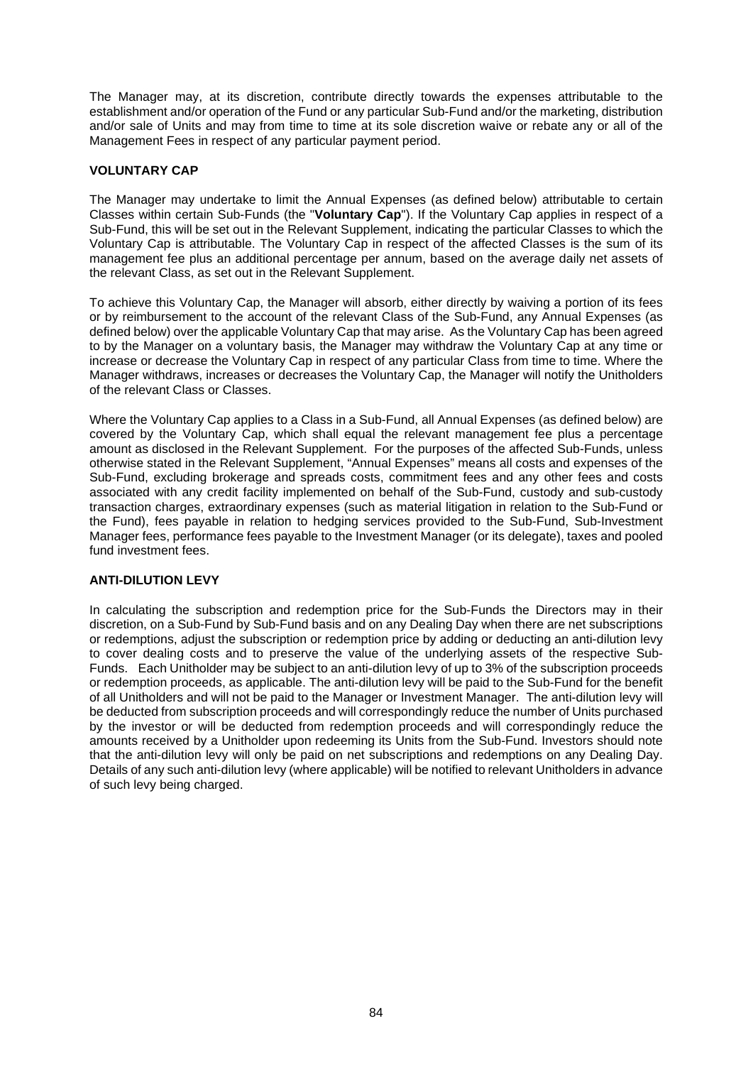The Manager may, at its discretion, contribute directly towards the expenses attributable to the establishment and/or operation of the Fund or any particular Sub-Fund and/or the marketing, distribution and/or sale of Units and may from time to time at its sole discretion waive or rebate any or all of the Management Fees in respect of any particular payment period.

## VOLUNTARY CAP

The Manager may undertake to limit the Annual Expenses (as defined below) attributable to certain Classes within certain Sub-Funds (the "**Voluntary Cap**"). If the Voluntary Cap applies in respect of a Sub-Fund, this will be set out in the Relevant Supplement, indicating the particular Classes to which the Voluntary Cap is attributable. The Voluntary Cap in respect of the affected Classes is the sum of its management fee plus an additional percentage per annum, based on the average daily net assets of the relevant Class, as set out in the Relevant Supplement.

To achieve this Voluntary Cap, the Manager will absorb, either directly by waiving a portion of its fees or by reimbursement to the account of the relevant Class of the Sub-Fund, any Annual Expenses (as defined below) over the applicable Voluntary Cap that may arise. As the Voluntary Cap has been agreed to by the Manager on a voluntary basis, the Manager may withdraw the Voluntary Cap at any time or increase or decrease the Voluntary Cap in respect of any particular Class from time to time. Where the Manager withdraws, increases or decreases the Voluntary Cap, the Manager will notify the Unitholders of the relevant Class or Classes.

Where the Voluntary Cap applies to a Class in a Sub-Fund, all Annual Expenses (as defined below) are covered by the Voluntary Cap, which shall equal the relevant management fee plus a percentage amount as disclosed in the Relevant Supplement. For the purposes of the affected Sub-Funds, unless otherwise stated in the Relevant Supplement, "Annual Expenses" means all costs and expenses of the Sub-Fund, excluding brokerage and spreads costs, commitment fees and any other fees and costs associated with any credit facility implemented on behalf of the Sub-Fund, custody and sub-custody transaction charges, extraordinary expenses (such as material litigation in relation to the Sub-Fund or the Fund), fees payable in relation to hedging services provided to the Sub-Fund, Sub-Investment Manager fees, performance fees payable to the Investment Manager (or its delegate), taxes and pooled fund investment fees.

## ANTI-DILUTION LEVY

In calculating the subscription and redemption price for the Sub-Funds the Directors may in their discretion, on a Sub-Fund by Sub-Fund basis and on any Dealing Day when there are net subscriptions or redemptions, adjust the subscription or redemption price by adding or deducting an anti-dilution levy to cover dealing costs and to preserve the value of the underlying assets of the respective Sub-Funds. Each Unitholder may be subject to an anti-dilution levy of up to 3% of the subscription proceeds or redemption proceeds, as applicable. The anti-dilution levy will be paid to the Sub-Fund for the benefit of all Unitholders and will not be paid to the Manager or Investment Manager. The anti-dilution levy will be deducted from subscription proceeds and will correspondingly reduce the number of Units purchased by the investor or will be deducted from redemption proceeds and will correspondingly reduce the amounts received by a Unitholder upon redeeming its Units from the Sub-Fund. Investors should note that the anti-dilution levy will only be paid on net subscriptions and redemptions on any Dealing Day. Details of any such anti-dilution levy (where applicable) will be notified to relevant Unitholders in advance of such levy being charged.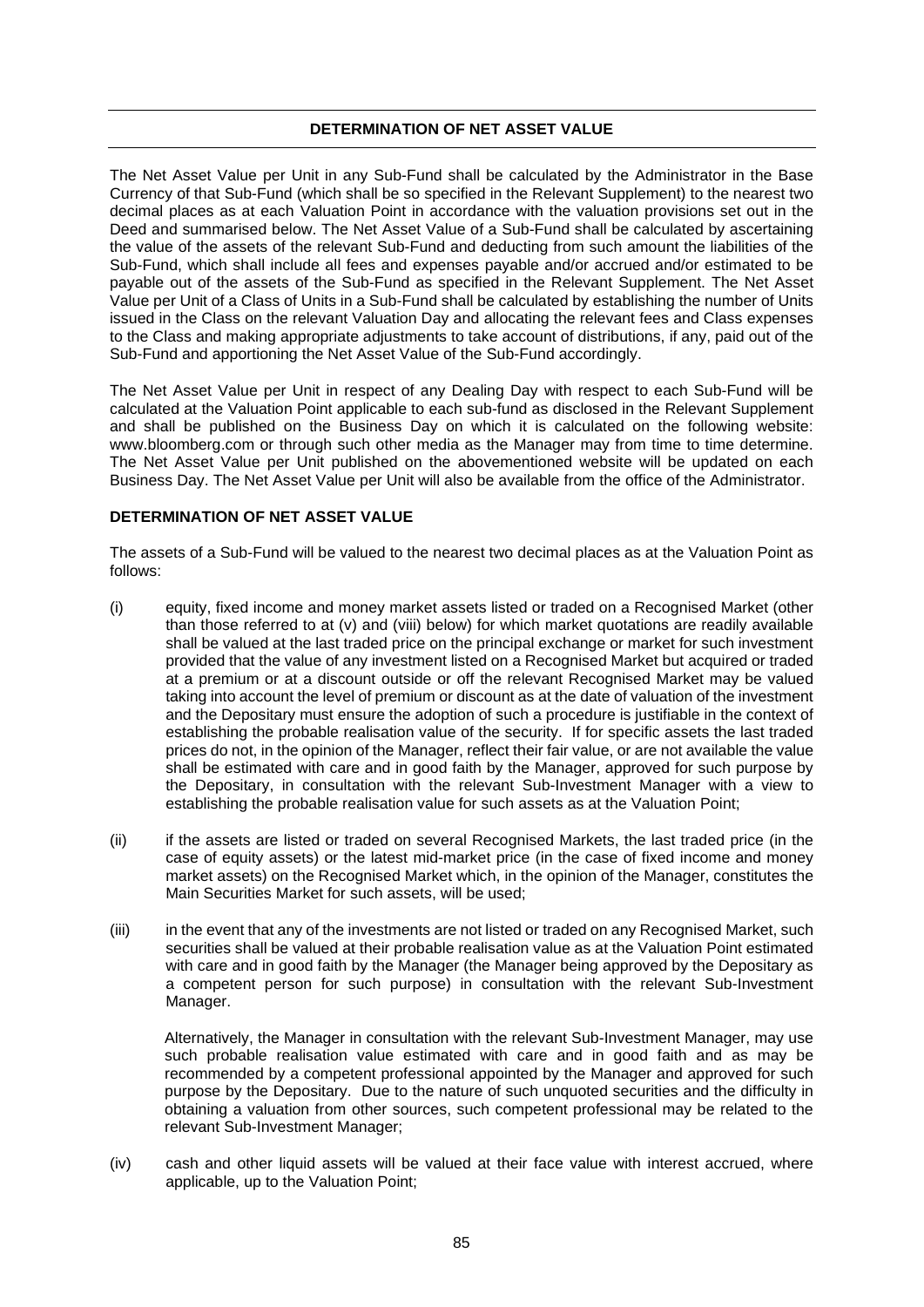## DETERMINATION OF NET ASSET VALUE

The Net Asset Value per Unit in any Sub-Fund shall be calculated by the Administrator in the Base Currency of that Sub-Fund (which shall be so specified in the Relevant Supplement) to the nearest two decimal places as at each Valuation Point in accordance with the valuation provisions set out in the Deed and summarised below. The Net Asset Value of a Sub-Fund shall be calculated by ascertaining the value of the assets of the relevant Sub-Fund and deducting from such amount the liabilities of the Sub-Fund, which shall include all fees and expenses payable and/or accrued and/or estimated to be payable out of the assets of the Sub-Fund as specified in the Relevant Supplement. The Net Asset Value per Unit of a Class of Units in a Sub-Fund shall be calculated by establishing the number of Units issued in the Class on the relevant Valuation Day and allocating the relevant fees and Class expenses to the Class and making appropriate adjustments to take account of distributions, if any, paid out of the Sub-Fund and apportioning the Net Asset Value of the Sub-Fund accordingly.

The Net Asset Value per Unit in respect of any Dealing Day with respect to each Sub-Fund will be calculated at the Valuation Point applicable to each sub-fund as disclosed in the Relevant Supplement and shall be published on the Business Day on which it is calculated on the following website: www.bloomberg.com or through such other media as the Manager may from time to time determine. The Net Asset Value per Unit published on the abovementioned website will be updated on each Business Day. The Net Asset Value per Unit will also be available from the office of the Administrator.

**DETERMINATION OF NET ASSET VALUE**

The assets of a Sub-Fund will be valued to the nearest two decimal places as at the Valuation Point as follows:

(i) equity, fixed income and money market assets listed or traded on a Recognised Market (other than those referred to at (v) and (viii) below) for which market quotations are readily available shall be valued at the last traded price on the principal exchange or market for such investment provided that the value of any investment listed on a Recognised Market but acquired or traded at a premium or at a discount outside or off the relevant Recognised Market may be valued taking into account the level of premium or discount as at the date of valuation of the investment and the Depositary must ensure the adoption of such a procedure is justifiable in the context of establishing the probable realisation value of the security. If for specific assets the last traded prices do not, in the opinion of the Manager, reflect their fair value, or are not available the value shall be estimated with care and in good faith by the Manager, approved for such purpose by the Depositary, in consultation with the relevant Sub-Investment Manager with a view to establishing the probable realisation value for such assets as at the Valuation Point;

(ii) if the assets are listed or traded on several Recognised Markets, the last traded price (in the case of equity assets) or the latest mid-market price (in the case of fixed income and money market assets) on the Recognised Market which, in the opinion of the Manager, constitutes the Main Securities Market for such assets, will be used;

(iii) in the event that any of the investments are not listed or traded on any Recognised Market, such securities shall be valued at their probable realisation value as at the Valuation Point estimated with care and in good faith by the Manager (the Manager being approved by the Depositary as a competent person for such purpose) in consultation with the relevant Sub-Investment Manager.

Alternatively, the Manager in consultation with the relevant Sub-Investment Manager, may use such probable realisation value estimated with care and in good faith and as may be recommended by a competent professional appointed by the Manager and approved for such purpose by the Depositary. Due to the nature of such unquoted securities and the difficulty in obtaining a valuation from other sources, such competent professional may be related to the relevant Sub-Investment Manager;

(iv) cash and other liquid assets will be valued at their face value with interest accrued, where applicable, up to the Valuation Point;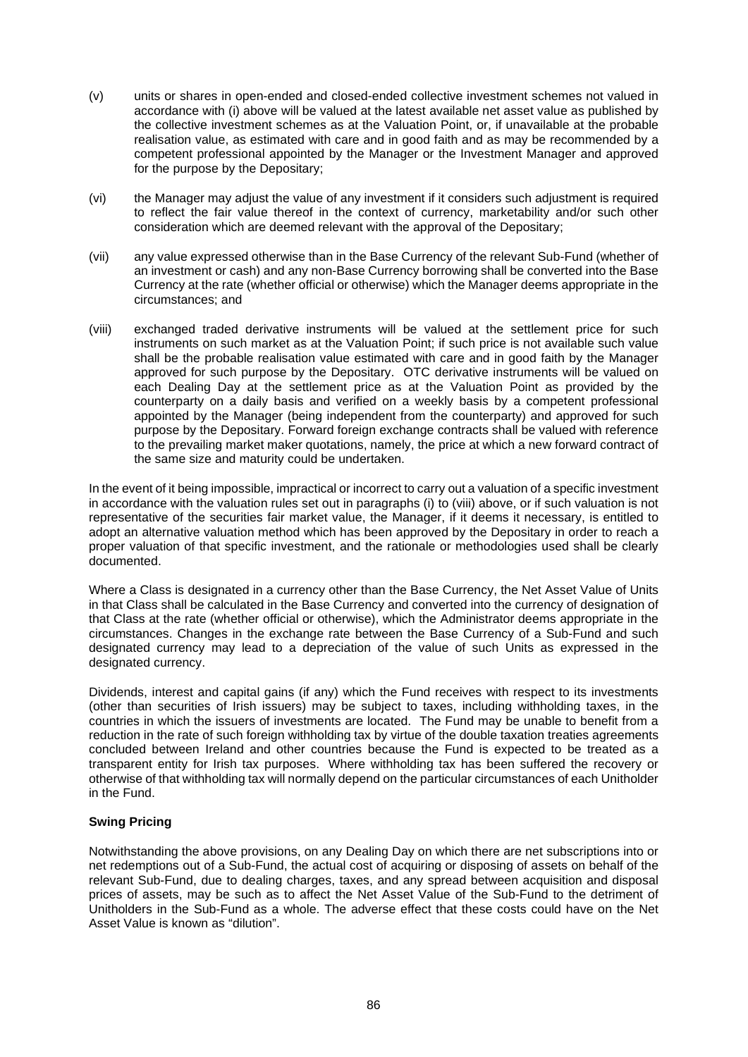(v) units or shares in open-ended and closed-ended collective investment schemes not valued in accordance with (i) above will be valued at the latest available net asset value as published by the collective investment schemes as at the Valuation Point, or, if unavailable at the probable realisation value, as estimated with care and in good faith and as may be recommended by a competent professional appointed by the Manager or the Investment Manager and approved for the purpose by the Depositary;

(vi) the Manager may adjust the value of any investment if it considers such adjustment is required to reflect the fair value thereof in the context of currency, marketability and/or such other consideration which are deemed relevant with the approval of the Depositary;

(vii) any value expressed otherwise than in the Base Currency of the relevant Sub-Fund (whether of an investment or cash) and any non-Base Currency borrowing shall be converted into the Base Currency at the rate (whether official or otherwise) which the Manager deems appropriate in the circumstances; and

(viii) exchanged traded derivative instruments will be valued at the settlement price for such instruments on such market as at the Valuation Point; if such price is not available such value shall be the probable realisation value estimated with care and in good faith by the Manager approved for such purpose by the Depositary. OTC derivative instruments will be valued on each Dealing Day at the settlement price as at the Valuation Point as provided by the counterparty on a daily basis and verified on a weekly basis by a competent professional appointed by the Manager (being independent from the counterparty) and approved for such purpose by the Depositary. Forward foreign exchange contracts shall be valued with reference to the prevailing market maker quotations, namely, the price at which a new forward contract of the same size and maturity could be undertaken.

In the event of it being impossible, impractical or incorrect to carry out a valuation of a specific investment in accordance with the valuation rules set out in paragraphs (i) to (viii) above, or if such valuation is not representative of the securities fair market value, the Manager, if it deems it necessary, is entitled to adopt an alternative valuation method which has been approved by the Depositary in order to reach a proper valuation of that specific investment, and the rationale or methodologies used shall be clearly documented.

Where a Class is designated in a currency other than the Base Currency, the Net Asset Value of Units in that Class shall be calculated in the Base Currency and converted into the currency of designation of that Class at the rate (whether official or otherwise), which the Administrator deems appropriate in the circumstances. Changes in the exchange rate between the Base Currency of a Sub-Fund and such designated currency may lead to a depreciation of the value of such Units as expressed in the designated currency.

Dividends, interest and capital gains (if any) which the Fund receives with respect to its investments (other than securities of Irish issuers) may be subject to taxes, including withholding taxes, in the countries in which the issuers of investments are located. The Fund may be unable to benefit from a reduction in the rate of such foreign withholding tax by virtue of the double taxation treaties agreements concluded between Ireland and other countries because the Fund is expected to be treated as a transparent entity for Irish tax purposes. Where withholding tax has been suffered the recovery or otherwise of that withholding tax will normally depend on the particular circumstances of each Unitholder in the Fund.

**Swing Pricing**

Notwithstanding the above provisions, on any Dealing Day on which there are net subscriptions into or net redemptions out of a Sub-Fund, the actual cost of acquiring or disposing of assets on behalf of the relevant Sub-Fund, due to dealing charges, taxes, and any spread between acquisition and disposal prices of assets, may be such as to affect the Net Asset Value of the Sub-Fund to the detriment of Unitholders in the Sub-Fund as a whole. The adverse effect that these costs could have on the Net Asset Value is known as "dilution".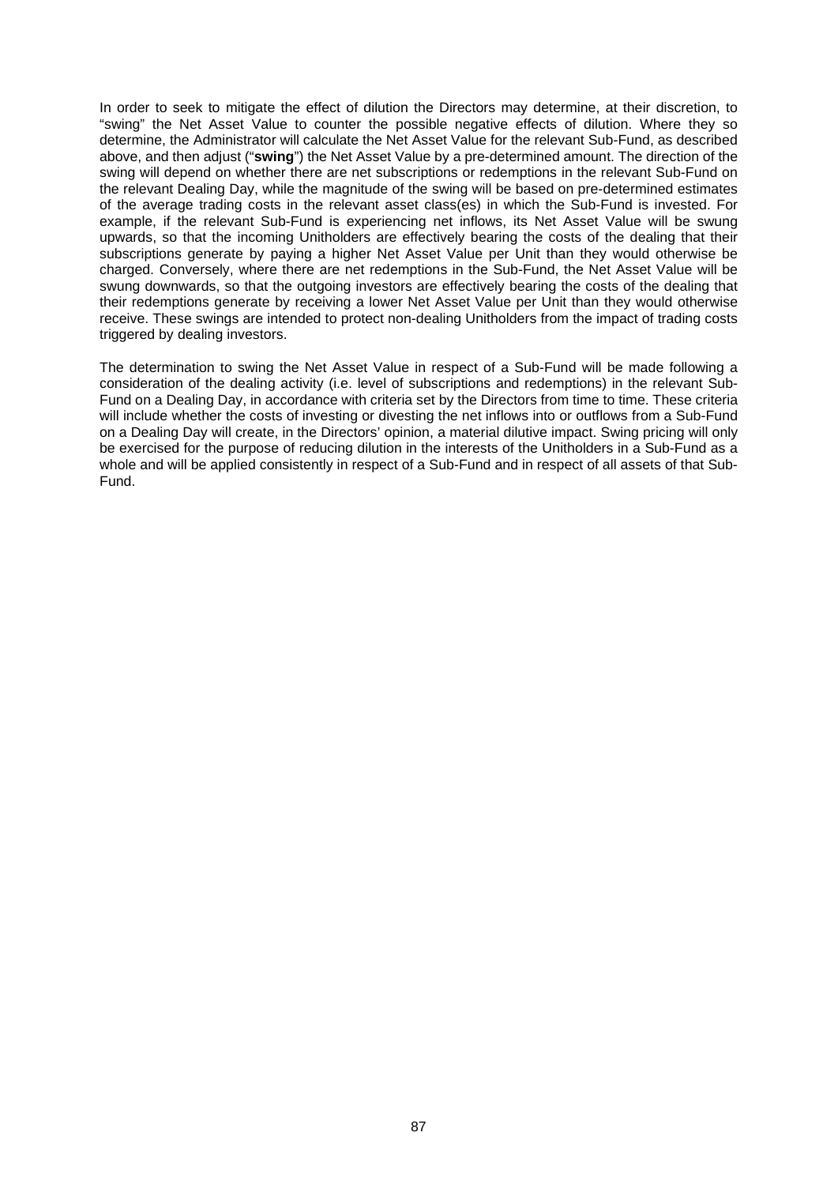In order to seek to mitigate the effect of dilution the Directors may determine, at their discretion, to "swing" the Net Asset Value to counter the possible negative effects of dilution. Where they so determine, the Administrator will calculate the Net Asset Value for the relevant Sub-Fund, as described above, and then adjust ("**swing**") the Net Asset Value by a pre-determined amount. The direction of the swing will depend on whether there are net subscriptions or redemptions in the relevant Sub-Fund on the relevant Dealing Day, while the magnitude of the swing will be based on pre-determined estimates of the average trading costs in the relevant asset class(es) in which the Sub-Fund is invested. For example, if the relevant Sub-Fund is experiencing net inflows, its Net Asset Value will be swung upwards, so that the incoming Unitholders are effectively bearing the costs of the dealing that their subscriptions generate by paying a higher Net Asset Value per Unit than they would otherwise be charged. Conversely, where there are net redemptions in the Sub-Fund, the Net Asset Value will be swung downwards, so that the outgoing investors are effectively bearing the costs of the dealing that their redemptions generate by receiving a lower Net Asset Value per Unit than they would otherwise receive. These swings are intended to protect non-dealing Unitholders from the impact of trading costs triggered by dealing investors.

The determination to swing the Net Asset Value in respect of a Sub-Fund will be made following a consideration of the dealing activity (i.e. level of subscriptions and redemptions) in the relevant Sub-Fund on a Dealing Day, in accordance with criteria set by the Directors from time to time. These criteria will include whether the costs of investing or divesting the net inflows into or outflows from a Sub-Fund on a Dealing Day will create, in the Directors' opinion, a material dilutive impact. Swing pricing will only be exercised for the purpose of reducing dilution in the interests of the Unitholders in a Sub-Fund as a whole and will be applied consistently in respect of a Sub-Fund and in respect of all assets of that Sub-Fund.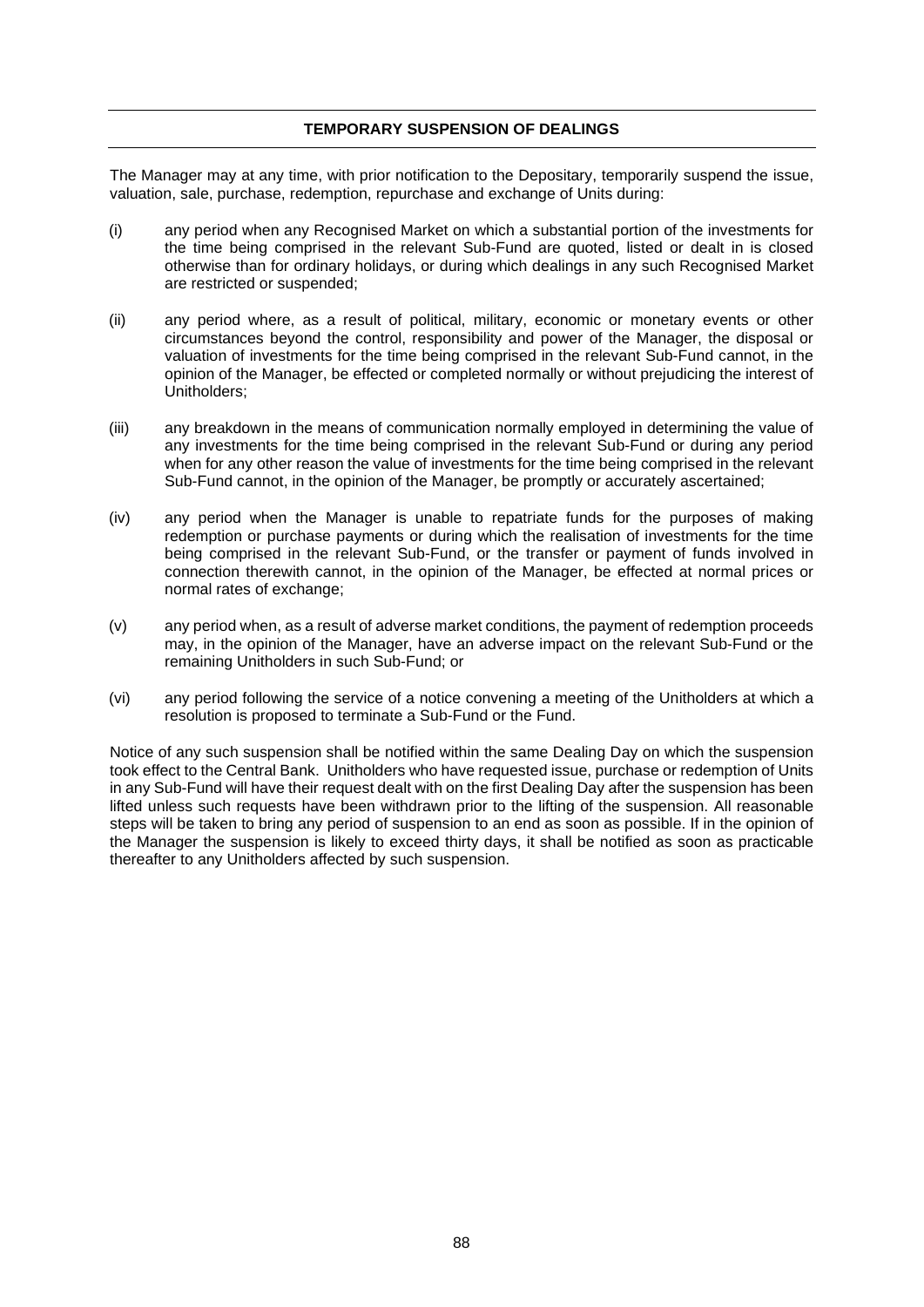## TEMPORARY SUSPENSION OF DEALINGS

The Manager may at any time, with prior notification to the Depositary, temporarily suspend the issue, valuation, sale, purchase, redemption, repurchase and exchange of Units during:

(i) any period when any Recognised Market on which a substantial portion of the investments for the time being comprised in the relevant Sub-Fund are quoted, listed or dealt in is closed otherwise than for ordinary holidays, or during which dealings in any such Recognised Market are restricted or suspended;

(ii) any period where, as a result of political, military, economic or monetary events or other circumstances beyond the control, responsibility and power of the Manager, the disposal or valuation of investments for the time being comprised in the relevant Sub-Fund cannot, in the opinion of the Manager, be effected or completed normally or without prejudicing the interest of Unitholders;

(iii) any breakdown in the means of communication normally employed in determining the value of any investments for the time being comprised in the relevant Sub-Fund or during any period when for any other reason the value of investments for the time being comprised in the relevant Sub-Fund cannot, in the opinion of the Manager, be promptly or accurately ascertained;

(iv) any period when the Manager is unable to repatriate funds for the purposes of making redemption or purchase payments or during which the realisation of investments for the time being comprised in the relevant Sub-Fund, or the transfer or payment of funds involved in connection therewith cannot, in the opinion of the Manager, be effected at normal prices or normal rates of exchange;

(v) any period when, as a result of adverse market conditions, the payment of redemption proceeds may, in the opinion of the Manager, have an adverse impact on the relevant Sub-Fund or the remaining Unitholders in such Sub-Fund; or

(vi) any period following the service of a notice convening a meeting of the Unitholders at which a resolution is proposed to terminate a Sub-Fund or the Fund.

Notice of any such suspension shall be notified within the same Dealing Day on which the suspension took effect to the Central Bank. Unitholders who have requested issue, purchase or redemption of Units in any Sub-Fund will have their request dealt with on the first Dealing Day after the suspension has been lifted unless such requests have been withdrawn prior to the lifting of the suspension. All reasonable steps will be taken to bring any period of suspension to an end as soon as possible. If in the opinion of the Manager the suspension is likely to exceed thirty days, it shall be notified as soon as practicable thereafter to any Unitholders affected by such suspension.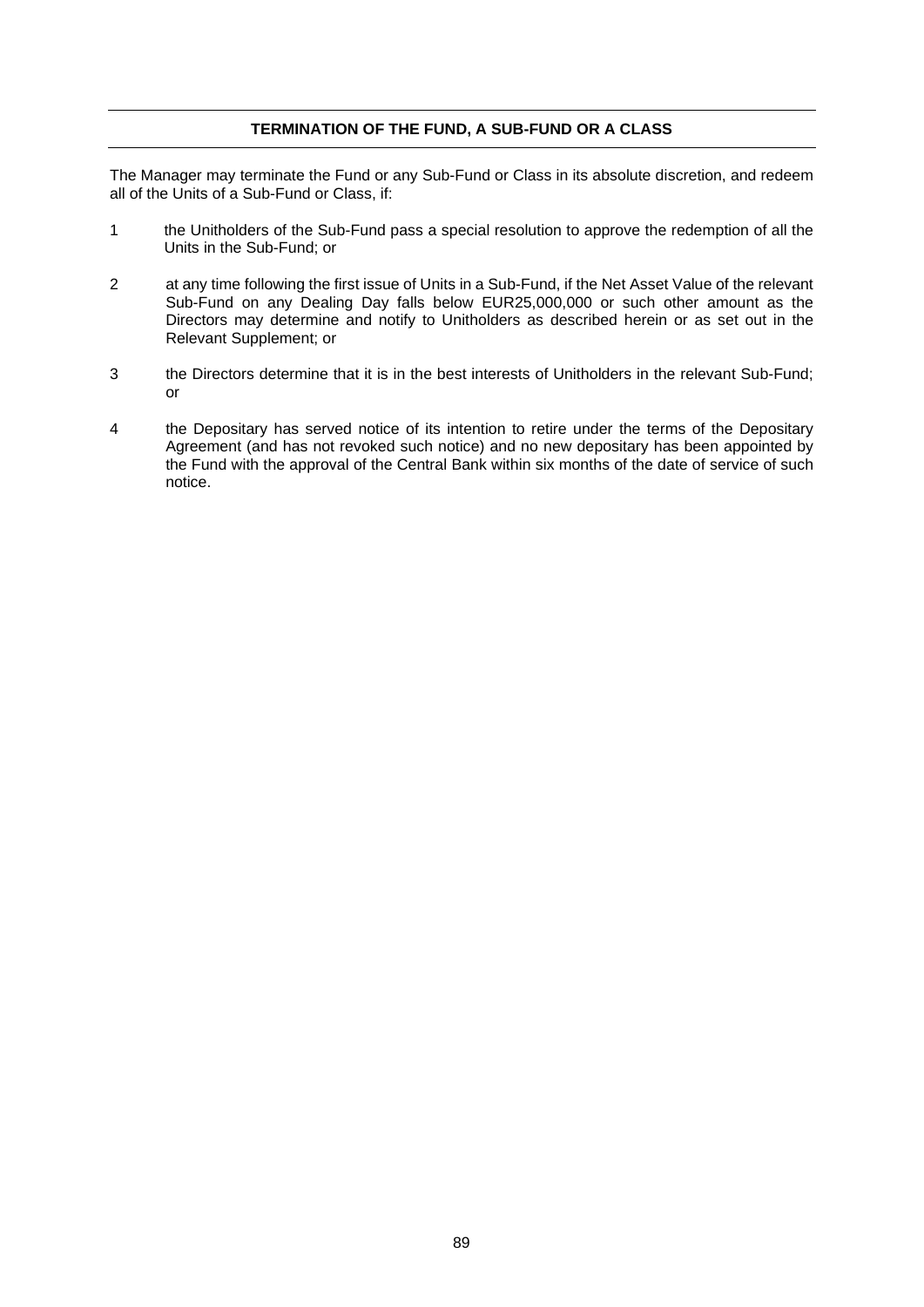## TERMINATION OF THE FUND, A SUB-FUND OR A CLASS

The Manager may terminate the Fund or any Sub-Fund or Class in its absolute discretion, and redeem all of the Units of a Sub-Fund or Class, if:

1. the Unitholders of the Sub-Fund pass a special resolution to approve the redemption of all the Units in the Sub-Fund; or

2. at any time following the first issue of Units in a Sub-Fund, if the Net Asset Value of the relevant Sub-Fund on any Dealing Day falls below EUR25,000,000 or such other amount as the Directors may determine and notify to Unitholders as described herein or as set out in the Relevant Supplement; or

3. the Directors determine that it is in the best interests of Unitholders in the relevant Sub-Fund; or

4. the Depositary has served notice of its intention to retire under the terms of the Depositary Agreement (and has not revoked such notice) and no new depositary has been appointed by the Fund with the approval of the Central Bank within six months of the date of service of such notice.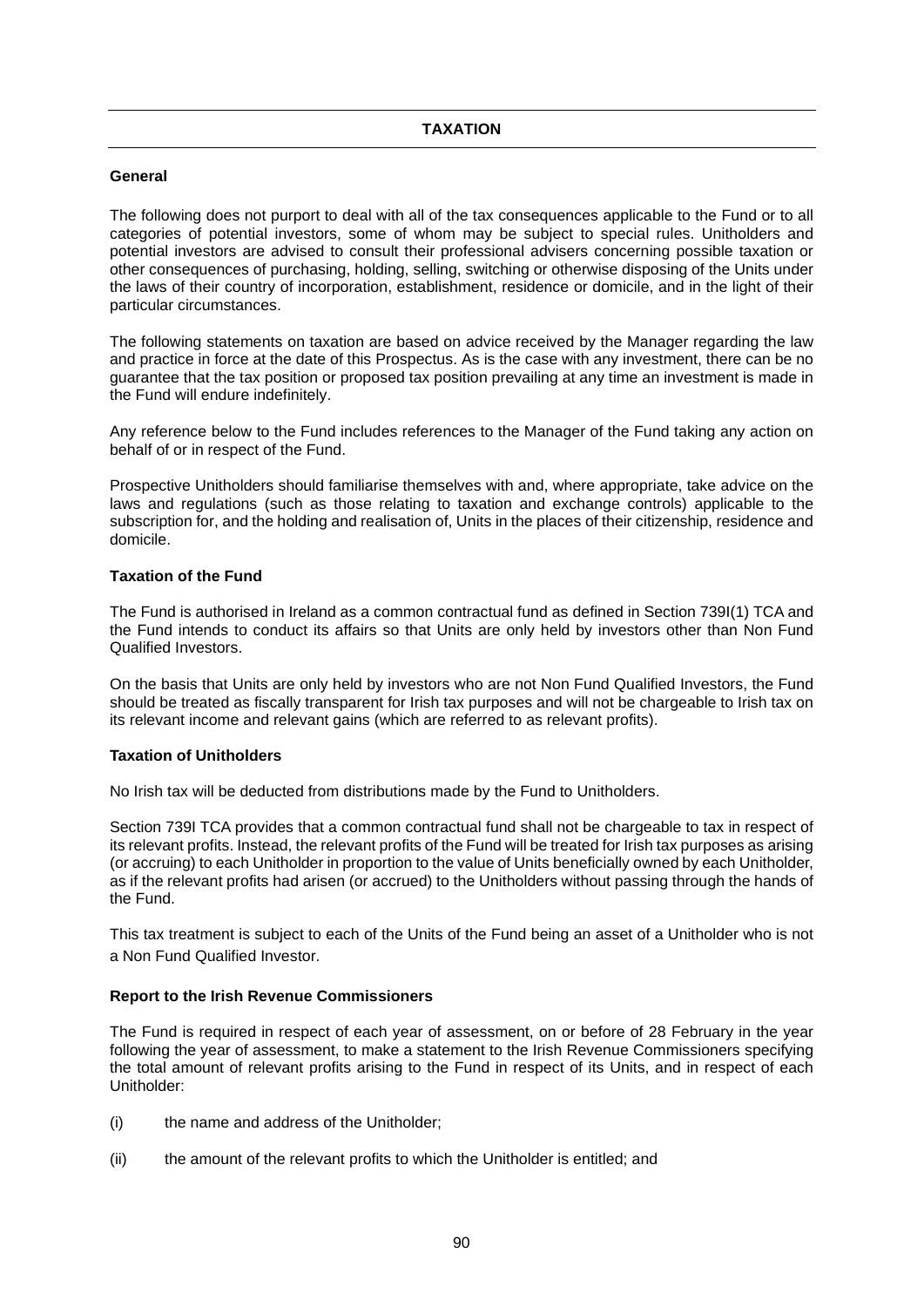# TAXATION

## General

The following does not purport to deal with all of the tax consequences applicable to the Fund or to all categories of potential investors, some of whom may be subject to special rules. Unitholders and potential investors are advised to consult their professional advisers concerning possible taxation or other consequences of purchasing, holding, selling, switching or otherwise disposing of the Units under the laws of their country of incorporation, establishment, residence or domicile, and in the light of their particular circumstances.

The following statements on taxation are based on advice received by the Manager regarding the law and practice in force at the date of this Prospectus. As is the case with any investment, there can be no guarantee that the tax position or proposed tax position prevailing at any time an investment is made in the Fund will endure indefinitely.

Any reference below to the Fund includes references to the Manager of the Fund taking any action on behalf of or in respect of the Fund.

Prospective Unitholders should familiarise themselves with and, where appropriate, take advice on the laws and regulations (such as those relating to taxation and exchange controls) applicable to the subscription for, and the holding and realisation of, Units in the places of their citizenship, residence and domicile.

## Taxation of the Fund

The Fund is authorised in Ireland as a common contractual fund as defined in Section 739I(1) TCA and the Fund intends to conduct its affairs so that Units are only held by investors other than Non Fund Qualified Investors.

On the basis that Units are only held by investors who are not Non Fund Qualified Investors, the Fund should be treated as fiscally transparent for Irish tax purposes and will not be chargeable to Irish tax on its relevant income and relevant gains (which are referred to as relevant profits).

## Taxation of Unitholders

No Irish tax will be deducted from distributions made by the Fund to Unitholders.

Section 739I TCA provides that a common contractual fund shall not be chargeable to tax in respect of its relevant profits. Instead, the relevant profits of the Fund will be treated for Irish tax purposes as arising (or accruing) to each Unitholder in proportion to the value of Units beneficially owned by each Unitholder, as if the relevant profits had arisen (or accrued) to the Unitholders without passing through the hands of the Fund.

This tax treatment is subject to each of the Units of the Fund being an asset of a Unitholder who is not a Non Fund Qualified Investor.

## Report to the Irish Revenue Commissioners

The Fund is required in respect of each year of assessment, on or before of 28 February in the year following the year of assessment, to make a statement to the Irish Revenue Commissioners specifying the total amount of relevant profits arising to the Fund in respect of its Units, and in respect of each Unitholder:

(i) the name and address of the Unitholder;

(ii) the amount of the relevant profits to which the Unitholder is entitled; and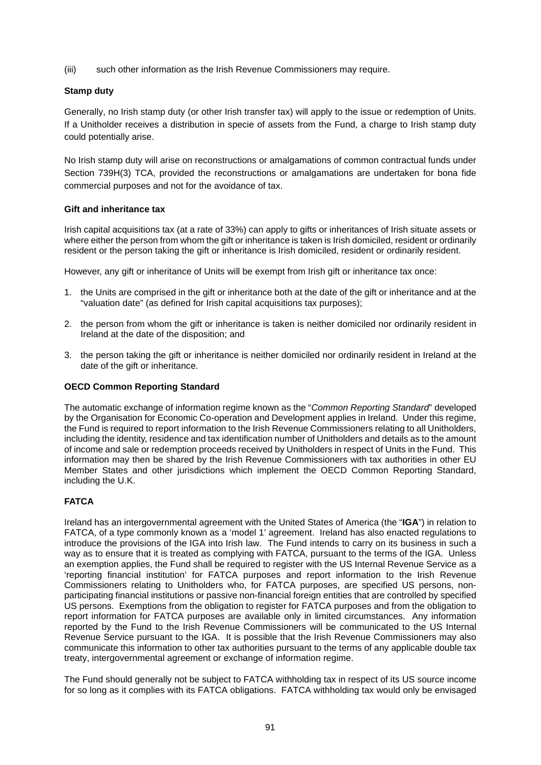(iii) such other information as the Irish Revenue Commissioners may require.

**Stamp duty**

Generally, no Irish stamp duty (or other Irish transfer tax) will apply to the issue or redemption of Units. If a Unitholder receives a distribution in specie of assets from the Fund, a charge to Irish stamp duty could potentially arise.

No Irish stamp duty will arise on reconstructions or amalgamations of common contractual funds under Section 739H(3) TCA, provided the reconstructions or amalgamations are undertaken for bona fide commercial purposes and not for the avoidance of tax.

**Gift and inheritance tax**

Irish capital acquisitions tax (at a rate of 33%) can apply to gifts or inheritances of Irish situate assets or where either the person from whom the gift or inheritance is taken is Irish domiciled, resident or ordinarily resident or the person taking the gift or inheritance is Irish domiciled, resident or ordinarily resident.

However, any gift or inheritance of Units will be exempt from Irish gift or inheritance tax once:

1. the Units are comprised in the gift or inheritance both at the date of the gift or inheritance and at the "valuation date" (as defined for Irish capital acquisitions tax purposes);
2. the person from whom the gift or inheritance is taken is neither domiciled nor ordinarily resident in Ireland at the date of the disposition; and
3. the person taking the gift or inheritance is neither domiciled nor ordinarily resident in Ireland at the date of the gift or inheritance.

**OECD Common Reporting Standard**

The automatic exchange of information regime known as the "*Common Reporting Standard*" developed by the Organisation for Economic Co-operation and Development applies in Ireland. Under this regime, the Fund is required to report information to the Irish Revenue Commissioners relating to all Unitholders, including the identity, residence and tax identification number of Unitholders and details as to the amount of income and sale or redemption proceeds received by Unitholders in respect of Units in the Fund. This information may then be shared by the Irish Revenue Commissioners with tax authorities in other EU Member States and other jurisdictions which implement the OECD Common Reporting Standard, including the U.K.

**FATCA**

Ireland has an intergovernmental agreement with the United States of America (the "**IGA**") in relation to FATCA, of a type commonly known as a 'model 1' agreement. Ireland has also enacted regulations to introduce the provisions of the IGA into Irish law. The Fund intends to carry on its business in such a way as to ensure that it is treated as complying with FATCA, pursuant to the terms of the IGA. Unless an exemption applies, the Fund shall be required to register with the US Internal Revenue Service as a 'reporting financial institution' for FATCA purposes and report information to the Irish Revenue Commissioners relating to Unitholders who, for FATCA purposes, are specified US persons, non-participating financial institutions or passive non-financial foreign entities that are controlled by specified US persons. Exemptions from the obligation to register for FATCA purposes and from the obligation to report information for FATCA purposes are available only in limited circumstances. Any information reported by the Fund to the Irish Revenue Commissioners will be communicated to the US Internal Revenue Service pursuant to the IGA. It is possible that the Irish Revenue Commissioners may also communicate this information to other tax authorities pursuant to the terms of any applicable double tax treaty, intergovernmental agreement or exchange of information regime.

The Fund should generally not be subject to FATCA withholding tax in respect of its US source income for so long as it complies with its FATCA obligations. FATCA withholding tax would only be envisaged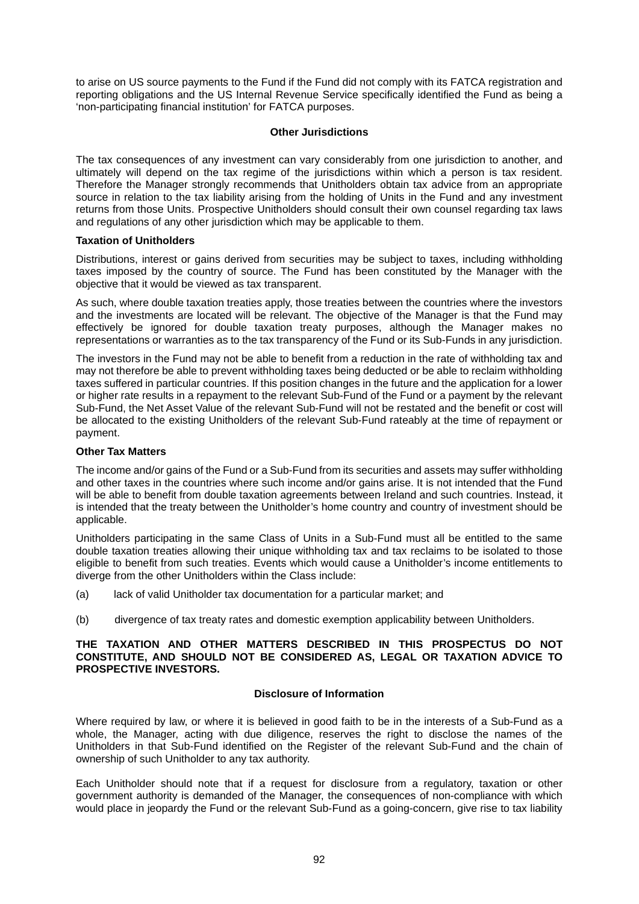to arise on US source payments to the Fund if the Fund did not comply with its FATCA registration and reporting obligations and the US Internal Revenue Service specifically identified the Fund as being a 'non-participating financial institution' for FATCA purposes.

## Other Jurisdictions

The tax consequences of any investment can vary considerably from one jurisdiction to another, and ultimately will depend on the tax regime of the jurisdictions within which a person is tax resident. Therefore the Manager strongly recommends that Unitholders obtain tax advice from an appropriate source in relation to the tax liability arising from the holding of Units in the Fund and any investment returns from those Units. Prospective Unitholders should consult their own counsel regarding tax laws and regulations of any other jurisdiction which may be applicable to them.

**Taxation of Unitholders**

Distributions, interest or gains derived from securities may be subject to taxes, including withholding taxes imposed by the country of source. The Fund has been constituted by the Manager with the objective that it would be viewed as tax transparent.

As such, where double taxation treaties apply, those treaties between the countries where the investors and the investments are located will be relevant. The objective of the Manager is that the Fund may effectively be ignored for double taxation treaty purposes, although the Manager makes no representations or warranties as to the tax transparency of the Fund or its Sub-Funds in any jurisdiction.

The investors in the Fund may not be able to benefit from a reduction in the rate of withholding tax and may not therefore be able to prevent withholding taxes being deducted or be able to reclaim withholding taxes suffered in particular countries. If this position changes in the future and the application for a lower or higher rate results in a repayment to the relevant Sub-Fund of the Fund or a payment by the relevant Sub-Fund, the Net Asset Value of the relevant Sub-Fund will not be restated and the benefit or cost will be allocated to the existing Unitholders of the relevant Sub-Fund rateably at the time of repayment or payment.

**Other Tax Matters**

The income and/or gains of the Fund or a Sub-Fund from its securities and assets may suffer withholding and other taxes in the countries where such income and/or gains arise. It is not intended that the Fund will be able to benefit from double taxation agreements between Ireland and such countries. Instead, it is intended that the treaty between the Unitholder's home country and country of investment should be applicable.

Unitholders participating in the same Class of Units in a Sub-Fund must all be entitled to the same double taxation treaties allowing their unique withholding tax and tax reclaims to be isolated to those eligible to benefit from such treaties. Events which would cause a Unitholder's income entitlements to diverge from the other Unitholders within the Class include:

(a) lack of valid Unitholder tax documentation for a particular market; and

(b) divergence of tax treaty rates and domestic exemption applicability between Unitholders.

**THE TAXATION AND OTHER MATTERS DESCRIBED IN THIS PROSPECTUS DO NOT CONSTITUTE, AND SHOULD NOT BE CONSIDERED AS, LEGAL OR TAXATION ADVICE TO PROSPECTIVE INVESTORS.**

## Disclosure of Information

Where required by law, or where it is believed in good faith to be in the interests of a Sub-Fund as a whole, the Manager, acting with due diligence, reserves the right to disclose the names of the Unitholders in that Sub-Fund identified on the Register of the relevant Sub-Fund and the chain of ownership of such Unitholder to any tax authority.

Each Unitholder should note that if a request for disclosure from a regulatory, taxation or other government authority is demanded of the Manager, the consequences of non-compliance with which would place in jeopardy the Fund or the relevant Sub-Fund as a going-concern, give rise to tax liability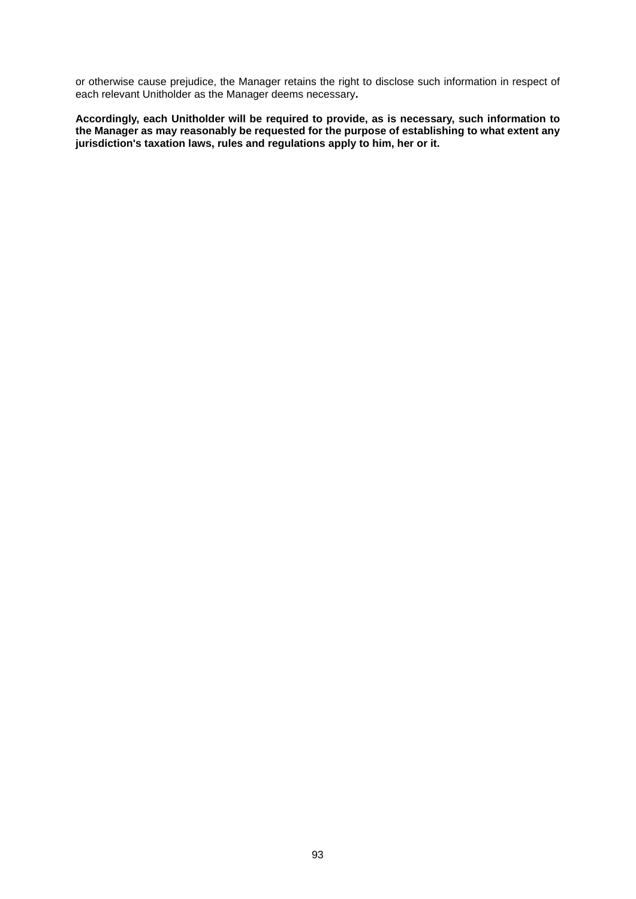or otherwise cause prejudice, the Manager retains the right to disclose such information in respect of each relevant Unitholder as the Manager deems necessary**.**

**Accordingly, each Unitholder will be required to provide, as is necessary, such information to the Manager as may reasonably be requested for the purpose of establishing to what extent any jurisdiction's taxation laws, rules and regulations apply to him, her or it.**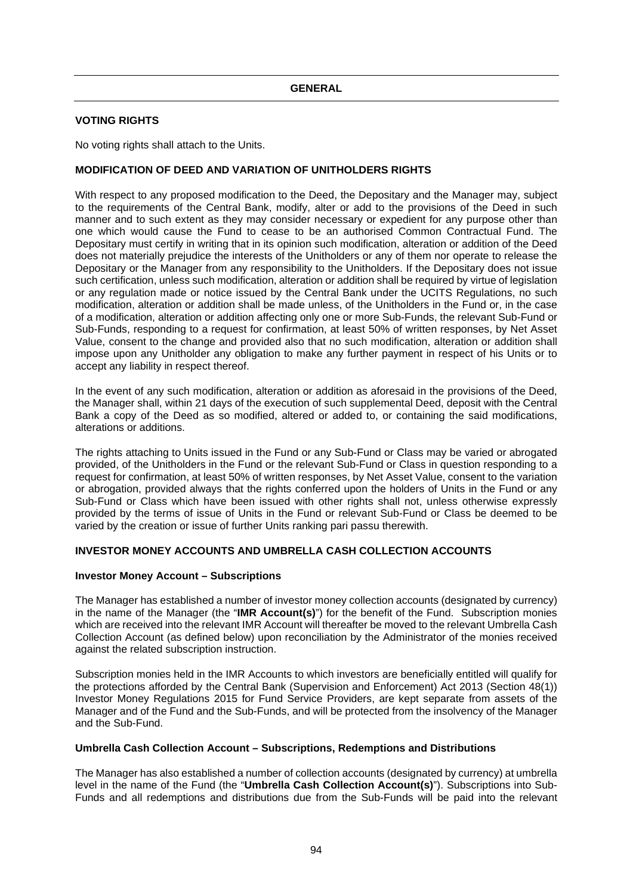## GENERAL

### VOTING RIGHTS

No voting rights shall attach to the Units.

### MODIFICATION OF DEED AND VARIATION OF UNITHOLDERS RIGHTS

With respect to any proposed modification to the Deed, the Depositary and the Manager may, subject to the requirements of the Central Bank, modify, alter or add to the provisions of the Deed in such manner and to such extent as they may consider necessary or expedient for any purpose other than one which would cause the Fund to cease to be an authorised Common Contractual Fund. The Depositary must certify in writing that in its opinion such modification, alteration or addition of the Deed does not materially prejudice the interests of the Unitholders or any of them nor operate to release the Depositary or the Manager from any responsibility to the Unitholders. If the Depositary does not issue such certification, unless such modification, alteration or addition shall be required by virtue of legislation or any regulation made or notice issued by the Central Bank under the UCITS Regulations, no such modification, alteration or addition shall be made unless, of the Unitholders in the Fund or, in the case of a modification, alteration or addition affecting only one or more Sub-Funds, the relevant Sub-Fund or Sub-Funds, responding to a request for confirmation, at least 50% of written responses, by Net Asset Value, consent to the change and provided also that no such modification, alteration or addition shall impose upon any Unitholder any obligation to make any further payment in respect of his Units or to accept any liability in respect thereof.

In the event of any such modification, alteration or addition as aforesaid in the provisions of the Deed, the Manager shall, within 21 days of the execution of such supplemental Deed, deposit with the Central Bank a copy of the Deed as so modified, altered or added to, or containing the said modifications, alterations or additions.

The rights attaching to Units issued in the Fund or any Sub-Fund or Class may be varied or abrogated provided, of the Unitholders in the Fund or the relevant Sub-Fund or Class in question responding to a request for confirmation, at least 50% of written responses, by Net Asset Value, consent to the variation or abrogation, provided always that the rights conferred upon the holders of Units in the Fund or any Sub-Fund or Class which have been issued with other rights shall not, unless otherwise expressly provided by the terms of issue of Units in the Fund or relevant Sub-Fund or Class be deemed to be varied by the creation or issue of further Units ranking pari passu therewith.

### INVESTOR MONEY ACCOUNTS AND UMBRELLA CASH COLLECTION ACCOUNTS

#### Investor Money Account – Subscriptions

The Manager has established a number of investor money collection accounts (designated by currency) in the name of the Manager (the "**IMR Account(s)**") for the benefit of the Fund. Subscription monies which are received into the relevant IMR Account will thereafter be moved to the relevant Umbrella Cash Collection Account (as defined below) upon reconciliation by the Administrator of the monies received against the related subscription instruction.

Subscription monies held in the IMR Accounts to which investors are beneficially entitled will qualify for the protections afforded by the Central Bank (Supervision and Enforcement) Act 2013 (Section 48(1)) Investor Money Regulations 2015 for Fund Service Providers, are kept separate from assets of the Manager and of the Fund and the Sub-Funds, and will be protected from the insolvency of the Manager and the Sub-Fund.

#### Umbrella Cash Collection Account – Subscriptions, Redemptions and Distributions

The Manager has also established a number of collection accounts (designated by currency) at umbrella level in the name of the Fund (the "**Umbrella Cash Collection Account(s)**"). Subscriptions into Sub-Funds and all redemptions and distributions due from the Sub-Funds will be paid into the relevant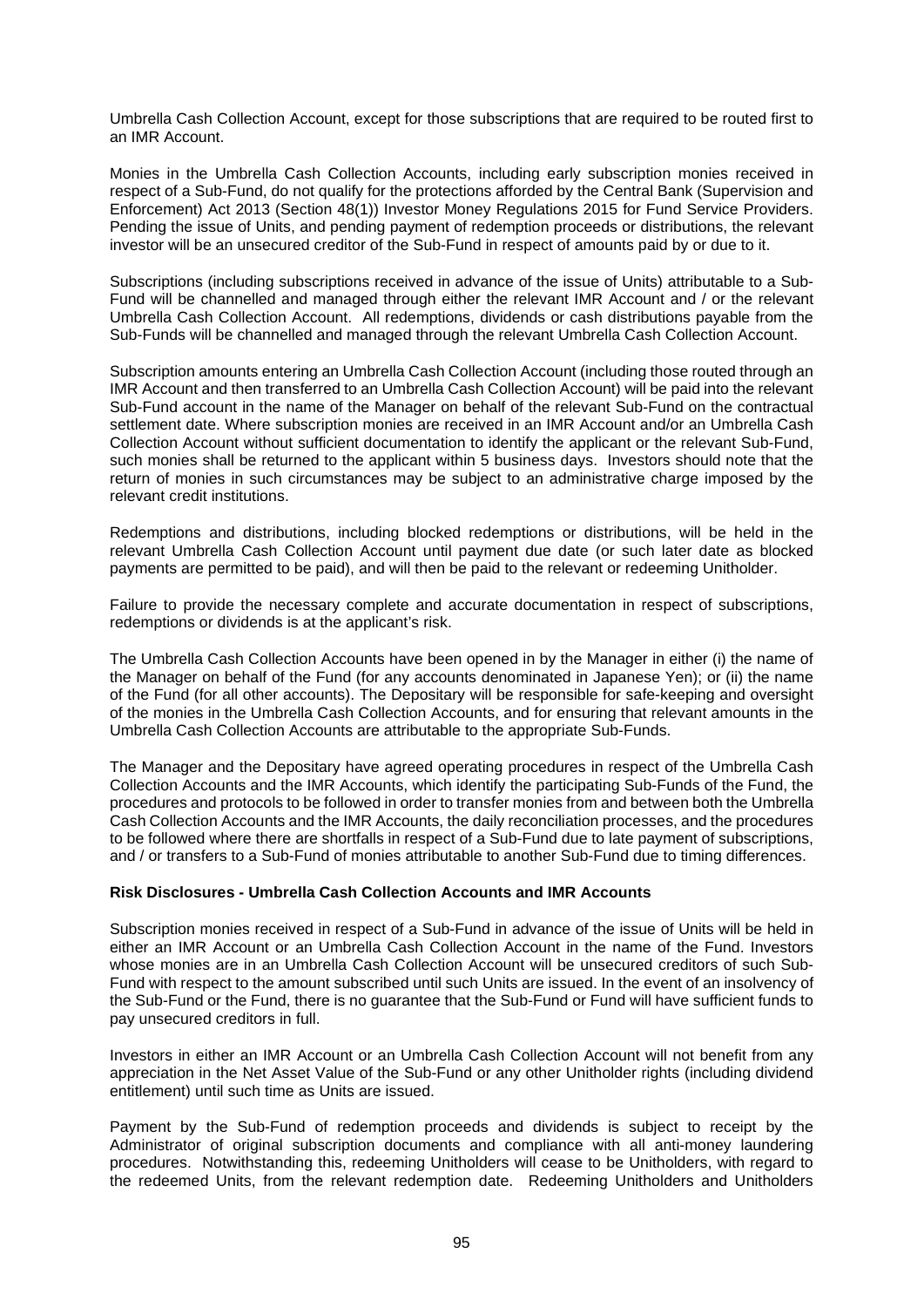Umbrella Cash Collection Account, except for those subscriptions that are required to be routed first to an IMR Account.

Monies in the Umbrella Cash Collection Accounts, including early subscription monies received in respect of a Sub-Fund, do not qualify for the protections afforded by the Central Bank (Supervision and Enforcement) Act 2013 (Section 48(1)) Investor Money Regulations 2015 for Fund Service Providers. Pending the issue of Units, and pending payment of redemption proceeds or distributions, the relevant investor will be an unsecured creditor of the Sub-Fund in respect of amounts paid by or due to it.

Subscriptions (including subscriptions received in advance of the issue of Units) attributable to a Sub-Fund will be channelled and managed through either the relevant IMR Account and / or the relevant Umbrella Cash Collection Account. All redemptions, dividends or cash distributions payable from the Sub-Funds will be channelled and managed through the relevant Umbrella Cash Collection Account.

Subscription amounts entering an Umbrella Cash Collection Account (including those routed through an IMR Account and then transferred to an Umbrella Cash Collection Account) will be paid into the relevant Sub-Fund account in the name of the Manager on behalf of the relevant Sub-Fund on the contractual settlement date. Where subscription monies are received in an IMR Account and/or an Umbrella Cash Collection Account without sufficient documentation to identify the applicant or the relevant Sub-Fund, such monies shall be returned to the applicant within 5 business days. Investors should note that the return of monies in such circumstances may be subject to an administrative charge imposed by the relevant credit institutions.

Redemptions and distributions, including blocked redemptions or distributions, will be held in the relevant Umbrella Cash Collection Account until payment due date (or such later date as blocked payments are permitted to be paid), and will then be paid to the relevant or redeeming Unitholder.

Failure to provide the necessary complete and accurate documentation in respect of subscriptions, redemptions or dividends is at the applicant's risk.

The Umbrella Cash Collection Accounts have been opened in by the Manager in either (i) the name of the Manager on behalf of the Fund (for any accounts denominated in Japanese Yen); or (ii) the name of the Fund (for all other accounts). The Depositary will be responsible for safe-keeping and oversight of the monies in the Umbrella Cash Collection Accounts, and for ensuring that relevant amounts in the Umbrella Cash Collection Accounts are attributable to the appropriate Sub-Funds.

The Manager and the Depositary have agreed operating procedures in respect of the Umbrella Cash Collection Accounts and the IMR Accounts, which identify the participating Sub-Funds of the Fund, the procedures and protocols to be followed in order to transfer monies from and between both the Umbrella Cash Collection Accounts and the IMR Accounts, the daily reconciliation processes, and the procedures to be followed where there are shortfalls in respect of a Sub-Fund due to late payment of subscriptions, and / or transfers to a Sub-Fund of monies attributable to another Sub-Fund due to timing differences.

**Risk Disclosures - Umbrella Cash Collection Accounts and IMR Accounts**

Subscription monies received in respect of a Sub-Fund in advance of the issue of Units will be held in either an IMR Account or an Umbrella Cash Collection Account in the name of the Fund. Investors whose monies are in an Umbrella Cash Collection Account will be unsecured creditors of such Sub-Fund with respect to the amount subscribed until such Units are issued. In the event of an insolvency of the Sub-Fund or the Fund, there is no guarantee that the Sub-Fund or Fund will have sufficient funds to pay unsecured creditors in full.

Investors in either an IMR Account or an Umbrella Cash Collection Account will not benefit from any appreciation in the Net Asset Value of the Sub-Fund or any other Unitholder rights (including dividend entitlement) until such time as Units are issued.

Payment by the Sub-Fund of redemption proceeds and dividends is subject to receipt by the Administrator of original subscription documents and compliance with all anti-money laundering procedures. Notwithstanding this, redeeming Unitholders will cease to be Unitholders, with regard to the redeemed Units, from the relevant redemption date. Redeeming Unitholders and Unitholders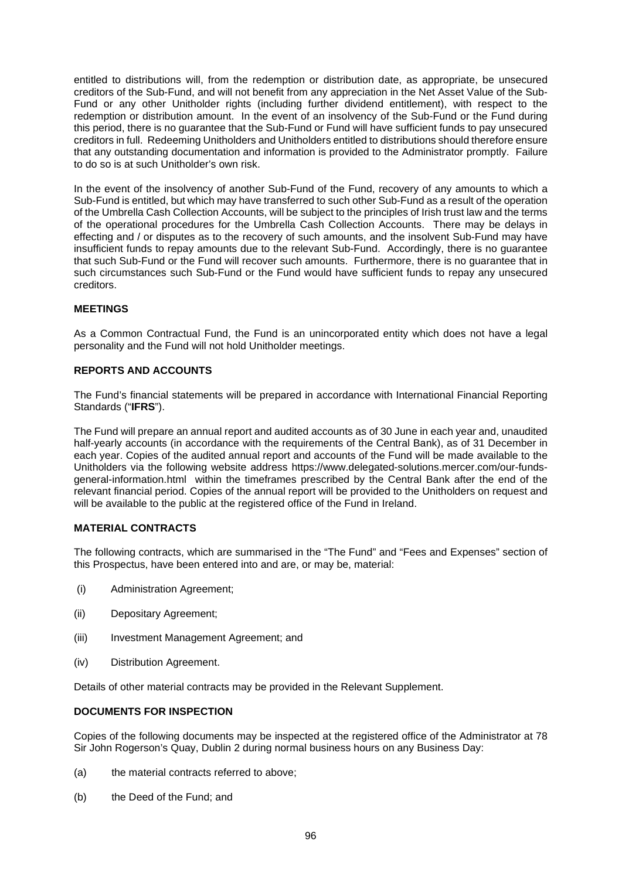entitled to distributions will, from the redemption or distribution date, as appropriate, be unsecured creditors of the Sub-Fund, and will not benefit from any appreciation in the Net Asset Value of the Sub-Fund or any other Unitholder rights (including further dividend entitlement), with respect to the redemption or distribution amount. In the event of an insolvency of the Sub-Fund or the Fund during this period, there is no guarantee that the Sub-Fund or Fund will have sufficient funds to pay unsecured creditors in full. Redeeming Unitholders and Unitholders entitled to distributions should therefore ensure that any outstanding documentation and information is provided to the Administrator promptly. Failure to do so is at such Unitholder's own risk.

In the event of the insolvency of another Sub-Fund of the Fund, recovery of any amounts to which a Sub-Fund is entitled, but which may have transferred to such other Sub-Fund as a result of the operation of the Umbrella Cash Collection Accounts, will be subject to the principles of Irish trust law and the terms of the operational procedures for the Umbrella Cash Collection Accounts. There may be delays in effecting and / or disputes as to the recovery of such amounts, and the insolvent Sub-Fund may have insufficient funds to repay amounts due to the relevant Sub-Fund. Accordingly, there is no guarantee that such Sub-Fund or the Fund will recover such amounts. Furthermore, there is no guarantee that in such circumstances such Sub-Fund or the Fund would have sufficient funds to repay any unsecured creditors.

## MEETINGS

As a Common Contractual Fund, the Fund is an unincorporated entity which does not have a legal personality and the Fund will not hold Unitholder meetings.

## REPORTS AND ACCOUNTS

The Fund's financial statements will be prepared in accordance with International Financial Reporting Standards ("**IFRS**").

The Fund will prepare an annual report and audited accounts as of 30 June in each year and, unaudited half-yearly accounts (in accordance with the requirements of the Central Bank), as of 31 December in each year. Copies of the audited annual report and accounts of the Fund will be made available to the Unitholders via the following website address https://www.delegated-solutions.mercer.com/our-funds-general-information.html within the timeframes prescribed by the Central Bank after the end of the relevant financial period. Copies of the annual report will be provided to the Unitholders on request and will be available to the public at the registered office of the Fund in Ireland.

## MATERIAL CONTRACTS

The following contracts, which are summarised in the "The Fund" and "Fees and Expenses" section of this Prospectus, have been entered into and are, or may be, material:

(i) Administration Agreement;

(ii) Depositary Agreement;

(iii) Investment Management Agreement; and

(iv) Distribution Agreement.

Details of other material contracts may be provided in the Relevant Supplement.

## DOCUMENTS FOR INSPECTION

Copies of the following documents may be inspected at the registered office of the Administrator at 78 Sir John Rogerson's Quay, Dublin 2 during normal business hours on any Business Day:

(a) the material contracts referred to above;

(b) the Deed of the Fund; and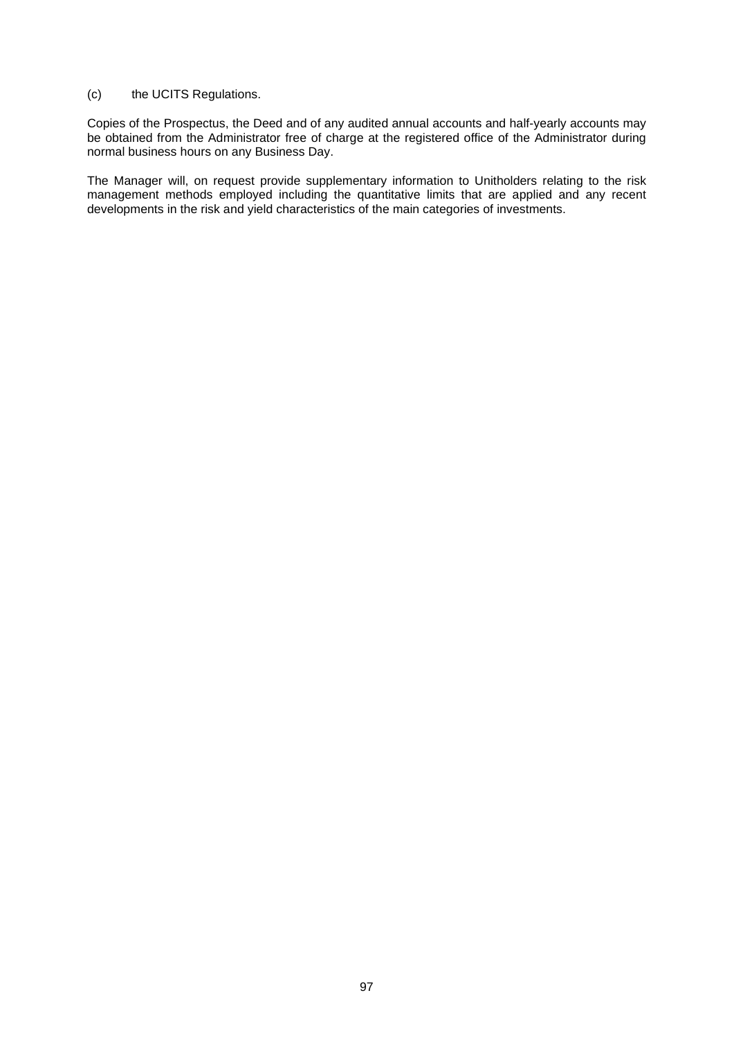(c) the UCITS Regulations.

Copies of the Prospectus, the Deed and of any audited annual accounts and half-yearly accounts may be obtained from the Administrator free of charge at the registered office of the Administrator during normal business hours on any Business Day.

The Manager will, on request provide supplementary information to Unitholders relating to the risk management methods employed including the quantitative limits that are applied and any recent developments in the risk and yield characteristics of the main categories of investments.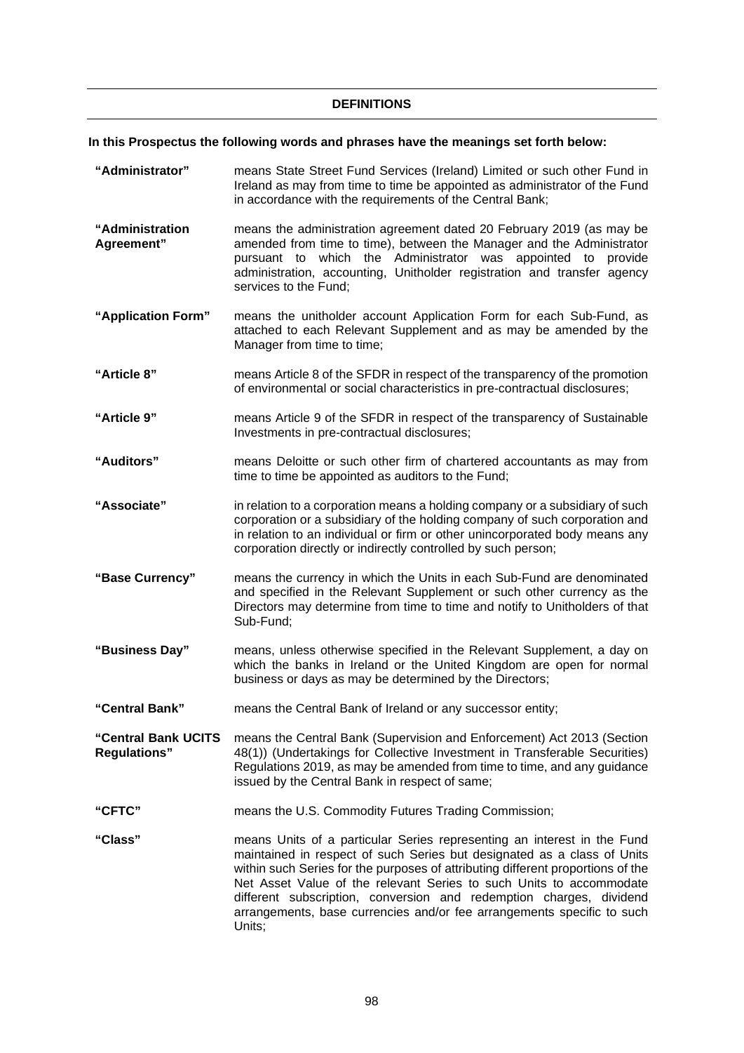## DEFINITIONS

**In this Prospectus the following words and phrases have the meanings set forth below:**

**"Administrator"** means State Street Fund Services (Ireland) Limited or such other Fund in Ireland as may from time to time be appointed as administrator of the Fund in accordance with the requirements of the Central Bank;

**"Administration Agreement"** means the administration agreement dated 20 February 2019 (as may be amended from time to time), between the Manager and the Administrator pursuant to which the Administrator was appointed to provide administration, accounting, Unitholder registration and transfer agency services to the Fund;

**"Application Form"** means the unitholder account Application Form for each Sub-Fund, as attached to each Relevant Supplement and as may be amended by the Manager from time to time;

**"Article 8"** means Article 8 of the SFDR in respect of the transparency of the promotion of environmental or social characteristics in pre-contractual disclosures;

**"Article 9"** means Article 9 of the SFDR in respect of the transparency of Sustainable Investments in pre-contractual disclosures;

**"Auditors"** means Deloitte or such other firm of chartered accountants as may from time to time be appointed as auditors to the Fund;

**"Associate"** in relation to a corporation means a holding company or a subsidiary of such corporation or a subsidiary of the holding company of such corporation and in relation to an individual or firm or other unincorporated body means any corporation directly or indirectly controlled by such person;

**"Base Currency"** means the currency in which the Units in each Sub-Fund are denominated and specified in the Relevant Supplement or such other currency as the Directors may determine from time to time and notify to Unitholders of that Sub-Fund;

**"Business Day"** means, unless otherwise specified in the Relevant Supplement, a day on which the banks in Ireland or the United Kingdom are open for normal business or days as may be determined by the Directors;

**"Central Bank"** means the Central Bank of Ireland or any successor entity;

**"Central Bank UCITS Regulations"** means the Central Bank (Supervision and Enforcement) Act 2013 (Section 48(1)) (Undertakings for Collective Investment in Transferable Securities) Regulations 2019, as may be amended from time to time, and any guidance issued by the Central Bank in respect of same;

**"CFTC"** means the U.S. Commodity Futures Trading Commission;

**"Class"** means Units of a particular Series representing an interest in the Fund maintained in respect of such Series but designated as a class of Units within such Series for the purposes of attributing different proportions of the Net Asset Value of the relevant Series to such Units to accommodate different subscription, conversion and redemption charges, dividend arrangements, base currencies and/or fee arrangements specific to such Units;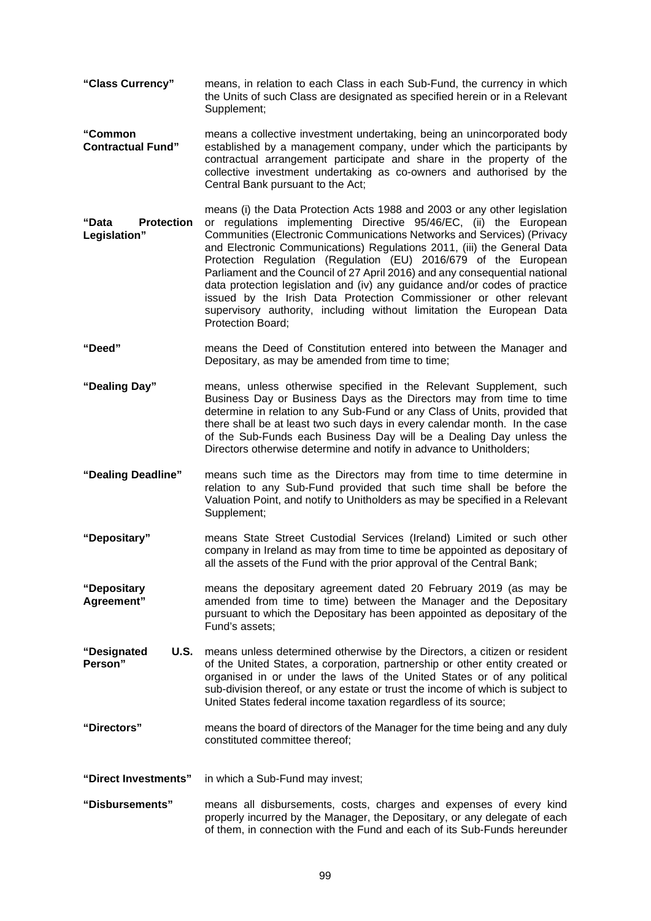**"Class Currency"** means, in relation to each Class in each Sub-Fund, the currency in which the Units of such Class are designated as specified herein or in a Relevant Supplement;

**"Common Contractual Fund"** means a collective investment undertaking, being an unincorporated body established by a management company, under which the participants by contractual arrangement participate and share in the property of the collective investment undertaking as co-owners and authorised by the Central Bank pursuant to the Act;

**"Data Protection Legislation"** means (i) the Data Protection Acts 1988 and 2003 or any other legislation or regulations implementing Directive 95/46/EC, (ii) the European Communities (Electronic Communications Networks and Services) (Privacy and Electronic Communications) Regulations 2011, (iii) the General Data Protection Regulation (Regulation (EU) 2016/679 of the European Parliament and the Council of 27 April 2016) and any consequential national data protection legislation and (iv) any guidance and/or codes of practice issued by the Irish Data Protection Commissioner or other relevant supervisory authority, including without limitation the European Data Protection Board;

**"Deed"** means the Deed of Constitution entered into between the Manager and Depositary, as may be amended from time to time;

**"Dealing Day"** means, unless otherwise specified in the Relevant Supplement, such Business Day or Business Days as the Directors may from time to time determine in relation to any Sub-Fund or any Class of Units, provided that there shall be at least two such days in every calendar month. In the case of the Sub-Funds each Business Day will be a Dealing Day unless the Directors otherwise determine and notify in advance to Unitholders;

**"Dealing Deadline"** means such time as the Directors may from time to time determine in relation to any Sub-Fund provided that such time shall be before the Valuation Point, and notify to Unitholders as may be specified in a Relevant Supplement;

**"Depositary"** means State Street Custodial Services (Ireland) Limited or such other company in Ireland as may from time to time be appointed as depositary of all the assets of the Fund with the prior approval of the Central Bank;

**"Depositary Agreement"** means the depositary agreement dated 20 February 2019 (as may be amended from time to time) between the Manager and the Depositary pursuant to which the Depositary has been appointed as depositary of the Fund's assets;

**"Designated U.S. Person"** means unless determined otherwise by the Directors, a citizen or resident of the United States, a corporation, partnership or other entity created or organised in or under the laws of the United States or of any political sub-division thereof, or any estate or trust the income of which is subject to United States federal income taxation regardless of its source;

**"Directors"** means the board of directors of the Manager for the time being and any duly constituted committee thereof;

**"Direct Investments"** in which a Sub-Fund may invest;

**"Disbursements"** means all disbursements, costs, charges and expenses of every kind properly incurred by the Manager, the Depositary, or any delegate of each of them, in connection with the Fund and each of its Sub-Funds hereunder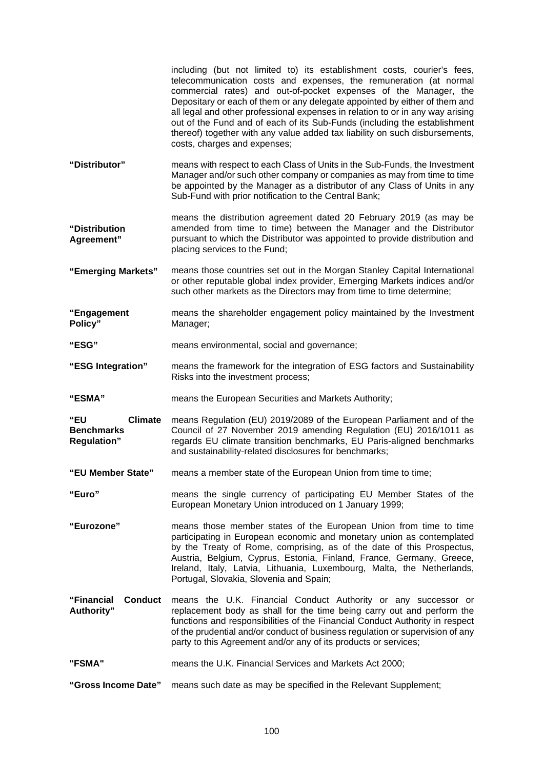including (but not limited to) its establishment costs, courier's fees, telecommunication costs and expenses, the remuneration (at normal commercial rates) and out-of-pocket expenses of the Manager, the Depositary or each of them or any delegate appointed by either of them and all legal and other professional expenses in relation to or in any way arising out of the Fund and of each of its Sub-Funds (including the establishment thereof) together with any value added tax liability on such disbursements, costs, charges and expenses;

**"Distributor"** means with respect to each Class of Units in the Sub-Funds, the Investment Manager and/or such other company or companies as may from time to time be appointed by the Manager as a distributor of any Class of Units in any Sub-Fund with prior notification to the Central Bank;

**"Distribution Agreement"** means the distribution agreement dated 20 February 2019 (as may be amended from time to time) between the Manager and the Distributor pursuant to which the Distributor was appointed to provide distribution and placing services to the Fund;

**"Emerging Markets"** means those countries set out in the Morgan Stanley Capital International or other reputable global index provider, Emerging Markets indices and/or such other markets as the Directors may from time to time determine;

**"Engagement Policy"** means the shareholder engagement policy maintained by the Investment Manager;

**"ESG"** means environmental, social and governance;

**"ESG Integration"** means the framework for the integration of ESG factors and Sustainability Risks into the investment process;

**"ESMA"** means the European Securities and Markets Authority;

**"EU Climate Benchmarks Regulation"** means Regulation (EU) 2019/2089 of the European Parliament and of the Council of 27 November 2019 amending Regulation (EU) 2016/1011 as regards EU climate transition benchmarks, EU Paris-aligned benchmarks and sustainability-related disclosures for benchmarks;

**"EU Member State"** means a member state of the European Union from time to time;

**"Euro"** means the single currency of participating EU Member States of the European Monetary Union introduced on 1 January 1999;

**"Eurozone"** means those member states of the European Union from time to time participating in European economic and monetary union as contemplated by the Treaty of Rome, comprising, as of the date of this Prospectus, Austria, Belgium, Cyprus, Estonia, Finland, France, Germany, Greece, Ireland, Italy, Latvia, Lithuania, Luxembourg, Malta, the Netherlands, Portugal, Slovakia, Slovenia and Spain;

**"Financial Conduct Authority"** means the U.K. Financial Conduct Authority or any successor or replacement body as shall for the time being carry out and perform the functions and responsibilities of the Financial Conduct Authority in respect of the prudential and/or conduct of business regulation or supervision of any party to this Agreement and/or any of its products or services;

**"FSMA"** means the U.K. Financial Services and Markets Act 2000;

**"Gross Income Date"** means such date as may be specified in the Relevant Supplement;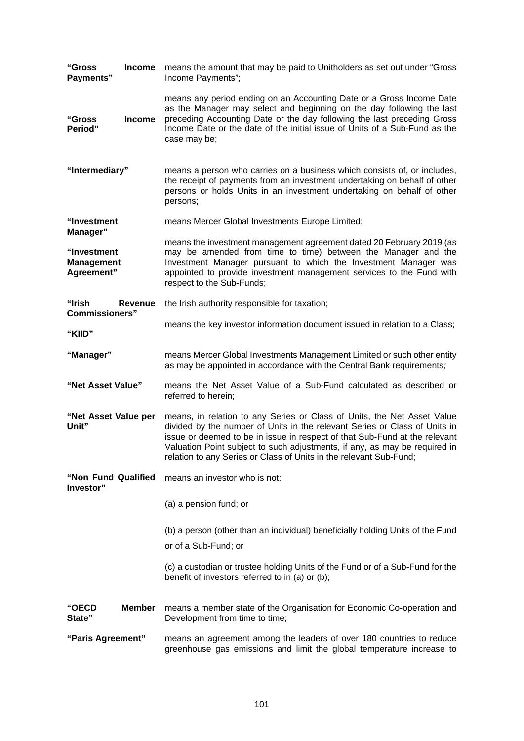**"Gross Income Payments"** means the amount that may be paid to Unitholders as set out under "Gross Income Payments";

**"Gross Income Period"** means any period ending on an Accounting Date or a Gross Income Date as the Manager may select and beginning on the day following the last preceding Accounting Date or the day following the last preceding Gross Income Date or the date of the initial issue of Units of a Sub-Fund as the case may be;

**"Intermediary"** means a person who carries on a business which consists of, or includes, the receipt of payments from an investment undertaking on behalf of other persons or holds Units in an investment undertaking on behalf of other persons;

**"Investment Manager"** means Mercer Global Investments Europe Limited;

**"Investment Management Agreement"** means the investment management agreement dated 20 February 2019 (as may be amended from time to time) between the Manager and the Investment Manager pursuant to which the Investment Manager was appointed to provide investment management services to the Fund with respect to the Sub-Funds;

**"Irish Revenue Commissioners"** the Irish authority responsible for taxation;

**"KIID"** means the key investor information document issued in relation to a Class;

**"Manager"** means Mercer Global Investments Management Limited or such other entity as may be appointed in accordance with the Central Bank requirements*;*

**"Net Asset Value"** means the Net Asset Value of a Sub-Fund calculated as described or referred to herein;

**"Net Asset Value per Unit"** means, in relation to any Series or Class of Units, the Net Asset Value divided by the number of Units in the relevant Series or Class of Units in issue or deemed to be in issue in respect of that Sub-Fund at the relevant Valuation Point subject to such adjustments, if any, as may be required in relation to any Series or Class of Units in the relevant Sub-Fund;

**"Non Fund Qualified Investor"** means an investor who is not:

(a) a pension fund; or

(b) a person (other than an individual) beneficially holding Units of the Fund or of a Sub-Fund; or

(c) a custodian or trustee holding Units of the Fund or of a Sub-Fund for the benefit of investors referred to in (a) or (b);

**"OECD Member State"** means a member state of the Organisation for Economic Co-operation and Development from time to time;

**"Paris Agreement"** means an agreement among the leaders of over 180 countries to reduce greenhouse gas emissions and limit the global temperature increase to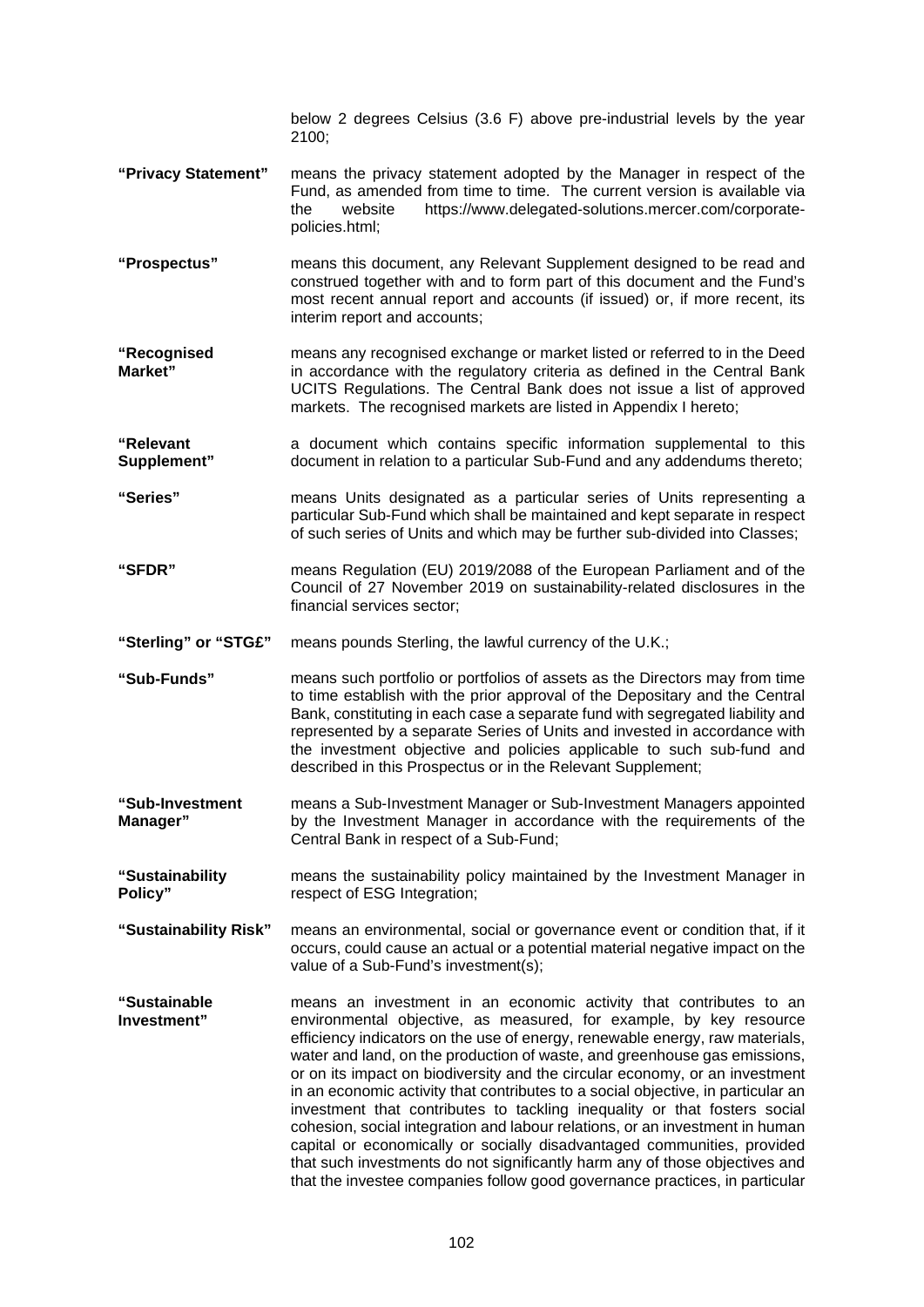below 2 degrees Celsius (3.6 F) above pre-industrial levels by the year 2100;

**"Privacy Statement"** means the privacy statement adopted by the Manager in respect of the Fund, as amended from time to time. The current version is available via the website https://www.delegated-solutions.mercer.com/corporate-policies.html;

**"Prospectus"** means this document, any Relevant Supplement designed to be read and construed together with and to form part of this document and the Fund's most recent annual report and accounts (if issued) or, if more recent, its interim report and accounts;

**"Recognised Market"** means any recognised exchange or market listed or referred to in the Deed in accordance with the regulatory criteria as defined in the Central Bank UCITS Regulations. The Central Bank does not issue a list of approved markets. The recognised markets are listed in Appendix I hereto;

**"Relevant Supplement"** a document which contains specific information supplemental to this document in relation to a particular Sub-Fund and any addendums thereto;

**"Series"** means Units designated as a particular series of Units representing a particular Sub-Fund which shall be maintained and kept separate in respect of such series of Units and which may be further sub-divided into Classes;

**"SFDR"** means Regulation (EU) 2019/2088 of the European Parliament and of the Council of 27 November 2019 on sustainability-related disclosures in the financial services sector;

**"Sterling" or "STG£"** means pounds Sterling, the lawful currency of the U.K.;

**"Sub-Funds"** means such portfolio or portfolios of assets as the Directors may from time to time establish with the prior approval of the Depositary and the Central Bank, constituting in each case a separate fund with segregated liability and represented by a separate Series of Units and invested in accordance with the investment objective and policies applicable to such sub-fund and described in this Prospectus or in the Relevant Supplement;

**"Sub-Investment Manager"** means a Sub-Investment Manager or Sub-Investment Managers appointed by the Investment Manager in accordance with the requirements of the Central Bank in respect of a Sub-Fund;

**"Sustainability Policy"** means the sustainability policy maintained by the Investment Manager in respect of ESG Integration;

**"Sustainability Risk"** means an environmental, social or governance event or condition that, if it occurs, could cause an actual or a potential material negative impact on the value of a Sub-Fund's investment(s);

**"Sustainable Investment"** means an investment in an economic activity that contributes to an environmental objective, as measured, for example, by key resource efficiency indicators on the use of energy, renewable energy, raw materials, water and land, on the production of waste, and greenhouse gas emissions, or on its impact on biodiversity and the circular economy, or an investment in an economic activity that contributes to a social objective, in particular an investment that contributes to tackling inequality or that fosters social cohesion, social integration and labour relations, or an investment in human capital or economically or socially disadvantaged communities, provided that such investments do not significantly harm any of those objectives and that the investee companies follow good governance practices, in particular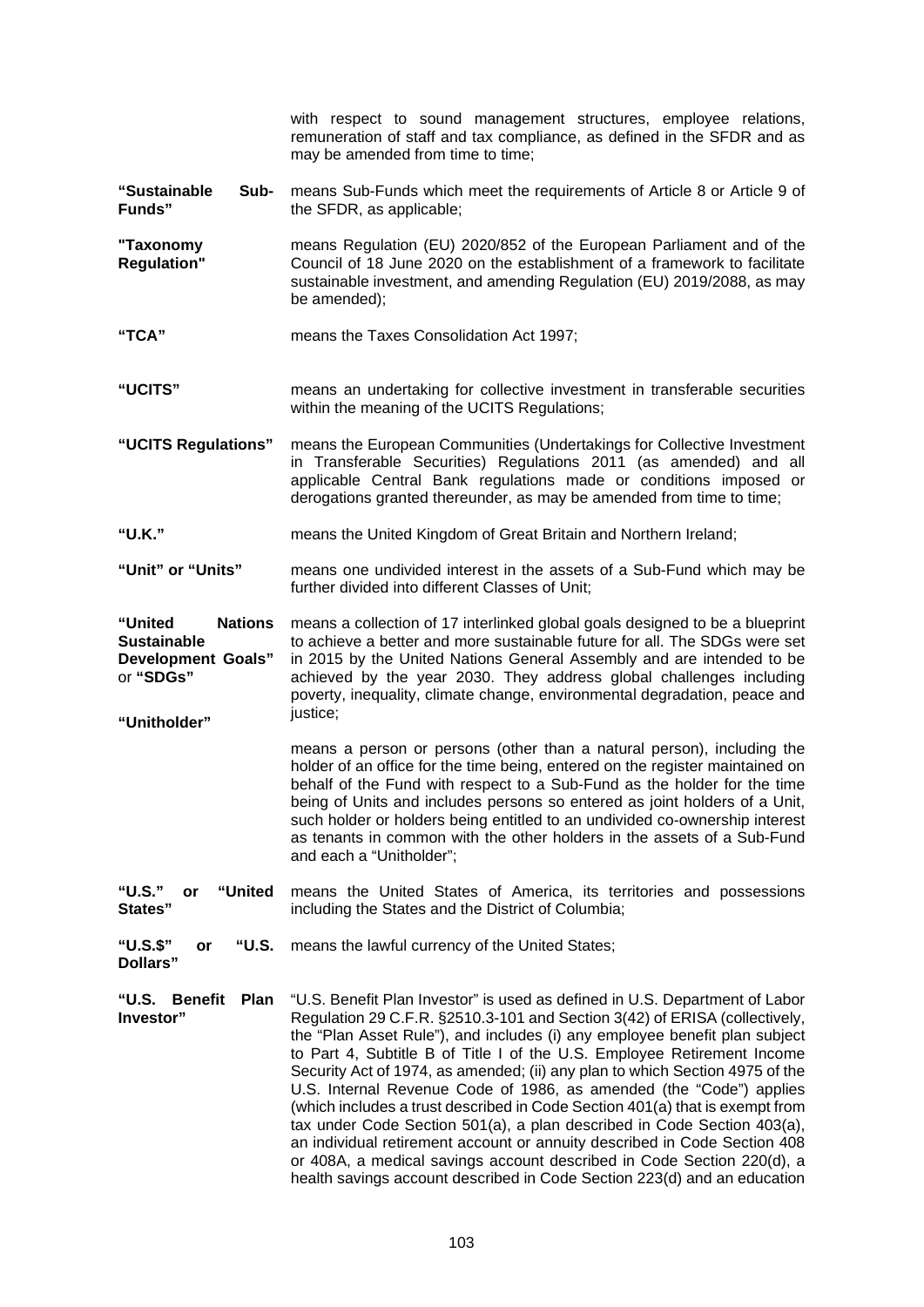with respect to sound management structures, employee relations, remuneration of staff and tax compliance, as defined in the SFDR and as may be amended from time to time;

| | |
|---|---|
| **"Sustainable Sub-Funds"** | means Sub-Funds which meet the requirements of Article 8 or Article 9 of the SFDR, as applicable; |
| **"Taxonomy Regulation"** | means Regulation (EU) 2020/852 of the European Parliament and of the Council of 18 June 2020 on the establishment of a framework to facilitate sustainable investment, and amending Regulation (EU) 2019/2088, as may be amended); |
| **"TCA"** | means the Taxes Consolidation Act 1997; |
| **"UCITS"** | means an undertaking for collective investment in transferable securities within the meaning of the UCITS Regulations; |
| **"UCITS Regulations"** | means the European Communities (Undertakings for Collective Investment in Transferable Securities) Regulations 2011 (as amended) and all applicable Central Bank regulations made or conditions imposed or derogations granted thereunder, as may be amended from time to time; |
| **"U.K."** | means the United Kingdom of Great Britain and Northern Ireland; |
| **"Unit" or "Units"** | means one undivided interest in the assets of a Sub-Fund which may be further divided into different Classes of Unit; |
| **"United Nations Sustainable Development Goals"** or **"SDGs"** | means a collection of 17 interlinked global goals designed to be a blueprint to achieve a better and more sustainable future for all. The SDGs were set in 2015 by the United Nations General Assembly and are intended to be achieved by the year 2030. They address global challenges including poverty, inequality, climate change, environmental degradation, peace and justice; |
| **"Unitholder"** | means a person or persons (other than a natural person), including the holder of an office for the time being, entered on the register maintained on behalf of the Fund with respect to a Sub-Fund as the holder for the time being of Units and includes persons so entered as joint holders of a Unit, such holder or holders being entitled to an undivided co-ownership interest as tenants in common with the other holders in the assets of a Sub-Fund and each a "Unitholder"; |
| **"U.S." or "United States"** | means the United States of America, its territories and possessions including the States and the District of Columbia; |
| **"U.S.$" or "U.S. Dollars"** | means the lawful currency of the United States; |
| **"U.S. Benefit Plan Investor"** | "U.S. Benefit Plan Investor" is used as defined in U.S. Department of Labor Regulation 29 C.F.R. §2510.3-101 and Section 3(42) of ERISA (collectively, the "Plan Asset Rule"), and includes (i) any employee benefit plan subject to Part 4, Subtitle B of Title I of the U.S. Employee Retirement Income Security Act of 1974, as amended; (ii) any plan to which Section 4975 of the U.S. Internal Revenue Code of 1986, as amended (the "Code") applies (which includes a trust described in Code Section 401(a) that is exempt from tax under Code Section 501(a), a plan described in Code Section 403(a), an individual retirement account or annuity described in Code Section 408 or 408A, a medical savings account described in Code Section 220(d), a health savings account described in Code Section 223(d) and an education |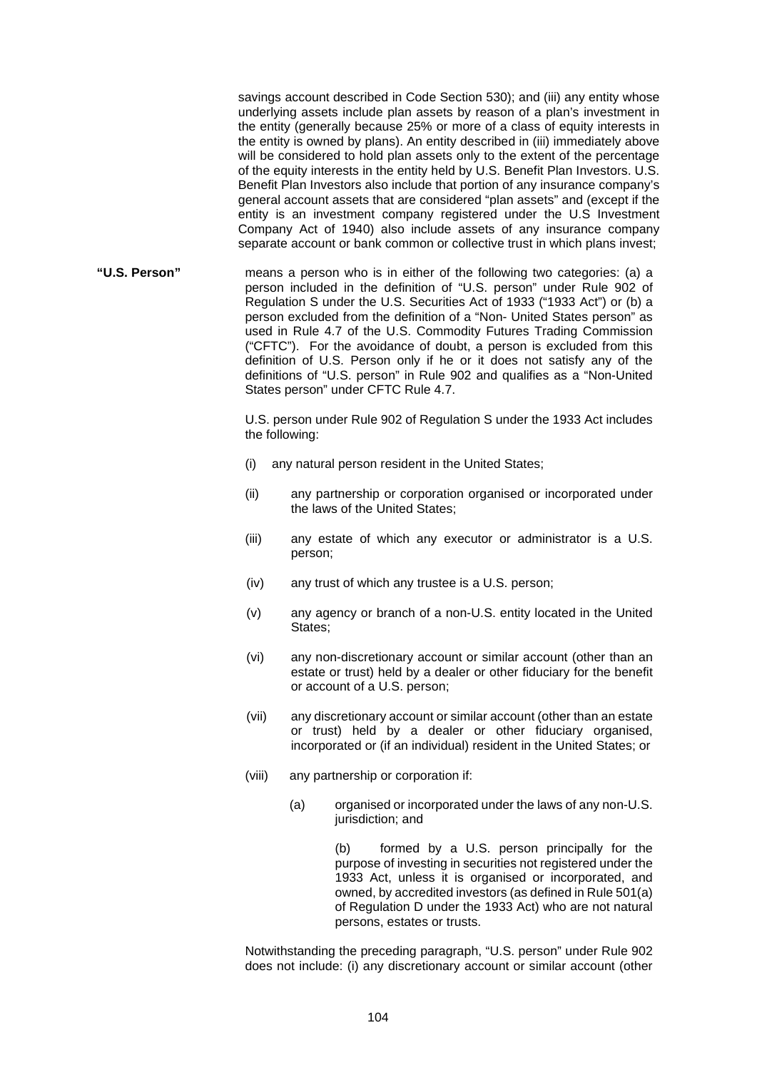savings account described in Code Section 530); and (iii) any entity whose underlying assets include plan assets by reason of a plan's investment in the entity (generally because 25% or more of a class of equity interests in the entity is owned by plans). An entity described in (iii) immediately above will be considered to hold plan assets only to the extent of the percentage of the equity interests in the entity held by U.S. Benefit Plan Investors. U.S. Benefit Plan Investors also include that portion of any insurance company's general account assets that are considered "plan assets" and (except if the entity is an investment company registered under the U.S Investment Company Act of 1940) also include assets of any insurance company separate account or bank common or collective trust in which plans invest;

**"U.S. Person"** means a person who is in either of the following two categories: (a) a person included in the definition of "U.S. person" under Rule 902 of Regulation S under the U.S. Securities Act of 1933 ("1933 Act") or (b) a person excluded from the definition of a "Non- United States person" as used in Rule 4.7 of the U.S. Commodity Futures Trading Commission ("CFTC"). For the avoidance of doubt, a person is excluded from this definition of U.S. Person only if he or it does not satisfy any of the definitions of "U.S. person" in Rule 902 and qualifies as a "Non-United States person" under CFTC Rule 4.7.

U.S. person under Rule 902 of Regulation S under the 1933 Act includes the following:

(i) any natural person resident in the United States;

(ii) any partnership or corporation organised or incorporated under the laws of the United States;

(iii) any estate of which any executor or administrator is a U.S. person;

(iv) any trust of which any trustee is a U.S. person;

(v) any agency or branch of a non-U.S. entity located in the United States;

(vi) any non-discretionary account or similar account (other than an estate or trust) held by a dealer or other fiduciary for the benefit or account of a U.S. person;

(vii) any discretionary account or similar account (other than an estate or trust) held by a dealer or other fiduciary organised, incorporated or (if an individual) resident in the United States; or

(viii) any partnership or corporation if:

(a) organised or incorporated under the laws of any non-U.S. jurisdiction; and

(b) formed by a U.S. person principally for the purpose of investing in securities not registered under the 1933 Act, unless it is organised or incorporated, and owned, by accredited investors (as defined in Rule 501(a) of Regulation D under the 1933 Act) who are not natural persons, estates or trusts.

Notwithstanding the preceding paragraph, "U.S. person" under Rule 902 does not include: (i) any discretionary account or similar account (other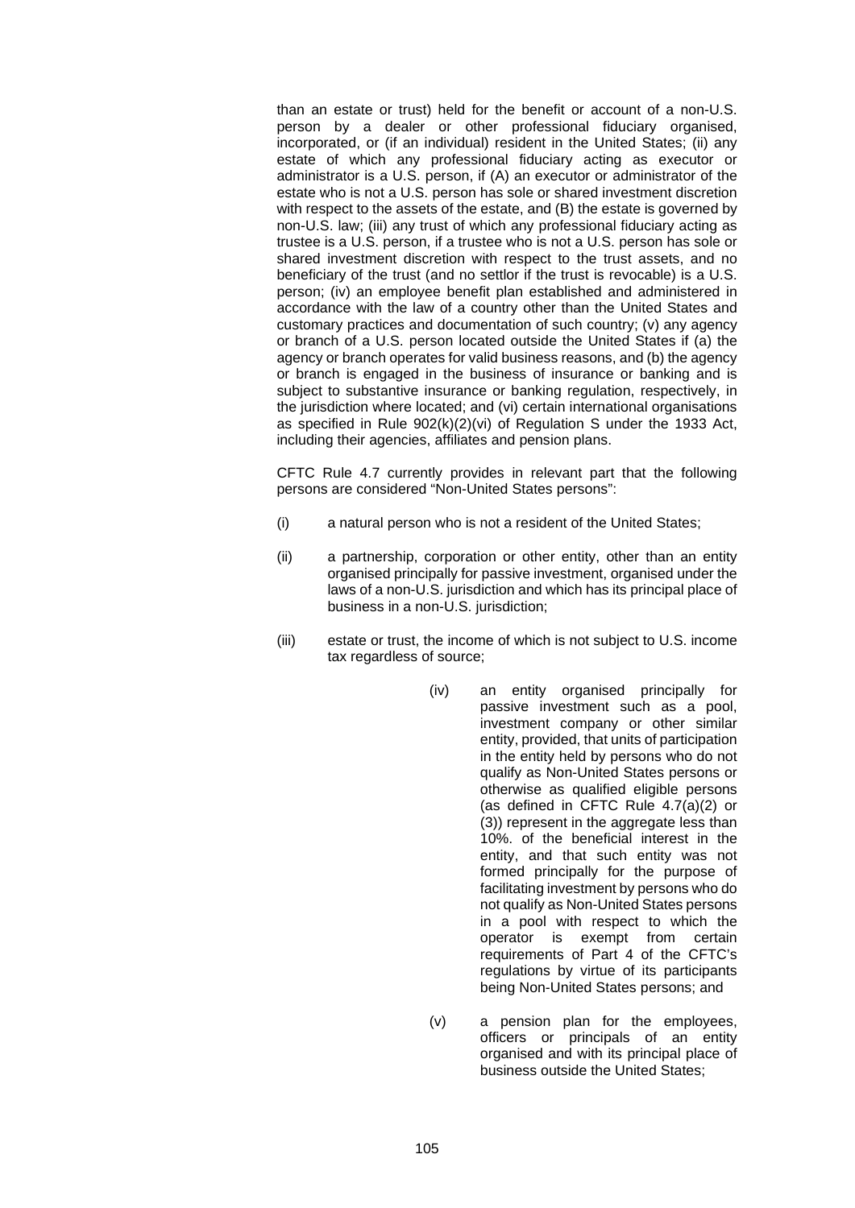than an estate or trust) held for the benefit or account of a non-U.S. person by a dealer or other professional fiduciary organised, incorporated, or (if an individual) resident in the United States; (ii) any estate of which any professional fiduciary acting as executor or administrator is a U.S. person, if (A) an executor or administrator of the estate who is not a U.S. person has sole or shared investment discretion with respect to the assets of the estate, and (B) the estate is governed by non-U.S. law; (iii) any trust of which any professional fiduciary acting as trustee is a U.S. person, if a trustee who is not a U.S. person has sole or shared investment discretion with respect to the trust assets, and no beneficiary of the trust (and no settlor if the trust is revocable) is a U.S. person; (iv) an employee benefit plan established and administered in accordance with the law of a country other than the United States and customary practices and documentation of such country; (v) any agency or branch of a U.S. person located outside the United States if (a) the agency or branch operates for valid business reasons, and (b) the agency or branch is engaged in the business of insurance or banking and is subject to substantive insurance or banking regulation, respectively, in the jurisdiction where located; and (vi) certain international organisations as specified in Rule 902(k)(2)(vi) of Regulation S under the 1933 Act, including their agencies, affiliates and pension plans.

CFTC Rule 4.7 currently provides in relevant part that the following persons are considered "Non-United States persons":

(i) a natural person who is not a resident of the United States;

(ii) a partnership, corporation or other entity, other than an entity organised principally for passive investment, organised under the laws of a non-U.S. jurisdiction and which has its principal place of business in a non-U.S. jurisdiction;

(iii) estate or trust, the income of which is not subject to U.S. income tax regardless of source;

(iv) an entity organised principally for passive investment such as a pool, investment company or other similar entity, provided, that units of participation in the entity held by persons who do not qualify as Non-United States persons or otherwise as qualified eligible persons (as defined in CFTC Rule 4.7(a)(2) or (3)) represent in the aggregate less than 10%. of the beneficial interest in the entity, and that such entity was not formed principally for the purpose of facilitating investment by persons who do not qualify as Non-United States persons in a pool with respect to which the operator is exempt from certain requirements of Part 4 of the CFTC's regulations by virtue of its participants being Non-United States persons; and

(v) a pension plan for the employees, officers or principals of an entity organised and with its principal place of business outside the United States;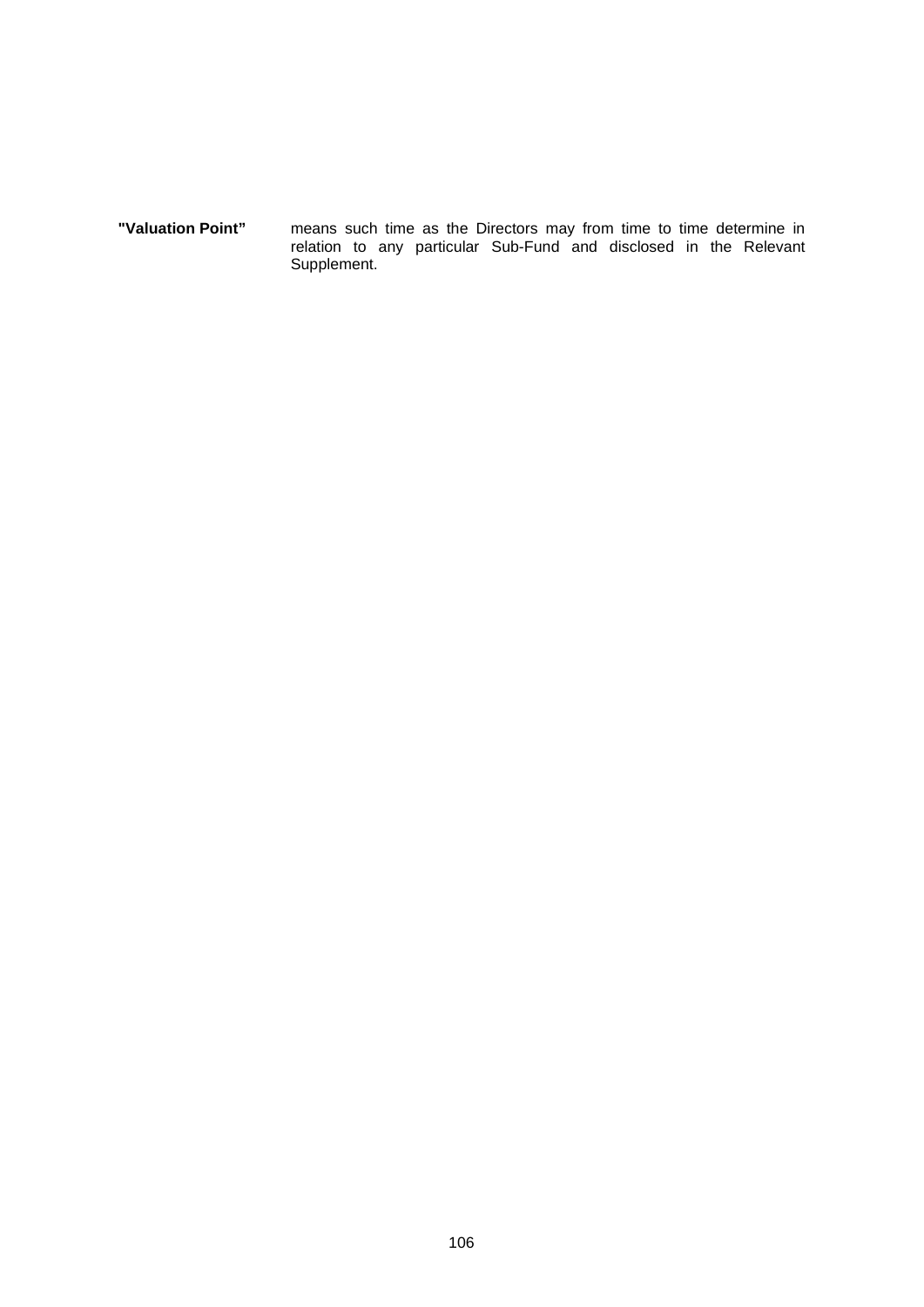| | |
|---|---|
| **"Valuation Point"** | means such time as the Directors may from time to time determine in relation to any particular Sub-Fund and disclosed in the Relevant Supplement. |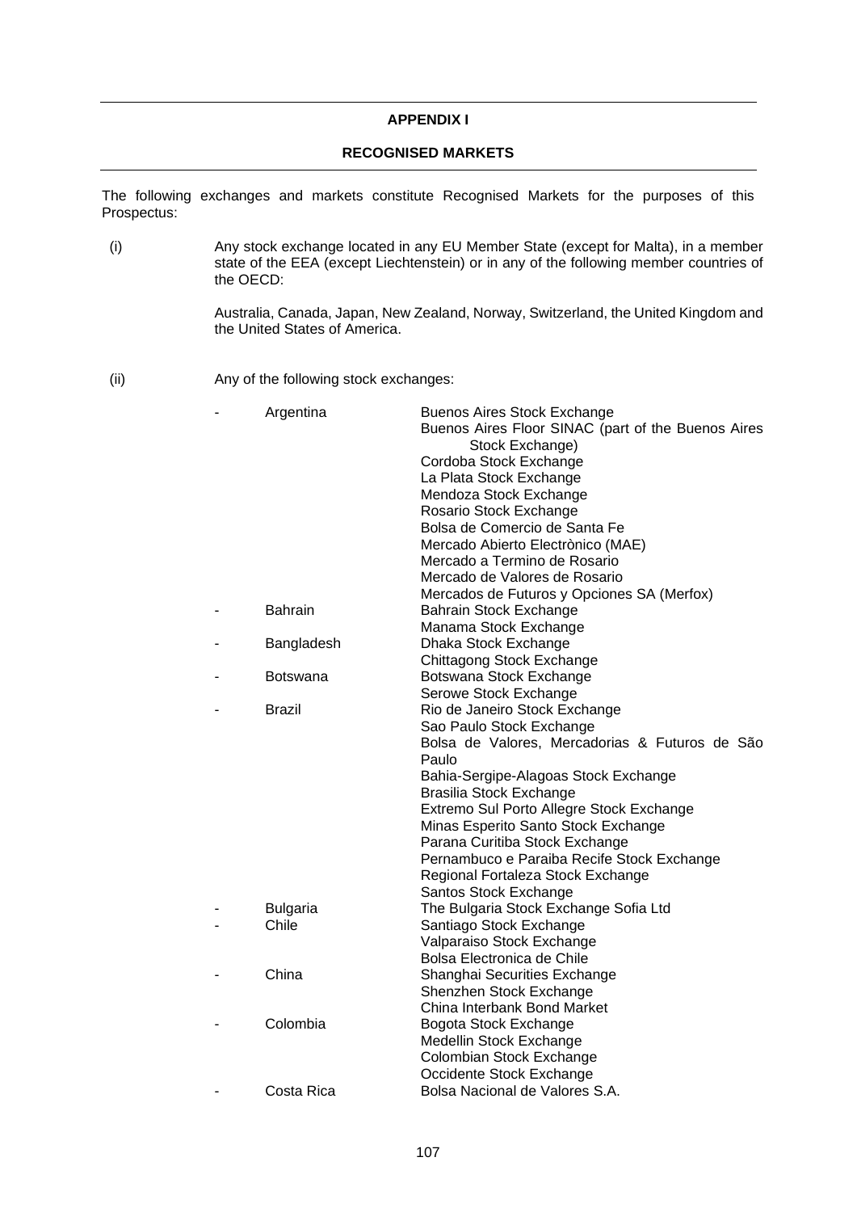# APPENDIX I

## RECOGNISED MARKETS

The following exchanges and markets constitute Recognised Markets for the purposes of this Prospectus:

(i) Any stock exchange located in any EU Member State (except for Malta), in a member state of the EEA (except Liechtenstein) or in any of the following member countries of the OECD:

Australia, Canada, Japan, New Zealand, Norway, Switzerland, the United Kingdom and the United States of America.

(ii) Any of the following stock exchanges:

| | Country | Exchange |
|---|---|---|
| - | Argentina | Buenos Aires Stock Exchange |
| | | Buenos Aires Floor SINAC (part of the Buenos Aires Stock Exchange) |
| | | Cordoba Stock Exchange |
| | | La Plata Stock Exchange |
| | | Mendoza Stock Exchange |
| | | Rosario Stock Exchange |
| | | Bolsa de Comercio de Santa Fe |
| | | Mercado Abierto Electrònico (MAE) |
| | | Mercado a Termino de Rosario |
| | | Mercado de Valores de Rosario |
| | | Mercados de Futuros y Opciones SA (Merfox) |
| - | Bahrain | Bahrain Stock Exchange |
| | | Manama Stock Exchange |
| - | Bangladesh | Dhaka Stock Exchange |
| | | Chittagong Stock Exchange |
| - | Botswana | Botswana Stock Exchange |
| | | Serowe Stock Exchange |
| - | Brazil | Rio de Janeiro Stock Exchange |
| | | Sao Paulo Stock Exchange |
| | | Bolsa de Valores, Mercadorias & Futuros de São Paulo |
| | | Bahia-Sergipe-Alagoas Stock Exchange |
| | | Brasilia Stock Exchange |
| | | Extremo Sul Porto Allegre Stock Exchange |
| | | Minas Esperito Santo Stock Exchange |
| | | Parana Curitiba Stock Exchange |
| | | Pernambuco e Paraiba Recife Stock Exchange |
| | | Regional Fortaleza Stock Exchange |
| | | Santos Stock Exchange |
| - | Bulgaria | The Bulgaria Stock Exchange Sofia Ltd |
| - | Chile | Santiago Stock Exchange |
| | | Valparaiso Stock Exchange |
| | | Bolsa Electronica de Chile |
| - | China | Shanghai Securities Exchange |
| | | Shenzhen Stock Exchange |
| | | China Interbank Bond Market |
| - | Colombia | Bogota Stock Exchange |
| | | Medellin Stock Exchange |
| | | Colombian Stock Exchange |
| | | Occidente Stock Exchange |
| - | Costa Rica | Bolsa Nacional de Valores S.A. |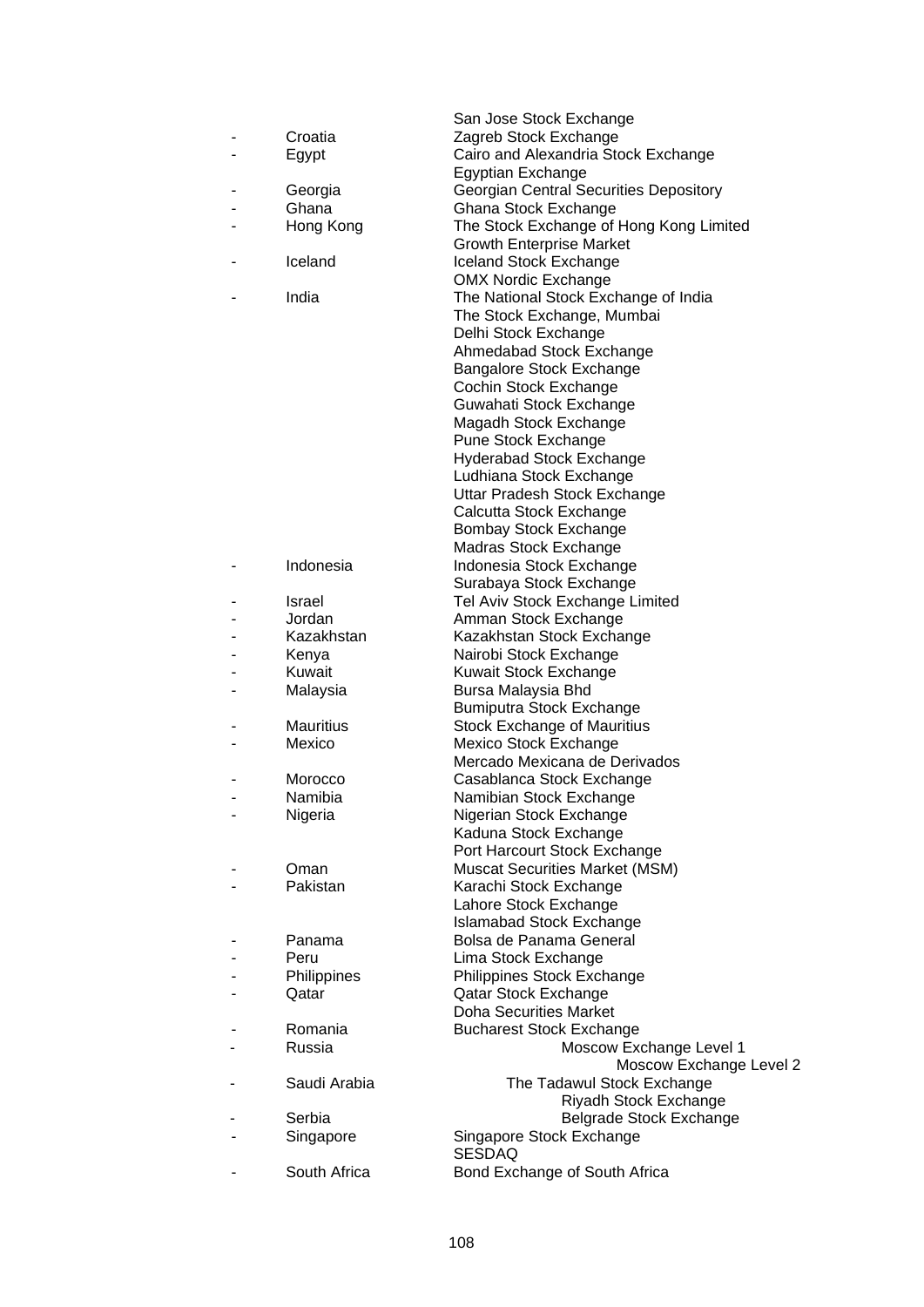| | | |
|---|---|---|
| | | San Jose Stock Exchange |
| - | Croatia | Zagreb Stock Exchange |
| - | Egypt | Cairo and Alexandria Stock Exchange |
| | | Egyptian Exchange |
| - | Georgia | Georgian Central Securities Depository |
| - | Ghana | Ghana Stock Exchange |
| - | Hong Kong | The Stock Exchange of Hong Kong Limited |
| | | Growth Enterprise Market |
| - | Iceland | Iceland Stock Exchange |
| | | OMX Nordic Exchange |
| - | India | The National Stock Exchange of India |
| | | The Stock Exchange, Mumbai |
| | | Delhi Stock Exchange |
| | | Ahmedabad Stock Exchange |
| | | Bangalore Stock Exchange |
| | | Cochin Stock Exchange |
| | | Guwahati Stock Exchange |
| | | Magadh Stock Exchange |
| | | Pune Stock Exchange |
| | | Hyderabad Stock Exchange |
| | | Ludhiana Stock Exchange |
| | | Uttar Pradesh Stock Exchange |
| | | Calcutta Stock Exchange |
| | | Bombay Stock Exchange |
| | | Madras Stock Exchange |
| - | Indonesia | Indonesia Stock Exchange |
| | | Surabaya Stock Exchange |
| - | Israel | Tel Aviv Stock Exchange Limited |
| - | Jordan | Amman Stock Exchange |
| - | Kazakhstan | Kazakhstan Stock Exchange |
| - | Kenya | Nairobi Stock Exchange |
| - | Kuwait | Kuwait Stock Exchange |
| - | Malaysia | Bursa Malaysia Bhd |
| | | Bumiputra Stock Exchange |
| - | Mauritius | Stock Exchange of Mauritius |
| - | Mexico | Mexico Stock Exchange |
| | | Mercado Mexicana de Derivados |
| - | Morocco | Casablanca Stock Exchange |
| - | Namibia | Namibian Stock Exchange |
| - | Nigeria | Nigerian Stock Exchange |
| | | Kaduna Stock Exchange |
| | | Port Harcourt Stock Exchange |
| - | Oman | Muscat Securities Market (MSM) |
| - | Pakistan | Karachi Stock Exchange |
| | | Lahore Stock Exchange |
| | | Islamabad Stock Exchange |
| - | Panama | Bolsa de Panama General |
| - | Peru | Lima Stock Exchange |
| - | Philippines | Philippines Stock Exchange |
| - | Qatar | Qatar Stock Exchange |
| | | Doha Securities Market |
| - | Romania | Bucharest Stock Exchange |
| - | Russia | Moscow Exchange Level 1 |
| | | Moscow Exchange Level 2 |
| - | Saudi Arabia | The Tadawul Stock Exchange |
| | | Riyadh Stock Exchange |
| - | Serbia | Belgrade Stock Exchange |
| - | Singapore | Singapore Stock Exchange |
| | | SESDAQ |
| - | South Africa | Bond Exchange of South Africa |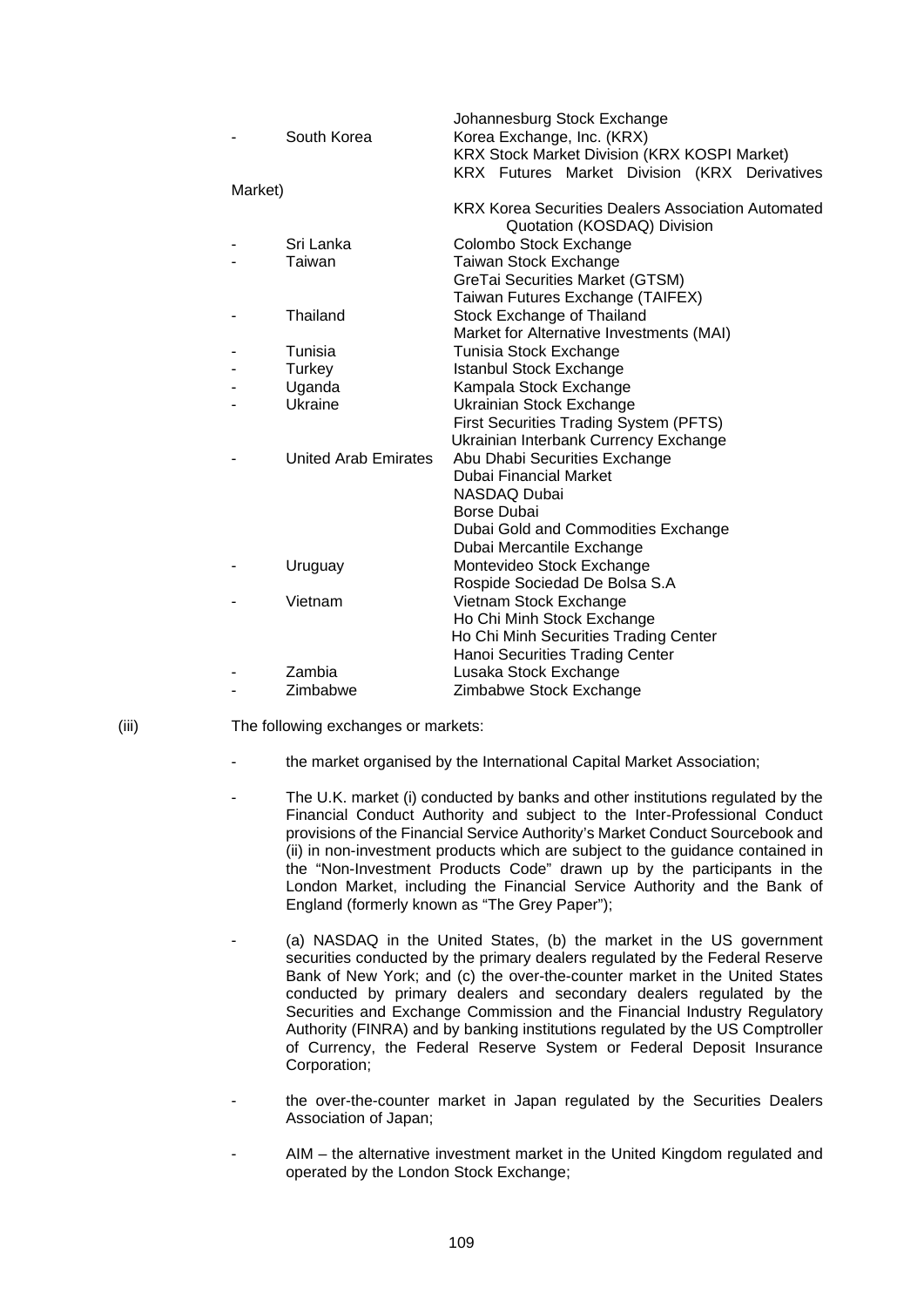| | | |
|---|---|---|
| | | Johannesburg Stock Exchange |
| - | South Korea | Korea Exchange, Inc. (KRX) |
| | | KRX Stock Market Division (KRX KOSPI Market) |
| | | KRX Futures Market Division (KRX Derivatives Market) |
| | | KRX Korea Securities Dealers Association Automated Quotation (KOSDAQ) Division |
| - | Sri Lanka | Colombo Stock Exchange |
| - | Taiwan | Taiwan Stock Exchange |
| | | GreTai Securities Market (GTSM) |
| | | Taiwan Futures Exchange (TAIFEX) |
| - | Thailand | Stock Exchange of Thailand |
| | | Market for Alternative Investments (MAI) |
| - | Tunisia | Tunisia Stock Exchange |
| - | Turkey | Istanbul Stock Exchange |
| - | Uganda | Kampala Stock Exchange |
| - | Ukraine | Ukrainian Stock Exchange |
| | | First Securities Trading System (PFTS) |
| | | Ukrainian Interbank Currency Exchange |
| - | United Arab Emirates | Abu Dhabi Securities Exchange |
| | | Dubai Financial Market |
| | | NASDAQ Dubai |
| | | Borse Dubai |
| | | Dubai Gold and Commodities Exchange |
| | | Dubai Mercantile Exchange |
| - | Uruguay | Montevideo Stock Exchange |
| | | Rospide Sociedad De Bolsa S.A |
| - | Vietnam | Vietnam Stock Exchange |
| | | Ho Chi Minh Stock Exchange |
| | | Ho Chi Minh Securities Trading Center |
| | | Hanoi Securities Trading Center |
| - | Zambia | Lusaka Stock Exchange |
| - | Zimbabwe | Zimbabwe Stock Exchange |

(iii) The following exchanges or markets:

- the market organised by the International Capital Market Association;

- The U.K. market (i) conducted by banks and other institutions regulated by the Financial Conduct Authority and subject to the Inter-Professional Conduct provisions of the Financial Service Authority's Market Conduct Sourcebook and (ii) in non-investment products which are subject to the guidance contained in the "Non-Investment Products Code" drawn up by the participants in the London Market, including the Financial Service Authority and the Bank of England (formerly known as "The Grey Paper");

- (a) NASDAQ in the United States, (b) the market in the US government securities conducted by the primary dealers regulated by the Federal Reserve Bank of New York; and (c) the over-the-counter market in the United States conducted by primary dealers and secondary dealers regulated by the Securities and Exchange Commission and the Financial Industry Regulatory Authority (FINRA) and by banking institutions regulated by the US Comptroller of Currency, the Federal Reserve System or Federal Deposit Insurance Corporation;

- the over-the-counter market in Japan regulated by the Securities Dealers Association of Japan;

- AIM – the alternative investment market in the United Kingdom regulated and operated by the London Stock Exchange;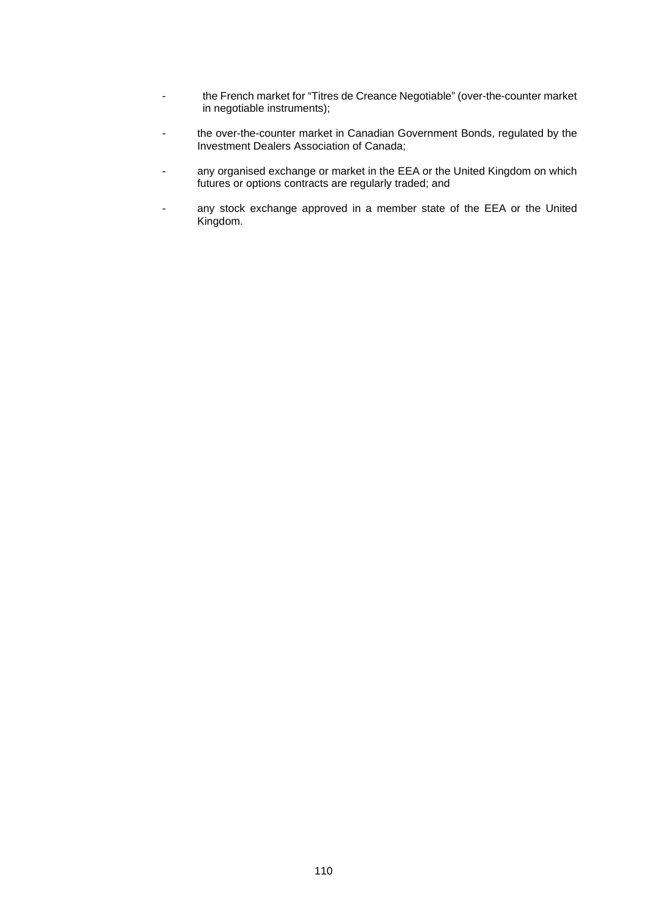- the French market for "Titres de Creance Negotiable" (over-the-counter market in negotiable instruments);
- the over-the-counter market in Canadian Government Bonds, regulated by the Investment Dealers Association of Canada;
- any organised exchange or market in the EEA or the United Kingdom on which futures or options contracts are regularly traded; and
- any stock exchange approved in a member state of the EEA or the United Kingdom.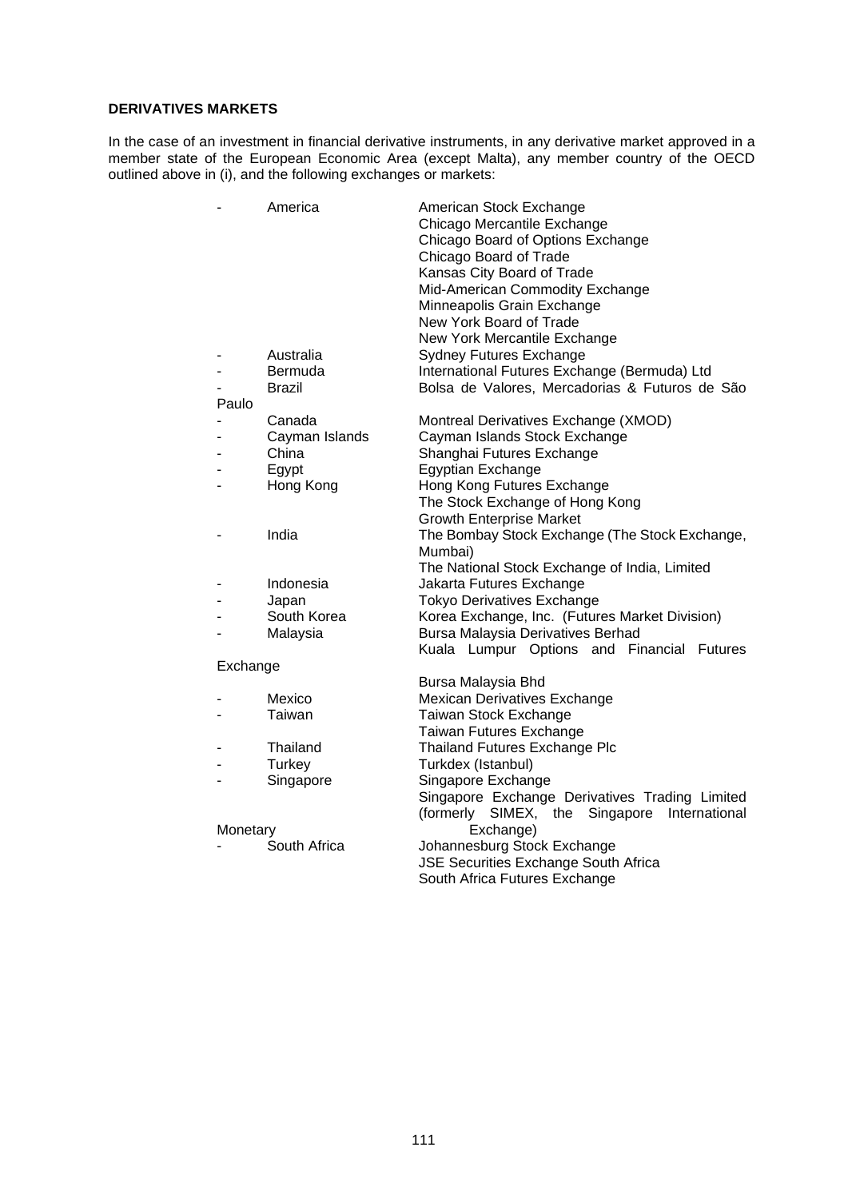**DERIVATIVES MARKETS**

In the case of an investment in financial derivative instruments, in any derivative market approved in a member state of the European Economic Area (except Malta), any member country of the OECD outlined above in (i), and the following exchanges or markets:

| | Country | Exchange |
|---|---|---|
| - | America | American Stock Exchange |
| | | Chicago Mercantile Exchange |
| | | Chicago Board of Options Exchange |
| | | Chicago Board of Trade |
| | | Kansas City Board of Trade |
| | | Mid-American Commodity Exchange |
| | | Minneapolis Grain Exchange |
| | | New York Board of Trade |
| | | New York Mercantile Exchange |
| - | Australia | Sydney Futures Exchange |
| - | Bermuda | International Futures Exchange (Bermuda) Ltd |
| - | Brazil | Bolsa de Valores, Mercadorias & Futuros de São Paulo |
| - | Canada | Montreal Derivatives Exchange (XMOD) |
| - | Cayman Islands | Cayman Islands Stock Exchange |
| - | China | Shanghai Futures Exchange |
| - | Egypt | Egyptian Exchange |
| - | Hong Kong | Hong Kong Futures Exchange |
| | | The Stock Exchange of Hong Kong |
| | | Growth Enterprise Market |
| - | India | The Bombay Stock Exchange (The Stock Exchange, Mumbai) |
| | | The National Stock Exchange of India, Limited |
| - | Indonesia | Jakarta Futures Exchange |
| - | Japan | Tokyo Derivatives Exchange |
| - | South Korea | Korea Exchange, Inc. (Futures Market Division) |
| - | Malaysia | Bursa Malaysia Derivatives Berhad |
| | | Kuala Lumpur Options and Financial Futures Exchange |
| | | Bursa Malaysia Bhd |
| - | Mexico | Mexican Derivatives Exchange |
| - | Taiwan | Taiwan Stock Exchange |
| | | Taiwan Futures Exchange |
| - | Thailand | Thailand Futures Exchange Plc |
| - | Turkey | Turkdex (Istanbul) |
| - | Singapore | Singapore Exchange |
| | | Singapore Exchange Derivatives Trading Limited (formerly SIMEX, the Singapore International Monetary Exchange) |
| - | South Africa | Johannesburg Stock Exchange |
| | | JSE Securities Exchange South Africa |
| | | South Africa Futures Exchange |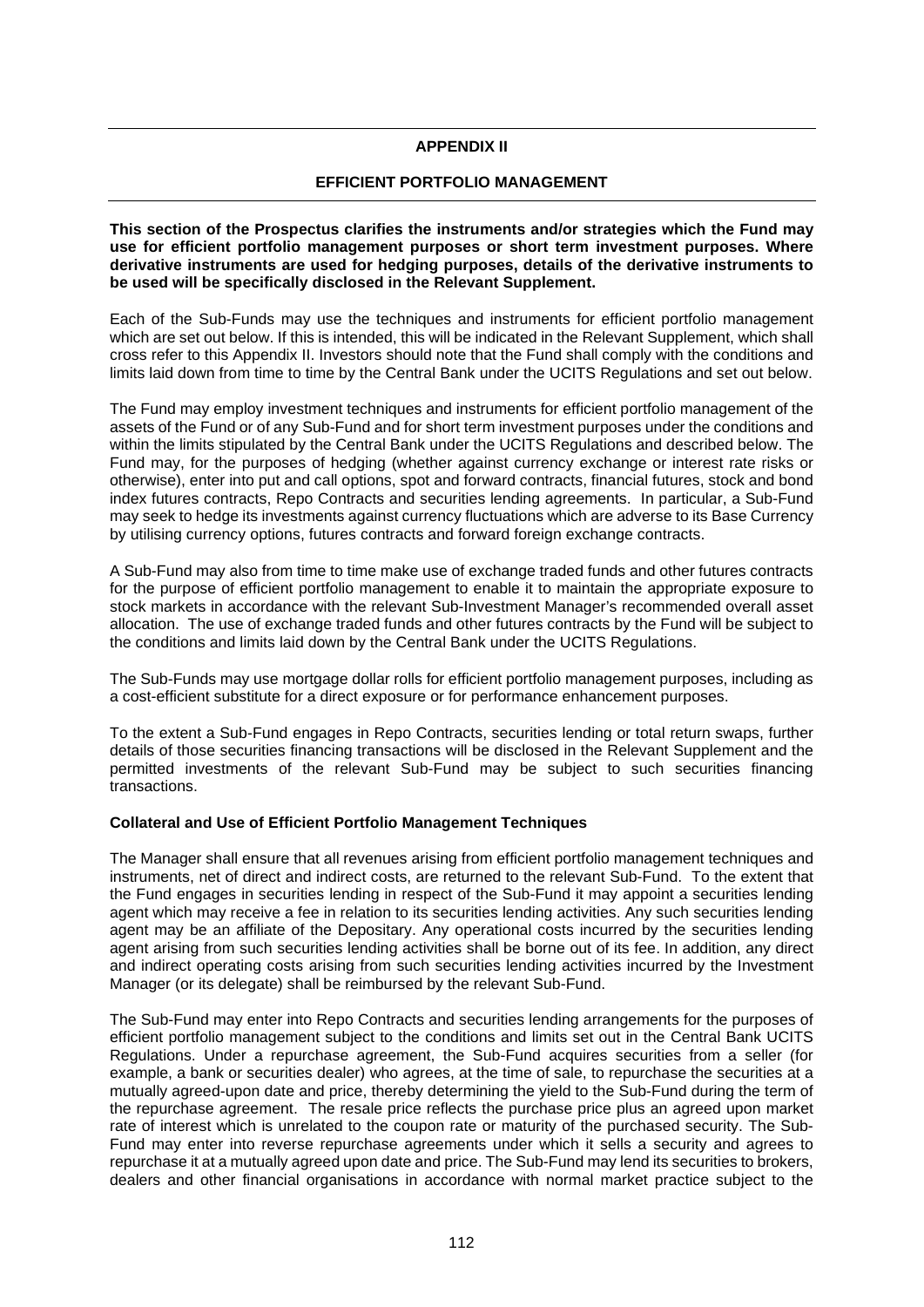## APPENDIX II

## EFFICIENT PORTFOLIO MANAGEMENT

**This section of the Prospectus clarifies the instruments and/or strategies which the Fund may use for efficient portfolio management purposes or short term investment purposes. Where derivative instruments are used for hedging purposes, details of the derivative instruments to be used will be specifically disclosed in the Relevant Supplement.**

Each of the Sub-Funds may use the techniques and instruments for efficient portfolio management which are set out below. If this is intended, this will be indicated in the Relevant Supplement, which shall cross refer to this Appendix II. Investors should note that the Fund shall comply with the conditions and limits laid down from time to time by the Central Bank under the UCITS Regulations and set out below.

The Fund may employ investment techniques and instruments for efficient portfolio management of the assets of the Fund or of any Sub-Fund and for short term investment purposes under the conditions and within the limits stipulated by the Central Bank under the UCITS Regulations and described below. The Fund may, for the purposes of hedging (whether against currency exchange or interest rate risks or otherwise), enter into put and call options, spot and forward contracts, financial futures, stock and bond index futures contracts, Repo Contracts and securities lending agreements. In particular, a Sub-Fund may seek to hedge its investments against currency fluctuations which are adverse to its Base Currency by utilising currency options, futures contracts and forward foreign exchange contracts.

A Sub-Fund may also from time to time make use of exchange traded funds and other futures contracts for the purpose of efficient portfolio management to enable it to maintain the appropriate exposure to stock markets in accordance with the relevant Sub-Investment Manager's recommended overall asset allocation. The use of exchange traded funds and other futures contracts by the Fund will be subject to the conditions and limits laid down by the Central Bank under the UCITS Regulations.

The Sub-Funds may use mortgage dollar rolls for efficient portfolio management purposes, including as a cost-efficient substitute for a direct exposure or for performance enhancement purposes.

To the extent a Sub-Fund engages in Repo Contracts, securities lending or total return swaps, further details of those securities financing transactions will be disclosed in the Relevant Supplement and the permitted investments of the relevant Sub-Fund may be subject to such securities financing transactions.

### Collateral and Use of Efficient Portfolio Management Techniques

The Manager shall ensure that all revenues arising from efficient portfolio management techniques and instruments, net of direct and indirect costs, are returned to the relevant Sub-Fund. To the extent that the Fund engages in securities lending in respect of the Sub-Fund it may appoint a securities lending agent which may receive a fee in relation to its securities lending activities. Any such securities lending agent may be an affiliate of the Depositary. Any operational costs incurred by the securities lending agent arising from such securities lending activities shall be borne out of its fee. In addition, any direct and indirect operating costs arising from such securities lending activities incurred by the Investment Manager (or its delegate) shall be reimbursed by the relevant Sub-Fund.

The Sub-Fund may enter into Repo Contracts and securities lending arrangements for the purposes of efficient portfolio management subject to the conditions and limits set out in the Central Bank UCITS Regulations. Under a repurchase agreement, the Sub-Fund acquires securities from a seller (for example, a bank or securities dealer) who agrees, at the time of sale, to repurchase the securities at a mutually agreed-upon date and price, thereby determining the yield to the Sub-Fund during the term of the repurchase agreement. The resale price reflects the purchase price plus an agreed upon market rate of interest which is unrelated to the coupon rate or maturity of the purchased security. The Sub-Fund may enter into reverse repurchase agreements under which it sells a security and agrees to repurchase it at a mutually agreed upon date and price. The Sub-Fund may lend its securities to brokers, dealers and other financial organisations in accordance with normal market practice subject to the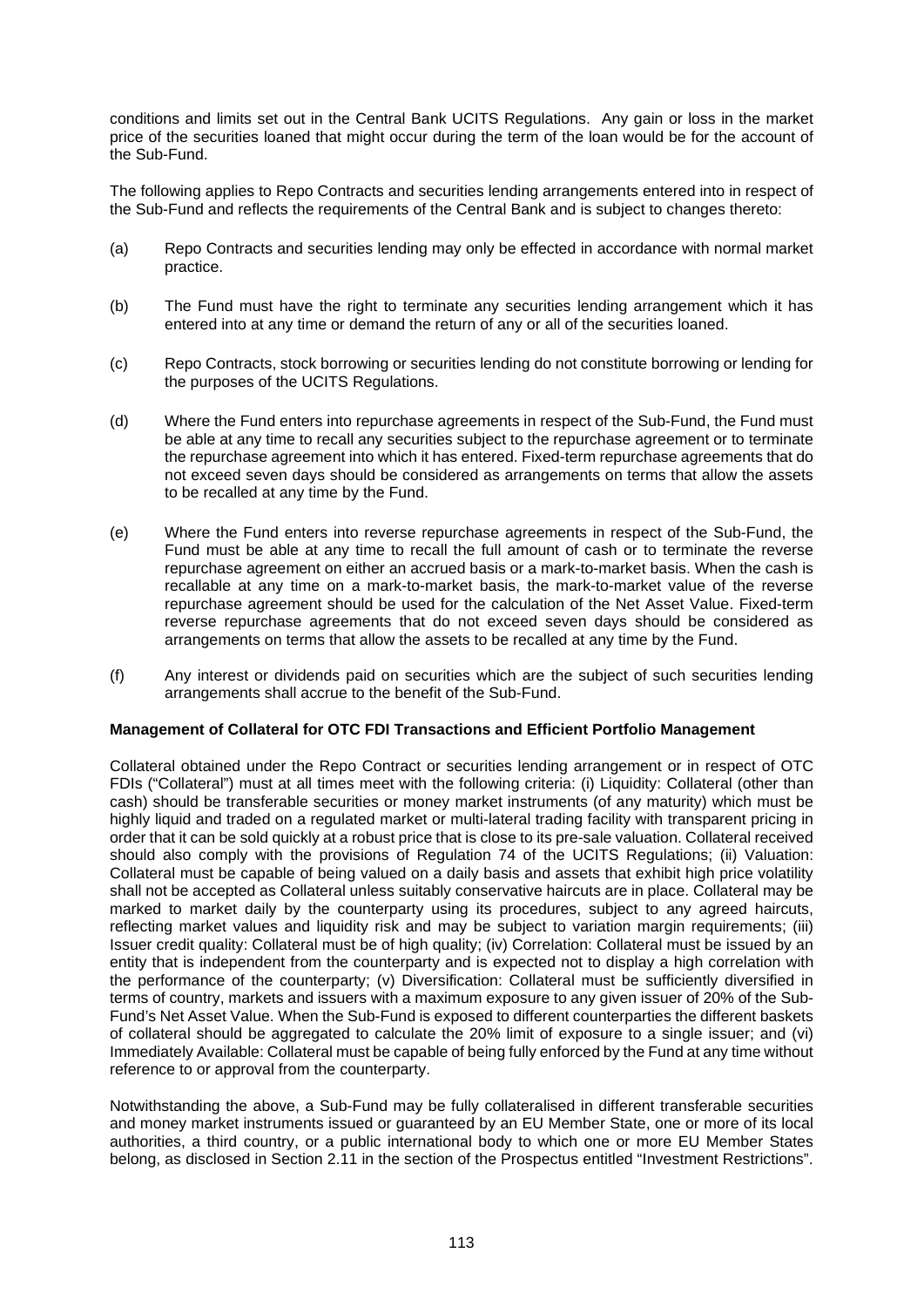conditions and limits set out in the Central Bank UCITS Regulations. Any gain or loss in the market price of the securities loaned that might occur during the term of the loan would be for the account of the Sub-Fund.

The following applies to Repo Contracts and securities lending arrangements entered into in respect of the Sub-Fund and reflects the requirements of the Central Bank and is subject to changes thereto:

(a) Repo Contracts and securities lending may only be effected in accordance with normal market practice.

(b) The Fund must have the right to terminate any securities lending arrangement which it has entered into at any time or demand the return of any or all of the securities loaned.

(c) Repo Contracts, stock borrowing or securities lending do not constitute borrowing or lending for the purposes of the UCITS Regulations.

(d) Where the Fund enters into repurchase agreements in respect of the Sub-Fund, the Fund must be able at any time to recall any securities subject to the repurchase agreement or to terminate the repurchase agreement into which it has entered. Fixed-term repurchase agreements that do not exceed seven days should be considered as arrangements on terms that allow the assets to be recalled at any time by the Fund.

(e) Where the Fund enters into reverse repurchase agreements in respect of the Sub-Fund, the Fund must be able at any time to recall the full amount of cash or to terminate the reverse repurchase agreement on either an accrued basis or a mark-to-market basis. When the cash is recallable at any time on a mark-to-market basis, the mark-to-market value of the reverse repurchase agreement should be used for the calculation of the Net Asset Value. Fixed-term reverse repurchase agreements that do not exceed seven days should be considered as arrangements on terms that allow the assets to be recalled at any time by the Fund.

(f) Any interest or dividends paid on securities which are the subject of such securities lending arrangements shall accrue to the benefit of the Sub-Fund.

**Management of Collateral for OTC FDI Transactions and Efficient Portfolio Management**

Collateral obtained under the Repo Contract or securities lending arrangement or in respect of OTC FDIs ("Collateral") must at all times meet with the following criteria: (i) Liquidity: Collateral (other than cash) should be transferable securities or money market instruments (of any maturity) which must be highly liquid and traded on a regulated market or multi-lateral trading facility with transparent pricing in order that it can be sold quickly at a robust price that is close to its pre-sale valuation. Collateral received should also comply with the provisions of Regulation 74 of the UCITS Regulations; (ii) Valuation: Collateral must be capable of being valued on a daily basis and assets that exhibit high price volatility shall not be accepted as Collateral unless suitably conservative haircuts are in place. Collateral may be marked to market daily by the counterparty using its procedures, subject to any agreed haircuts, reflecting market values and liquidity risk and may be subject to variation margin requirements; (iii) Issuer credit quality: Collateral must be of high quality; (iv) Correlation: Collateral must be issued by an entity that is independent from the counterparty and is expected not to display a high correlation with the performance of the counterparty; (v) Diversification: Collateral must be sufficiently diversified in terms of country, markets and issuers with a maximum exposure to any given issuer of 20% of the Sub-Fund's Net Asset Value. When the Sub-Fund is exposed to different counterparties the different baskets of collateral should be aggregated to calculate the 20% limit of exposure to a single issuer; and (vi) Immediately Available: Collateral must be capable of being fully enforced by the Fund at any time without reference to or approval from the counterparty.

Notwithstanding the above, a Sub-Fund may be fully collateralised in different transferable securities and money market instruments issued or guaranteed by an EU Member State, one or more of its local authorities, a third country, or a public international body to which one or more EU Member States belong, as disclosed in Section 2.11 in the section of the Prospectus entitled "Investment Restrictions".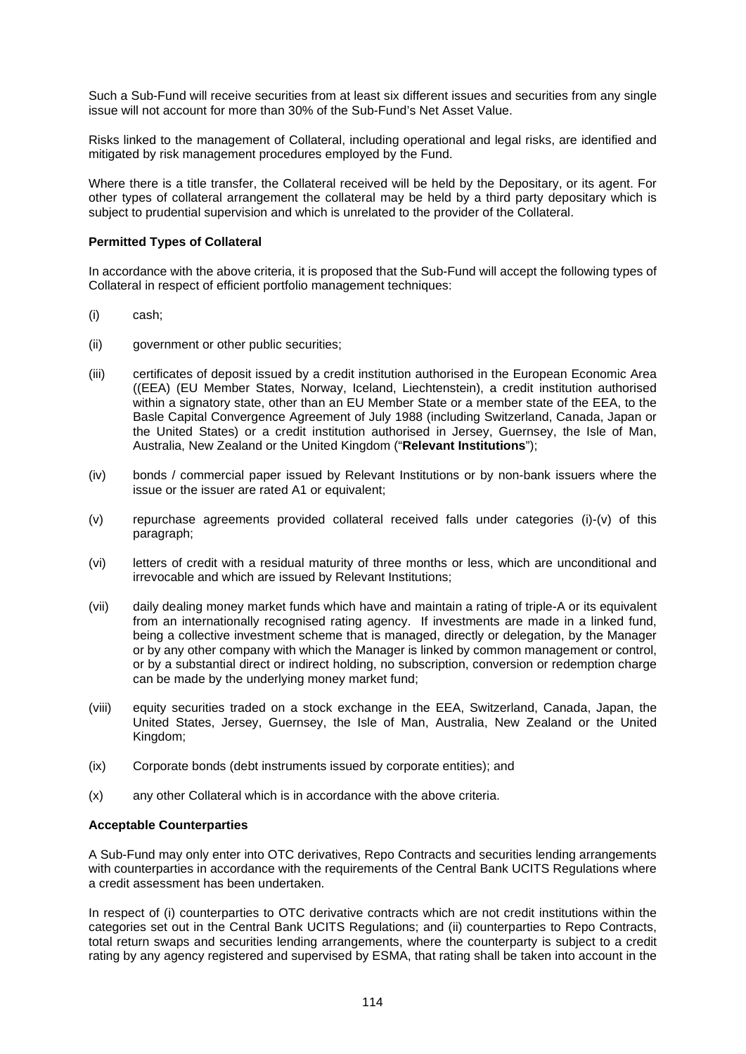Such a Sub-Fund will receive securities from at least six different issues and securities from any single issue will not account for more than 30% of the Sub-Fund's Net Asset Value.

Risks linked to the management of Collateral, including operational and legal risks, are identified and mitigated by risk management procedures employed by the Fund.

Where there is a title transfer, the Collateral received will be held by the Depositary, or its agent. For other types of collateral arrangement the collateral may be held by a third party depositary which is subject to prudential supervision and which is unrelated to the provider of the Collateral.

**Permitted Types of Collateral**

In accordance with the above criteria, it is proposed that the Sub-Fund will accept the following types of Collateral in respect of efficient portfolio management techniques:

(i) cash;

(ii) government or other public securities;

(iii) certificates of deposit issued by a credit institution authorised in the European Economic Area ((EEA) (EU Member States, Norway, Iceland, Liechtenstein), a credit institution authorised within a signatory state, other than an EU Member State or a member state of the EEA, to the Basle Capital Convergence Agreement of July 1988 (including Switzerland, Canada, Japan or the United States) or a credit institution authorised in Jersey, Guernsey, the Isle of Man, Australia, New Zealand or the United Kingdom ("**Relevant Institutions**");

(iv) bonds / commercial paper issued by Relevant Institutions or by non-bank issuers where the issue or the issuer are rated A1 or equivalent;

(v) repurchase agreements provided collateral received falls under categories (i)-(v) of this paragraph;

(vi) letters of credit with a residual maturity of three months or less, which are unconditional and irrevocable and which are issued by Relevant Institutions;

(vii) daily dealing money market funds which have and maintain a rating of triple-A or its equivalent from an internationally recognised rating agency. If investments are made in a linked fund, being a collective investment scheme that is managed, directly or delegation, by the Manager or by any other company with which the Manager is linked by common management or control, or by a substantial direct or indirect holding, no subscription, conversion or redemption charge can be made by the underlying money market fund;

(viii) equity securities traded on a stock exchange in the EEA, Switzerland, Canada, Japan, the United States, Jersey, Guernsey, the Isle of Man, Australia, New Zealand or the United Kingdom;

(ix) Corporate bonds (debt instruments issued by corporate entities); and

(x) any other Collateral which is in accordance with the above criteria.

**Acceptable Counterparties**

A Sub-Fund may only enter into OTC derivatives, Repo Contracts and securities lending arrangements with counterparties in accordance with the requirements of the Central Bank UCITS Regulations where a credit assessment has been undertaken.

In respect of (i) counterparties to OTC derivative contracts which are not credit institutions within the categories set out in the Central Bank UCITS Regulations; and (ii) counterparties to Repo Contracts, total return swaps and securities lending arrangements, where the counterparty is subject to a credit rating by any agency registered and supervised by ESMA, that rating shall be taken into account in the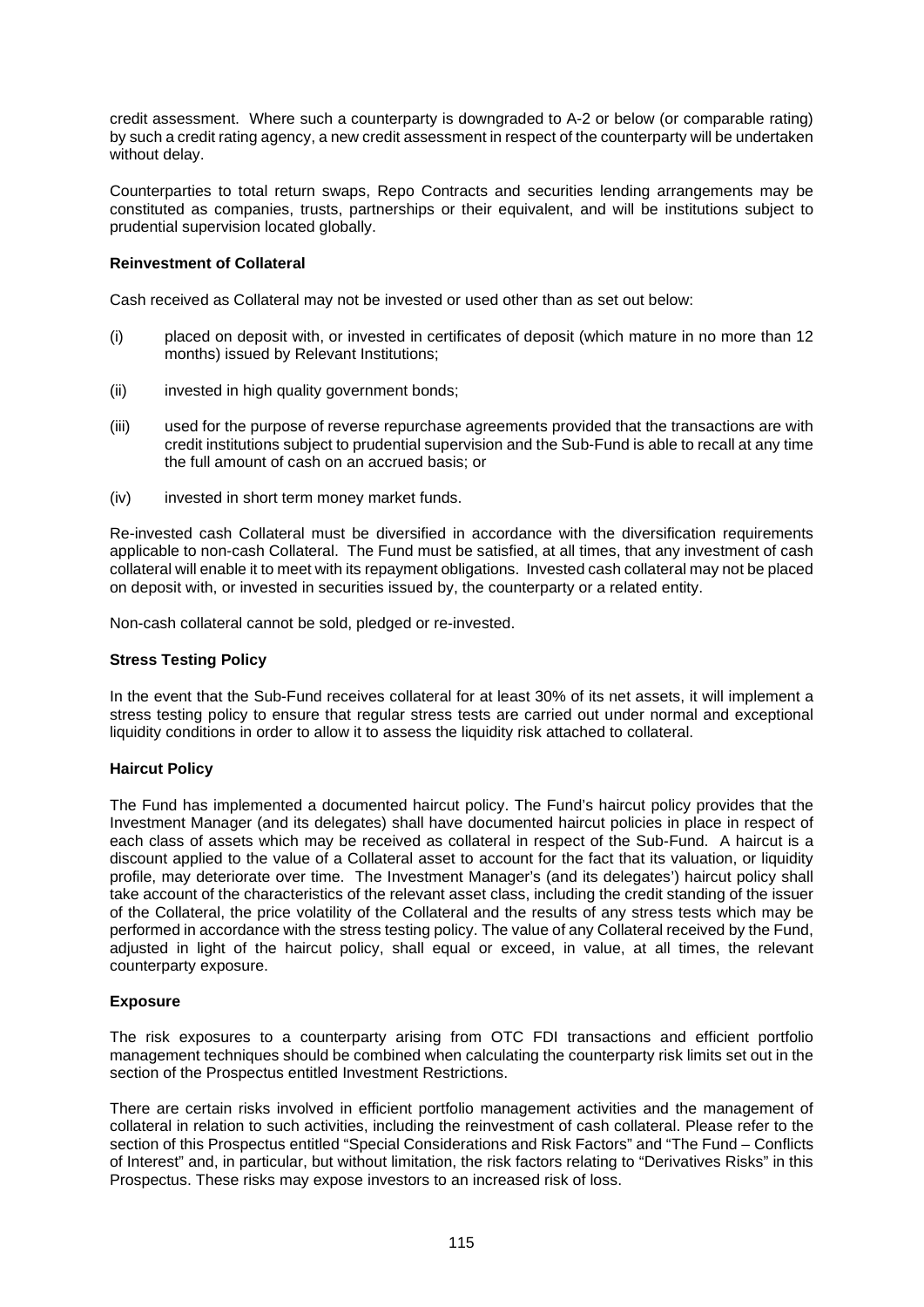credit assessment. Where such a counterparty is downgraded to A-2 or below (or comparable rating) by such a credit rating agency, a new credit assessment in respect of the counterparty will be undertaken without delay.

Counterparties to total return swaps, Repo Contracts and securities lending arrangements may be constituted as companies, trusts, partnerships or their equivalent, and will be institutions subject to prudential supervision located globally.

**Reinvestment of Collateral**

Cash received as Collateral may not be invested or used other than as set out below:

(i) placed on deposit with, or invested in certificates of deposit (which mature in no more than 12 months) issued by Relevant Institutions;

(ii) invested in high quality government bonds;

(iii) used for the purpose of reverse repurchase agreements provided that the transactions are with credit institutions subject to prudential supervision and the Sub-Fund is able to recall at any time the full amount of cash on an accrued basis; or

(iv) invested in short term money market funds.

Re-invested cash Collateral must be diversified in accordance with the diversification requirements applicable to non-cash Collateral. The Fund must be satisfied, at all times, that any investment of cash collateral will enable it to meet with its repayment obligations. Invested cash collateral may not be placed on deposit with, or invested in securities issued by, the counterparty or a related entity.

Non-cash collateral cannot be sold, pledged or re-invested.

**Stress Testing Policy**

In the event that the Sub-Fund receives collateral for at least 30% of its net assets, it will implement a stress testing policy to ensure that regular stress tests are carried out under normal and exceptional liquidity conditions in order to allow it to assess the liquidity risk attached to collateral.

**Haircut Policy**

The Fund has implemented a documented haircut policy. The Fund's haircut policy provides that the Investment Manager (and its delegates) shall have documented haircut policies in place in respect of each class of assets which may be received as collateral in respect of the Sub-Fund. A haircut is a discount applied to the value of a Collateral asset to account for the fact that its valuation, or liquidity profile, may deteriorate over time. The Investment Manager's (and its delegates') haircut policy shall take account of the characteristics of the relevant asset class, including the credit standing of the issuer of the Collateral, the price volatility of the Collateral and the results of any stress tests which may be performed in accordance with the stress testing policy. The value of any Collateral received by the Fund, adjusted in light of the haircut policy, shall equal or exceed, in value, at all times, the relevant counterparty exposure.

**Exposure**

The risk exposures to a counterparty arising from OTC FDI transactions and efficient portfolio management techniques should be combined when calculating the counterparty risk limits set out in the section of the Prospectus entitled Investment Restrictions.

There are certain risks involved in efficient portfolio management activities and the management of collateral in relation to such activities, including the reinvestment of cash collateral. Please refer to the section of this Prospectus entitled "Special Considerations and Risk Factors" and "The Fund – Conflicts of Interest" and, in particular, but without limitation, the risk factors relating to "Derivatives Risks" in this Prospectus. These risks may expose investors to an increased risk of loss.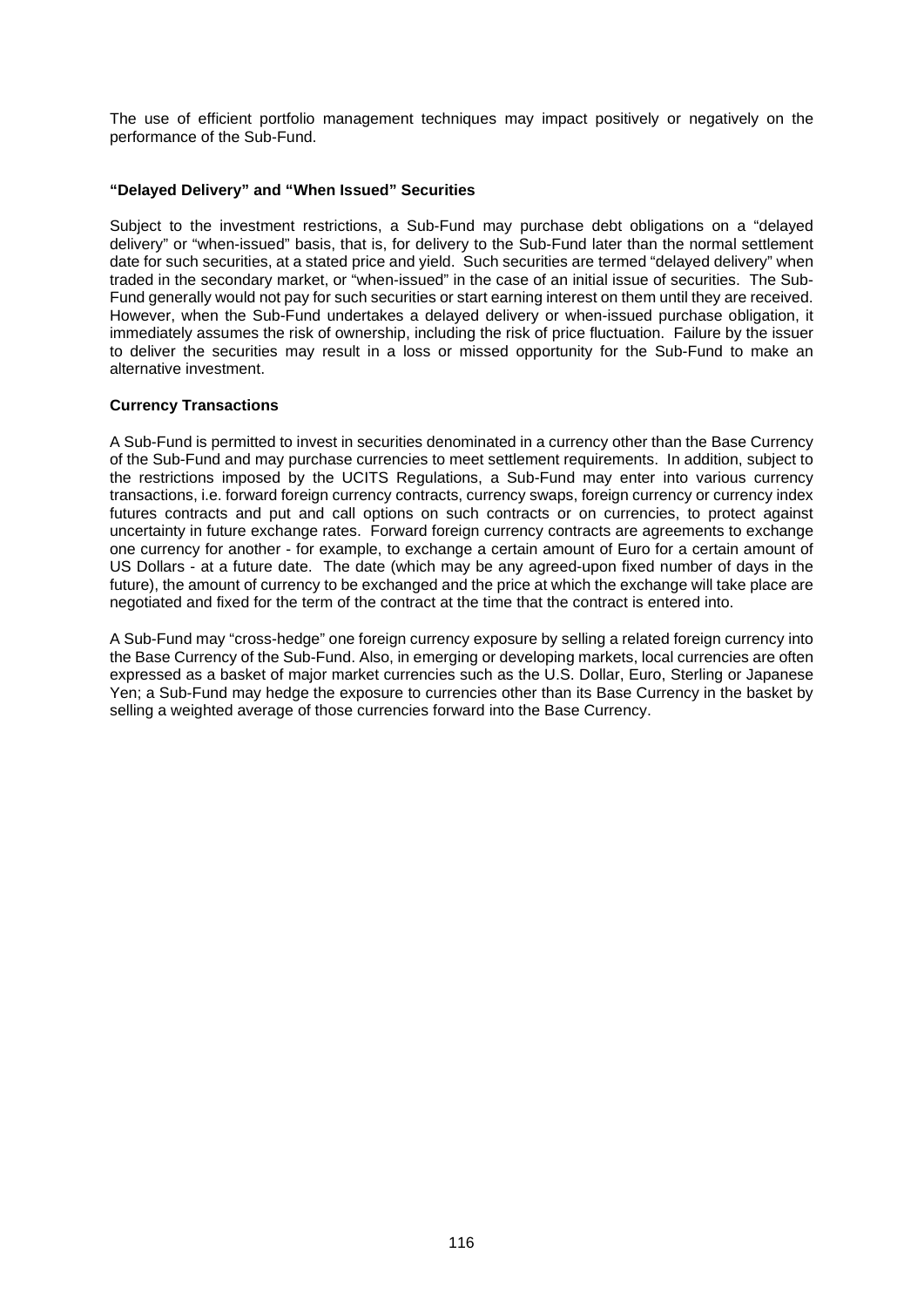The use of efficient portfolio management techniques may impact positively or negatively on the performance of the Sub-Fund.

**"Delayed Delivery" and "When Issued" Securities**

Subject to the investment restrictions, a Sub-Fund may purchase debt obligations on a "delayed delivery" or "when-issued" basis, that is, for delivery to the Sub-Fund later than the normal settlement date for such securities, at a stated price and yield. Such securities are termed "delayed delivery" when traded in the secondary market, or "when-issued" in the case of an initial issue of securities. The Sub-Fund generally would not pay for such securities or start earning interest on them until they are received. However, when the Sub-Fund undertakes a delayed delivery or when-issued purchase obligation, it immediately assumes the risk of ownership, including the risk of price fluctuation. Failure by the issuer to deliver the securities may result in a loss or missed opportunity for the Sub-Fund to make an alternative investment.

**Currency Transactions**

A Sub-Fund is permitted to invest in securities denominated in a currency other than the Base Currency of the Sub-Fund and may purchase currencies to meet settlement requirements. In addition, subject to the restrictions imposed by the UCITS Regulations, a Sub-Fund may enter into various currency transactions, i.e. forward foreign currency contracts, currency swaps, foreign currency or currency index futures contracts and put and call options on such contracts or on currencies, to protect against uncertainty in future exchange rates. Forward foreign currency contracts are agreements to exchange one currency for another - for example, to exchange a certain amount of Euro for a certain amount of US Dollars - at a future date. The date (which may be any agreed-upon fixed number of days in the future), the amount of currency to be exchanged and the price at which the exchange will take place are negotiated and fixed for the term of the contract at the time that the contract is entered into.

A Sub-Fund may "cross-hedge" one foreign currency exposure by selling a related foreign currency into the Base Currency of the Sub-Fund. Also, in emerging or developing markets, local currencies are often expressed as a basket of major market currencies such as the U.S. Dollar, Euro, Sterling or Japanese Yen; a Sub-Fund may hedge the exposure to currencies other than its Base Currency in the basket by selling a weighted average of those currencies forward into the Base Currency.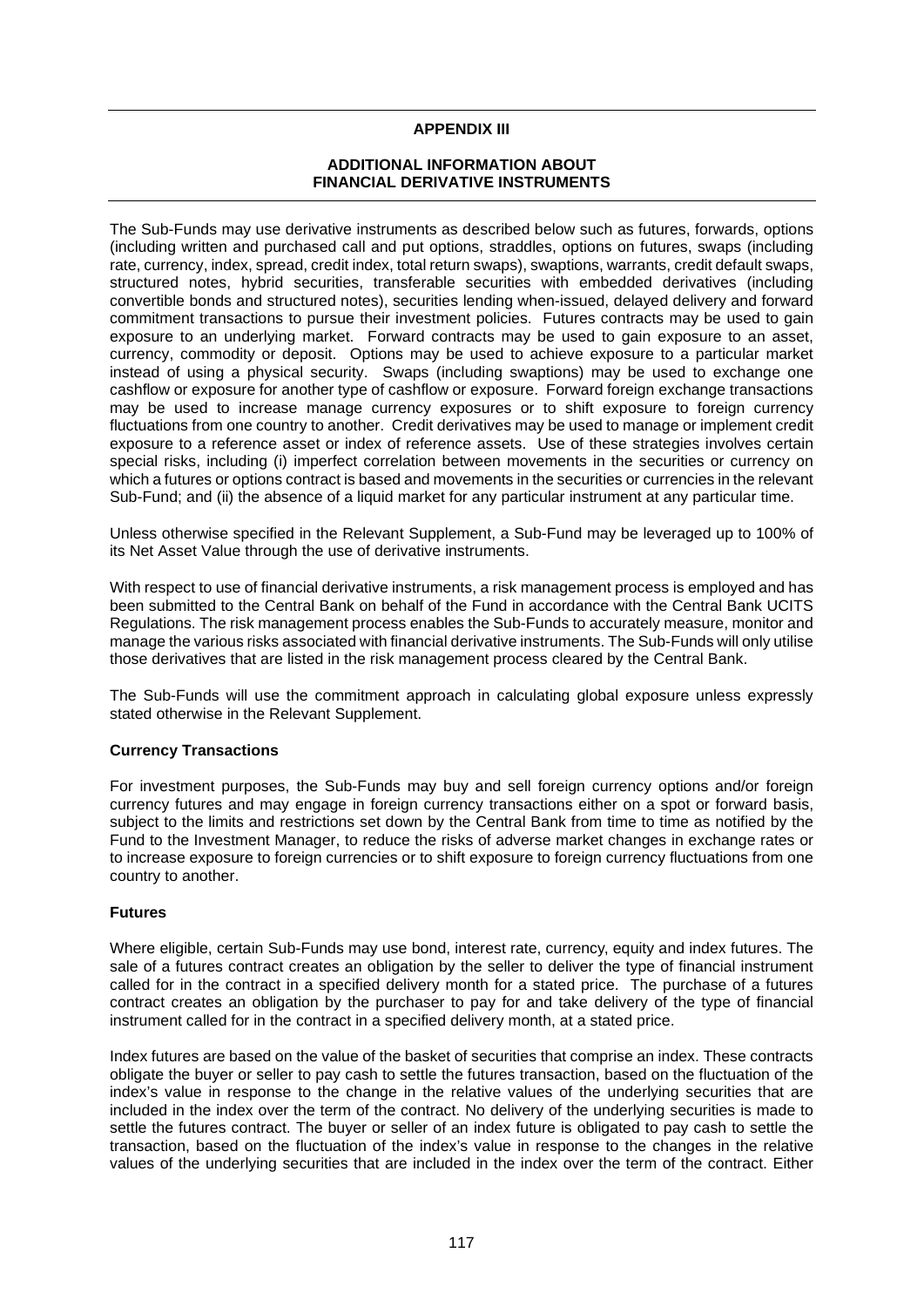## APPENDIX III

### ADDITIONAL INFORMATION ABOUT FINANCIAL DERIVATIVE INSTRUMENTS

The Sub-Funds may use derivative instruments as described below such as futures, forwards, options (including written and purchased call and put options, straddles, options on futures, swaps (including rate, currency, index, spread, credit index, total return swaps), swaptions, warrants, credit default swaps, structured notes, hybrid securities, transferable securities with embedded derivatives (including convertible bonds and structured notes), securities lending when-issued, delayed delivery and forward commitment transactions to pursue their investment policies. Futures contracts may be used to gain exposure to an underlying market. Forward contracts may be used to gain exposure to an asset, currency, commodity or deposit. Options may be used to achieve exposure to a particular market instead of using a physical security. Swaps (including swaptions) may be used to exchange one cashflow or exposure for another type of cashflow or exposure. Forward foreign exchange transactions may be used to increase manage currency exposures or to shift exposure to foreign currency fluctuations from one country to another. Credit derivatives may be used to manage or implement credit exposure to a reference asset or index of reference assets. Use of these strategies involves certain special risks, including (i) imperfect correlation between movements in the securities or currency on which a futures or options contract is based and movements in the securities or currencies in the relevant Sub-Fund; and (ii) the absence of a liquid market for any particular instrument at any particular time.

Unless otherwise specified in the Relevant Supplement, a Sub-Fund may be leveraged up to 100% of its Net Asset Value through the use of derivative instruments.

With respect to use of financial derivative instruments, a risk management process is employed and has been submitted to the Central Bank on behalf of the Fund in accordance with the Central Bank UCITS Regulations. The risk management process enables the Sub-Funds to accurately measure, monitor and manage the various risks associated with financial derivative instruments. The Sub-Funds will only utilise those derivatives that are listed in the risk management process cleared by the Central Bank.

The Sub-Funds will use the commitment approach in calculating global exposure unless expressly stated otherwise in the Relevant Supplement.

**Currency Transactions**

For investment purposes, the Sub-Funds may buy and sell foreign currency options and/or foreign currency futures and may engage in foreign currency transactions either on a spot or forward basis, subject to the limits and restrictions set down by the Central Bank from time to time as notified by the Fund to the Investment Manager, to reduce the risks of adverse market changes in exchange rates or to increase exposure to foreign currencies or to shift exposure to foreign currency fluctuations from one country to another.

**Futures**

Where eligible, certain Sub-Funds may use bond, interest rate, currency, equity and index futures. The sale of a futures contract creates an obligation by the seller to deliver the type of financial instrument called for in the contract in a specified delivery month for a stated price. The purchase of a futures contract creates an obligation by the purchaser to pay for and take delivery of the type of financial instrument called for in the contract in a specified delivery month, at a stated price.

Index futures are based on the value of the basket of securities that comprise an index. These contracts obligate the buyer or seller to pay cash to settle the futures transaction, based on the fluctuation of the index's value in response to the change in the relative values of the underlying securities that are included in the index over the term of the contract. No delivery of the underlying securities is made to settle the futures contract. The buyer or seller of an index future is obligated to pay cash to settle the transaction, based on the fluctuation of the index's value in response to the changes in the relative values of the underlying securities that are included in the index over the term of the contract. Either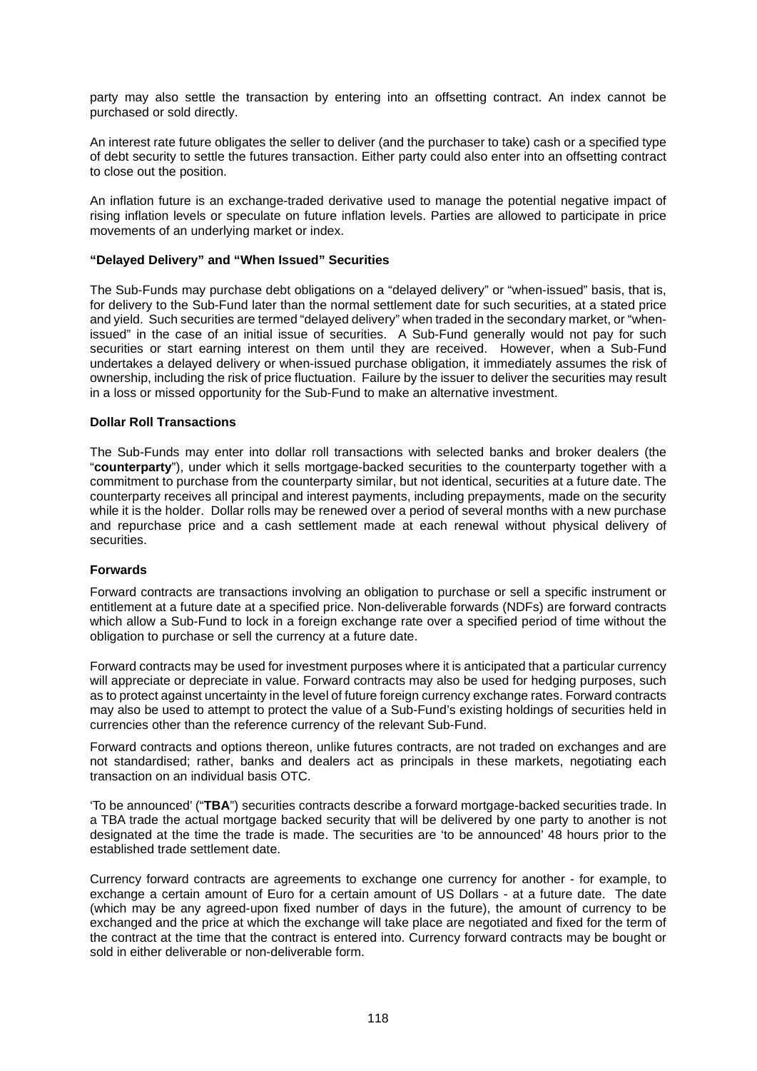party may also settle the transaction by entering into an offsetting contract. An index cannot be purchased or sold directly.

An interest rate future obligates the seller to deliver (and the purchaser to take) cash or a specified type of debt security to settle the futures transaction. Either party could also enter into an offsetting contract to close out the position.

An inflation future is an exchange-traded derivative used to manage the potential negative impact of rising inflation levels or speculate on future inflation levels. Parties are allowed to participate in price movements of an underlying market or index.

**"Delayed Delivery" and "When Issued" Securities**

The Sub-Funds may purchase debt obligations on a "delayed delivery" or "when-issued" basis, that is, for delivery to the Sub-Fund later than the normal settlement date for such securities, at a stated price and yield. Such securities are termed "delayed delivery" when traded in the secondary market, or "when-issued" in the case of an initial issue of securities. A Sub-Fund generally would not pay for such securities or start earning interest on them until they are received. However, when a Sub-Fund undertakes a delayed delivery or when-issued purchase obligation, it immediately assumes the risk of ownership, including the risk of price fluctuation. Failure by the issuer to deliver the securities may result in a loss or missed opportunity for the Sub-Fund to make an alternative investment.

**Dollar Roll Transactions**

The Sub-Funds may enter into dollar roll transactions with selected banks and broker dealers (the "**counterparty**"), under which it sells mortgage-backed securities to the counterparty together with a commitment to purchase from the counterparty similar, but not identical, securities at a future date. The counterparty receives all principal and interest payments, including prepayments, made on the security while it is the holder. Dollar rolls may be renewed over a period of several months with a new purchase and repurchase price and a cash settlement made at each renewal without physical delivery of securities.

**Forwards**

Forward contracts are transactions involving an obligation to purchase or sell a specific instrument or entitlement at a future date at a specified price. Non-deliverable forwards (NDFs) are forward contracts which allow a Sub-Fund to lock in a foreign exchange rate over a specified period of time without the obligation to purchase or sell the currency at a future date.

Forward contracts may be used for investment purposes where it is anticipated that a particular currency will appreciate or depreciate in value. Forward contracts may also be used for hedging purposes, such as to protect against uncertainty in the level of future foreign currency exchange rates. Forward contracts may also be used to attempt to protect the value of a Sub-Fund's existing holdings of securities held in currencies other than the reference currency of the relevant Sub-Fund.

Forward contracts and options thereon, unlike futures contracts, are not traded on exchanges and are not standardised; rather, banks and dealers act as principals in these markets, negotiating each transaction on an individual basis OTC.

'To be announced' ("**TBA**") securities contracts describe a forward mortgage-backed securities trade. In a TBA trade the actual mortgage backed security that will be delivered by one party to another is not designated at the time the trade is made. The securities are 'to be announced' 48 hours prior to the established trade settlement date.

Currency forward contracts are agreements to exchange one currency for another - for example, to exchange a certain amount of Euro for a certain amount of US Dollars - at a future date. The date (which may be any agreed-upon fixed number of days in the future), the amount of currency to be exchanged and the price at which the exchange will take place are negotiated and fixed for the term of the contract at the time that the contract is entered into. Currency forward contracts may be bought or sold in either deliverable or non-deliverable form.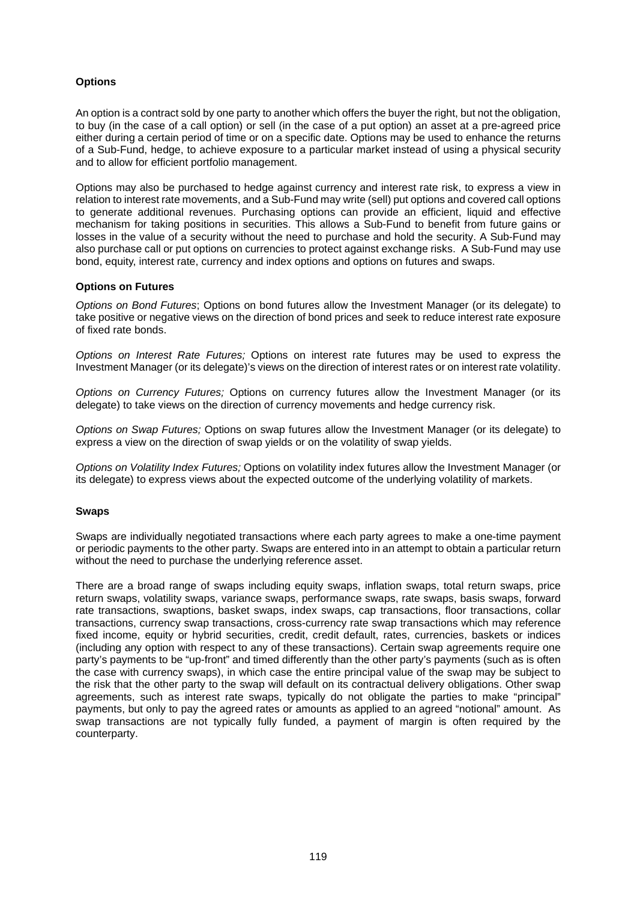### Options

An option is a contract sold by one party to another which offers the buyer the right, but not the obligation, to buy (in the case of a call option) or sell (in the case of a put option) an asset at a pre-agreed price either during a certain period of time or on a specific date. Options may be used to enhance the returns of a Sub-Fund, hedge, to achieve exposure to a particular market instead of using a physical security and to allow for efficient portfolio management.

Options may also be purchased to hedge against currency and interest rate risk, to express a view in relation to interest rate movements, and a Sub-Fund may write (sell) put options and covered call options to generate additional revenues. Purchasing options can provide an efficient, liquid and effective mechanism for taking positions in securities. This allows a Sub-Fund to benefit from future gains or losses in the value of a security without the need to purchase and hold the security. A Sub-Fund may also purchase call or put options on currencies to protect against exchange risks. A Sub-Fund may use bond, equity, interest rate, currency and index options and options on futures and swaps.

### Options on Futures

*Options on Bond Futures*; Options on bond futures allow the Investment Manager (or its delegate) to take positive or negative views on the direction of bond prices and seek to reduce interest rate exposure of fixed rate bonds.

*Options on Interest Rate Futures;* Options on interest rate futures may be used to express the Investment Manager (or its delegate)'s views on the direction of interest rates or on interest rate volatility.

*Options on Currency Futures;* Options on currency futures allow the Investment Manager (or its delegate) to take views on the direction of currency movements and hedge currency risk.

*Options on Swap Futures;* Options on swap futures allow the Investment Manager (or its delegate) to express a view on the direction of swap yields or on the volatility of swap yields.

*Options on Volatility Index Futures;* Options on volatility index futures allow the Investment Manager (or its delegate) to express views about the expected outcome of the underlying volatility of markets.

### Swaps

Swaps are individually negotiated transactions where each party agrees to make a one-time payment or periodic payments to the other party. Swaps are entered into in an attempt to obtain a particular return without the need to purchase the underlying reference asset.

There are a broad range of swaps including equity swaps, inflation swaps, total return swaps, price return swaps, volatility swaps, variance swaps, performance swaps, rate swaps, basis swaps, forward rate transactions, swaptions, basket swaps, index swaps, cap transactions, floor transactions, collar transactions, currency swap transactions, cross-currency rate swap transactions which may reference fixed income, equity or hybrid securities, credit, credit default, rates, currencies, baskets or indices (including any option with respect to any of these transactions). Certain swap agreements require one party's payments to be "up-front" and timed differently than the other party's payments (such as is often the case with currency swaps), in which case the entire principal value of the swap may be subject to the risk that the other party to the swap will default on its contractual delivery obligations. Other swap agreements, such as interest rate swaps, typically do not obligate the parties to make "principal" payments, but only to pay the agreed rates or amounts as applied to an agreed "notional" amount. As swap transactions are not typically fully funded, a payment of margin is often required by the counterparty.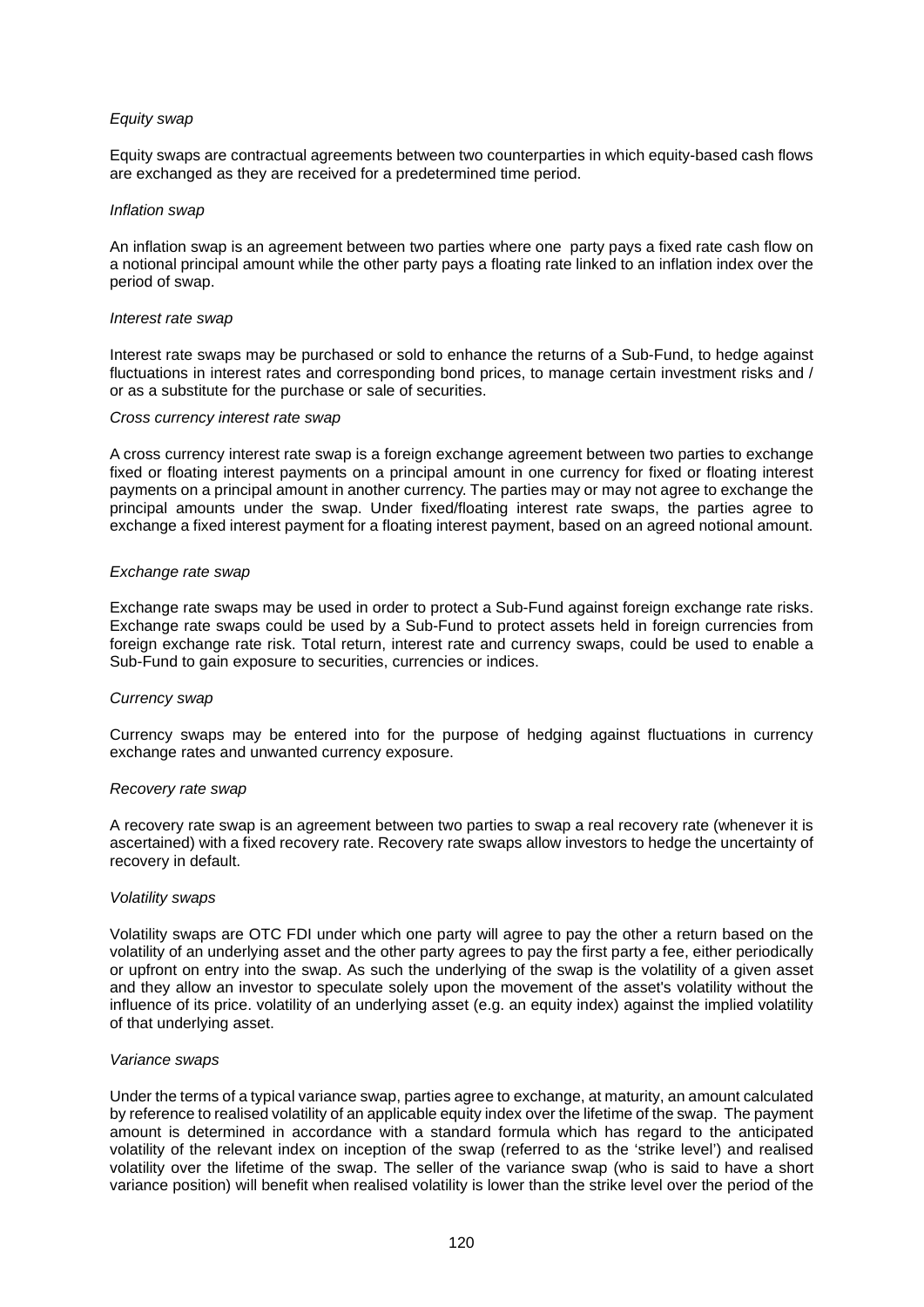*Equity swap*

Equity swaps are contractual agreements between two counterparties in which equity-based cash flows are exchanged as they are received for a predetermined time period.

*Inflation swap*

An inflation swap is an agreement between two parties where one party pays a fixed rate cash flow on a notional principal amount while the other party pays a floating rate linked to an inflation index over the period of swap.

*Interest rate swap*

Interest rate swaps may be purchased or sold to enhance the returns of a Sub-Fund, to hedge against fluctuations in interest rates and corresponding bond prices, to manage certain investment risks and / or as a substitute for the purchase or sale of securities.

*Cross currency interest rate swap*

A cross currency interest rate swap is a foreign exchange agreement between two parties to exchange fixed or floating interest payments on a principal amount in one currency for fixed or floating interest payments on a principal amount in another currency. The parties may or may not agree to exchange the principal amounts under the swap. Under fixed/floating interest rate swaps, the parties agree to exchange a fixed interest payment for a floating interest payment, based on an agreed notional amount.

*Exchange rate swap*

Exchange rate swaps may be used in order to protect a Sub-Fund against foreign exchange rate risks. Exchange rate swaps could be used by a Sub-Fund to protect assets held in foreign currencies from foreign exchange rate risk. Total return, interest rate and currency swaps, could be used to enable a Sub-Fund to gain exposure to securities, currencies or indices.

*Currency swap*

Currency swaps may be entered into for the purpose of hedging against fluctuations in currency exchange rates and unwanted currency exposure.

*Recovery rate swap*

A recovery rate swap is an agreement between two parties to swap a real recovery rate (whenever it is ascertained) with a fixed recovery rate. Recovery rate swaps allow investors to hedge the uncertainty of recovery in default.

*Volatility swaps*

Volatility swaps are OTC FDI under which one party will agree to pay the other a return based on the volatility of an underlying asset and the other party agrees to pay the first party a fee, either periodically or upfront on entry into the swap. As such the underlying of the swap is the volatility of a given asset and they allow an investor to speculate solely upon the movement of the asset's volatility without the influence of its price. volatility of an underlying asset (e.g. an equity index) against the implied volatility of that underlying asset.

*Variance swaps*

Under the terms of a typical variance swap, parties agree to exchange, at maturity, an amount calculated by reference to realised volatility of an applicable equity index over the lifetime of the swap. The payment amount is determined in accordance with a standard formula which has regard to the anticipated volatility of the relevant index on inception of the swap (referred to as the 'strike level') and realised volatility over the lifetime of the swap. The seller of the variance swap (who is said to have a short variance position) will benefit when realised volatility is lower than the strike level over the period of the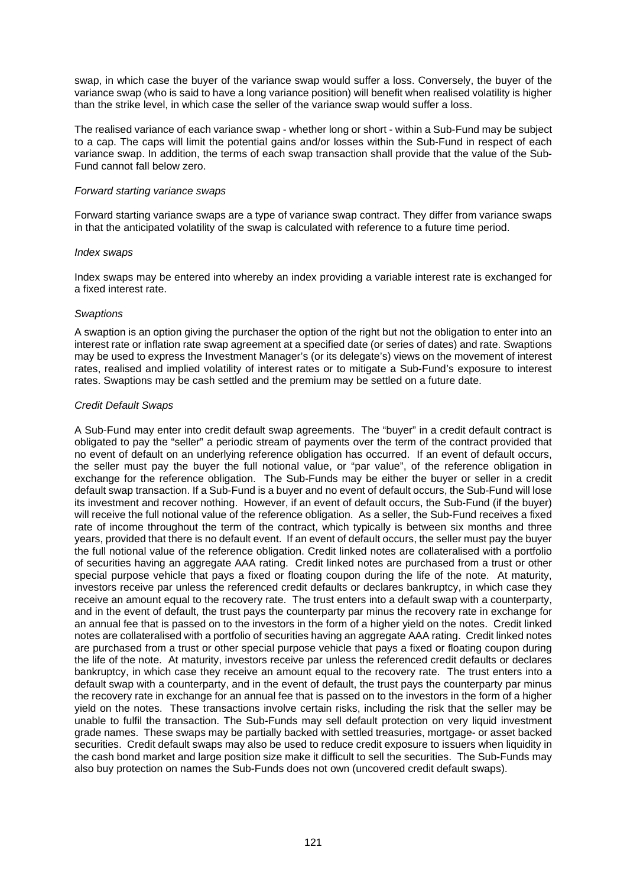swap, in which case the buyer of the variance swap would suffer a loss. Conversely, the buyer of the variance swap (who is said to have a long variance position) will benefit when realised volatility is higher than the strike level, in which case the seller of the variance swap would suffer a loss.

The realised variance of each variance swap - whether long or short - within a Sub-Fund may be subject to a cap. The caps will limit the potential gains and/or losses within the Sub-Fund in respect of each variance swap. In addition, the terms of each swap transaction shall provide that the value of the Sub-Fund cannot fall below zero.

*Forward starting variance swaps*

Forward starting variance swaps are a type of variance swap contract. They differ from variance swaps in that the anticipated volatility of the swap is calculated with reference to a future time period.

*Index swaps*

Index swaps may be entered into whereby an index providing a variable interest rate is exchanged for a fixed interest rate.

*Swaptions*

A swaption is an option giving the purchaser the option of the right but not the obligation to enter into an interest rate or inflation rate swap agreement at a specified date (or series of dates) and rate. Swaptions may be used to express the Investment Manager's (or its delegate's) views on the movement of interest rates, realised and implied volatility of interest rates or to mitigate a Sub-Fund's exposure to interest rates. Swaptions may be cash settled and the premium may be settled on a future date.

*Credit Default Swaps*

A Sub-Fund may enter into credit default swap agreements. The "buyer" in a credit default contract is obligated to pay the "seller" a periodic stream of payments over the term of the contract provided that no event of default on an underlying reference obligation has occurred. If an event of default occurs, the seller must pay the buyer the full notional value, or "par value", of the reference obligation in exchange for the reference obligation. The Sub-Funds may be either the buyer or seller in a credit default swap transaction. If a Sub-Fund is a buyer and no event of default occurs, the Sub-Fund will lose its investment and recover nothing. However, if an event of default occurs, the Sub-Fund (if the buyer) will receive the full notional value of the reference obligation. As a seller, the Sub-Fund receives a fixed rate of income throughout the term of the contract, which typically is between six months and three years, provided that there is no default event. If an event of default occurs, the seller must pay the buyer the full notional value of the reference obligation. Credit linked notes are collateralised with a portfolio of securities having an aggregate AAA rating. Credit linked notes are purchased from a trust or other special purpose vehicle that pays a fixed or floating coupon during the life of the note. At maturity, investors receive par unless the referenced credit defaults or declares bankruptcy, in which case they receive an amount equal to the recovery rate. The trust enters into a default swap with a counterparty, and in the event of default, the trust pays the counterparty par minus the recovery rate in exchange for an annual fee that is passed on to the investors in the form of a higher yield on the notes. Credit linked notes are collateralised with a portfolio of securities having an aggregate AAA rating. Credit linked notes are purchased from a trust or other special purpose vehicle that pays a fixed or floating coupon during the life of the note. At maturity, investors receive par unless the referenced credit defaults or declares bankruptcy, in which case they receive an amount equal to the recovery rate. The trust enters into a default swap with a counterparty, and in the event of default, the trust pays the counterparty par minus the recovery rate in exchange for an annual fee that is passed on to the investors in the form of a higher yield on the notes. These transactions involve certain risks, including the risk that the seller may be unable to fulfil the transaction. The Sub-Funds may sell default protection on very liquid investment grade names. These swaps may be partially backed with settled treasuries, mortgage- or asset backed securities. Credit default swaps may also be used to reduce credit exposure to issuers when liquidity in the cash bond market and large position size make it difficult to sell the securities. The Sub-Funds may also buy protection on names the Sub-Funds does not own (uncovered credit default swaps).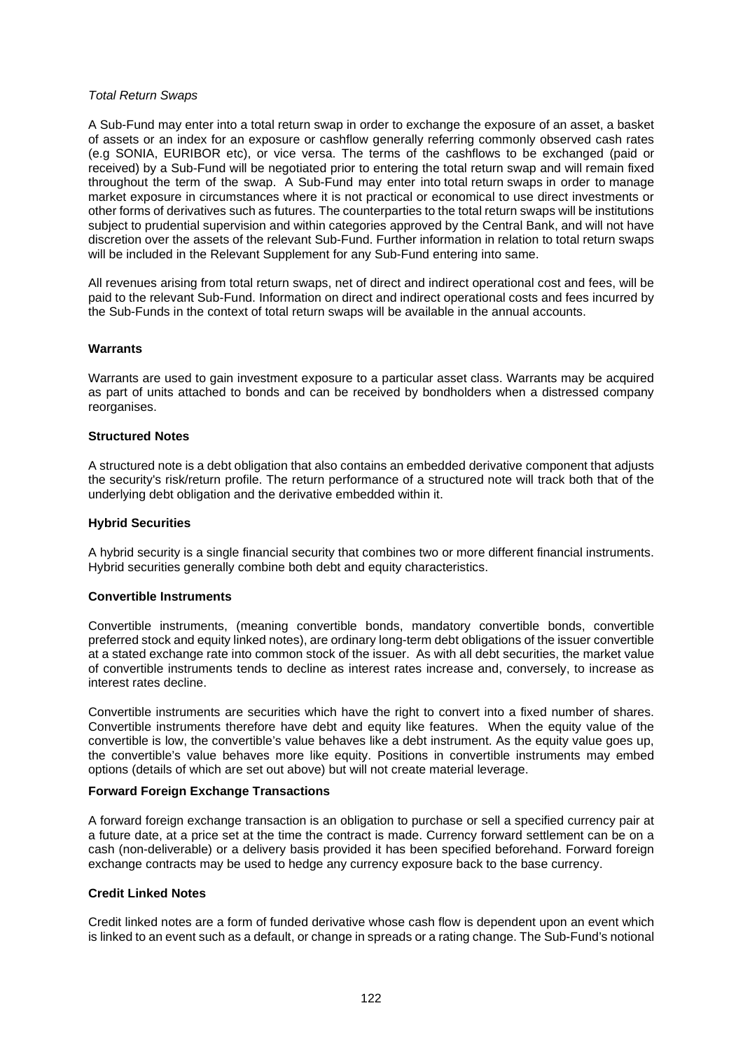*Total Return Swaps*

A Sub-Fund may enter into a total return swap in order to exchange the exposure of an asset, a basket of assets or an index for an exposure or cashflow generally referring commonly observed cash rates (e.g SONIA, EURIBOR etc), or vice versa. The terms of the cashflows to be exchanged (paid or received) by a Sub-Fund will be negotiated prior to entering the total return swap and will remain fixed throughout the term of the swap. A Sub-Fund may enter into total return swaps in order to manage market exposure in circumstances where it is not practical or economical to use direct investments or other forms of derivatives such as futures. The counterparties to the total return swaps will be institutions subject to prudential supervision and within categories approved by the Central Bank, and will not have discretion over the assets of the relevant Sub-Fund. Further information in relation to total return swaps will be included in the Relevant Supplement for any Sub-Fund entering into same.

All revenues arising from total return swaps, net of direct and indirect operational cost and fees, will be paid to the relevant Sub-Fund. Information on direct and indirect operational costs and fees incurred by the Sub-Funds in the context of total return swaps will be available in the annual accounts.

**Warrants**

Warrants are used to gain investment exposure to a particular asset class. Warrants may be acquired as part of units attached to bonds and can be received by bondholders when a distressed company reorganises.

**Structured Notes**

A structured note is a debt obligation that also contains an embedded derivative component that adjusts the security's risk/return profile. The return performance of a structured note will track both that of the underlying debt obligation and the derivative embedded within it.

**Hybrid Securities**

A hybrid security is a single financial security that combines two or more different financial instruments. Hybrid securities generally combine both debt and equity characteristics.

**Convertible Instruments**

Convertible instruments, (meaning convertible bonds, mandatory convertible bonds, convertible preferred stock and equity linked notes), are ordinary long-term debt obligations of the issuer convertible at a stated exchange rate into common stock of the issuer. As with all debt securities, the market value of convertible instruments tends to decline as interest rates increase and, conversely, to increase as interest rates decline.

Convertible instruments are securities which have the right to convert into a fixed number of shares. Convertible instruments therefore have debt and equity like features. When the equity value of the convertible is low, the convertible's value behaves like a debt instrument. As the equity value goes up, the convertible's value behaves more like equity. Positions in convertible instruments may embed options (details of which are set out above) but will not create material leverage.

**Forward Foreign Exchange Transactions**

A forward foreign exchange transaction is an obligation to purchase or sell a specified currency pair at a future date, at a price set at the time the contract is made. Currency forward settlement can be on a cash (non-deliverable) or a delivery basis provided it has been specified beforehand. Forward foreign exchange contracts may be used to hedge any currency exposure back to the base currency.

**Credit Linked Notes**

Credit linked notes are a form of funded derivative whose cash flow is dependent upon an event which is linked to an event such as a default, or change in spreads or a rating change. The Sub-Fund's notional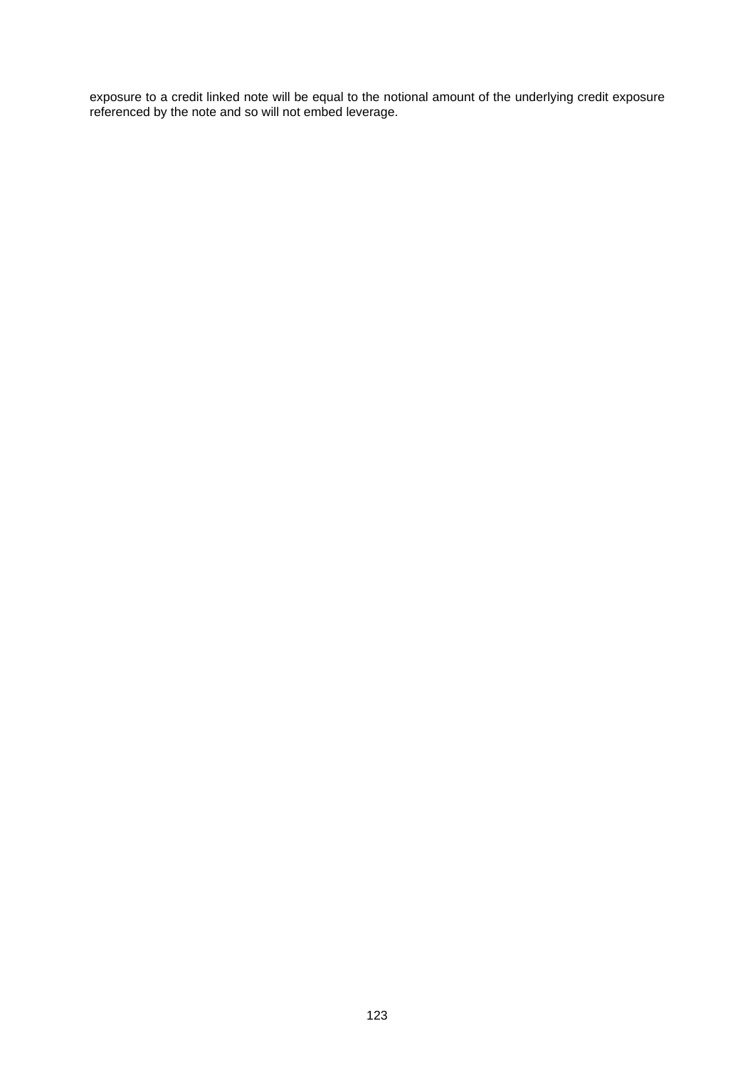exposure to a credit linked note will be equal to the notional amount of the underlying credit exposure referenced by the note and so will not embed leverage.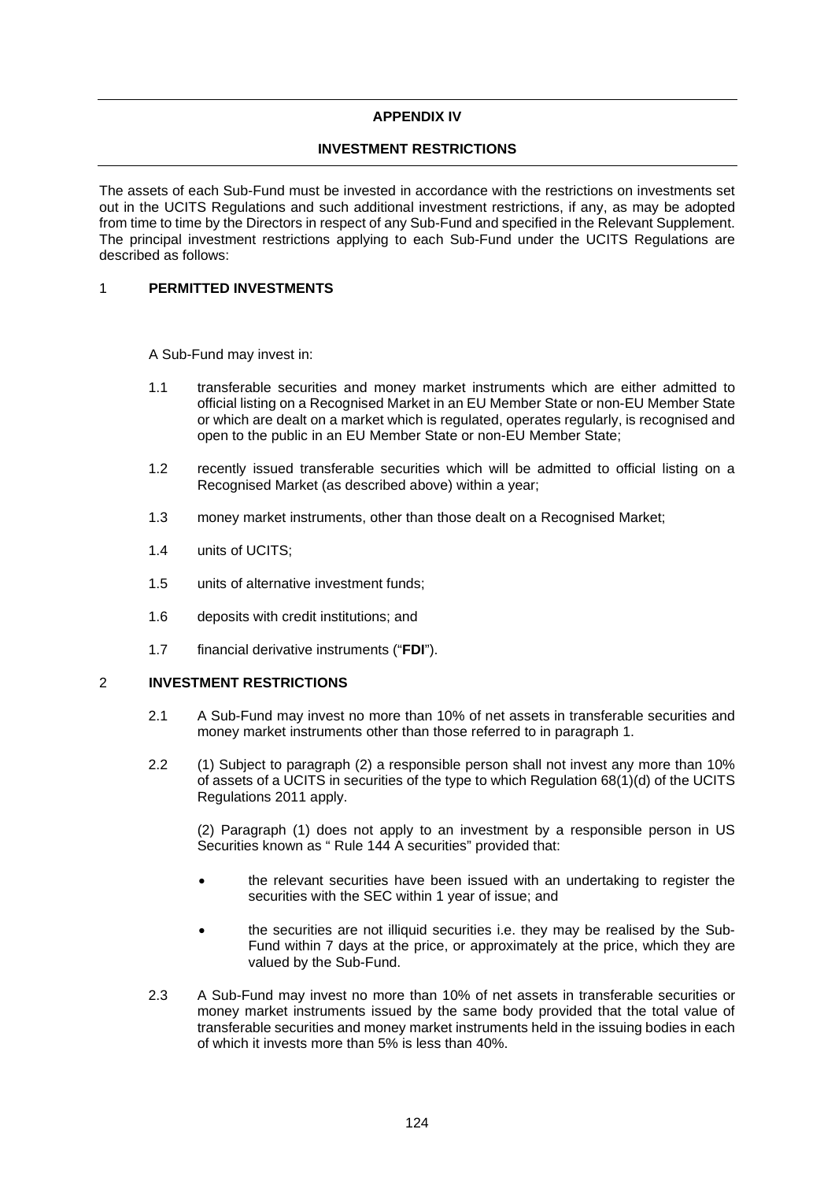# APPENDIX IV

## INVESTMENT RESTRICTIONS

The assets of each Sub-Fund must be invested in accordance with the restrictions on investments set out in the UCITS Regulations and such additional investment restrictions, if any, as may be adopted from time to time by the Directors in respect of any Sub-Fund and specified in the Relevant Supplement. The principal investment restrictions applying to each Sub-Fund under the UCITS Regulations are described as follows:

### 1 PERMITTED INVESTMENTS

A Sub-Fund may invest in:

1.1 transferable securities and money market instruments which are either admitted to official listing on a Recognised Market in an EU Member State or non-EU Member State or which are dealt on a market which is regulated, operates regularly, is recognised and open to the public in an EU Member State or non-EU Member State;

1.2 recently issued transferable securities which will be admitted to official listing on a Recognised Market (as described above) within a year;

1.3 money market instruments, other than those dealt on a Recognised Market;

1.4 units of UCITS;

1.5 units of alternative investment funds;

1.6 deposits with credit institutions; and

1.7 financial derivative instruments ("**FDI**").

### 2 INVESTMENT RESTRICTIONS

2.1 A Sub-Fund may invest no more than 10% of net assets in transferable securities and money market instruments other than those referred to in paragraph 1.

2.2 (1) Subject to paragraph (2) a responsible person shall not invest any more than 10% of assets of a UCITS in securities of the type to which Regulation 68(1)(d) of the UCITS Regulations 2011 apply.

(2) Paragraph (1) does not apply to an investment by a responsible person in US Securities known as " Rule 144 A securities" provided that:

- the relevant securities have been issued with an undertaking to register the securities with the SEC within 1 year of issue; and
- the securities are not illiquid securities i.e. they may be realised by the Sub-Fund within 7 days at the price, or approximately at the price, which they are valued by the Sub-Fund.

2.3 A Sub-Fund may invest no more than 10% of net assets in transferable securities or money market instruments issued by the same body provided that the total value of transferable securities and money market instruments held in the issuing bodies in each of which it invests more than 5% is less than 40%.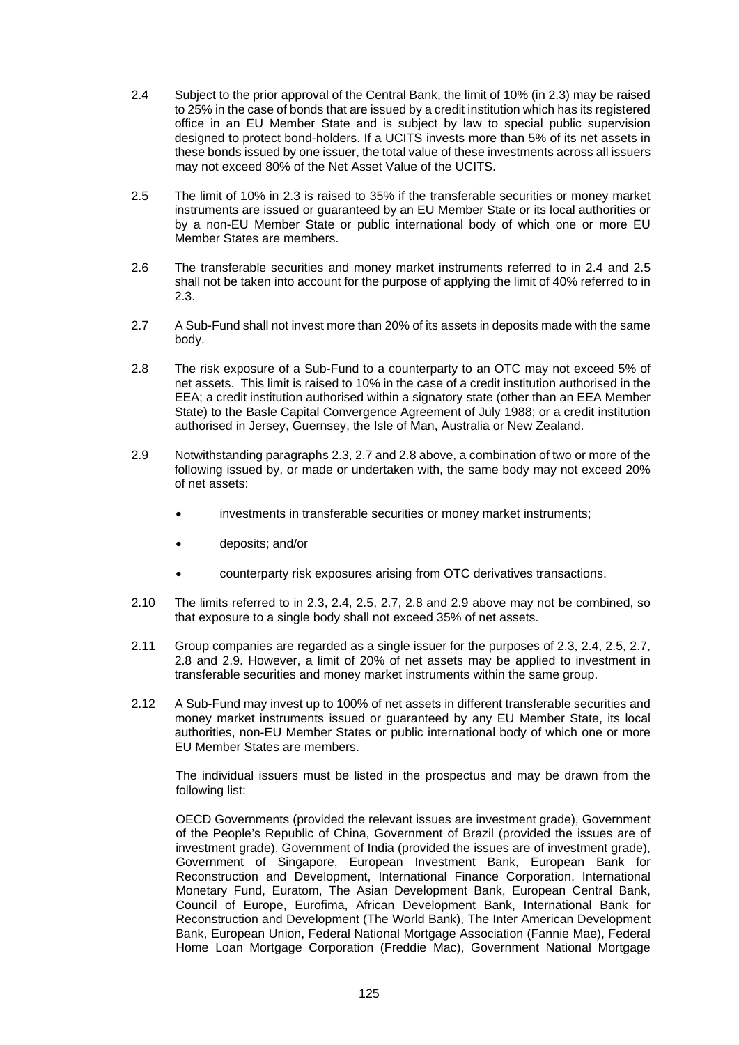2.4 Subject to the prior approval of the Central Bank, the limit of 10% (in 2.3) may be raised to 25% in the case of bonds that are issued by a credit institution which has its registered office in an EU Member State and is subject by law to special public supervision designed to protect bond-holders. If a UCITS invests more than 5% of its net assets in these bonds issued by one issuer, the total value of these investments across all issuers may not exceed 80% of the Net Asset Value of the UCITS.

2.5 The limit of 10% in 2.3 is raised to 35% if the transferable securities or money market instruments are issued or guaranteed by an EU Member State or its local authorities or by a non-EU Member State or public international body of which one or more EU Member States are members.

2.6 The transferable securities and money market instruments referred to in 2.4 and 2.5 shall not be taken into account for the purpose of applying the limit of 40% referred to in 2.3.

2.7 A Sub-Fund shall not invest more than 20% of its assets in deposits made with the same body.

2.8 The risk exposure of a Sub-Fund to a counterparty to an OTC may not exceed 5% of net assets. This limit is raised to 10% in the case of a credit institution authorised in the EEA; a credit institution authorised within a signatory state (other than an EEA Member State) to the Basle Capital Convergence Agreement of July 1988; or a credit institution authorised in Jersey, Guernsey, the Isle of Man, Australia or New Zealand.

2.9 Notwithstanding paragraphs 2.3, 2.7 and 2.8 above, a combination of two or more of the following issued by, or made or undertaken with, the same body may not exceed 20% of net assets:

- investments in transferable securities or money market instruments;
- deposits; and/or
- counterparty risk exposures arising from OTC derivatives transactions.

2.10 The limits referred to in 2.3, 2.4, 2.5, 2.7, 2.8 and 2.9 above may not be combined, so that exposure to a single body shall not exceed 35% of net assets.

2.11 Group companies are regarded as a single issuer for the purposes of 2.3, 2.4, 2.5, 2.7, 2.8 and 2.9. However, a limit of 20% of net assets may be applied to investment in transferable securities and money market instruments within the same group.

2.12 A Sub-Fund may invest up to 100% of net assets in different transferable securities and money market instruments issued or guaranteed by any EU Member State, its local authorities, non-EU Member States or public international body of which one or more EU Member States are members.

The individual issuers must be listed in the prospectus and may be drawn from the following list:

OECD Governments (provided the relevant issues are investment grade), Government of the People's Republic of China, Government of Brazil (provided the issues are of investment grade), Government of India (provided the issues are of investment grade), Government of Singapore, European Investment Bank, European Bank for Reconstruction and Development, International Finance Corporation, International Monetary Fund, Euratom, The Asian Development Bank, European Central Bank, Council of Europe, Eurofima, African Development Bank, International Bank for Reconstruction and Development (The World Bank), The Inter American Development Bank, European Union, Federal National Mortgage Association (Fannie Mae), Federal Home Loan Mortgage Corporation (Freddie Mac), Government National Mortgage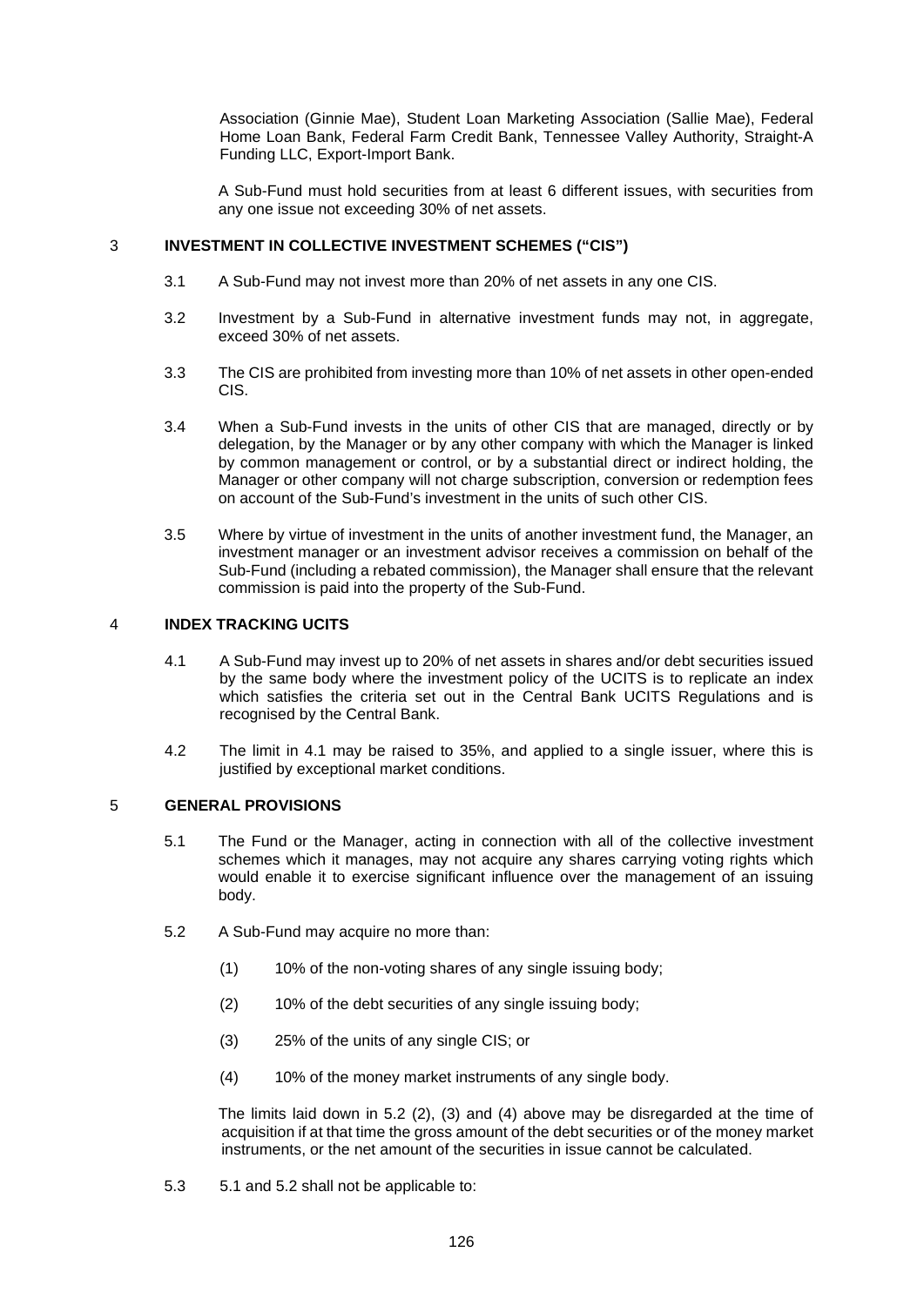Association (Ginnie Mae), Student Loan Marketing Association (Sallie Mae), Federal Home Loan Bank, Federal Farm Credit Bank, Tennessee Valley Authority, Straight-A Funding LLC, Export-Import Bank.

A Sub-Fund must hold securities from at least 6 different issues, with securities from any one issue not exceeding 30% of net assets.

## 3 INVESTMENT IN COLLECTIVE INVESTMENT SCHEMES ("CIS")

3.1 A Sub-Fund may not invest more than 20% of net assets in any one CIS.

3.2 Investment by a Sub-Fund in alternative investment funds may not, in aggregate, exceed 30% of net assets.

3.3 The CIS are prohibited from investing more than 10% of net assets in other open-ended CIS.

3.4 When a Sub-Fund invests in the units of other CIS that are managed, directly or by delegation, by the Manager or by any other company with which the Manager is linked by common management or control, or by a substantial direct or indirect holding, the Manager or other company will not charge subscription, conversion or redemption fees on account of the Sub-Fund's investment in the units of such other CIS.

3.5 Where by virtue of investment in the units of another investment fund, the Manager, an investment manager or an investment advisor receives a commission on behalf of the Sub-Fund (including a rebated commission), the Manager shall ensure that the relevant commission is paid into the property of the Sub-Fund.

## 4 INDEX TRACKING UCITS

4.1 A Sub-Fund may invest up to 20% of net assets in shares and/or debt securities issued by the same body where the investment policy of the UCITS is to replicate an index which satisfies the criteria set out in the Central Bank UCITS Regulations and is recognised by the Central Bank.

4.2 The limit in 4.1 may be raised to 35%, and applied to a single issuer, where this is justified by exceptional market conditions.

## 5 GENERAL PROVISIONS

5.1 The Fund or the Manager, acting in connection with all of the collective investment schemes which it manages, may not acquire any shares carrying voting rights which would enable it to exercise significant influence over the management of an issuing body.

5.2 A Sub-Fund may acquire no more than:

(1) 10% of the non-voting shares of any single issuing body;

(2) 10% of the debt securities of any single issuing body;

(3) 25% of the units of any single CIS; or

(4) 10% of the money market instruments of any single body.

The limits laid down in 5.2 (2), (3) and (4) above may be disregarded at the time of acquisition if at that time the gross amount of the debt securities or of the money market instruments, or the net amount of the securities in issue cannot be calculated.

5.3 5.1 and 5.2 shall not be applicable to: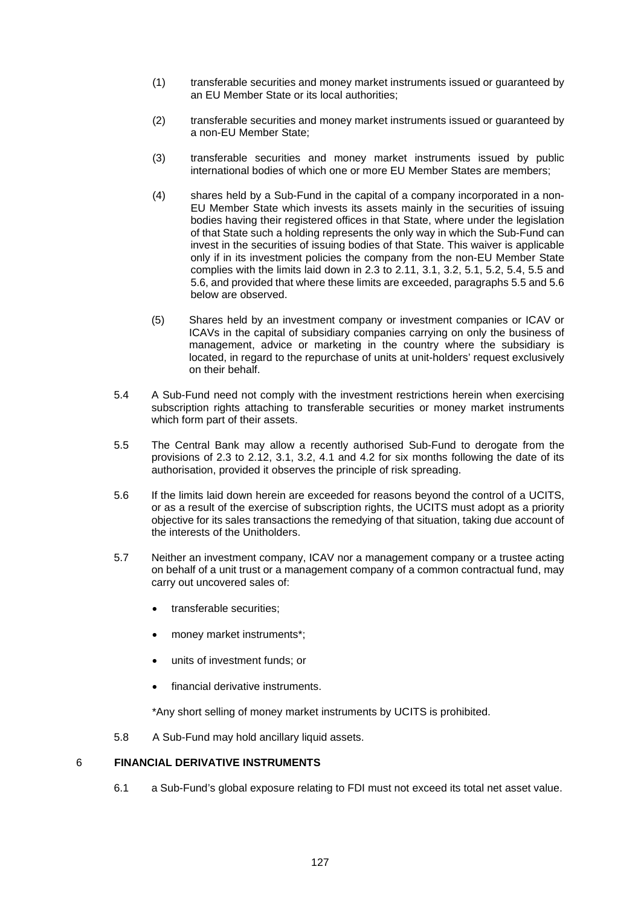(1) transferable securities and money market instruments issued or guaranteed by an EU Member State or its local authorities;

(2) transferable securities and money market instruments issued or guaranteed by a non-EU Member State;

(3) transferable securities and money market instruments issued by public international bodies of which one or more EU Member States are members;

(4) shares held by a Sub-Fund in the capital of a company incorporated in a non-EU Member State which invests its assets mainly in the securities of issuing bodies having their registered offices in that State, where under the legislation of that State such a holding represents the only way in which the Sub-Fund can invest in the securities of issuing bodies of that State. This waiver is applicable only if in its investment policies the company from the non-EU Member State complies with the limits laid down in 2.3 to 2.11, 3.1, 3.2, 5.1, 5.2, 5.4, 5.5 and 5.6, and provided that where these limits are exceeded, paragraphs 5.5 and 5.6 below are observed.

(5) Shares held by an investment company or investment companies or ICAV or ICAVs in the capital of subsidiary companies carrying on only the business of management, advice or marketing in the country where the subsidiary is located, in regard to the repurchase of units at unit-holders' request exclusively on their behalf.

5.4 A Sub-Fund need not comply with the investment restrictions herein when exercising subscription rights attaching to transferable securities or money market instruments which form part of their assets.

5.5 The Central Bank may allow a recently authorised Sub-Fund to derogate from the provisions of 2.3 to 2.12, 3.1, 3.2, 4.1 and 4.2 for six months following the date of its authorisation, provided it observes the principle of risk spreading.

5.6 If the limits laid down herein are exceeded for reasons beyond the control of a UCITS, or as a result of the exercise of subscription rights, the UCITS must adopt as a priority objective for its sales transactions the remedying of that situation, taking due account of the interests of the Unitholders.

5.7 Neither an investment company, ICAV nor a management company or a trustee acting on behalf of a unit trust or a management company of a common contractual fund, may carry out uncovered sales of:

- transferable securities;
- money market instruments*;
- units of investment funds; or
- financial derivative instruments.

*Any short selling of money market instruments by UCITS is prohibited.

5.8 A Sub-Fund may hold ancillary liquid assets.

## 6 FINANCIAL DERIVATIVE INSTRUMENTS

6.1 a Sub-Fund's global exposure relating to FDI must not exceed its total net asset value.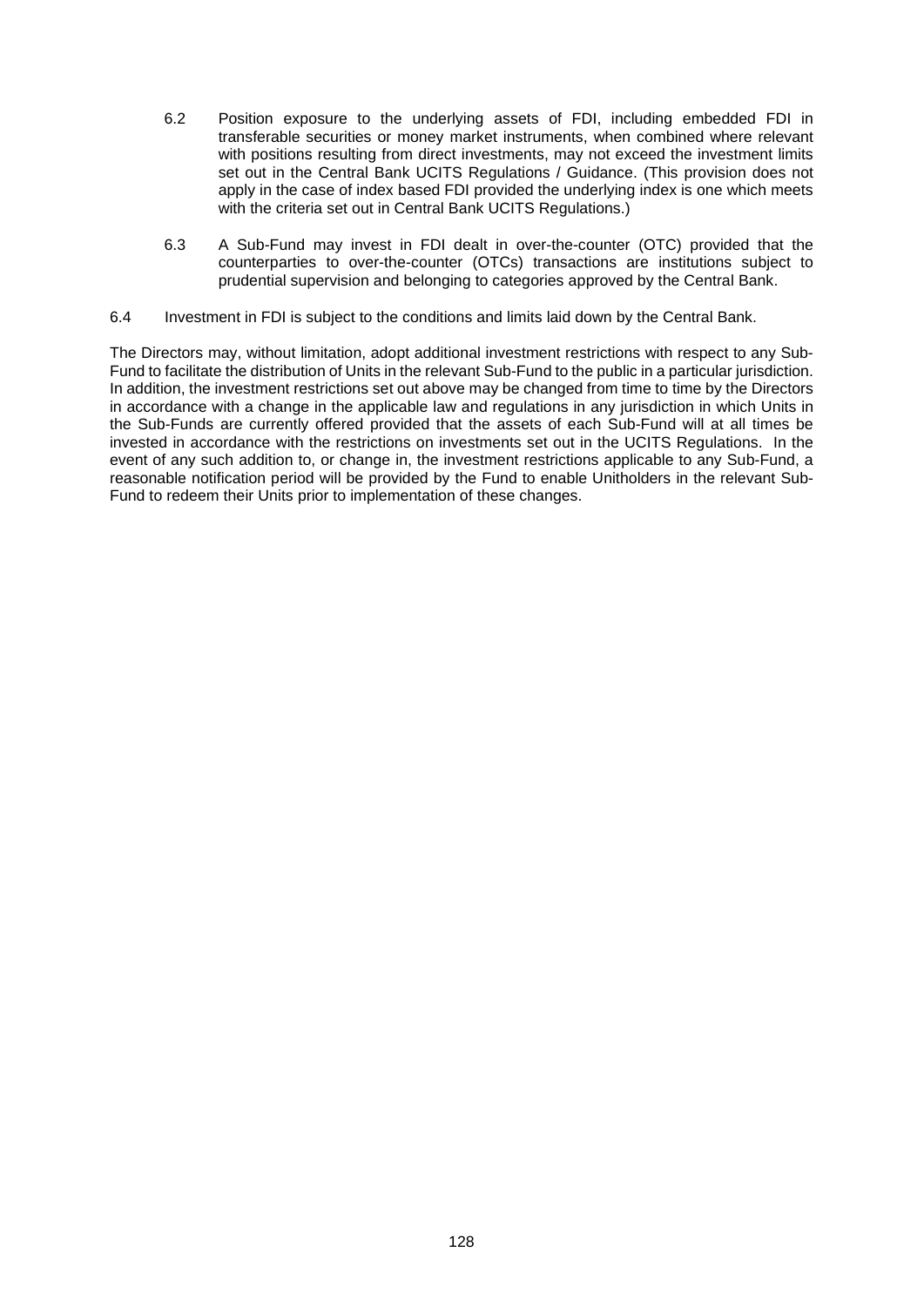6.2 Position exposure to the underlying assets of FDI, including embedded FDI in transferable securities or money market instruments, when combined where relevant with positions resulting from direct investments, may not exceed the investment limits set out in the Central Bank UCITS Regulations / Guidance. (This provision does not apply in the case of index based FDI provided the underlying index is one which meets with the criteria set out in Central Bank UCITS Regulations.)

6.3 A Sub-Fund may invest in FDI dealt in over-the-counter (OTC) provided that the counterparties to over-the-counter (OTCs) transactions are institutions subject to prudential supervision and belonging to categories approved by the Central Bank.

6.4 Investment in FDI is subject to the conditions and limits laid down by the Central Bank.

The Directors may, without limitation, adopt additional investment restrictions with respect to any Sub-Fund to facilitate the distribution of Units in the relevant Sub-Fund to the public in a particular jurisdiction. In addition, the investment restrictions set out above may be changed from time to time by the Directors in accordance with a change in the applicable law and regulations in any jurisdiction in which Units in the Sub-Funds are currently offered provided that the assets of each Sub-Fund will at all times be invested in accordance with the restrictions on investments set out in the UCITS Regulations. In the event of any such addition to, or change in, the investment restrictions applicable to any Sub-Fund, a reasonable notification period will be provided by the Fund to enable Unitholders in the relevant Sub-Fund to redeem their Units prior to implementation of these changes.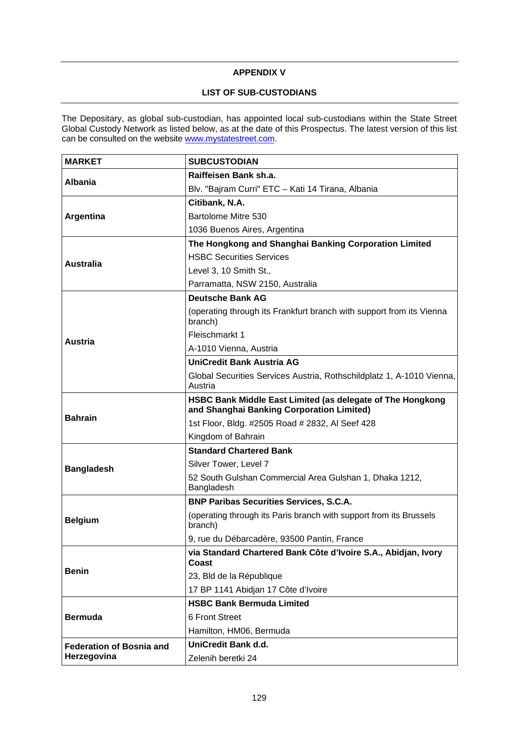## APPENDIX V

## LIST OF SUB-CUSTODIANS

The Depositary, as global sub-custodian, has appointed local sub-custodians within the State Street Global Custody Network as listed below, as at the date of this Prospectus. The latest version of this list can be consulted on the website www.mystatestreet.com.

| MARKET | SUBCUSTODIAN |
|---|---|
| **Albania** | **Raiffeisen Bank sh.a.** |
| | Blv. "Bajram Curri" ETC – Kati 14 Tirana, Albania |
| **Argentina** | **Citibank, N.A.** |
| | Bartolome Mitre 530 |
| | 1036 Buenos Aires, Argentina |
| **Australia** | **The Hongkong and Shanghai Banking Corporation Limited** |
| | HSBC Securities Services |
| | Level 3, 10 Smith St., |
| | Parramatta, NSW 2150, Australia |
| **Austria** | **Deutsche Bank AG** |
| | (operating through its Frankfurt branch with support from its Vienna branch) |
| | Fleischmarkt 1 |
| | A-1010 Vienna, Austria |
| | **UniCredit Bank Austria AG** |
| | Global Securities Services Austria, Rothschildplatz 1, A-1010 Vienna, Austria |
| **Bahrain** | **HSBC Bank Middle East Limited (as delegate of The Hongkong and Shanghai Banking Corporation Limited)** |
| | 1st Floor, Bldg. #2505 Road # 2832, Al Seef 428 |
| | Kingdom of Bahrain |
| **Bangladesh** | **Standard Chartered Bank** |
| | Silver Tower, Level 7 |
| | 52 South Gulshan Commercial Area Gulshan 1, Dhaka 1212, Bangladesh |
| **Belgium** | **BNP Paribas Securities Services, S.C.A.** |
| | (operating through its Paris branch with support from its Brussels branch) |
| | 9, rue du Débarcadère, 93500 Pantin, France |
| **Benin** | **via Standard Chartered Bank Côte d'Ivoire S.A., Abidjan, Ivory Coast** |
| | 23, Bld de la République |
| | 17 BP 1141 Abidjan 17 Côte d'Ivoire |
| **Bermuda** | **HSBC Bank Bermuda Limited** |
| | 6 Front Street |
| | Hamilton, HM06, Bermuda |
| **Federation of Bosnia and Herzegovina** | **UniCredit Bank d.d.** |
| | Zelenih beretki 24 |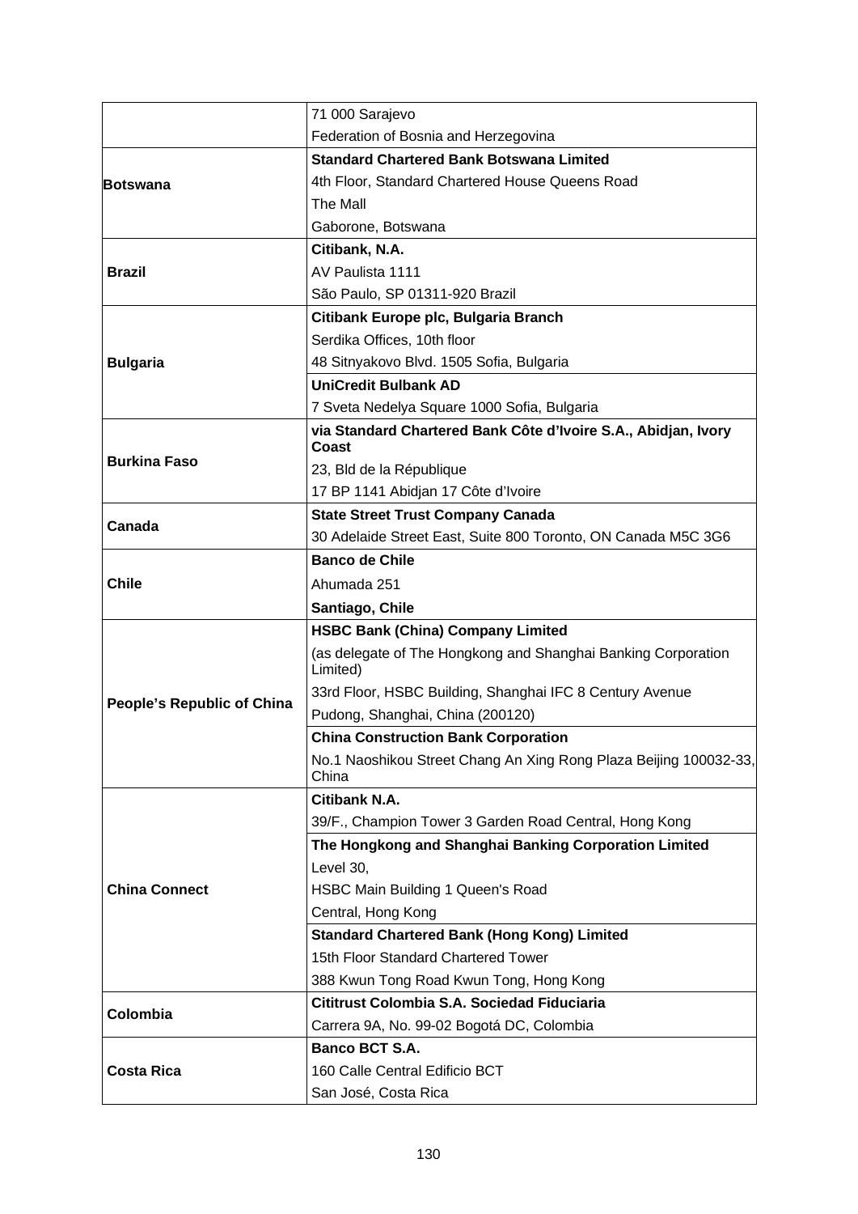| | |
|---|---|
| | 71 000 Sarajevo<br>Federation of Bosnia and Herzegovina |
| **Botswana** | **Standard Chartered Bank Botswana Limited**<br>4th Floor, Standard Chartered House Queens Road<br>The Mall<br>Gaborone, Botswana |
| **Brazil** | **Citibank, N.A.**<br>AV Paulista 1111<br>São Paulo, SP 01311-920 Brazil |
| **Bulgaria** | **Citibank Europe plc, Bulgaria Branch**<br>Serdika Offices, 10th floor<br>48 Sitnyakovo Blvd. 1505 Sofia, Bulgaria |
| | **UniCredit Bulbank AD**<br>7 Sveta Nedelya Square 1000 Sofia, Bulgaria |
| **Burkina Faso** | **via Standard Chartered Bank Côte d'Ivoire S.A., Abidjan, Ivory Coast**<br>23, Bld de la République<br>17 BP 1141 Abidjan 17 Côte d'Ivoire |
| **Canada** | **State Street Trust Company Canada**<br>30 Adelaide Street East, Suite 800 Toronto, ON Canada M5C 3G6 |
| **Chile** | **Banco de Chile**<br>Ahumada 251<br>**Santiago, Chile** |
| **People's Republic of China** | **HSBC Bank (China) Company Limited**<br>(as delegate of The Hongkong and Shanghai Banking Corporation Limited)<br>33rd Floor, HSBC Building, Shanghai IFC 8 Century Avenue<br>Pudong, Shanghai, China (200120) |
| | **China Construction Bank Corporation**<br>No.1 Naoshikou Street Chang An Xing Rong Plaza Beijing 100032-33, China |
| **China Connect** | **Citibank N.A.**<br>39/F., Champion Tower 3 Garden Road Central, Hong Kong |
| | **The Hongkong and Shanghai Banking Corporation Limited**<br>Level 30,<br>HSBC Main Building 1 Queen's Road<br>Central, Hong Kong |
| | **Standard Chartered Bank (Hong Kong) Limited**<br>15th Floor Standard Chartered Tower<br>388 Kwun Tong Road Kwun Tong, Hong Kong |
| **Colombia** | **Cititrust Colombia S.A. Sociedad Fiduciaria**<br>Carrera 9A, No. 99-02 Bogotá DC, Colombia |
| **Costa Rica** | **Banco BCT S.A.**<br>160 Calle Central Edificio BCT<br>San José, Costa Rica |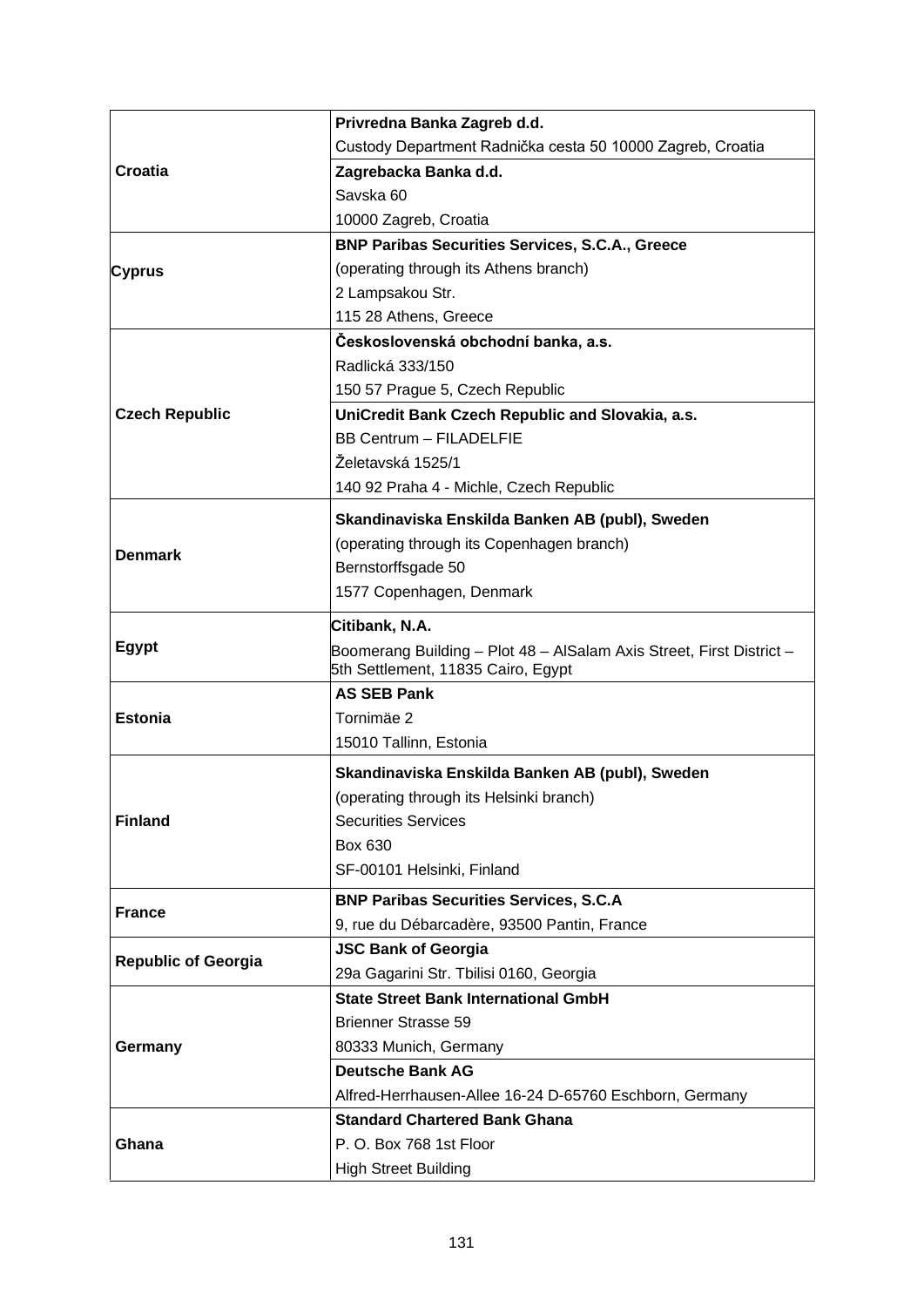| | |
|---|---|
| **Croatia** | **Privredna Banka Zagreb d.d.**<br>Custody Department Radnička cesta 50 10000 Zagreb, Croatia |
| | **Zagrebacka Banka d.d.**<br>Savska 60<br>10000 Zagreb, Croatia |
| **Cyprus** | **BNP Paribas Securities Services, S.C.A., Greece**<br>(operating through its Athens branch)<br>2 Lampsakou Str.<br>115 28 Athens, Greece |
| **Czech Republic** | **Československá obchodní banka, a.s.**<br>Radlická 333/150<br>150 57 Prague 5, Czech Republic |
| | **UniCredit Bank Czech Republic and Slovakia, a.s.**<br>BB Centrum – FILADELFIE<br>Želetavská 1525/1<br>140 92 Praha 4 - Michle, Czech Republic |
| **Denmark** | **Skandinaviska Enskilda Banken AB (publ), Sweden**<br>(operating through its Copenhagen branch)<br>Bernstorffsgade 50<br>1577 Copenhagen, Denmark |
| **Egypt** | **Citibank, N.A.**<br>Boomerang Building – Plot 48 – AlSalam Axis Street, First District – 5th Settlement, 11835 Cairo, Egypt |
| **Estonia** | **AS SEB Pank**<br>Tornimäe 2<br>15010 Tallinn, Estonia |
| **Finland** | **Skandinaviska Enskilda Banken AB (publ), Sweden**<br>(operating through its Helsinki branch)<br>Securities Services<br>Box 630<br>SF-00101 Helsinki, Finland |
| **France** | **BNP Paribas Securities Services, S.C.A**<br>9, rue du Débarcadère, 93500 Pantin, France |
| **Republic of Georgia** | **JSC Bank of Georgia**<br>29a Gagarini Str. Tbilisi 0160, Georgia |
| **Germany** | **State Street Bank International GmbH**<br>Brienner Strasse 59<br>80333 Munich, Germany |
| | **Deutsche Bank AG**<br>Alfred-Herrhausen-Allee 16-24 D-65760 Eschborn, Germany |
| **Ghana** | **Standard Chartered Bank Ghana**<br>P. O. Box 768 1st Floor<br>High Street Building |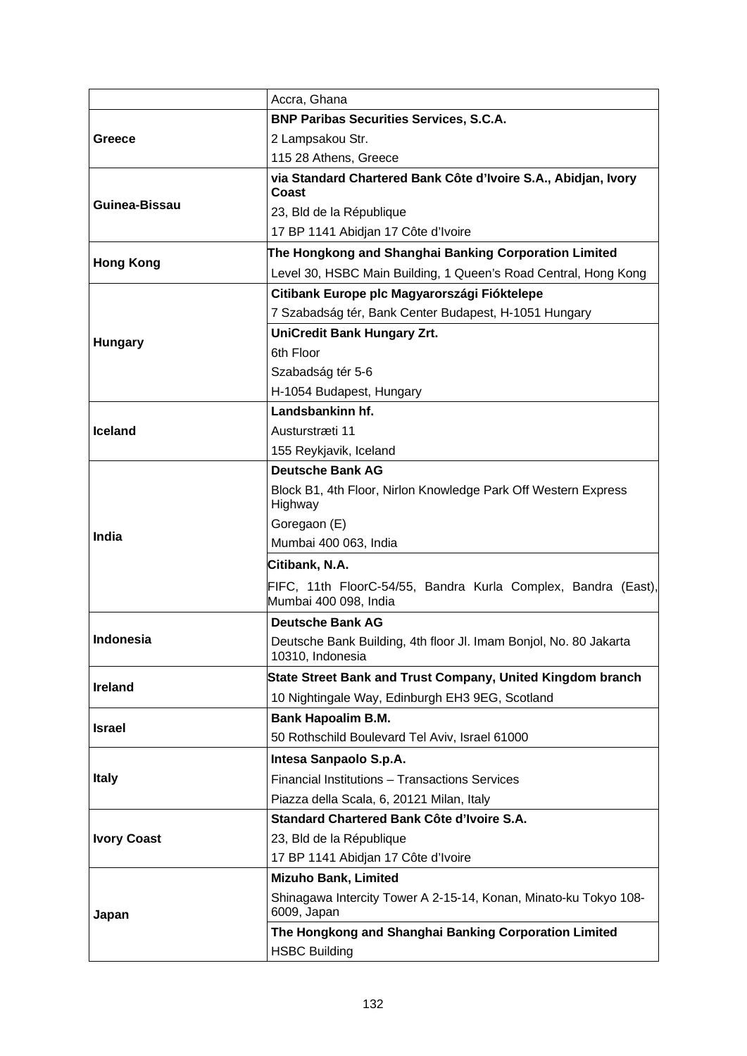| | |
|---|---|
| | Accra, Ghana |
| **Greece** | **BNP Paribas Securities Services, S.C.A.**<br>2 Lampsakou Str.<br>115 28 Athens, Greece |
| **Guinea-Bissau** | **via Standard Chartered Bank Côte d'Ivoire S.A., Abidjan, Ivory Coast**<br>23, Bld de la République<br>17 BP 1141 Abidjan 17 Côte d'Ivoire |
| **Hong Kong** | **The Hongkong and Shanghai Banking Corporation Limited**<br>Level 30, HSBC Main Building, 1 Queen's Road Central, Hong Kong |
| **Hungary** | **Citibank Europe plc Magyarországi Fióktelepe**<br>7 Szabadság tér, Bank Center Budapest, H-1051 Hungary<br>**UniCredit Bank Hungary Zrt.**<br>6th Floor<br>Szabadság tér 5-6<br>H-1054 Budapest, Hungary |
| **Iceland** | **Landsbankinn hf.**<br>Austurstræti 11<br>155 Reykjavik, Iceland |
| **India** | **Deutsche Bank AG**<br>Block B1, 4th Floor, Nirlon Knowledge Park Off Western Express Highway<br>Goregaon (E)<br>Mumbai 400 063, India<br>**Citibank, N.A.**<br>FIFC, 11th FloorC-54/55, Bandra Kurla Complex, Bandra (East), Mumbai 400 098, India |
| **Indonesia** | **Deutsche Bank AG**<br>Deutsche Bank Building, 4th floor Jl. Imam Bonjol, No. 80 Jakarta 10310, Indonesia |
| **Ireland** | **State Street Bank and Trust Company, United Kingdom branch**<br>10 Nightingale Way, Edinburgh EH3 9EG, Scotland |
| **Israel** | **Bank Hapoalim B.M.**<br>50 Rothschild Boulevard Tel Aviv, Israel 61000 |
| **Italy** | **Intesa Sanpaolo S.p.A.**<br>Financial Institutions – Transactions Services<br>Piazza della Scala, 6, 20121 Milan, Italy |
| **Ivory Coast** | **Standard Chartered Bank Côte d'Ivoire S.A.**<br>23, Bld de la République<br>17 BP 1141 Abidjan 17 Côte d'Ivoire |
| **Japan** | **Mizuho Bank, Limited**<br>Shinagawa Intercity Tower A 2-15-14, Konan, Minato-ku Tokyo 108-6009, Japan<br>**The Hongkong and Shanghai Banking Corporation Limited**<br>HSBC Building |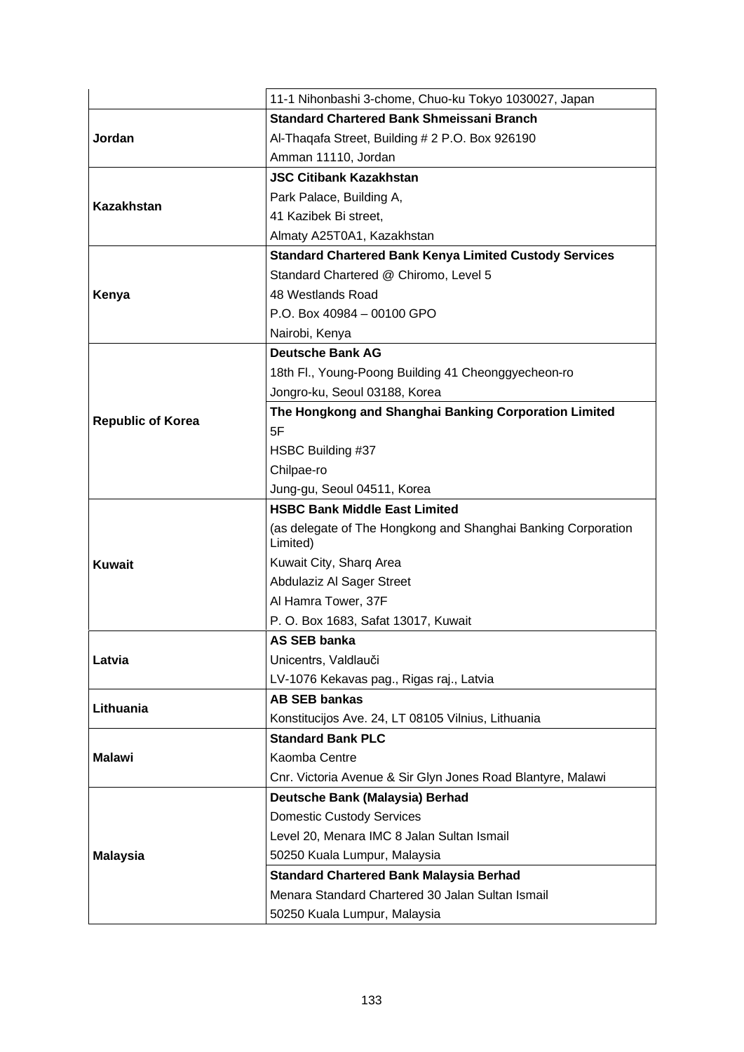| | |
|---|---|
| | 11-1 Nihonbashi 3-chome, Chuo-ku Tokyo 1030027, Japan |
| **Jordan** | **Standard Chartered Bank Shmeissani Branch**<br>Al-Thaqafa Street, Building # 2 P.O. Box 926190<br>Amman 11110, Jordan |
| **Kazakhstan** | **JSC Citibank Kazakhstan**<br>Park Palace, Building A,<br>41 Kazibek Bi street,<br>Almaty A25T0A1, Kazakhstan |
| **Kenya** | **Standard Chartered Bank Kenya Limited Custody Services**<br>Standard Chartered @ Chiromo, Level 5<br>48 Westlands Road<br>P.O. Box 40984 – 00100 GPO<br>Nairobi, Kenya |
| **Republic of Korea** | **Deutsche Bank AG**<br>18th Fl., Young-Poong Building 41 Cheonggyecheon-ro<br>Jongro-ku, Seoul 03188, Korea |
| | **The Hongkong and Shanghai Banking Corporation Limited**<br>5F<br>HSBC Building #37<br>Chilpae-ro<br>Jung-gu, Seoul 04511, Korea |
| **Kuwait** | **HSBC Bank Middle East Limited**<br>(as delegate of The Hongkong and Shanghai Banking Corporation Limited)<br>Kuwait City, Sharq Area<br>Abdulaziz Al Sager Street<br>Al Hamra Tower, 37F<br>P. O. Box 1683, Safat 13017, Kuwait |
| **Latvia** | **AS SEB banka**<br>Unicentrs, Valdlauči<br>LV-1076 Kekavas pag., Rigas raj., Latvia |
| **Lithuania** | **AB SEB bankas**<br>Konstitucijos Ave. 24, LT 08105 Vilnius, Lithuania |
| **Malawi** | **Standard Bank PLC**<br>Kaomba Centre<br>Cnr. Victoria Avenue & Sir Glyn Jones Road Blantyre, Malawi |
| **Malaysia** | **Deutsche Bank (Malaysia) Berhad**<br>Domestic Custody Services<br>Level 20, Menara IMC 8 Jalan Sultan Ismail<br>50250 Kuala Lumpur, Malaysia |
| | **Standard Chartered Bank Malaysia Berhad**<br>Menara Standard Chartered 30 Jalan Sultan Ismail<br>50250 Kuala Lumpur, Malaysia |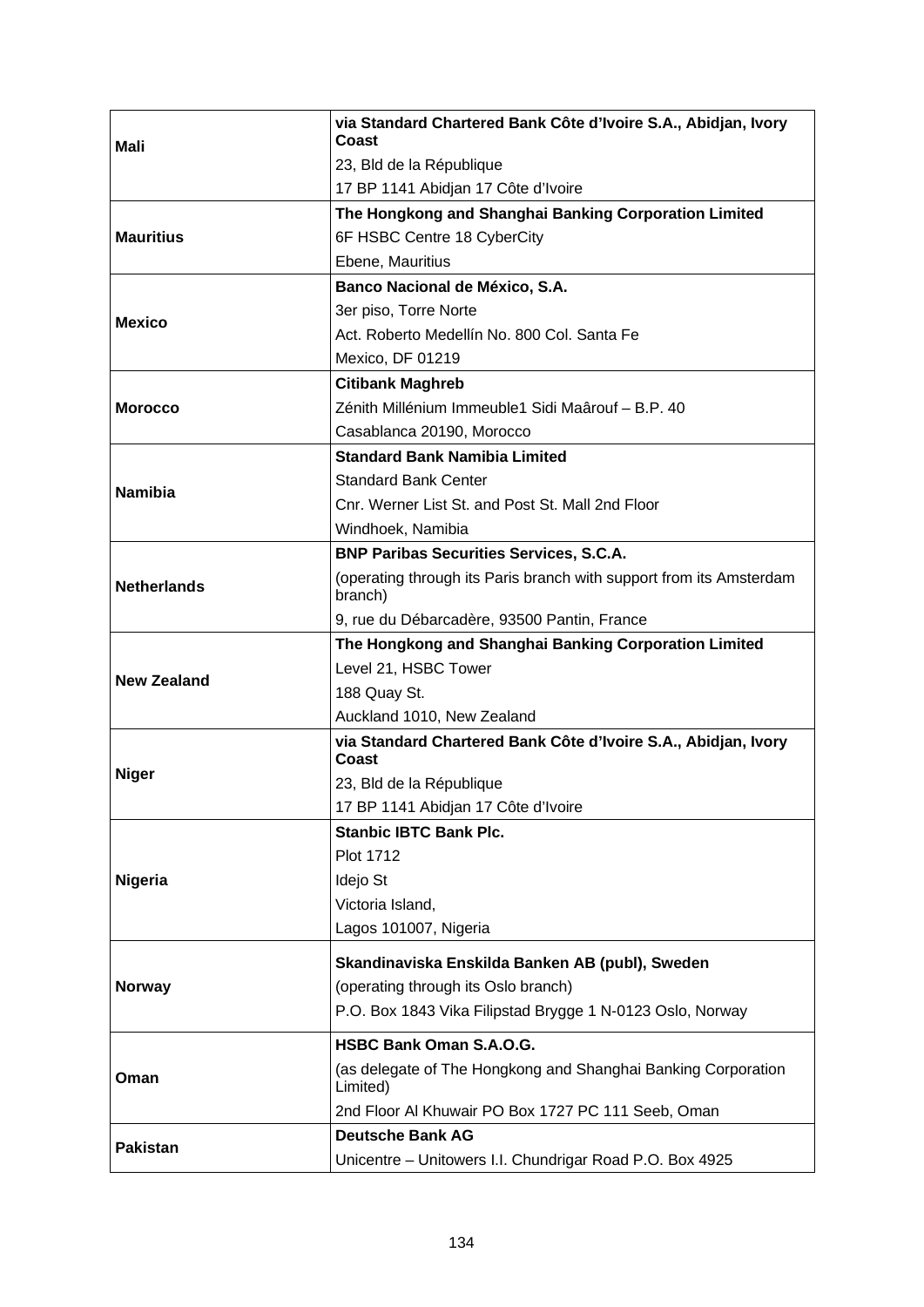| | |
|---|---|
| **Mali** | **via Standard Chartered Bank Côte d'Ivoire S.A., Abidjan, Ivory Coast**<br>23, Bld de la République<br>17 BP 1141 Abidjan 17 Côte d'Ivoire |
| **Mauritius** | **The Hongkong and Shanghai Banking Corporation Limited**<br>6F HSBC Centre 18 CyberCity<br>Ebene, Mauritius |
| **Mexico** | **Banco Nacional de México, S.A.**<br>3er piso, Torre Norte<br>Act. Roberto Medellín No. 800 Col. Santa Fe<br>Mexico, DF 01219 |
| **Morocco** | **Citibank Maghreb**<br>Zénith Millénium Immeuble1 Sidi Maârouf – B.P. 40<br>Casablanca 20190, Morocco |
| **Namibia** | **Standard Bank Namibia Limited**<br>Standard Bank Center<br>Cnr. Werner List St. and Post St. Mall 2nd Floor<br>Windhoek, Namibia |
| **Netherlands** | **BNP Paribas Securities Services, S.C.A.**<br>(operating through its Paris branch with support from its Amsterdam branch)<br>9, rue du Débarcadère, 93500 Pantin, France |
| **New Zealand** | **The Hongkong and Shanghai Banking Corporation Limited**<br>Level 21, HSBC Tower<br>188 Quay St.<br>Auckland 1010, New Zealand |
| **Niger** | **via Standard Chartered Bank Côte d'Ivoire S.A., Abidjan, Ivory Coast**<br>23, Bld de la République<br>17 BP 1141 Abidjan 17 Côte d'Ivoire |
| **Nigeria** | **Stanbic IBTC Bank Plc.**<br>Plot 1712<br>Idejo St<br>Victoria Island,<br>Lagos 101007, Nigeria |
| **Norway** | **Skandinaviska Enskilda Banken AB (publ), Sweden**<br>(operating through its Oslo branch)<br>P.O. Box 1843 Vika Filipstad Brygge 1 N-0123 Oslo, Norway |
| **Oman** | **HSBC Bank Oman S.A.O.G.**<br>(as delegate of The Hongkong and Shanghai Banking Corporation Limited)<br>2nd Floor Al Khuwair PO Box 1727 PC 111 Seeb, Oman |
| **Pakistan** | **Deutsche Bank AG**<br>Unicentre – Unitowers I.I. Chundrigar Road P.O. Box 4925 |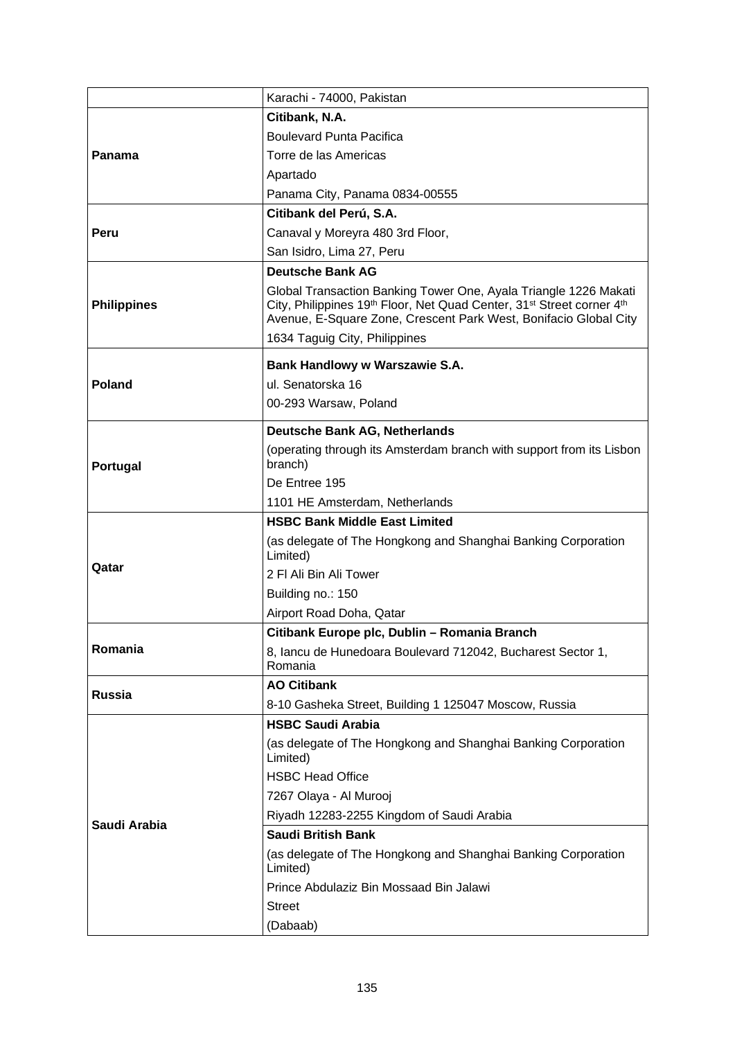| | |
|---|---|
| | Karachi - 74000, Pakistan |
| **Panama** | **Citibank, N.A.**<br>Boulevard Punta Pacifica<br>Torre de las Americas<br>Apartado<br>Panama City, Panama 0834-00555 |
| **Peru** | **Citibank del Perú, S.A.**<br>Canaval y Moreyra 480 3rd Floor,<br>San Isidro, Lima 27, Peru |
| **Philippines** | **Deutsche Bank AG**<br>Global Transaction Banking Tower One, Ayala Triangle 1226 Makati City, Philippines 19th Floor, Net Quad Center, 31st Street corner 4th Avenue, E-Square Zone, Crescent Park West, Bonifacio Global City<br>1634 Taguig City, Philippines |
| **Poland** | **Bank Handlowy w Warszawie S.A.**<br>ul. Senatorska 16<br>00-293 Warsaw, Poland |
| **Portugal** | **Deutsche Bank AG, Netherlands**<br>(operating through its Amsterdam branch with support from its Lisbon branch)<br>De Entree 195<br>1101 HE Amsterdam, Netherlands |
| **Qatar** | **HSBC Bank Middle East Limited**<br>(as delegate of The Hongkong and Shanghai Banking Corporation Limited)<br>2 Fl Ali Bin Ali Tower<br>Building no.: 150<br>Airport Road Doha, Qatar |
| **Romania** | **Citibank Europe plc, Dublin – Romania Branch**<br>8, Iancu de Hunedoara Boulevard 712042, Bucharest Sector 1, Romania |
| **Russia** | **AO Citibank**<br>8-10 Gasheka Street, Building 1 125047 Moscow, Russia |
| **Saudi Arabia** | **HSBC Saudi Arabia**<br>(as delegate of The Hongkong and Shanghai Banking Corporation Limited)<br>HSBC Head Office<br>7267 Olaya - Al Murooj<br>Riyadh 12283-2255 Kingdom of Saudi Arabia |
| | **Saudi British Bank**<br>(as delegate of The Hongkong and Shanghai Banking Corporation Limited)<br>Prince Abdulaziz Bin Mossaad Bin Jalawi<br>Street<br>(Dabaab) |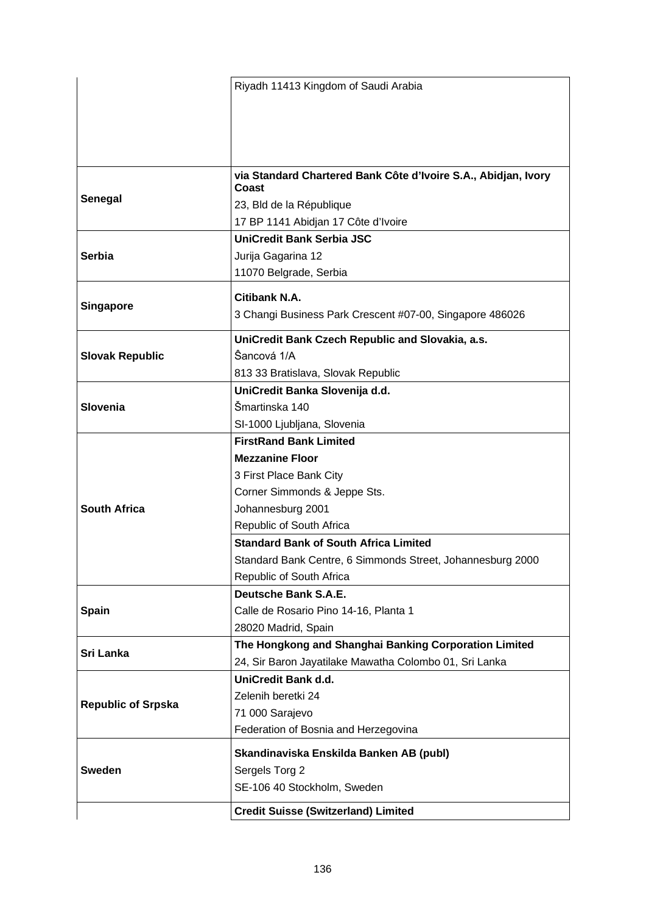| | |
|---|---|
| | Riyadh 11413 Kingdom of Saudi Arabia |
| **Senegal** | **via Standard Chartered Bank Côte d'Ivoire S.A., Abidjan, Ivory Coast**<br>23, Bld de la République<br>17 BP 1141 Abidjan 17 Côte d'Ivoire |
| **Serbia** | **UniCredit Bank Serbia JSC**<br>Jurija Gagarina 12<br>11070 Belgrade, Serbia |
| **Singapore** | **Citibank N.A.**<br>3 Changi Business Park Crescent #07-00, Singapore 486026 |
| **Slovak Republic** | **UniCredit Bank Czech Republic and Slovakia, a.s.**<br>Šancová 1/A<br>813 33 Bratislava, Slovak Republic |
| **Slovenia** | **UniCredit Banka Slovenija d.d.**<br>Šmartinska 140<br>SI-1000 Ljubljana, Slovenia |
| **South Africa** | **FirstRand Bank Limited**<br>**Mezzanine Floor**<br>3 First Place Bank City<br>Corner Simmonds & Jeppe Sts.<br>Johannesburg 2001<br>Republic of South Africa |
| | **Standard Bank of South Africa Limited**<br>Standard Bank Centre, 6 Simmonds Street, Johannesburg 2000<br>Republic of South Africa |
| **Spain** | **Deutsche Bank S.A.E.**<br>Calle de Rosario Pino 14-16, Planta 1<br>28020 Madrid, Spain |
| **Sri Lanka** | **The Hongkong and Shanghai Banking Corporation Limited**<br>24, Sir Baron Jayatilake Mawatha Colombo 01, Sri Lanka |
| **Republic of Srpska** | **UniCredit Bank d.d.**<br>Zelenih beretki 24<br>71 000 Sarajevo<br>Federation of Bosnia and Herzegovina |
| **Sweden** | **Skandinaviska Enskilda Banken AB (publ)**<br>Sergels Torg 2<br>SE-106 40 Stockholm, Sweden |
| | **Credit Suisse (Switzerland) Limited** |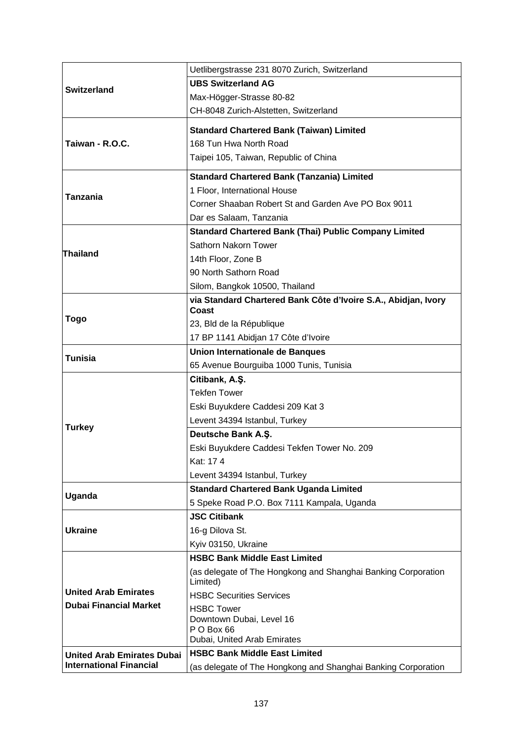| | |
|---|---|
| **Switzerland** | Uetlibergstrasse 231 8070 Zurich, Switzerland |
| | **UBS Switzerland AG**<br>Max-Högger-Strasse 80-82<br>CH-8048 Zurich-Alstetten, Switzerland |
| **Taiwan - R.O.C.** | **Standard Chartered Bank (Taiwan) Limited**<br>168 Tun Hwa North Road<br>Taipei 105, Taiwan, Republic of China |
| **Tanzania** | **Standard Chartered Bank (Tanzania) Limited**<br>1 Floor, International House<br>Corner Shaaban Robert St and Garden Ave PO Box 9011<br>Dar es Salaam, Tanzania |
| **Thailand** | **Standard Chartered Bank (Thai) Public Company Limited**<br>Sathorn Nakorn Tower<br>14th Floor, Zone B<br>90 North Sathorn Road<br>Silom, Bangkok 10500, Thailand |
| **Togo** | **via Standard Chartered Bank Côte d'Ivoire S.A., Abidjan, Ivory Coast**<br>23, Bld de la République<br>17 BP 1141 Abidjan 17 Côte d'Ivoire |
| **Tunisia** | **Union Internationale de Banques**<br>65 Avenue Bourguiba 1000 Tunis, Tunisia |
| **Turkey** | **Citibank, A.Ş.**<br>Tekfen Tower<br>Eski Buyukdere Caddesi 209 Kat 3<br>Levent 34394 Istanbul, Turkey |
| | **Deutsche Bank A.Ş.**<br>Eski Buyukdere Caddesi Tekfen Tower No. 209<br>Kat: 17 4<br>Levent 34394 Istanbul, Turkey |
| **Uganda** | **Standard Chartered Bank Uganda Limited**<br>5 Speke Road P.O. Box 7111 Kampala, Uganda |
| **Ukraine** | **JSC Citibank**<br>16-g Dilova St.<br>Kyiv 03150, Ukraine |
| **United Arab Emirates Dubai Financial Market** | **HSBC Bank Middle East Limited**<br>(as delegate of The Hongkong and Shanghai Banking Corporation Limited)<br>HSBC Securities Services<br>HSBC Tower<br>Downtown Dubai, Level 16<br>P O Box 66<br>Dubai, United Arab Emirates |
| **United Arab Emirates Dubai International Financial** | **HSBC Bank Middle East Limited**<br>(as delegate of The Hongkong and Shanghai Banking Corporation |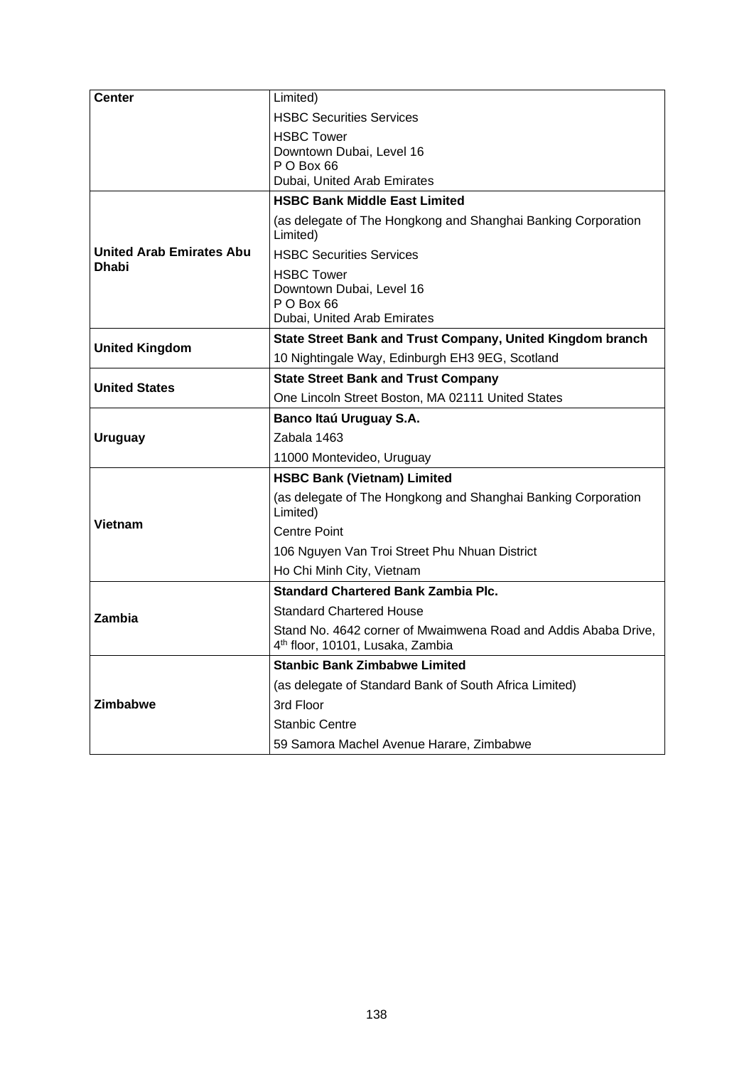| | |
|---|---|
| **Center** | Limited)<br>HSBC Securities Services<br>HSBC Tower<br>Downtown Dubai, Level 16<br>P O Box 66<br>Dubai, United Arab Emirates |
| **United Arab Emirates Abu Dhabi** | **HSBC Bank Middle East Limited**<br>(as delegate of The Hongkong and Shanghai Banking Corporation Limited)<br>HSBC Securities Services<br>HSBC Tower<br>Downtown Dubai, Level 16<br>P O Box 66<br>Dubai, United Arab Emirates |
| **United Kingdom** | **State Street Bank and Trust Company, United Kingdom branch**<br>10 Nightingale Way, Edinburgh EH3 9EG, Scotland |
| **United States** | **State Street Bank and Trust Company**<br>One Lincoln Street Boston, MA 02111 United States |
| **Uruguay** | **Banco Itaú Uruguay S.A.**<br>Zabala 1463<br>11000 Montevideo, Uruguay |
| **Vietnam** | **HSBC Bank (Vietnam) Limited**<br>(as delegate of The Hongkong and Shanghai Banking Corporation Limited)<br>Centre Point<br>106 Nguyen Van Troi Street Phu Nhuan District<br>Ho Chi Minh City, Vietnam |
| **Zambia** | **Standard Chartered Bank Zambia Plc.**<br>Standard Chartered House<br>Stand No. 4642 corner of Mwaimwena Road and Addis Ababa Drive, 4th floor, 10101, Lusaka, Zambia |
| **Zimbabwe** | **Stanbic Bank Zimbabwe Limited**<br>(as delegate of Standard Bank of South Africa Limited)<br>3rd Floor<br>Stanbic Centre<br>59 Samora Machel Avenue Harare, Zimbabwe |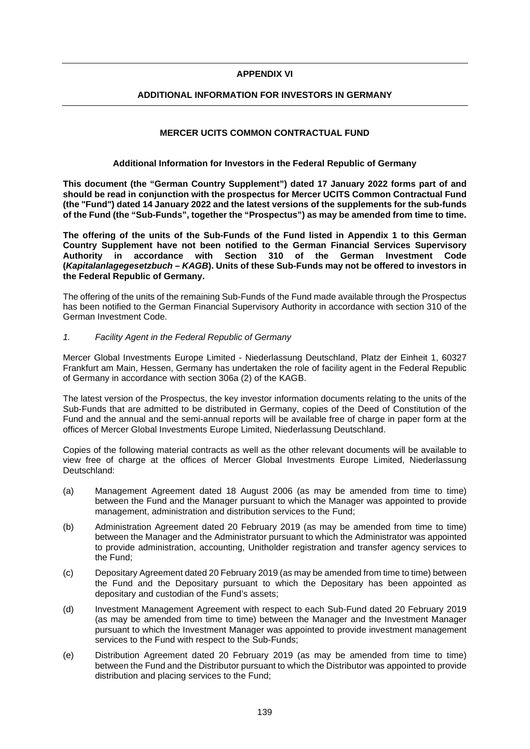## APPENDIX VI

## ADDITIONAL INFORMATION FOR INVESTORS IN GERMANY

### MERCER UCITS COMMON CONTRACTUAL FUND

#### Additional Information for Investors in the Federal Republic of Germany

**This document (the "German Country Supplement") dated 17 January 2022 forms part of and should be read in conjunction with the prospectus for Mercer UCITS Common Contractual Fund (the "Fund") dated 14 January 2022 and the latest versions of the supplements for the sub-funds of the Fund (the "Sub-Funds", together the "Prospectus") as may be amended from time to time.**

**The offering of the units of the Sub-Funds of the Fund listed in Appendix 1 to this German Country Supplement have not been notified to the German Financial Services Supervisory Authority in accordance with Section 310 of the German Investment Code (*Kapitalanlagegesetzbuch – KAGB*). Units of these Sub-Funds may not be offered to investors in the Federal Republic of Germany.**

The offering of the units of the remaining Sub-Funds of the Fund made available through the Prospectus has been notified to the German Financial Supervisory Authority in accordance with section 310 of the German Investment Code.

*1. Facility Agent in the Federal Republic of Germany*

Mercer Global Investments Europe Limited - Niederlassung Deutschland, Platz der Einheit 1, 60327 Frankfurt am Main, Hessen, Germany has undertaken the role of facility agent in the Federal Republic of Germany in accordance with section 306a (2) of the KAGB.

The latest version of the Prospectus, the key investor information documents relating to the units of the Sub-Funds that are admitted to be distributed in Germany, copies of the Deed of Constitution of the Fund and the annual and the semi-annual reports will be available free of charge in paper form at the offices of Mercer Global Investments Europe Limited, Niederlassung Deutschland.

Copies of the following material contracts as well as the other relevant documents will be available to view free of charge at the offices of Mercer Global Investments Europe Limited, Niederlassung Deutschland:

(a) Management Agreement dated 18 August 2006 (as may be amended from time to time) between the Fund and the Manager pursuant to which the Manager was appointed to provide management, administration and distribution services to the Fund;

(b) Administration Agreement dated 20 February 2019 (as may be amended from time to time) between the Manager and the Administrator pursuant to which the Administrator was appointed to provide administration, accounting, Unitholder registration and transfer agency services to the Fund;

(c) Depositary Agreement dated 20 February 2019 (as may be amended from time to time) between the Fund and the Depositary pursuant to which the Depositary has been appointed as depositary and custodian of the Fund's assets;

(d) Investment Management Agreement with respect to each Sub-Fund dated 20 February 2019 (as may be amended from time to time) between the Manager and the Investment Manager pursuant to which the Investment Manager was appointed to provide investment management services to the Fund with respect to the Sub-Funds;

(e) Distribution Agreement dated 20 February 2019 (as may be amended from time to time) between the Fund and the Distributor pursuant to which the Distributor was appointed to provide distribution and placing services to the Fund;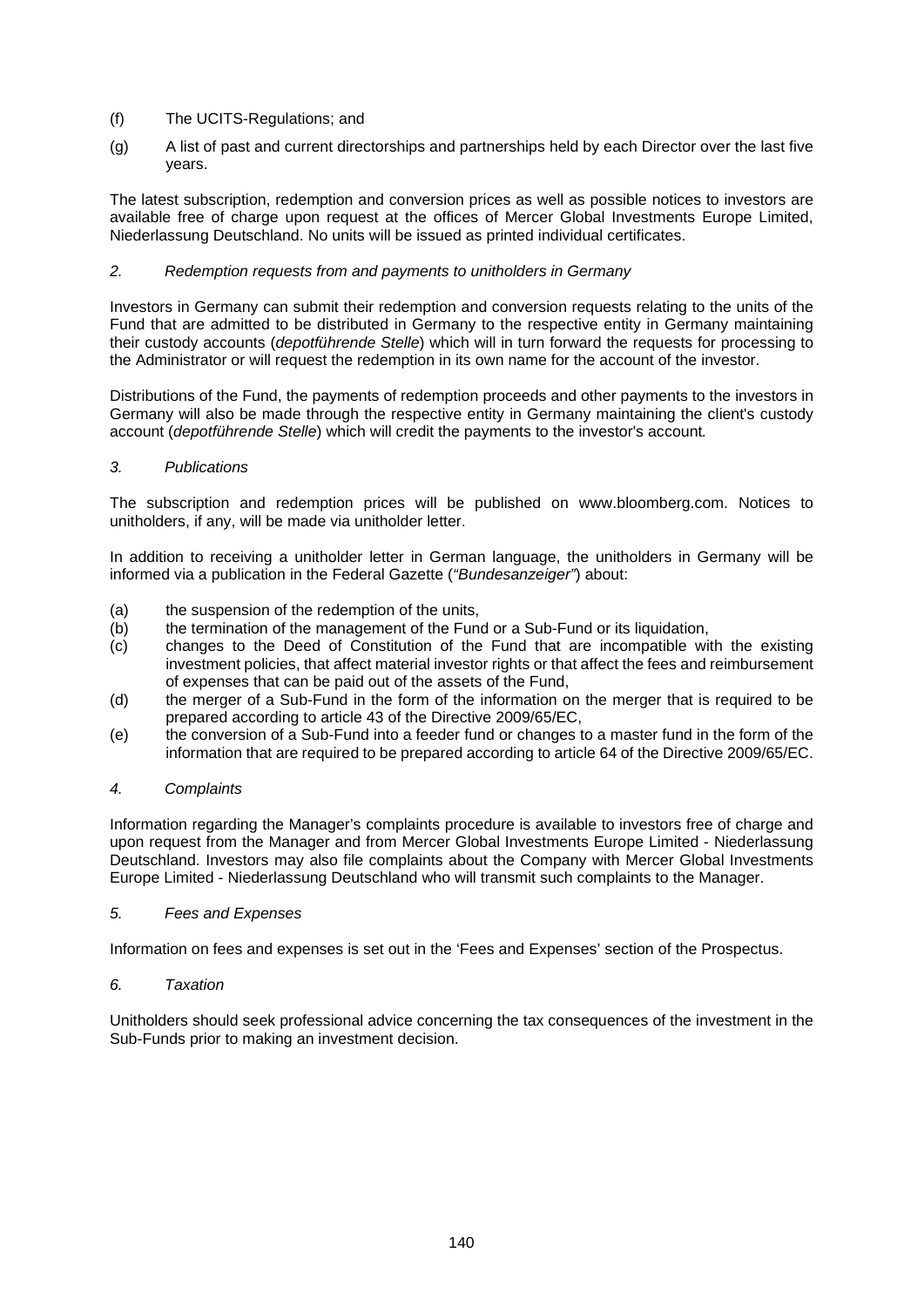(f) The UCITS-Regulations; and

(g) A list of past and current directorships and partnerships held by each Director over the last five years.

The latest subscription, redemption and conversion prices as well as possible notices to investors are available free of charge upon request at the offices of Mercer Global Investments Europe Limited, Niederlassung Deutschland. No units will be issued as printed individual certificates.

*2. Redemption requests from and payments to unitholders in Germany*

Investors in Germany can submit their redemption and conversion requests relating to the units of the Fund that are admitted to be distributed in Germany to the respective entity in Germany maintaining their custody accounts (*depotführende Stelle*) which will in turn forward the requests for processing to the Administrator or will request the redemption in its own name for the account of the investor.

Distributions of the Fund, the payments of redemption proceeds and other payments to the investors in Germany will also be made through the respective entity in Germany maintaining the client's custody account (*depotführende Stelle*) which will credit the payments to the investor's account.

*3. Publications*

The subscription and redemption prices will be published on www.bloomberg.com. Notices to unitholders, if any, will be made via unitholder letter.

In addition to receiving a unitholder letter in German language, the unitholders in Germany will be informed via a publication in the Federal Gazette (*"Bundesanzeiger"*) about:

(a) the suspension of the redemption of the units,
(b) the termination of the management of the Fund or a Sub-Fund or its liquidation,
(c) changes to the Deed of Constitution of the Fund that are incompatible with the existing investment policies, that affect material investor rights or that affect the fees and reimbursement of expenses that can be paid out of the assets of the Fund,
(d) the merger of a Sub-Fund in the form of the information on the merger that is required to be prepared according to article 43 of the Directive 2009/65/EC,
(e) the conversion of a Sub-Fund into a feeder fund or changes to a master fund in the form of the information that are required to be prepared according to article 64 of the Directive 2009/65/EC.

*4. Complaints*

Information regarding the Manager's complaints procedure is available to investors free of charge and upon request from the Manager and from Mercer Global Investments Europe Limited - Niederlassung Deutschland. Investors may also file complaints about the Company with Mercer Global Investments Europe Limited - Niederlassung Deutschland who will transmit such complaints to the Manager.

*5. Fees and Expenses*

Information on fees and expenses is set out in the 'Fees and Expenses' section of the Prospectus.

*6. Taxation*

Unitholders should seek professional advice concerning the tax consequences of the investment in the Sub-Funds prior to making an investment decision.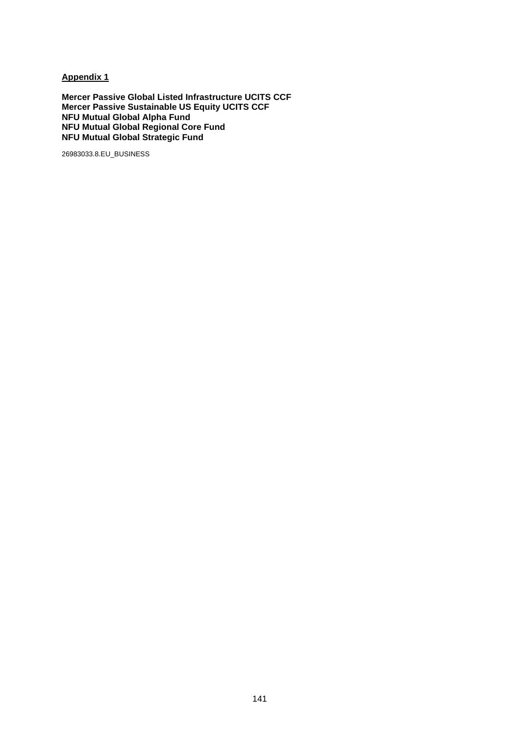**Appendix 1**

**Mercer Passive Global Listed Infrastructure UCITS CCF**
**Mercer Passive Sustainable US Equity UCITS CCF**
**NFU Mutual Global Alpha Fund**
**NFU Mutual Global Regional Core Fund**
**NFU Mutual Global Strategic Fund**

26983033.8.EU_BUSINESS